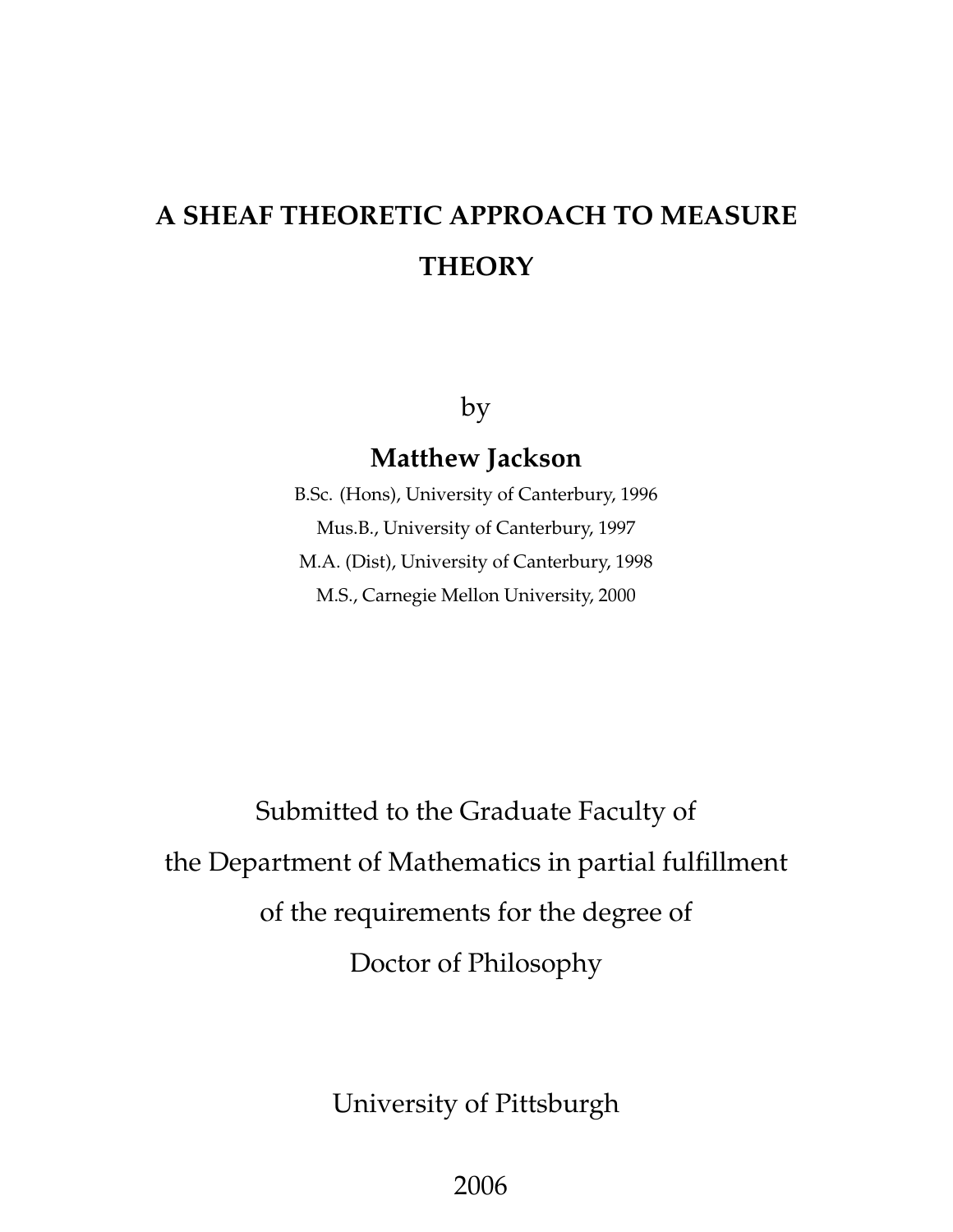# A SHEAF THEORETIC APPROACH TO MEASURE THEORY

by

**Matthew Jackson**

B.Sc. (Hons), University of Canterbury, 1996

Mus.B., University of Canterbury, 1997

M.A. (Dist), University of Canterbury, 1998

M.S., Carnegie Mellon University, 2000

Submitted to the Graduate Faculty of

the Department of Mathematics in partial fulfillment

of the requirements for the degree of

Doctor of Philosophy

University of Pittsburgh

2006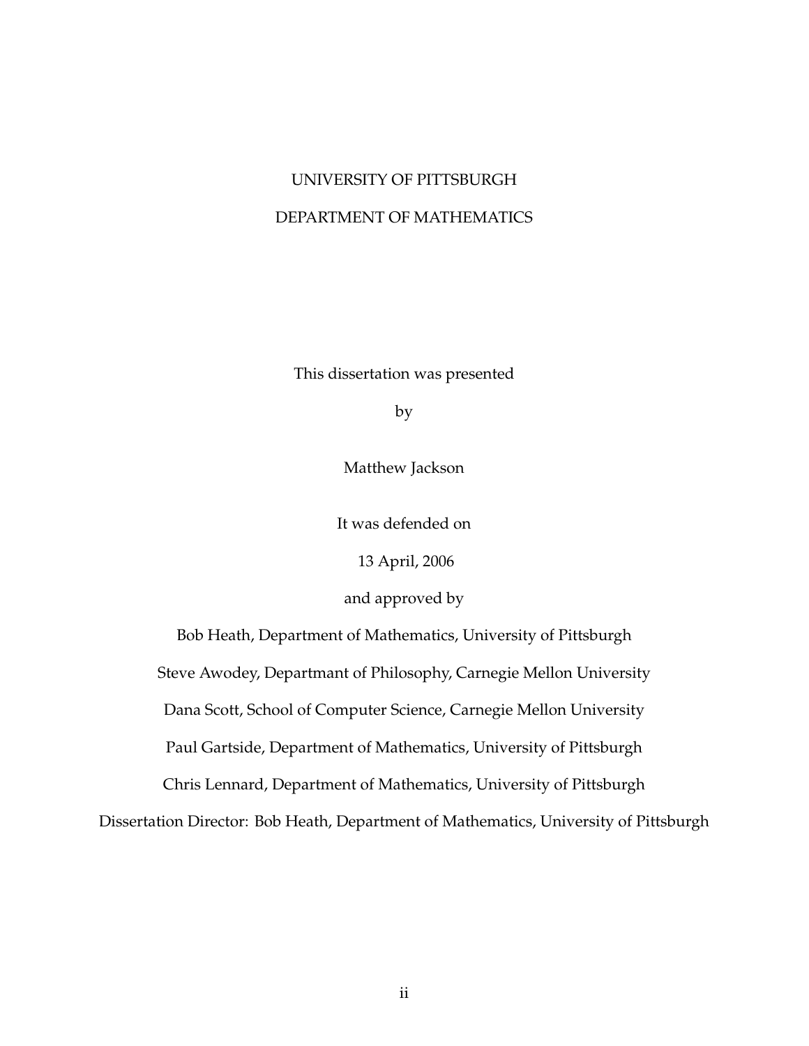UNIVERSITY OF PITTSBURGH

DEPARTMENT OF MATHEMATICS

This dissertation was presented

by

Matthew Jackson

It was defended on

13 April, 2006

and approved by

Bob Heath, Department of Mathematics, University of Pittsburgh

Steve Awodey, Departmant of Philosophy, Carnegie Mellon University

Dana Scott, School of Computer Science, Carnegie Mellon University

Paul Gartside, Department of Mathematics, University of Pittsburgh

Chris Lennard, Department of Mathematics, University of Pittsburgh

Dissertation Director: Bob Heath, Department of Mathematics, University of Pittsburgh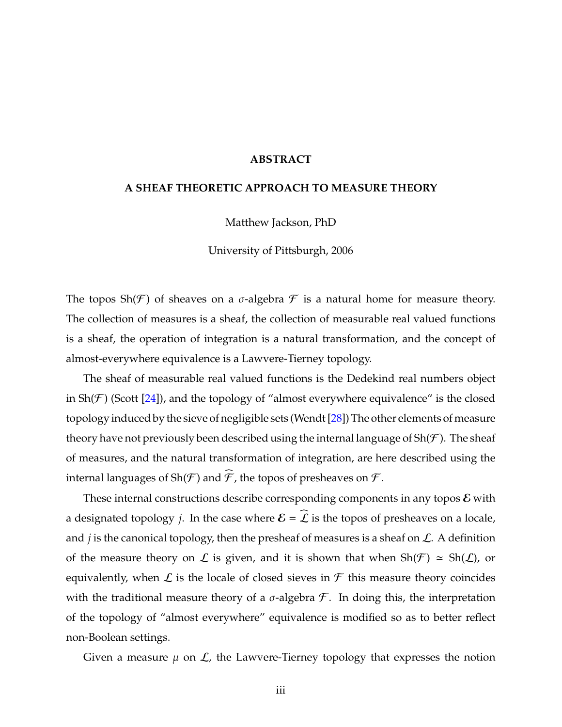## ABSTRACT

## A SHEAF THEORETIC APPROACH TO MEASURE THEORY

Matthew Jackson, PhD

University of Pittsburgh, 2006

The topos $\mathrm{Sh}(\mathcal{F})$ of sheaves on a $\sigma$-algebra $\mathcal{F}$ is a natural home for measure theory. The collection of measures is a sheaf, the collection of measurable real valued functions is a sheaf, the operation of integration is a natural transformation, and the concept of almost-everywhere equivalence is a Lawvere-Tierney topology.

The sheaf of measurable real valued functions is the Dedekind real numbers object in $\mathrm{Sh}(\mathcal{F})$ (Scott [24]), and the topology of "almost everywhere equivalence" is the closed topology induced by the sieve of negligible sets (Wendt [28]) The other elements of measure theory have not previously been described using the internal language of $\mathrm{Sh}(\mathcal{F})$. The sheaf of measures, and the natural transformation of integration, are here described using the internal languages of $\mathrm{Sh}(\mathcal{F})$ and $\widehat{\mathcal{F}}$, the topos of presheaves on $\mathcal{F}$.

These internal constructions describe corresponding components in any topos $\mathcal{E}$ with a designated topology $j$. In the case where $\mathcal{E} = \widehat{\mathcal{L}}$ is the topos of presheaves on a locale, and $j$ is the canonical topology, then the presheaf of measures is a sheaf on $\mathcal{L}$. A definition of the measure theory on $\mathcal{L}$ is given, and it is shown that when $\mathrm{Sh}(\mathcal{F}) \simeq \mathrm{Sh}(\mathcal{L})$, or equivalently, when $\mathcal{L}$ is the locale of closed sieves in $\mathcal{F}$ this measure theory coincides with the traditional measure theory of a $\sigma$-algebra $\mathcal{F}$. In doing this, the interpretation of the topology of "almost everywhere" equivalence is modified so as to better reflect non-Boolean settings.

Given a measure $\mu$ on $\mathcal{L}$, the Lawvere-Tierney topology that expresses the notion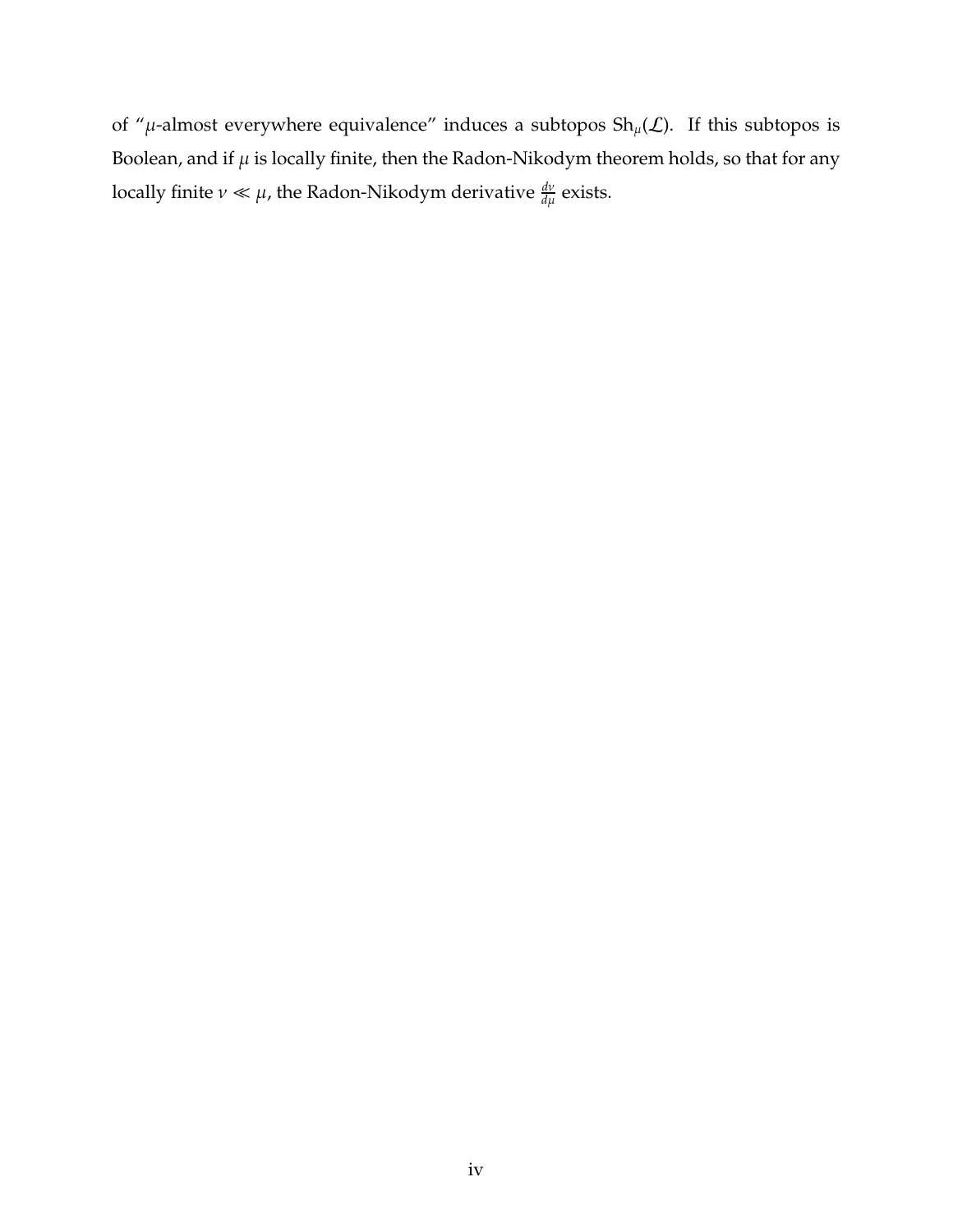of "$\mu$-almost everywhere equivalence" induces a subtopos $\mathrm{Sh}_\mu(\mathcal{L})$. If this subtopos is Boolean, and if $\mu$ is locally finite, then the Radon-Nikodym theorem holds, so that for any locally finite $\nu \ll \mu$, the Radon-Nikodym derivative $\frac{d\nu}{d\mu}$ exists.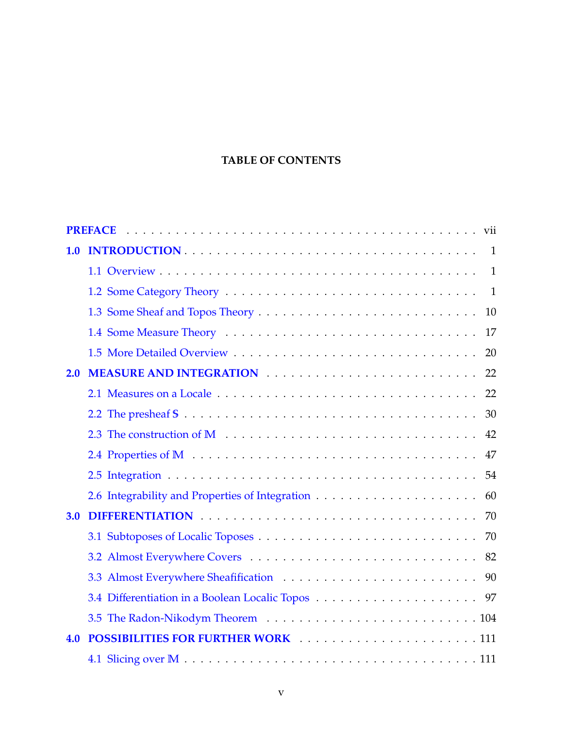# TABLE OF CONTENTS

**PREFACE** . . . . . . . . . . . . . . . . . . . . . . . . . . . . . . . . . . . . . . . vii

**1.0 INTRODUCTION** . . . . . . . . . . . . . . . . . . . . . . . . . . . . . . . . . 1

- 1.1 Overview . . . . . . . . . . . . . . . . . . . . . . . . . . . . . . . . . . . . 1
- 1.2 Some Category Theory . . . . . . . . . . . . . . . . . . . . . . . . . . . . 1
- 1.3 Some Sheaf and Topos Theory . . . . . . . . . . . . . . . . . . . . . . . . 10
- 1.4 Some Measure Theory . . . . . . . . . . . . . . . . . . . . . . . . . . . . 17
- 1.5 More Detailed Overview . . . . . . . . . . . . . . . . . . . . . . . . . . . 20

**2.0 MEASURE AND INTEGRATION** . . . . . . . . . . . . . . . . . . . . . . . . 22

- 2.1 Measures on a Locale . . . . . . . . . . . . . . . . . . . . . . . . . . . . 22
- 2.2 The presheaf $\mathbb{S}$ . . . . . . . . . . . . . . . . . . . . . . . . . . . . . 30
- 2.3 The construction of $\mathbb{M}$ . . . . . . . . . . . . . . . . . . . . . . . . . . 42
- 2.4 Properties of $\mathbb{M}$ . . . . . . . . . . . . . . . . . . . . . . . . . . . . . 47
- 2.5 Integration . . . . . . . . . . . . . . . . . . . . . . . . . . . . . . . . . . 54
- 2.6 Integrability and Properties of Integration . . . . . . . . . . . . . . . . . 60

**3.0 DIFFERENTIATION** . . . . . . . . . . . . . . . . . . . . . . . . . . . . . . 70

- 3.1 Subtoposes of Localic Toposes . . . . . . . . . . . . . . . . . . . . . . . 70
- 3.2 Almost Everywhere Covers . . . . . . . . . . . . . . . . . . . . . . . . . 82
- 3.3 Almost Everywhere Sheafification . . . . . . . . . . . . . . . . . . . . . 90
- 3.4 Differentiation in a Boolean Localic Topos . . . . . . . . . . . . . . . . . 97
- 3.5 The Radon-Nikodym Theorem . . . . . . . . . . . . . . . . . . . . . . . . 104

**4.0 POSSIBILITIES FOR FURTHER WORK** . . . . . . . . . . . . . . . . . . . . 111

- 4.1 Slicing over $\mathbb{M}$ . . . . . . . . . . . . . . . . . . . . . . . . . . . . . . . 111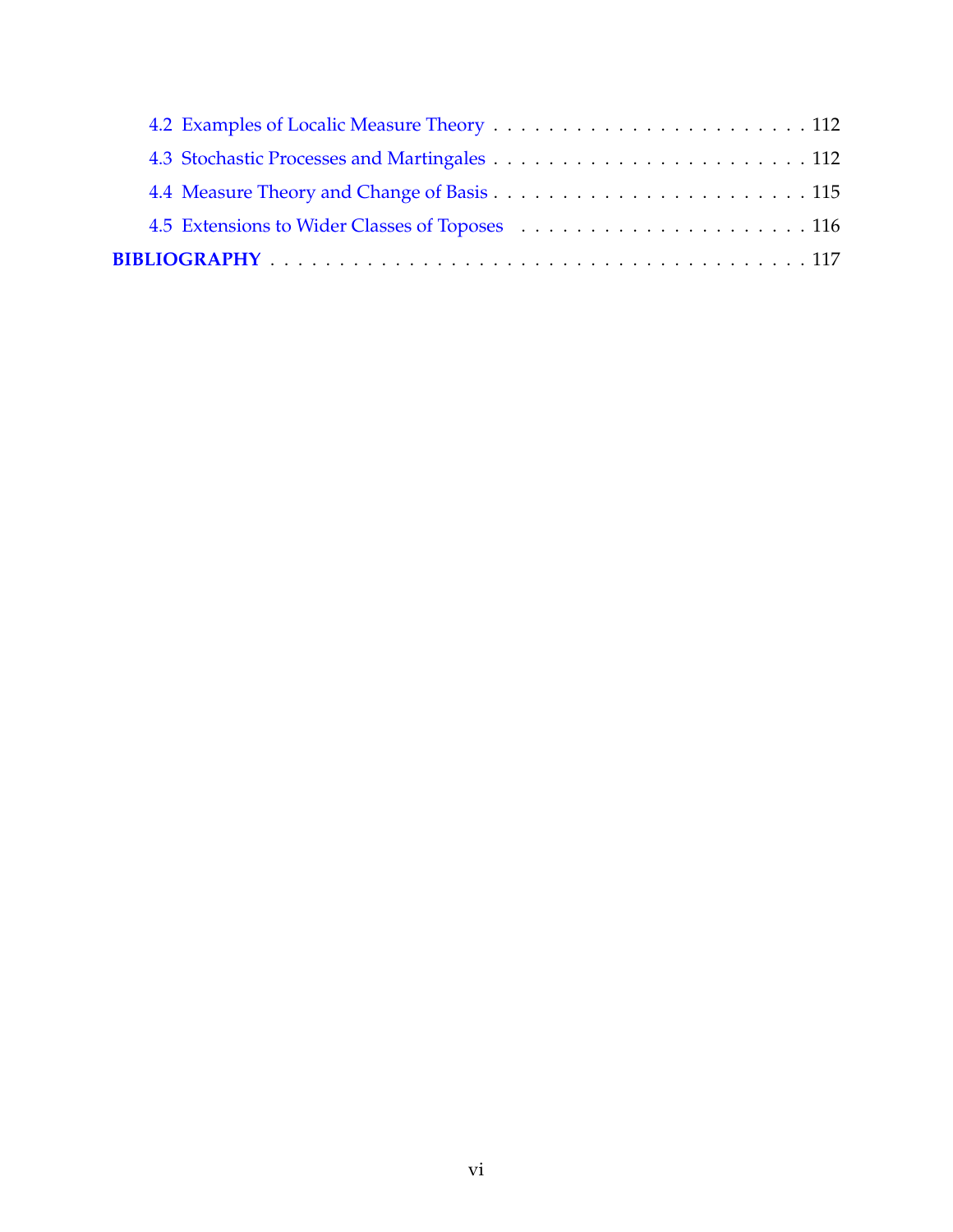4.2 Examples of Localic Measure Theory . . . . . . . . . . . . . . . . . . . . . . . 112

4.3 Stochastic Processes and Martingales . . . . . . . . . . . . . . . . . . . . . . 112

4.4 Measure Theory and Change of Basis . . . . . . . . . . . . . . . . . . . . . . 115

4.5 Extensions to Wider Classes of Toposes . . . . . . . . . . . . . . . . . . . . . 116

**BIBLIOGRAPHY** . . . . . . . . . . . . . . . . . . . . . . . . . . . . . . . . . . . . 117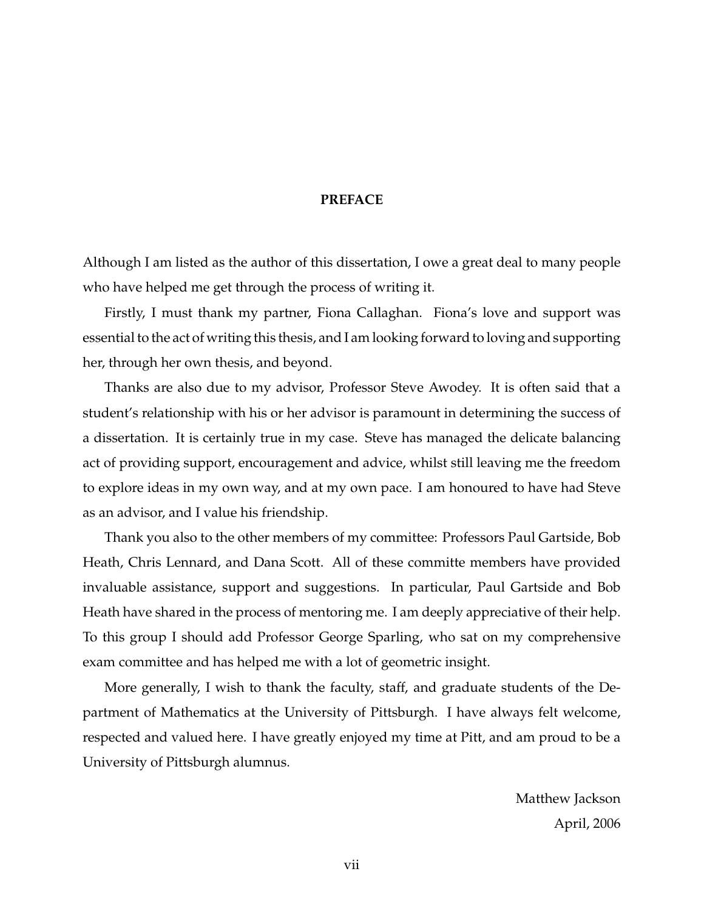# PREFACE

Although I am listed as the author of this dissertation, I owe a great deal to many people who have helped me get through the process of writing it.

Firstly, I must thank my partner, Fiona Callaghan. Fiona's love and support was essential to the act of writing this thesis, and I am looking forward to loving and supporting her, through her own thesis, and beyond.

Thanks are also due to my advisor, Professor Steve Awodey. It is often said that a student's relationship with his or her advisor is paramount in determining the success of a dissertation. It is certainly true in my case. Steve has managed the delicate balancing act of providing support, encouragement and advice, whilst still leaving me the freedom to explore ideas in my own way, and at my own pace. I am honoured to have had Steve as an advisor, and I value his friendship.

Thank you also to the other members of my committee: Professors Paul Gartside, Bob Heath, Chris Lennard, and Dana Scott. All of these committe members have provided invaluable assistance, support and suggestions. In particular, Paul Gartside and Bob Heath have shared in the process of mentoring me. I am deeply appreciative of their help. To this group I should add Professor George Sparling, who sat on my comprehensive exam committee and has helped me with a lot of geometric insight.

More generally, I wish to thank the faculty, staff, and graduate students of the Department of Mathematics at the University of Pittsburgh. I have always felt welcome, respected and valued here. I have greatly enjoyed my time at Pitt, and am proud to be a University of Pittsburgh alumnus.

Matthew Jackson
April, 2006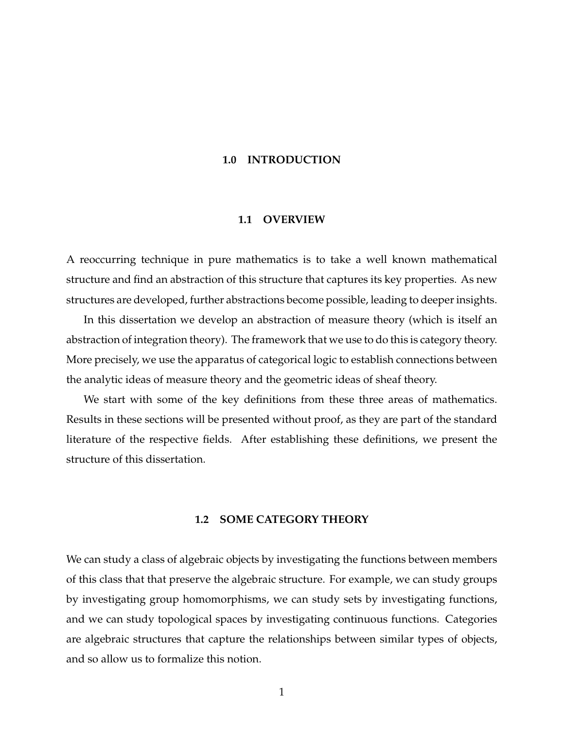# 1.0 INTRODUCTION

## 1.1 OVERVIEW

A reoccurring technique in pure mathematics is to take a well known mathematical structure and find an abstraction of this structure that captures its key properties. As new structures are developed, further abstractions become possible, leading to deeper insights.

In this dissertation we develop an abstraction of measure theory (which is itself an abstraction of integration theory). The framework that we use to do this is category theory. More precisely, we use the apparatus of categorical logic to establish connections between the analytic ideas of measure theory and the geometric ideas of sheaf theory.

We start with some of the key definitions from these three areas of mathematics. Results in these sections will be presented without proof, as they are part of the standard literature of the respective fields. After establishing these definitions, we present the structure of this dissertation.

## 1.2 SOME CATEGORY THEORY

We can study a class of algebraic objects by investigating the functions between members of this class that that preserve the algebraic structure. For example, we can study groups by investigating group homomorphisms, we can study sets by investigating functions, and we can study topological spaces by investigating continuous functions. Categories are algebraic structures that capture the relationships between similar types of objects, and so allow us to formalize this notion.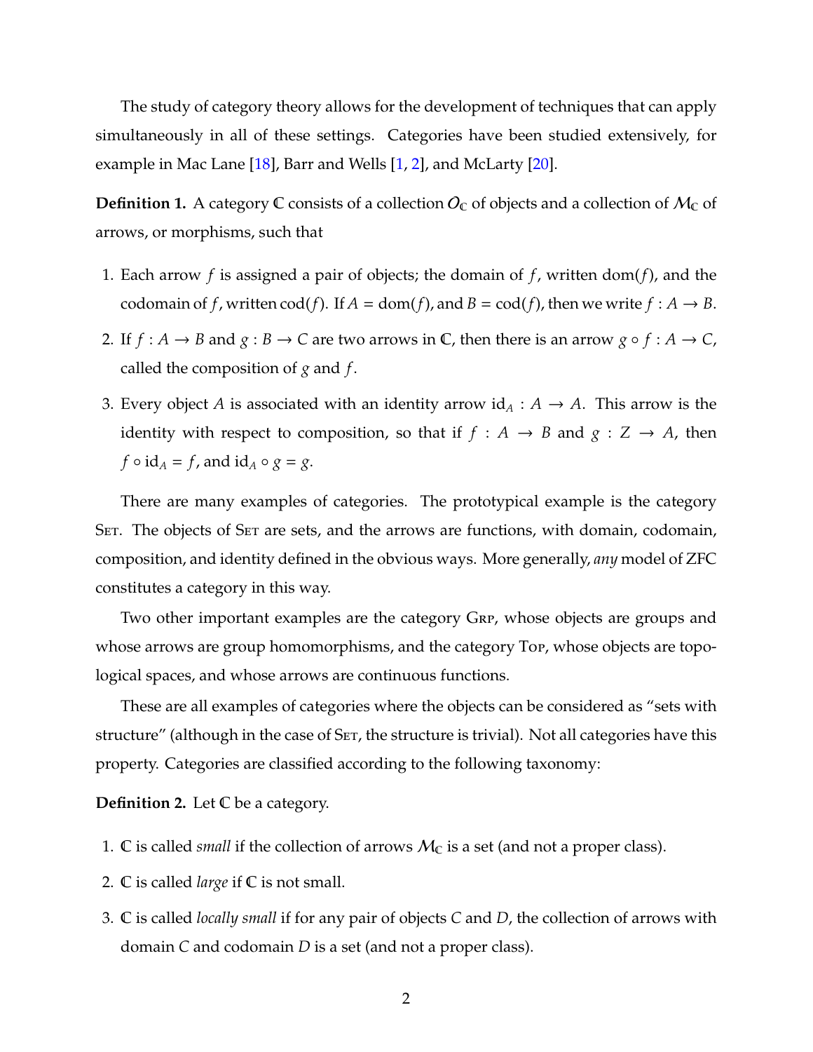The study of category theory allows for the development of techniques that can apply simultaneously in all of these settings. Categories have been studied extensively, for example in Mac Lane [18], Barr and Wells [1, 2], and McLarty [20].

**Definition 1.** A category $\mathbb{C}$ consists of a collection $\mathcal{O}_{\mathbb{C}}$ of objects and a collection of $\mathcal{M}_{\mathbb{C}}$ of arrows, or morphisms, such that

1. Each arrow $f$ is assigned a pair of objects; the domain of $f$, written $\text{dom}(f)$, and the codomain of $f$, written $\text{cod}(f)$. If $A = \text{dom}(f)$, and $B = \text{cod}(f)$, then we write $f : A \to B$.
2. If $f : A \to B$ and $g : B \to C$ are two arrows in $\mathbb{C}$, then there is an arrow $g \circ f : A \to C$, called the composition of $g$ and $f$.
3. Every object $A$ is associated with an identity arrow $\text{id}_A : A \to A$. This arrow is the identity with respect to composition, so that if $f : A \to B$ and $g : Z \to A$, then $f \circ \text{id}_A = f$, and $\text{id}_A \circ g = g$.

There are many examples of categories. The prototypical example is the category Set. The objects of Set are sets, and the arrows are functions, with domain, codomain, composition, and identity defined in the obvious ways. More generally, *any* model of ZFC constitutes a category in this way.

Two other important examples are the category Grp, whose objects are groups and whose arrows are group homomorphisms, and the category Top, whose objects are topological spaces, and whose arrows are continuous functions.

These are all examples of categories where the objects can be considered as "sets with structure" (although in the case of Set, the structure is trivial). Not all categories have this property. Categories are classified according to the following taxonomy:

**Definition 2.** Let $\mathbb{C}$ be a category.

1. $\mathbb{C}$ is called *small* if the collection of arrows $\mathcal{M}_{\mathbb{C}}$ is a set (and not a proper class).
2. $\mathbb{C}$ is called *large* if $\mathbb{C}$ is not small.
3. $\mathbb{C}$ is called *locally small* if for any pair of objects $C$ and $D$, the collection of arrows with domain $C$ and codomain $D$ is a set (and not a proper class).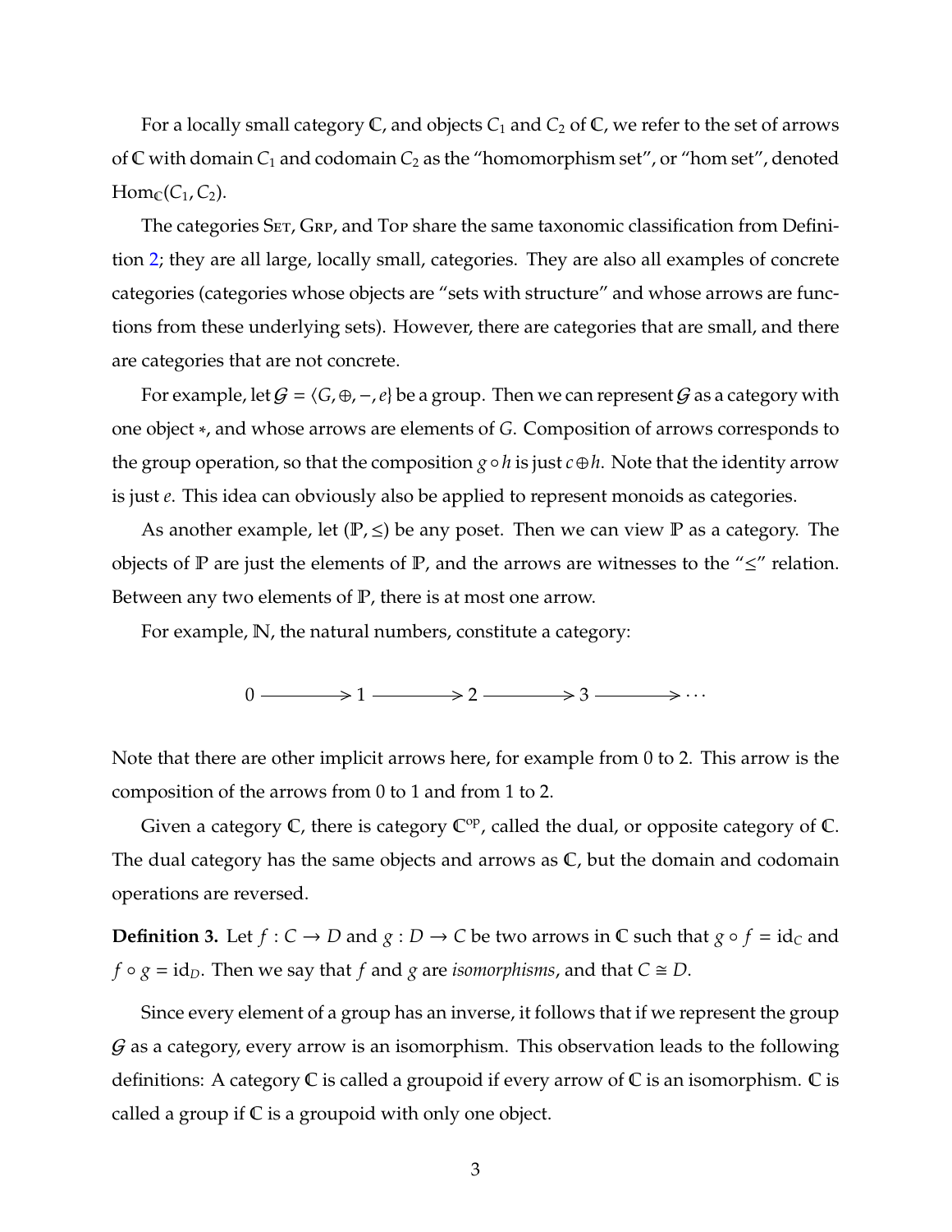For a locally small category $\mathbb{C}$, and objects $C_1$ and $C_2$ of $\mathbb{C}$, we refer to the set of arrows of $\mathbb{C}$ with domain $C_1$ and codomain $C_2$ as the "homomorphism set", or "hom set", denoted $\mathrm{Hom}_{\mathbb{C}}(C_1, C_2)$.

The categories Set, Grp, and Top share the same taxonomic classification from Definition 2; they are all large, locally small, categories. They are also all examples of concrete categories (categories whose objects are "sets with structure" and whose arrows are functions from these underlying sets). However, there are categories that are small, and there are categories that are not concrete.

For example, let $\mathcal{G} = \langle G, \oplus, -, e \rangle$ be a group. Then we can represent $\mathcal{G}$ as a category with one object $*$, and whose arrows are elements of $G$. Composition of arrows corresponds to the group operation, so that the composition $g \circ h$ is just $c \oplus h$. Note that the identity arrow is just $e$. This idea can obviously also be applied to represent monoids as categories.

As another example, let $(\mathbb{P}, \leq)$ be any poset. Then we can view $\mathbb{P}$ as a category. The objects of $\mathbb{P}$ are just the elements of $\mathbb{P}$, and the arrows are witnesses to the "$\leq$" relation. Between any two elements of $\mathbb{P}$, there is at most one arrow.

For example, $\mathbb{N}$, the natural numbers, constitute a category:

$$0 \longrightarrow 1 \longrightarrow 2 \longrightarrow 3 \longrightarrow \cdots$$

Note that there are other implicit arrows here, for example from 0 to 2. This arrow is the composition of the arrows from 0 to 1 and from 1 to 2.

Given a category $\mathbb{C}$, there is category $\mathbb{C}^{\mathrm{op}}$, called the dual, or opposite category of $\mathbb{C}$. The dual category has the same objects and arrows as $\mathbb{C}$, but the domain and codomain operations are reversed.

**Definition 3.** Let $f : C \to D$ and $g : D \to C$ be two arrows in $\mathbb{C}$ such that $g \circ f = \mathrm{id}_C$ and $f \circ g = \mathrm{id}_D$. Then we say that $f$ and $g$ are *isomorphisms*, and that $C \cong D$.

Since every element of a group has an inverse, it follows that if we represent the group $\mathcal{G}$ as a category, every arrow is an isomorphism. This observation leads to the following definitions: A category $\mathbb{C}$ is called a groupoid if every arrow of $\mathbb{C}$ is an isomorphism. $\mathbb{C}$ is called a group if $\mathbb{C}$ is a groupoid with only one object.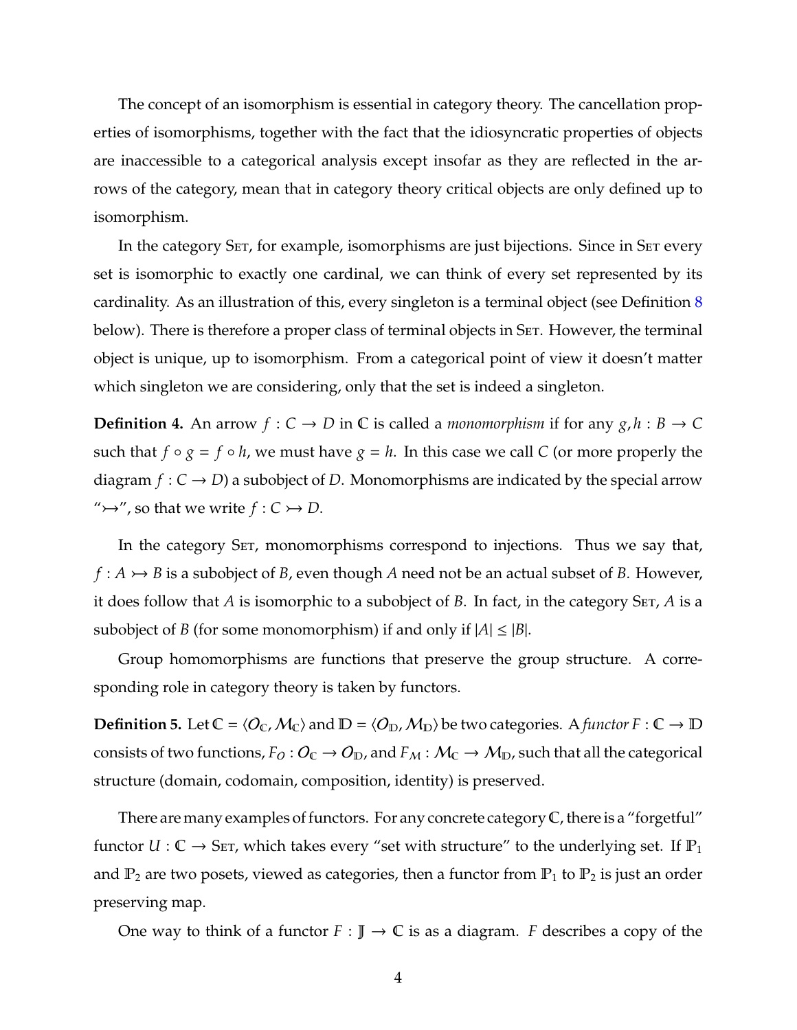The concept of an isomorphism is essential in category theory. The cancellation properties of isomorphisms, together with the fact that the idiosyncratic properties of objects are inaccessible to a categorical analysis except insofar as they are reflected in the arrows of the category, mean that in category theory critical objects are only defined up to isomorphism.

In the category Set, for example, isomorphisms are just bijections. Since in Set every set is isomorphic to exactly one cardinal, we can think of every set represented by its cardinality. As an illustration of this, every singleton is a terminal object (see Definition 8 below). There is therefore a proper class of terminal objects in Set. However, the terminal object is unique, up to isomorphism. From a categorical point of view it doesn't matter which singleton we are considering, only that the set is indeed a singleton.

**Definition 4.** An arrow $f : C \to D$ in $\mathbb{C}$ is called a *monomorphism* if for any $g, h : B \to C$ such that $f \circ g = f \circ h$, we must have $g = h$. In this case we call $C$ (or more properly the diagram $f : C \to D$) a subobject of $D$. Monomorphisms are indicated by the special arrow "$\rightarrowtail$", so that we write $f : C \rightarrowtail D$.

In the category Set, monomorphisms correspond to injections. Thus we say that, $f : A \rightarrowtail B$ is a subobject of $B$, even though $A$ need not be an actual subset of $B$. However, it does follow that $A$ is isomorphic to a subobject of $B$. In fact, in the category Set, $A$ is a subobject of $B$ (for some monomorphism) if and only if $|A| \leq |B|$.

Group homomorphisms are functions that preserve the group structure. A corresponding role in category theory is taken by functors.

**Definition 5.** Let $\mathbb{C} = \langle \mathcal{O}_{\mathbb{C}}, \mathcal{M}_{\mathbb{C}} \rangle$ and $\mathbb{D} = \langle \mathcal{O}_{\mathbb{D}}, \mathcal{M}_{\mathbb{D}} \rangle$ be two categories. A *functor* $F : \mathbb{C} \to \mathbb{D}$ consists of two functions, $F_{\mathcal{O}} : \mathcal{O}_{\mathbb{C}} \to \mathcal{O}_{\mathbb{D}}$, and $F_{\mathcal{M}} : \mathcal{M}_{\mathbb{C}} \to \mathcal{M}_{\mathbb{D}}$, such that all the categorical structure (domain, codomain, composition, identity) is preserved.

There are many examples of functors. For any concrete category $\mathbb{C}$, there is a "forgetful" functor $U : \mathbb{C} \to$ Set, which takes every "set with structure" to the underlying set. If $\mathbb{P}_1$ and $\mathbb{P}_2$ are two posets, viewed as categories, then a functor from $\mathbb{P}_1$ to $\mathbb{P}_2$ is just an order preserving map.

One way to think of a functor $F : \mathbb{J} \to \mathbb{C}$ is as a diagram. $F$ describes a copy of the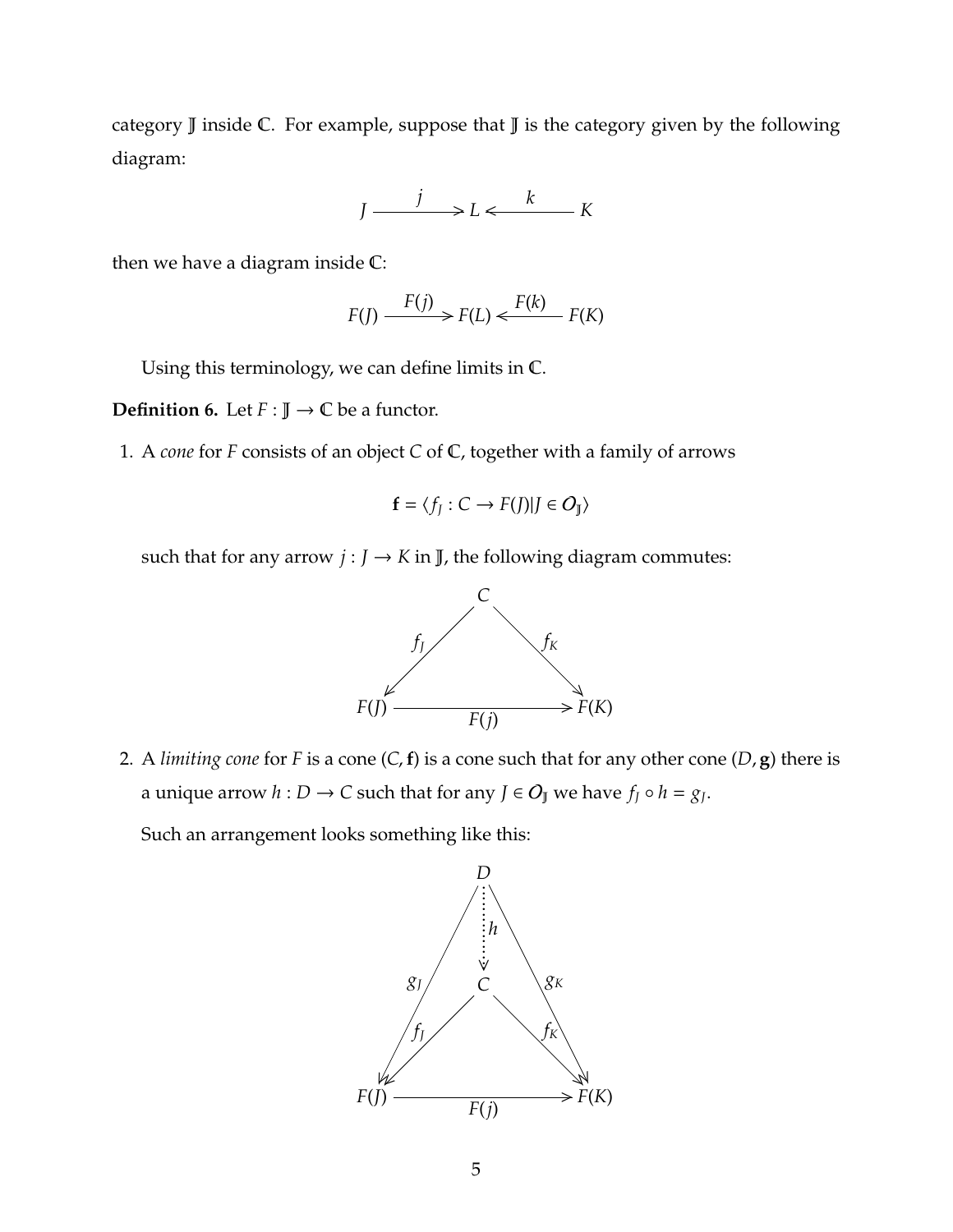category $\mathbb{J}$ inside $\mathbb{C}$. For example, suppose that $\mathbb{J}$ is the category given by the following diagram:

$$J \xrightarrow{\ j\ } L \xleftarrow{\ k\ } K$$

then we have a diagram inside $\mathbb{C}$:

$$F(J) \xrightarrow{F(j)} F(L) \xleftarrow{F(k)} F(K)$$

Using this terminology, we can define limits in $\mathbb{C}$.

**Definition 6.** Let $F : \mathbb{J} \to \mathbb{C}$ be a functor.

1. A *cone* for $F$ consists of an object $C$ of $\mathbb{C}$, together with a family of arrows

   $$\mathbf{f} = \langle f_J : C \to F(J) | J \in \mathcal{O}_{\mathbb{J}} \rangle$$

   such that for any arrow $j : J \to K$ in $\mathbb{J}$, the following diagram commutes:

   $$\begin{array}{ccc} & C & \\ {}^{f_J}\swarrow & & \searrow^{f_K} \\ F(J) & \xrightarrow[F(j)]{} & F(K) \end{array}$$

2. A *limiting cone* for $F$ is a cone $(C, \mathbf{f})$ is a cone such that for any other cone $(D, \mathbf{g})$ there is a unique arrow $h : D \to C$ such that for any $J \in \mathcal{O}_{\mathbb{J}}$ we have $f_J \circ h = g_J$.

   Such an arrangement looks something like this:

   $$\begin{array}{ccc} & D & \\ {}^{g_J}\swarrow & \vdots h & \searrow^{g_K} \\ & C & \\ {}^{f_J}\swarrow & & \searrow^{f_K} \\ F(J) & \xrightarrow[F(j)]{} & F(K) \end{array}$$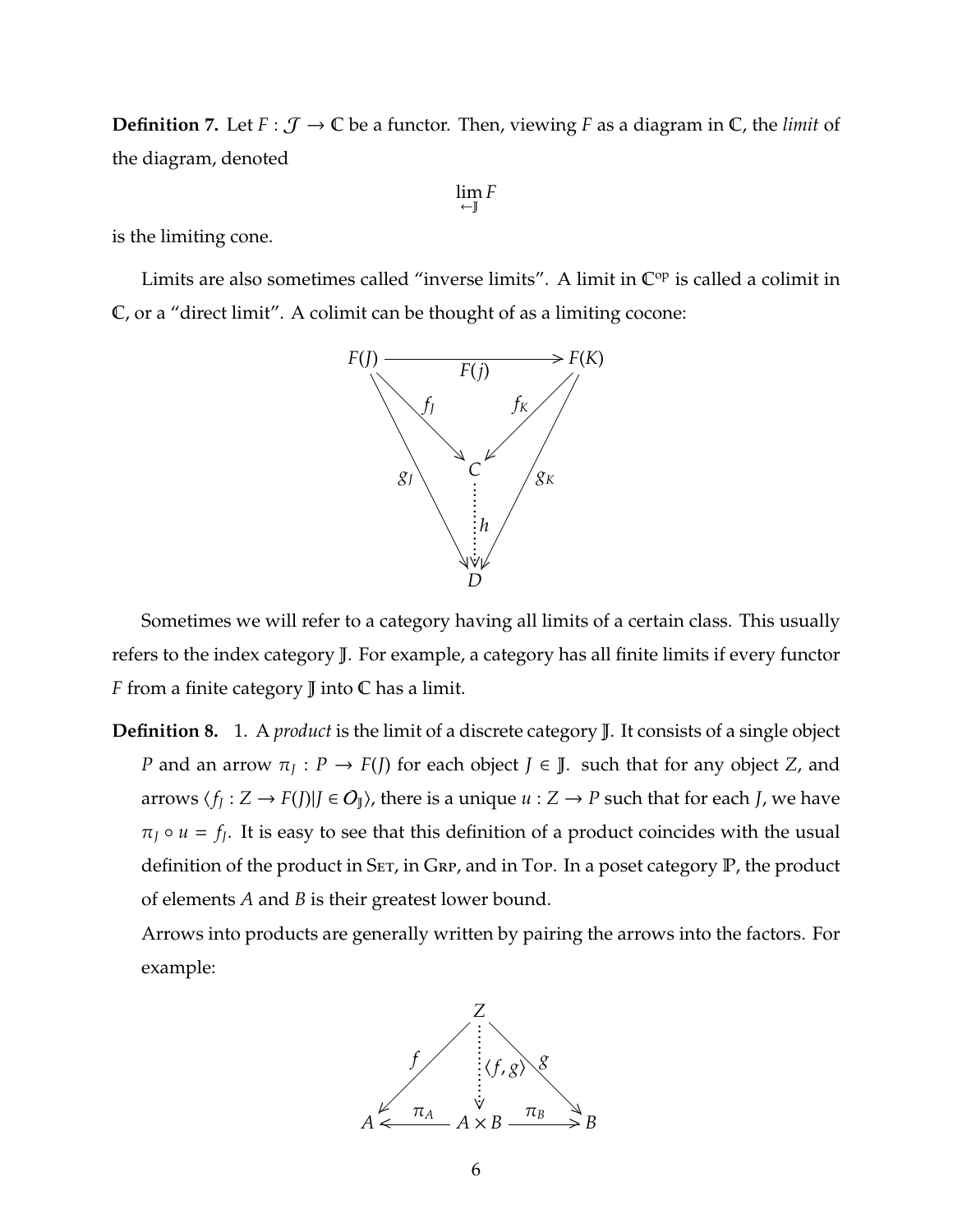**Definition 7.** Let $F : \mathcal{J} \to \mathbb{C}$ be a functor. Then, viewing $F$ as a diagram in $\mathbb{C}$, the *limit* of the diagram, denoted

$$\lim_{\leftarrow \mathbb{J}} F$$

is the limiting cone.

Limits are also sometimes called "inverse limits". A limit in $\mathbb{C}^{op}$ is called a colimit in $\mathbb{C}$, or a "direct limit". A colimit can be thought of as a limiting cocone:

$F(J)$
$F(j)$
$F(K)$
$f_J$
$f_K$
$C$
$g_J$
$g_K$
$h$
$D$

Sometimes we will refer to a category having all limits of a certain class. This usually refers to the index category $\mathbb{J}$. For example, a category has all finite limits if every functor $F$ from a finite category $\mathbb{J}$ into $\mathbb{C}$ has a limit.

**Definition 8.** 1. A *product* is the limit of a discrete category $\mathbb{J}$. It consists of a single object $P$ and an arrow $\pi_J : P \to F(J)$ for each object $J \in \mathbb{J}$. such that for any object $Z$, and arrows $\langle f_J : Z \to F(J) | J \in \mathcal{O}_{\mathbb{J}} \rangle$, there is a unique $u : Z \to P$ such that for each $J$, we have $\pi_J \circ u = f_J$. It is easy to see that this definition of a product coincides with the usual definition of the product in Set, in Grp, and in Top. In a poset category $\mathbb{P}$, the product of elements $A$ and $B$ is their greatest lower bound.

Arrows into products are generally written by pairing the arrows into the factors. For example:

$Z$
$f$
$\langle f, g \rangle$
$g$
$A$
$\pi_A$
$A \times B$
$\pi_B$
$B$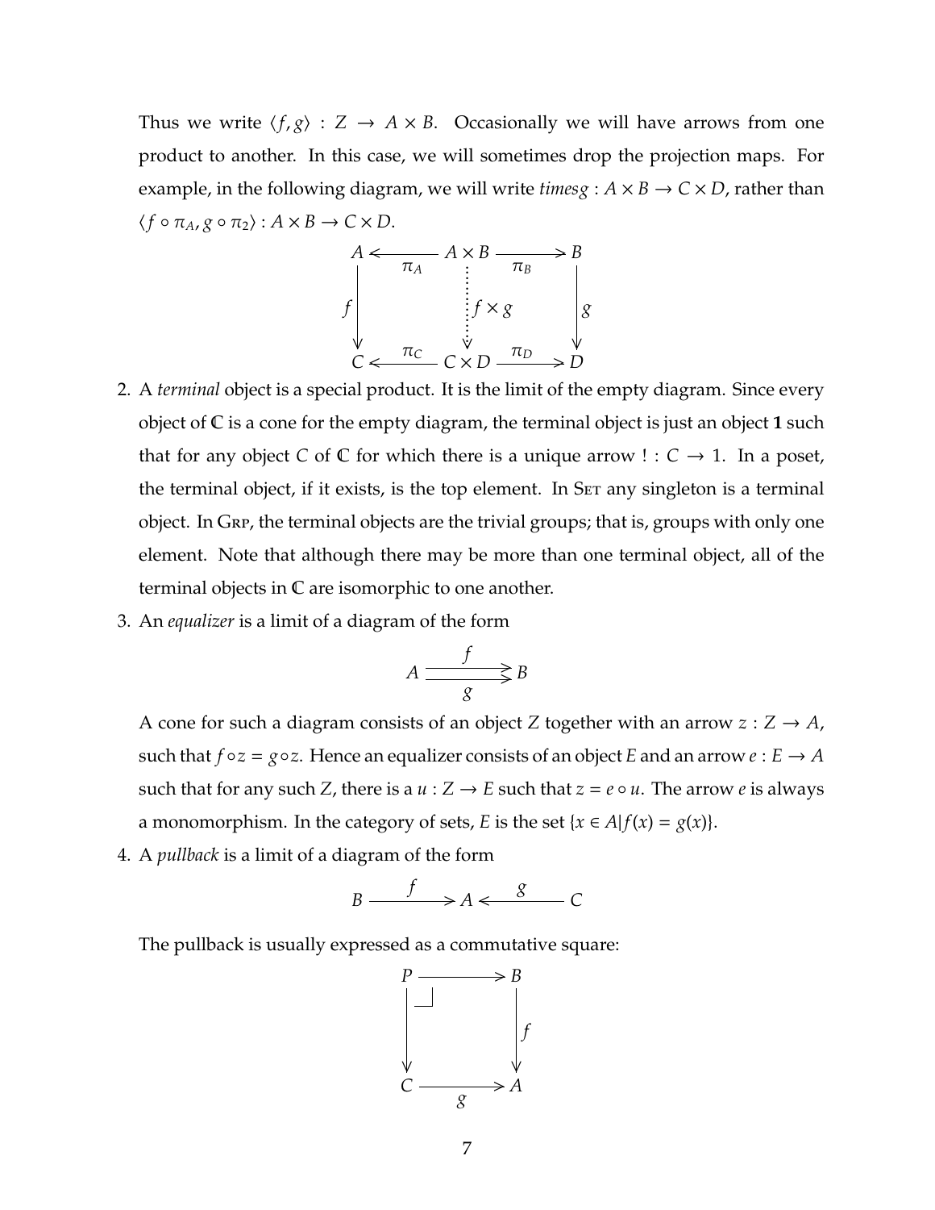Thus we write $\langle f, g \rangle : Z \to A \times B$. Occasionally we will have arrows from one product to another. In this case, we will sometimes drop the projection maps. For example, in the following diagram, we will write *timesg* $: A \times B \to C \times D$, rather than $\langle f \circ \pi_A, g \circ \pi_2 \rangle : A \times B \to C \times D$.

$$
\begin{array}{ccccc}
A & \xleftarrow{\pi_A} & A \times B & \xrightarrow{\pi_B} & B \\
\downarrow{\scriptstyle f} & & \vdots{\scriptstyle f \times g} & & \downarrow{\scriptstyle g} \\
C & \xleftarrow{\pi_C} & C \times D & \xrightarrow{\pi_D} & D
\end{array}
$$

2. A *terminal* object is a special product. It is the limit of the empty diagram. Since every object of $\mathbb{C}$ is a cone for the empty diagram, the terminal object is just an object $\mathbf{1}$ such that for any object $C$ of $\mathbb{C}$ for which there is a unique arrow $! : C \to 1$. In a poset, the terminal object, if it exists, is the top element. In Set any singleton is a terminal object. In Grp, the terminal objects are the trivial groups; that is, groups with only one element. Note that although there may be more than one terminal object, all of the terminal objects in $\mathbb{C}$ are isomorphic to one another.

3. An *equalizer* is a limit of a diagram of the form

$$
A \underset{g}{\overset{f}{\rightrightarrows}} B
$$

A cone for such a diagram consists of an object $Z$ together with an arrow $z : Z \to A$, such that $f \circ z = g \circ z$. Hence an equalizer consists of an object $E$ and an arrow $e : E \to A$ such that for any such $Z$, there is a $u : Z \to E$ such that $z = e \circ u$. The arrow $e$ is always a monomorphism. In the category of sets, $E$ is the set $\{x \in A | f(x) = g(x)\}$.

4. A *pullback* is a limit of a diagram of the form

$$
B \xrightarrow{f} A \xleftarrow{g} C
$$

The pullback is usually expressed as a commutative square:

$$
\begin{array}{ccc}
P & \longrightarrow & B \\
\downarrow & \lrcorner & \downarrow{\scriptstyle f} \\
C & \xrightarrow{g} & A
\end{array}
$$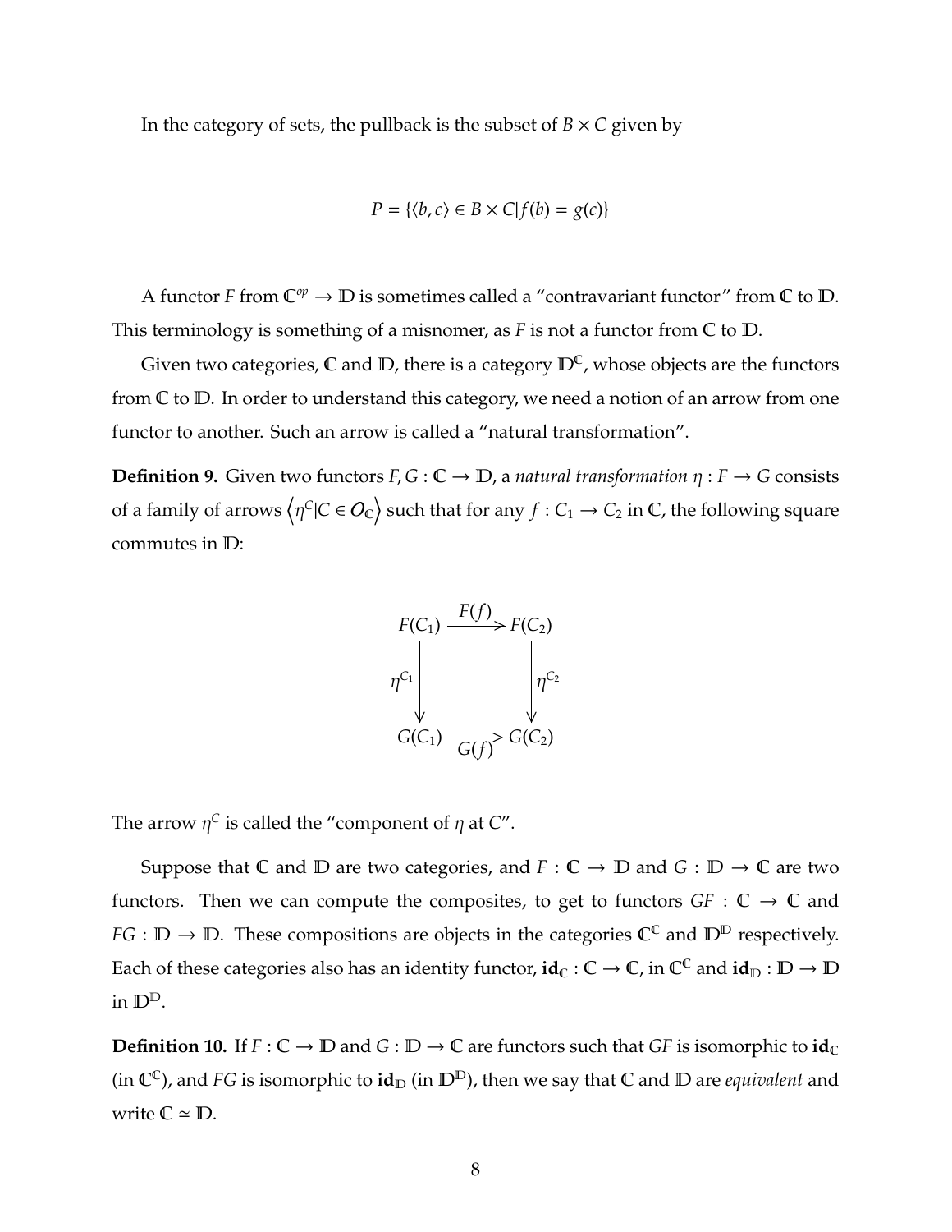In the category of sets, the pullback is the subset of $B \times C$ given by

$$P = \{\langle b, c \rangle \in B \times C | f(b) = g(c)\}$$

A functor $F$ from $\mathbb{C}^{op} \to \mathbb{D}$ is sometimes called a "contravariant functor" from $\mathbb{C}$ to $\mathbb{D}$. This terminology is something of a misnomer, as $F$ is not a functor from $\mathbb{C}$ to $\mathbb{D}$.

Given two categories, $\mathbb{C}$ and $\mathbb{D}$, there is a category $\mathbb{D}^{\mathbb{C}}$, whose objects are the functors from $\mathbb{C}$ to $\mathbb{D}$. In order to understand this category, we need a notion of an arrow from one functor to another. Such an arrow is called a "natural transformation".

**Definition 9.** Given two functors $F, G : \mathbb{C} \to \mathbb{D}$, a *natural transformation* $\eta : F \to G$ consists of a family of arrows $\left\langle \eta^C | C \in \mathcal{O}_{\mathbb{C}} \right\rangle$ such that for any $f : C_1 \to C_2$ in $\mathbb{C}$, the following square commutes in $\mathbb{D}$:

$$\begin{array}{ccc} F(C_1) & \xrightarrow{F(f)} & F(C_2) \\ \Big\downarrow{\scriptstyle \eta^{C_1}} & & \Big\downarrow{\scriptstyle \eta^{C_2}} \\ G(C_1) & \xrightarrow[G(f)]{} & G(C_2) \end{array}$$

The arrow $\eta^C$ is called the "component of $\eta$ at $C$".

Suppose that $\mathbb{C}$ and $\mathbb{D}$ are two categories, and $F : \mathbb{C} \to \mathbb{D}$ and $G : \mathbb{D} \to \mathbb{C}$ are two functors. Then we can compute the composites, to get to functors $GF : \mathbb{C} \to \mathbb{C}$ and $FG : \mathbb{D} \to \mathbb{D}$. These compositions are objects in the categories $\mathbb{C}^{\mathbb{C}}$ and $\mathbb{D}^{\mathbb{D}}$ respectively. Each of these categories also has an identity functor, $\mathbf{id}_{\mathbb{C}} : \mathbb{C} \to \mathbb{C}$, in $\mathbb{C}^{\mathbb{C}}$ and $\mathbf{id}_{\mathbb{D}} : \mathbb{D} \to \mathbb{D}$ in $\mathbb{D}^{\mathbb{D}}$.

**Definition 10.** If $F : \mathbb{C} \to \mathbb{D}$ and $G : \mathbb{D} \to \mathbb{C}$ are functors such that $GF$ is isomorphic to $\mathbf{id}_{\mathbb{C}}$ (in $\mathbb{C}^{\mathbb{C}}$), and $FG$ is isomorphic to $\mathbf{id}_{\mathbb{D}}$ (in $\mathbb{D}^{\mathbb{D}}$), then we say that $\mathbb{C}$ and $\mathbb{D}$ are *equivalent* and write $\mathbb{C} \simeq \mathbb{D}$.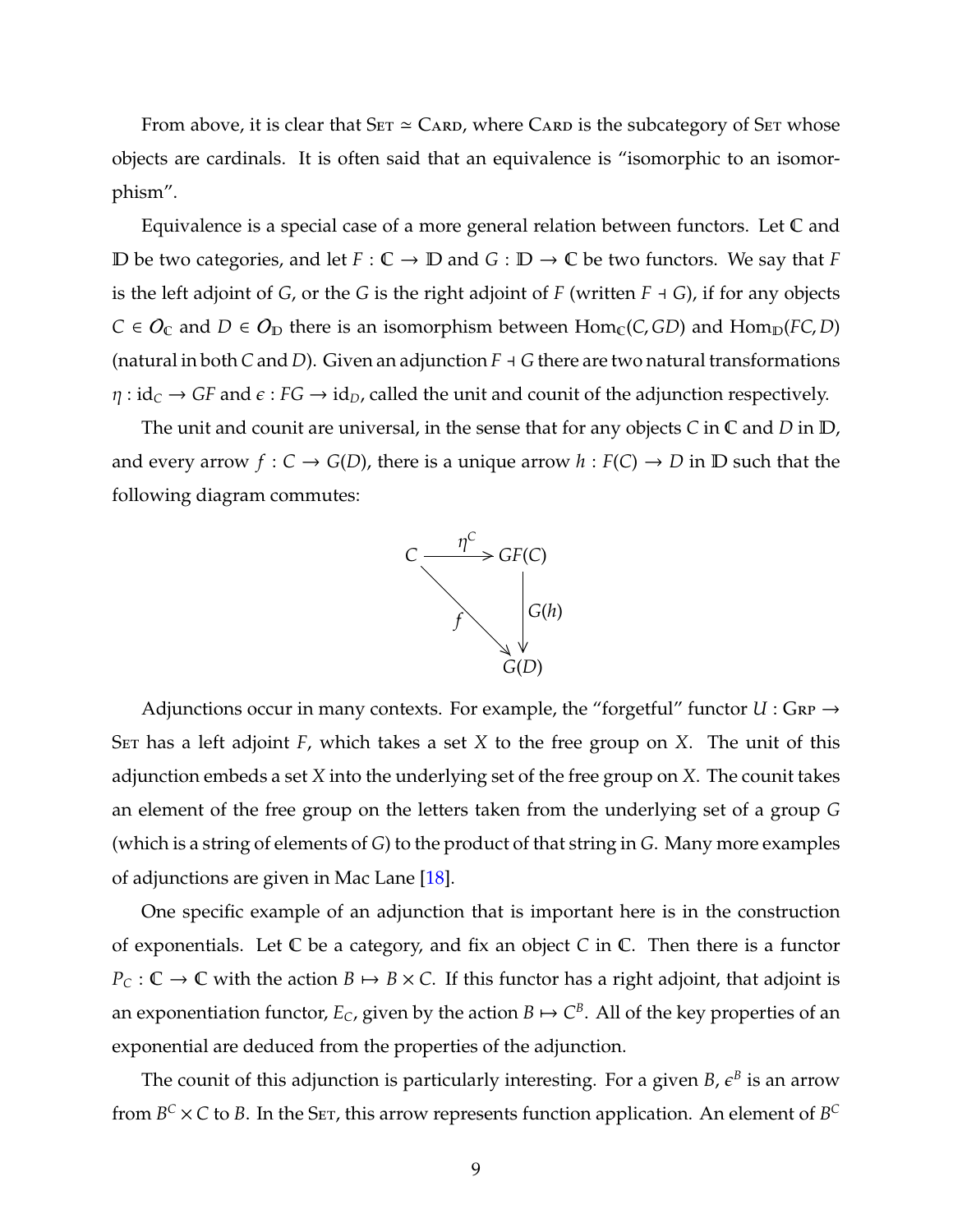From above, it is clear that $\text{Set} \simeq \text{Card}$, where Card is the subcategory of Set whose objects are cardinals. It is often said that an equivalence is "isomorphic to an isomorphism".

Equivalence is a special case of a more general relation between functors. Let $\mathbb{C}$ and $\mathbb{D}$ be two categories, and let $F : \mathbb{C} \to \mathbb{D}$ and $G : \mathbb{D} \to \mathbb{C}$ be two functors. We say that $F$ is the left adjoint of $G$, or the $G$ is the right adjoint of $F$ (written $F \dashv G$), if for any objects $C \in \mathcal{O}_{\mathbb{C}}$ and $D \in \mathcal{O}_{\mathbb{D}}$ there is an isomorphism between $\text{Hom}_{\mathbb{C}}(C, GD)$ and $\text{Hom}_{\mathbb{D}}(FC, D)$ (natural in both $C$ and $D$). Given an adjunction $F \dashv G$ there are two natural transformations $\eta : \text{id}_C \to GF$ and $\epsilon : FG \to \text{id}_D$, called the unit and counit of the adjunction respectively.

The unit and counit are universal, in the sense that for any objects $C$ in $\mathbb{C}$ and $D$ in $\mathbb{D}$, and every arrow $f : C \to G(D)$, there is a unique arrow $h : F(C) \to D$ in $\mathbb{D}$ such that the following diagram commutes:

$$\begin{array}{ccc} C & \xrightarrow{\eta^C} & GF(C) \\ & \searrow^{f} & \downarrow{G(h)} \\ & & G(D) \end{array}$$

Adjunctions occur in many contexts. For example, the "forgetful" functor $U : \text{Grp} \to \text{Set}$ has a left adjoint $F$, which takes a set $X$ to the free group on $X$. The unit of this adjunction embeds a set $X$ into the underlying set of the free group on $X$. The counit takes an element of the free group on the letters taken from the underlying set of a group $G$ (which is a string of elements of $G$) to the product of that string in $G$. Many more examples of adjunctions are given in Mac Lane [18].

One specific example of an adjunction that is important here is in the construction of exponentials. Let $\mathbb{C}$ be a category, and fix an object $C$ in $\mathbb{C}$. Then there is a functor $P_C : \mathbb{C} \to \mathbb{C}$ with the action $B \mapsto B \times C$. If this functor has a right adjoint, that adjoint is an exponentiation functor, $E_C$, given by the action $B \mapsto C^B$. All of the key properties of an exponential are deduced from the properties of the adjunction.

The counit of this adjunction is particularly interesting. For a given $B$, $\epsilon^B$ is an arrow from $B^C \times C$ to $B$. In the Set, this arrow represents function application. An element of $B^C$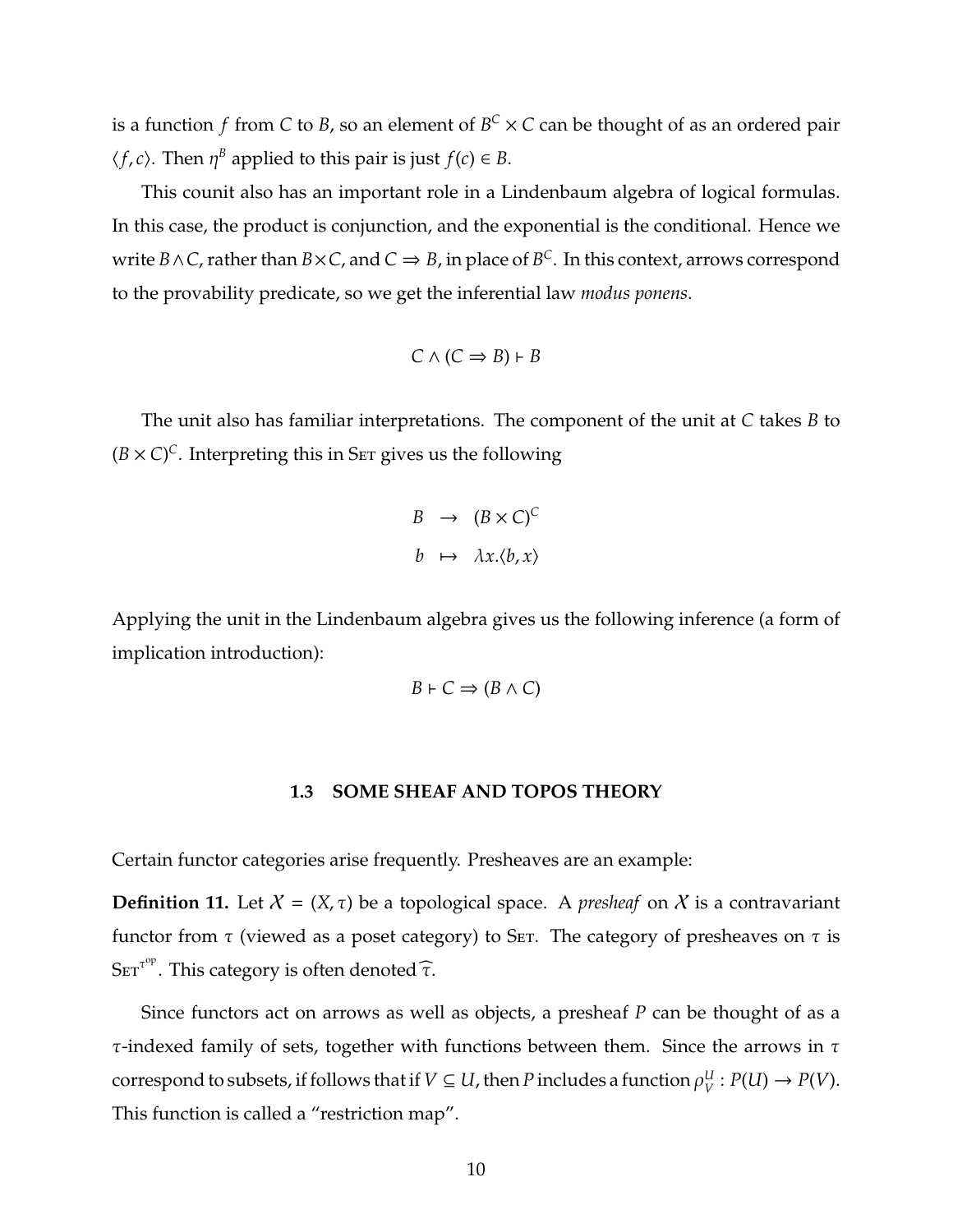is a function $f$ from $C$ to $B$, so an element of $B^C \times C$ can be thought of as an ordered pair $\langle f, c\rangle$. Then $\eta^B$ applied to this pair is just $f(c) \in B$.

This counit also has an important role in a Lindenbaum algebra of logical formulas. In this case, the product is conjunction, and the exponential is the conditional. Hence we write $B \wedge C$, rather than $B \times C$, and $C \Rightarrow B$, in place of $B^C$. In this context, arrows correspond to the provability predicate, so we get the inferential law *modus ponens*.

$$C \wedge (C \Rightarrow B) \vdash B$$

The unit also has familiar interpretations. The component of the unit at $C$ takes $B$ to $(B \times C)^C$. Interpreting this in Set gives us the following

$$\begin{array}{rcl} B & \rightarrow & (B \times C)^C \\ b & \mapsto & \lambda x.\langle b, x\rangle \end{array}$$

Applying the unit in the Lindenbaum algebra gives us the following inference (a form of implication introduction):

$$B \vdash C \Rightarrow (B \wedge C)$$

### 1.3 SOME SHEAF AND TOPOS THEORY

Certain functor categories arise frequently. Presheaves are an example:

**Definition 11.** Let $\mathcal{X} = (X, \tau)$ be a topological space. A *presheaf* on $\mathcal{X}$ is a contravariant functor from $\tau$ (viewed as a poset category) to Set. The category of presheaves on $\tau$ is $\text{Set}^{\tau^{\text{op}}}$. This category is often denoted $\widehat{\tau}$.

Since functors act on arrows as well as objects, a presheaf $P$ can be thought of as a $\tau$-indexed family of sets, together with functions between them. Since the arrows in $\tau$ correspond to subsets, if follows that if $V \subseteq U$, then $P$ includes a function $\rho^U_V : P(U) \rightarrow P(V)$. This function is called a "restriction map".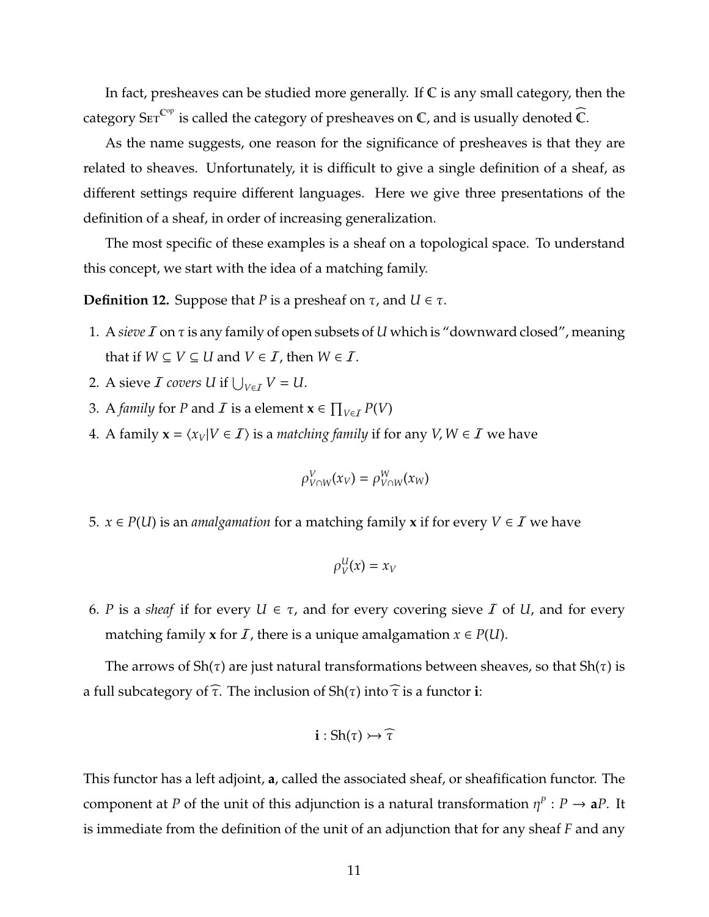In fact, presheaves can be studied more generally. If $\mathbb{C}$ is any small category, then the category $\mathrm{Set}^{\mathbb{C}^{op}}$ is called the category of presheaves on $\mathbb{C}$, and is usually denoted $\widehat{\mathbb{C}}$.

As the name suggests, one reason for the significance of presheaves is that they are related to sheaves. Unfortunately, it is difficult to give a single definition of a sheaf, as different settings require different languages. Here we give three presentations of the definition of a sheaf, in order of increasing generalization.

The most specific of these examples is a sheaf on a topological space. To understand this concept, we start with the idea of a matching family.

**Definition 12.** Suppose that $P$ is a presheaf on $\tau$, and $U \in \tau$.

1. A *sieve* $\mathcal{I}$ on $\tau$ is any family of open subsets of $U$ which is "downward closed", meaning that if $W \subseteq V \subseteq U$ and $V \in \mathcal{I}$, then $W \in \mathcal{I}$.
2. A sieve $\mathcal{I}$ *covers* $U$ if $\bigcup_{V \in \mathcal{I}} V = U$.
3. A *family* for $P$ and $\mathcal{I}$ is a element $\mathbf{x} \in \prod_{V \in \mathcal{I}} P(V)$
4. A family $\mathbf{x} = \langle x_V | V \in \mathcal{I} \rangle$ is a *matching family* if for any $V, W \in \mathcal{I}$ we have

$$\rho^V_{V \cap W}(x_V) = \rho^W_{V \cap W}(x_W)$$

5. $x \in P(U)$ is an *amalgamation* for a matching family $\mathbf{x}$ if for every $V \in \mathcal{I}$ we have

$$\rho^U_V(x) = x_V$$

6. $P$ is a *sheaf* if for every $U \in \tau$, and for every covering sieve $\mathcal{I}$ of $U$, and for every matching family $\mathbf{x}$ for $\mathcal{I}$, there is a unique amalgamation $x \in P(U)$.

The arrows of $\mathrm{Sh}(\tau)$ are just natural transformations between sheaves, so that $\mathrm{Sh}(\tau)$ is a full subcategory of $\widehat{\tau}$. The inclusion of $\mathrm{Sh}(\tau)$ into $\widehat{\tau}$ is a functor $\mathbf{i}$:

$$\mathbf{i} : \mathrm{Sh}(\tau) \rightarrowtail \widehat{\tau}$$

This functor has a left adjoint, $\mathbf{a}$, called the associated sheaf, or sheafification functor. The component at $P$ of the unit of this adjunction is a natural transformation $\eta^P : P \to \mathbf{a}P$. It is immediate from the definition of the unit of an adjunction that for any sheaf $F$ and any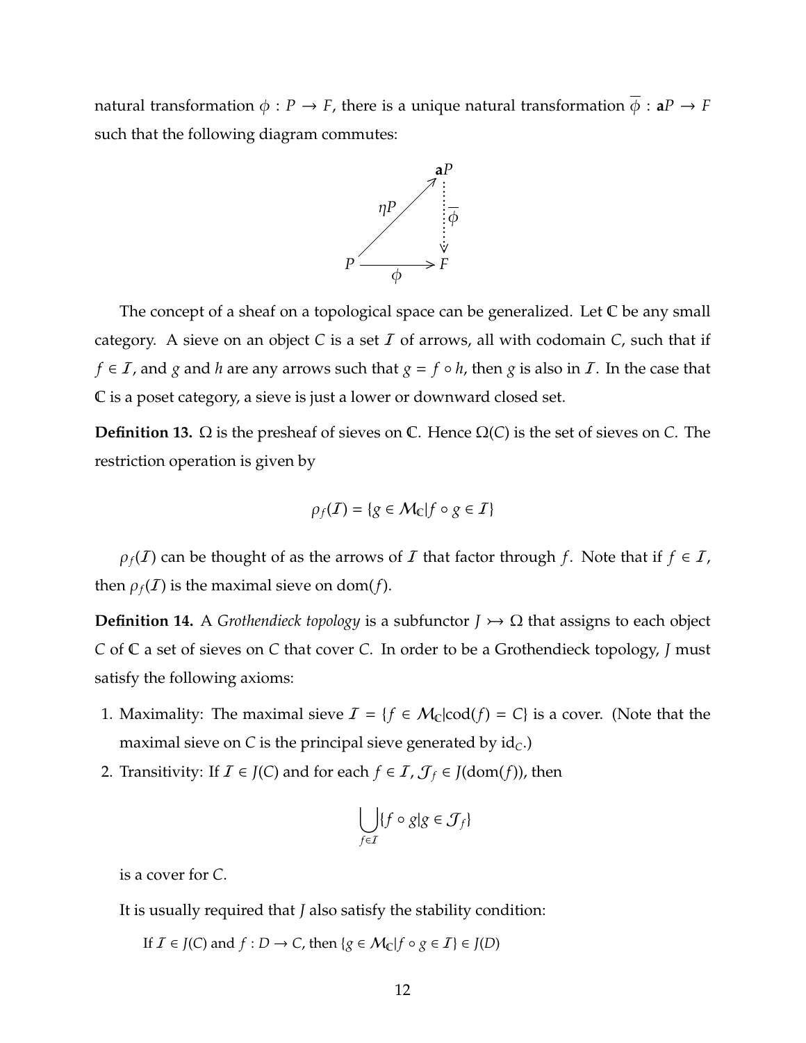natural transformation $\phi : P \to F$, there is a unique natural transformation $\overline{\phi} : \mathbf{a}P \to F$ such that the following diagram commutes:

$$\begin{array}{ccc} & & \mathbf{a}P \\ & \overset{\eta P}{\nearrow} & \vdots \overline{\phi} \\ P & \xrightarrow[\phi]{} & F \end{array}$$

The concept of a sheaf on a topological space can be generalized. Let $\mathbb{C}$ be any small category. A sieve on an object $C$ is a set $\mathcal{I}$ of arrows, all with codomain $C$, such that if $f \in \mathcal{I}$, and $g$ and $h$ are any arrows such that $g = f \circ h$, then $g$ is also in $\mathcal{I}$. In the case that $\mathbb{C}$ is a poset category, a sieve is just a lower or downward closed set.

**Definition 13.** $\Omega$ is the presheaf of sieves on $\mathbb{C}$. Hence $\Omega(C)$ is the set of sieves on $C$. The restriction operation is given by

$$\rho_f(\mathcal{I}) = \{g \in \mathcal{M}_{\mathbb{C}} | f \circ g \in \mathcal{I}\}$$

$\rho_f(\mathcal{I})$ can be thought of as the arrows of $\mathcal{I}$ that factor through $f$. Note that if $f \in \mathcal{I}$, then $\rho_f(\mathcal{I})$ is the maximal sieve on $\mathrm{dom}(f)$.

**Definition 14.** A *Grothendieck topology* is a subfunctor $J \rightarrowtail \Omega$ that assigns to each object $C$ of $\mathbb{C}$ a set of sieves on $C$ that cover $C$. In order to be a Grothendieck topology, $J$ must satisfy the following axioms:

1. Maximality: The maximal sieve $\mathcal{I} = \{f \in \mathcal{M}_{\mathbb{C}} | \mathrm{cod}(f) = C\}$ is a cover. (Note that the maximal sieve on $C$ is the principal sieve generated by $\mathrm{id}_C$.)
2. Transitivity: If $\mathcal{I} \in J(C)$ and for each $f \in \mathcal{I}$, $\mathcal{J}_f \in J(\mathrm{dom}(f))$, then

$$\bigcup_{f \in \mathcal{I}} \{f \circ g | g \in \mathcal{J}_f\}$$

is a cover for $C$.

It is usually required that $J$ also satisfy the stability condition:

If $\mathcal{I} \in J(C)$ and $f : D \to C$, then $\{g \in \mathcal{M}_{\mathbb{C}} | f \circ g \in \mathcal{I}\} \in J(D)$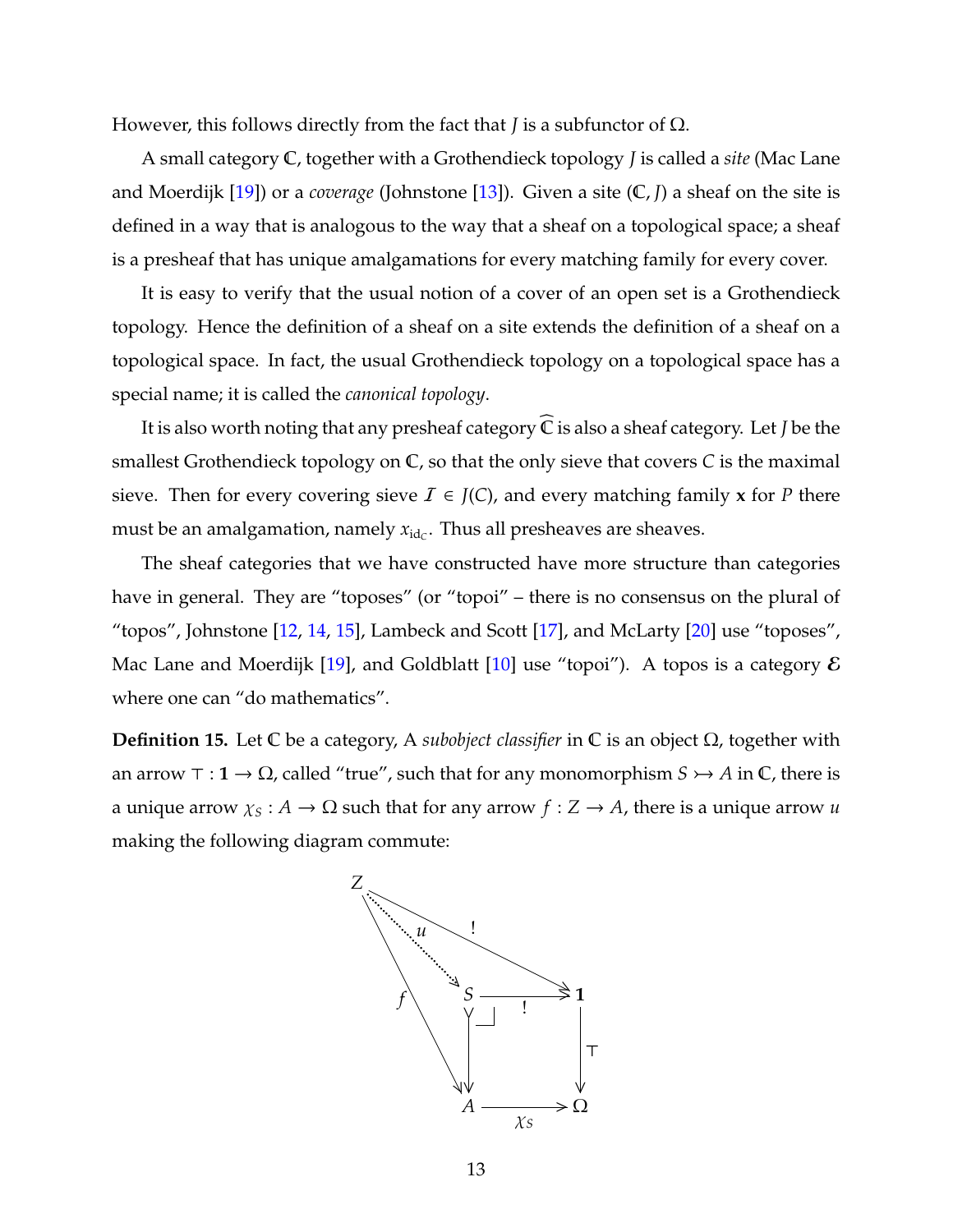However, this follows directly from the fact that $J$ is a subfunctor of $\Omega$.

A small category $\mathbb{C}$, together with a Grothendieck topology $J$ is called a *site* (Mac Lane and Moerdijk [19]) or a *coverage* (Johnstone [13]). Given a site $(\mathbb{C}, J)$ a sheaf on the site is defined in a way that is analogous to the way that a sheaf on a topological space; a sheaf is a presheaf that has unique amalgamations for every matching family for every cover.

It is easy to verify that the usual notion of a cover of an open set is a Grothendieck topology. Hence the definition of a sheaf on a site extends the definition of a sheaf on a topological space. In fact, the usual Grothendieck topology on a topological space has a special name; it is called the *canonical topology*.

It is also worth noting that any presheaf category $\widehat{\mathbb{C}}$ is also a sheaf category. Let $J$ be the smallest Grothendieck topology on $\mathbb{C}$, so that the only sieve that covers $C$ is the maximal sieve. Then for every covering sieve $\mathcal{I} \in J(C)$, and every matching family $\mathbf{x}$ for $P$ there must be an amalgamation, namely $x_{\mathrm{id}_C}$. Thus all presheaves are sheaves.

The sheaf categories that we have constructed have more structure than categories have in general. They are "toposes" (or "topoi" – there is no consensus on the plural of "topos", Johnstone [12, 14, 15], Lambeck and Scott [17], and McLarty [20] use "toposes", Mac Lane and Moerdijk [19], and Goldblatt [10] use "topoi"). A topos is a category $\boldsymbol{\mathcal{E}}$ where one can "do mathematics".

**Definition 15.** Let $\mathbb{C}$ be a category, A *subobject classifier* in $\mathbb{C}$ is an object $\Omega$, together with an arrow $\top : \mathbf{1} \to \Omega$, called "true", such that for any monomorphism $S \rightarrowtail A$ in $\mathbb{C}$, there is a unique arrow $\chi_S : A \to \Omega$ such that for any arrow $f : Z \to A$, there is a unique arrow $u$ making the following diagram commute:

$$
\begin{array}{ccccc}
Z & & & & \\
& \overset{u}{\searrow} & & \overset{!}{\searrow} & \\
& & S & \xrightarrow{\;!\;} & \mathbf{1} \\
& {\scriptstyle f}\searrow & \downarrow & & \downarrow{\scriptstyle \top} \\
& & A & \xrightarrow[\chi_S]{} & \Omega
\end{array}
$$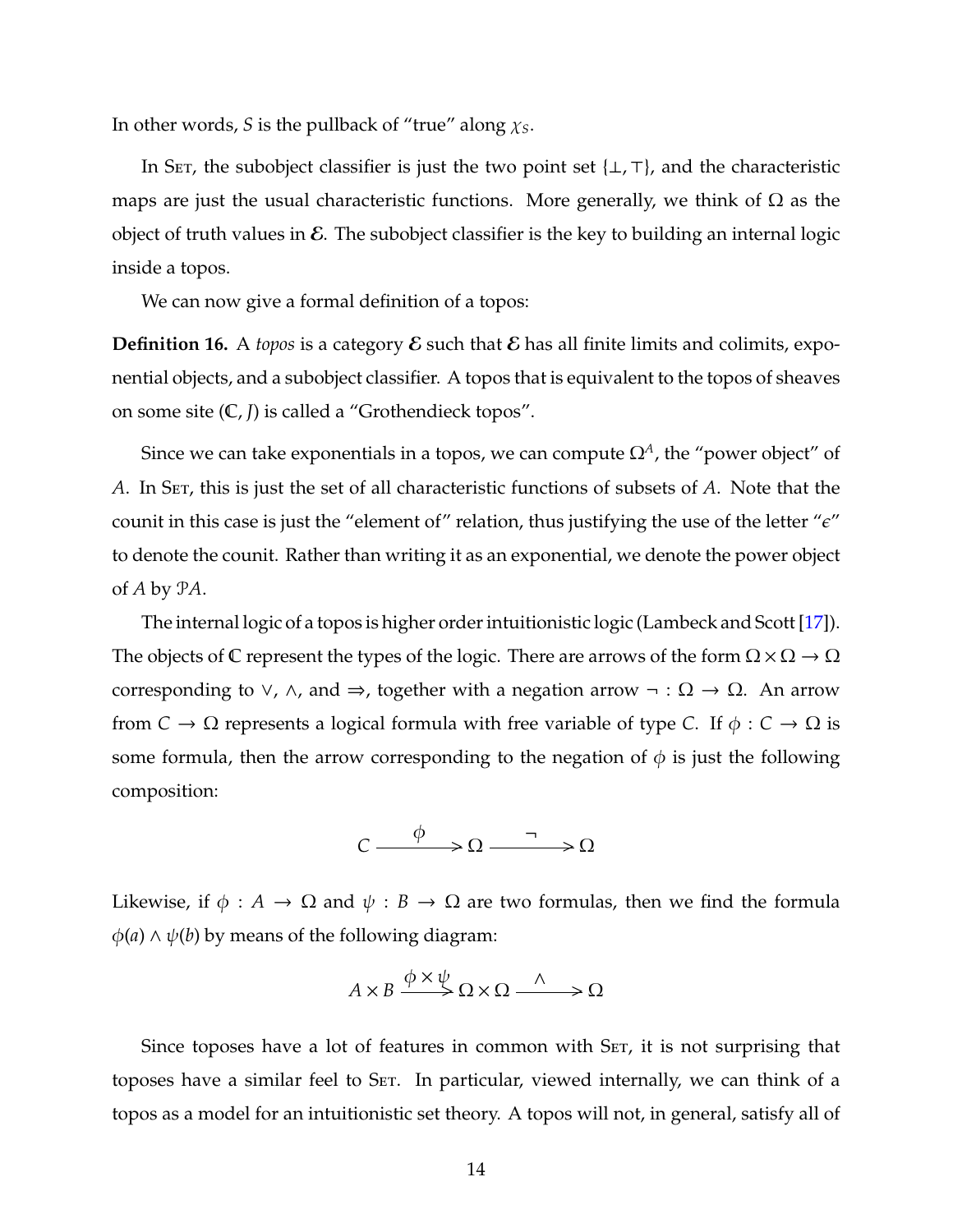In other words, $S$ is the pullback of "true" along $\chi_S$.

In SET, the subobject classifier is just the two point set $\{\bot, \top\}$, and the characteristic maps are just the usual characteristic functions. More generally, we think of $\Omega$ as the object of truth values in $\mathcal{E}$. The subobject classifier is the key to building an internal logic inside a topos.

We can now give a formal definition of a topos:

**Definition 16.** A *topos* is a category $\mathcal{E}$ such that $\mathcal{E}$ has all finite limits and colimits, exponential objects, and a subobject classifier. A topos that is equivalent to the topos of sheaves on some site $(\mathbb{C}, J)$ is called a "Grothendieck topos".

Since we can take exponentials in a topos, we can compute $\Omega^A$, the "power object" of $A$. In SET, this is just the set of all characteristic functions of subsets of $A$. Note that the counit in this case is just the "element of" relation, thus justifying the use of the letter "$\epsilon$" to denote the counit. Rather than writing it as an exponential, we denote the power object of $A$ by $\mathcal{P}A$.

The internal logic of a topos is higher order intuitionistic logic (Lambeck and Scott [17]). The objects of $\mathbb{C}$ represent the types of the logic. There are arrows of the form $\Omega \times \Omega \to \Omega$ corresponding to $\vee$, $\wedge$, and $\Rightarrow$, together with a negation arrow $\neg : \Omega \to \Omega$. An arrow from $C \to \Omega$ represents a logical formula with free variable of type $C$. If $\phi : C \to \Omega$ is some formula, then the arrow corresponding to the negation of $\phi$ is just the following composition:

$$C \xrightarrow{\phi} \Omega \xrightarrow{\neg} \Omega$$

Likewise, if $\phi : A \to \Omega$ and $\psi : B \to \Omega$ are two formulas, then we find the formula $\phi(a) \wedge \psi(b)$ by means of the following diagram:

$$A \times B \xrightarrow{\phi \times \psi} \Omega \times \Omega \xrightarrow{\wedge} \Omega$$

Since toposes have a lot of features in common with SET, it is not surprising that toposes have a similar feel to SET. In particular, viewed internally, we can think of a topos as a model for an intuitionistic set theory. A topos will not, in general, satisfy all of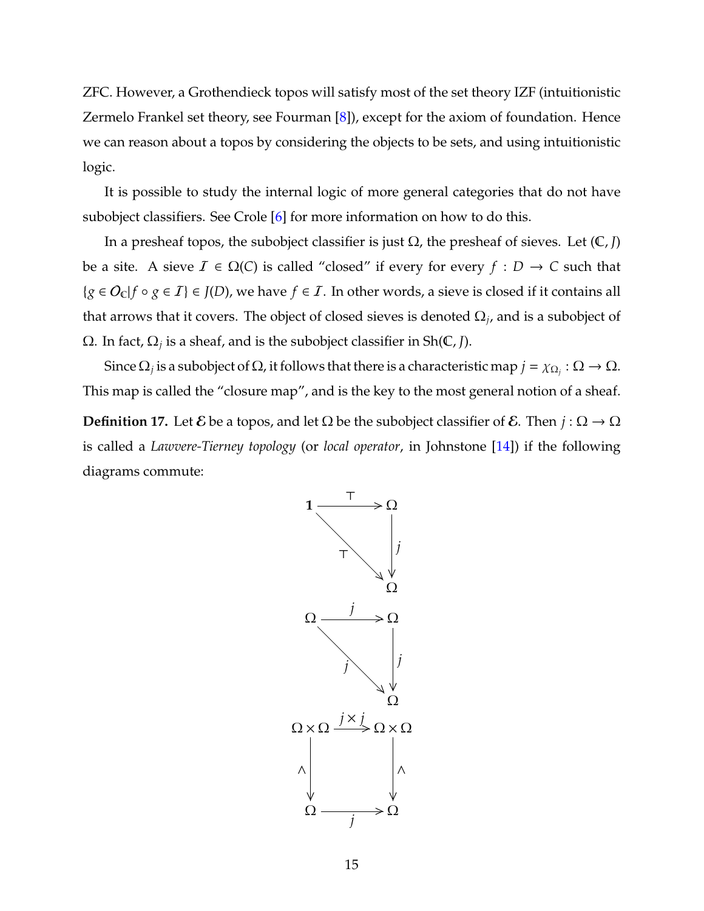ZFC. However, a Grothendieck topos will satisfy most of the set theory IZF (intuitionistic Zermelo Frankel set theory, see Fourman [8]), except for the axiom of foundation. Hence we can reason about a topos by considering the objects to be sets, and using intuitionistic logic.

It is possible to study the internal logic of more general categories that do not have subobject classifiers. See Crole [6] for more information on how to do this.

In a presheaf topos, the subobject classifier is just $\Omega$, the presheaf of sieves. Let $(\mathbb{C}, J)$ be a site. A sieve $\mathcal{I} \in \Omega(C)$ is called "closed" if every for every $f : D \to C$ such that $\{g \in \mathcal{O}_\mathbb{C} | f \circ g \in \mathcal{I}\} \in J(D)$, we have $f \in \mathcal{I}$. In other words, a sieve is closed if it contains all that arrows that it covers. The object of closed sieves is denoted $\Omega_j$, and is a subobject of $\Omega$. In fact, $\Omega_j$ is a sheaf, and is the subobject classifier in $\mathrm{Sh}(\mathbb{C}, J)$.

Since $\Omega_j$ is a subobject of $\Omega$, it follows that there is a characteristic map $j = \chi_{\Omega_j} : \Omega \to \Omega$. This map is called the "closure map", and is the key to the most general notion of a sheaf.

**Definition 17.** Let $\mathcal{E}$ be a topos, and let $\Omega$ be the subobject classifier of $\mathcal{E}$. Then $j : \Omega \to \Omega$ is called a *Lawvere-Tierney topology* (or *local operator*, in Johnstone [14]) if the following diagrams commute:

$$\begin{array}{ccc} \mathbf{1} & \xrightarrow{\top} & \Omega \\ & {\scriptstyle \top}\searrow & \downarrow {\scriptstyle j} \\ & & \Omega \end{array}$$

$$\begin{array}{ccc} \Omega & \xrightarrow{j} & \Omega \\ & {\scriptstyle j}\searrow & \downarrow {\scriptstyle j} \\ & & \Omega \end{array}$$

$$\begin{array}{ccc} \Omega \times \Omega & \xrightarrow{j \times j} & \Omega \times \Omega \\ \downarrow {\scriptstyle \wedge} & & \downarrow {\scriptstyle \wedge} \\ \Omega & \xrightarrow[j]{} & \Omega \end{array}$$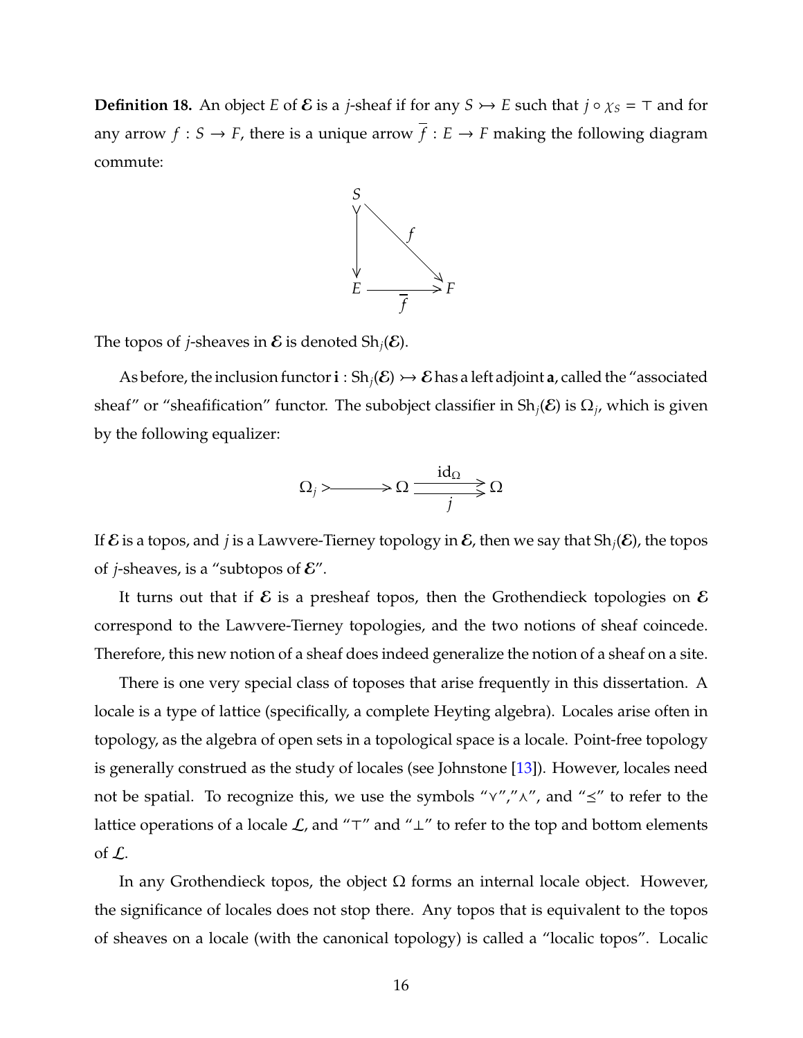**Definition 18.** An object $E$ of $\mathcal{E}$ is a $j$-sheaf if for any $S \rightarrowtail E$ such that $j \circ \chi_S = \top$ and for any arrow $f : S \to F$, there is a unique arrow $\overline{f} : E \to F$ making the following diagram commute:

$$\begin{array}{ccc} S & & \\ \downarrow & \searrow^{f} & \\ E & \xrightarrow{\overline{f}} & F \end{array}$$

The topos of $j$-sheaves in $\mathcal{E}$ is denoted $\mathrm{Sh}_j(\mathcal{E})$.

As before, the inclusion functor $\mathbf{i} : \mathrm{Sh}_j(\mathcal{E}) \rightarrowtail \mathcal{E}$ has a left adjoint $\mathbf{a}$, called the "associated sheaf" or "sheafification" functor. The subobject classifier in $\mathrm{Sh}_j(\mathcal{E})$ is $\Omega_j$, which is given by the following equalizer:

$$\Omega_j \rightarrowtail \Omega \underset{j}{\overset{\mathrm{id}_\Omega}{\rightrightarrows}} \Omega$$

If $\mathcal{E}$ is a topos, and $j$ is a Lawvere-Tierney topology in $\mathcal{E}$, then we say that $\mathrm{Sh}_j(\mathcal{E})$, the topos of $j$-sheaves, is a "subtopos of $\mathcal{E}$".

It turns out that if $\mathcal{E}$ is a presheaf topos, then the Grothendieck topologies on $\mathcal{E}$ correspond to the Lawvere-Tierney topologies, and the two notions of sheaf coincede. Therefore, this new notion of a sheaf does indeed generalize the notion of a sheaf on a site.

There is one very special class of toposes that arise frequently in this dissertation. A locale is a type of lattice (specifically, a complete Heyting algebra). Locales arise often in topology, as the algebra of open sets in a topological space is a locale. Point-free topology is generally construed as the study of locales (see Johnstone [13]). However, locales need not be spatial. To recognize this, we use the symbols "$\vee$","$\wedge$", and "$\leq$" to refer to the lattice operations of a locale $\mathcal{L}$, and "$\top$" and "$\bot$" to refer to the top and bottom elements of $\mathcal{L}$.

In any Grothendieck topos, the object $\Omega$ forms an internal locale object. However, the significance of locales does not stop there. Any topos that is equivalent to the topos of sheaves on a locale (with the canonical topology) is called a "localic topos". Localic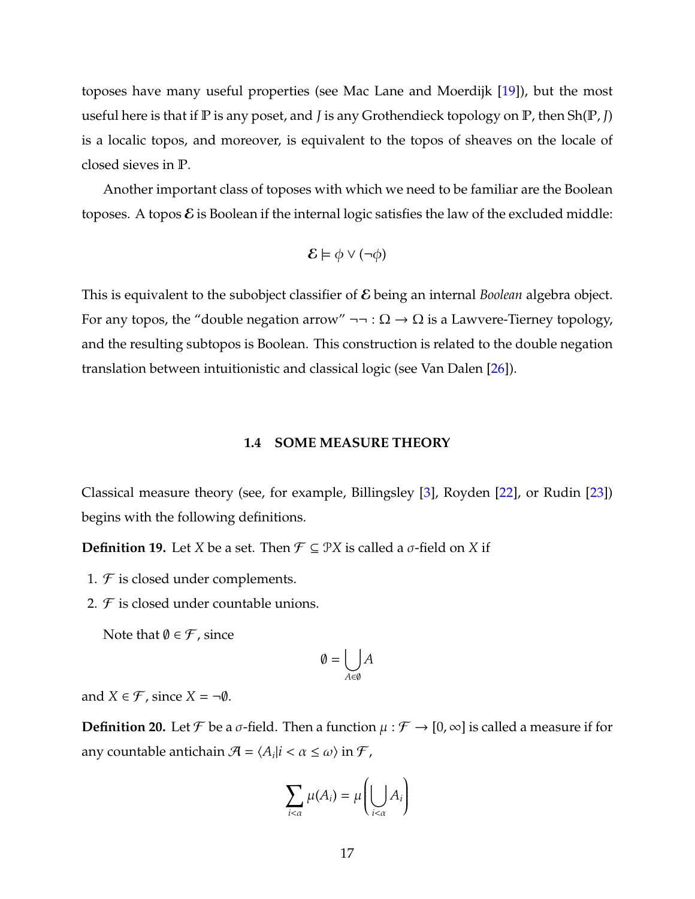toposes have many useful properties (see Mac Lane and Moerdijk [19]), but the most useful here is that if $\mathbb{P}$ is any poset, and $J$ is any Grothendieck topology on $\mathbb{P}$, then $\mathrm{Sh}(\mathbb{P}, J)$ is a localic topos, and moreover, is equivalent to the topos of sheaves on the locale of closed sieves in $\mathbb{P}$.

Another important class of toposes with which we need to be familiar are the Boolean toposes. A topos $\mathcal{E}$ is Boolean if the internal logic satisfies the law of the excluded middle:

$$\mathcal{E} \models \phi \vee (\neg\phi)$$

This is equivalent to the subobject classifier of $\mathcal{E}$ being an internal *Boolean* algebra object. For any topos, the "double negation arrow" $\neg\neg : \Omega \to \Omega$ is a Lawvere-Tierney topology, and the resulting subtopos is Boolean. This construction is related to the double negation translation between intuitionistic and classical logic (see Van Dalen [26]).

### 1.4 SOME MEASURE THEORY

Classical measure theory (see, for example, Billingsley [3], Royden [22], or Rudin [23]) begins with the following definitions.

**Definition 19.** Let $X$ be a set. Then $\mathcal{F} \subseteq \mathcal{P}X$ is called a $\sigma$-field on $X$ if

1. $\mathcal{F}$ is closed under complements.
2. $\mathcal{F}$ is closed under countable unions.

Note that $\emptyset \in \mathcal{F}$, since

$$\emptyset = \bigcup_{A \in \emptyset} A$$

and $X \in \mathcal{F}$, since $X = \neg\emptyset$.

**Definition 20.** Let $\mathcal{F}$ be a $\sigma$-field. Then a function $\mu : \mathcal{F} \to [0, \infty]$ is called a measure if for any countable antichain $\mathcal{A} = \langle A_i | i < \alpha \leq \omega \rangle$ in $\mathcal{F}$,

$$\sum_{i<\alpha} \mu(A_i) = \mu\left(\bigcup_{i<\alpha} A_i\right)$$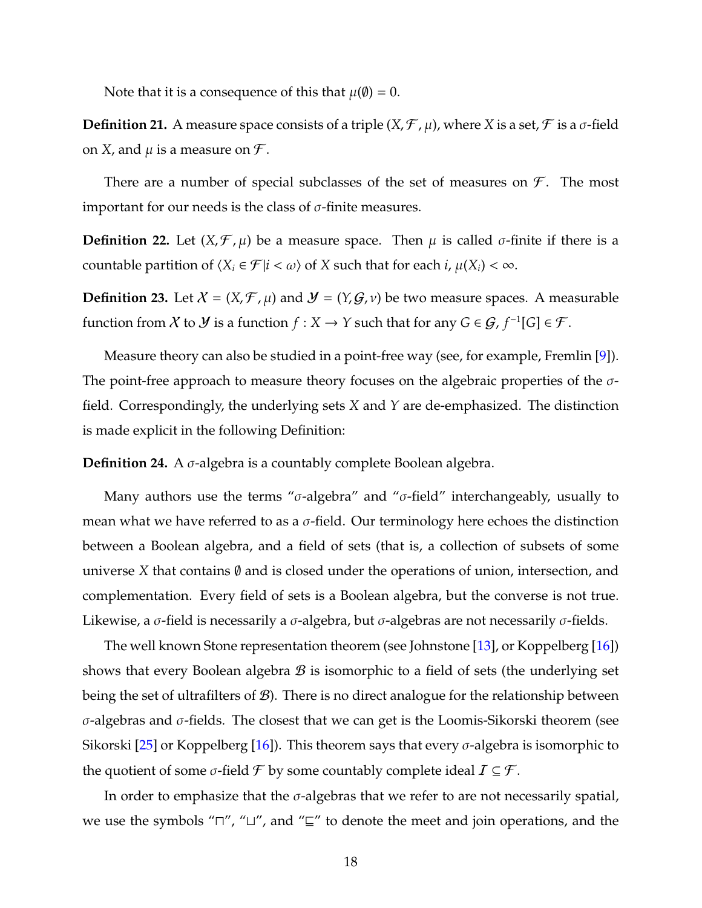Note that it is a consequence of this that $\mu(\emptyset) = 0$.

**Definition 21.** A measure space consists of a triple $(X, \mathcal{F}, \mu)$, where $X$ is a set, $\mathcal{F}$ is a $\sigma$-field on $X$, and $\mu$ is a measure on $\mathcal{F}$.

There are a number of special subclasses of the set of measures on $\mathcal{F}$. The most important for our needs is the class of $\sigma$-finite measures.

**Definition 22.** Let $(X, \mathcal{F}, \mu)$ be a measure space. Then $\mu$ is called $\sigma$-finite if there is a countable partition of $\langle X_i \in \mathcal{F} | i < \omega \rangle$ of $X$ such that for each $i$, $\mu(X_i) < \infty$.

**Definition 23.** Let $\mathcal{X} = (X, \mathcal{F}, \mu)$ and $\mathcal{Y} = (Y, \mathcal{G}, \nu)$ be two measure spaces. A measurable function from $\mathcal{X}$ to $\mathcal{Y}$ is a function $f : X \to Y$ such that for any $G \in \mathcal{G}$, $f^{-1}[G] \in \mathcal{F}$.

Measure theory can also be studied in a point-free way (see, for example, Fremlin [9]). The point-free approach to measure theory focuses on the algebraic properties of the $\sigma$-field. Correspondingly, the underlying sets $X$ and $Y$ are de-emphasized. The distinction is made explicit in the following Definition:

**Definition 24.** A $\sigma$-algebra is a countably complete Boolean algebra.

Many authors use the terms "$\sigma$-algebra" and "$\sigma$-field" interchangeably, usually to mean what we have referred to as a $\sigma$-field. Our terminology here echoes the distinction between a Boolean algebra, and a field of sets (that is, a collection of subsets of some universe $X$ that contains $\emptyset$ and is closed under the operations of union, intersection, and complementation. Every field of sets is a Boolean algebra, but the converse is not true. Likewise, a $\sigma$-field is necessarily a $\sigma$-algebra, but $\sigma$-algebras are not necessarily $\sigma$-fields.

The well known Stone representation theorem (see Johnstone [13], or Koppelberg [16]) shows that every Boolean algebra $\mathcal{B}$ is isomorphic to a field of sets (the underlying set being the set of ultrafilters of $\mathcal{B}$). There is no direct analogue for the relationship between $\sigma$-algebras and $\sigma$-fields. The closest that we can get is the Loomis-Sikorski theorem (see Sikorski [25] or Koppelberg [16]). This theorem says that every $\sigma$-algebra is isomorphic to the quotient of some $\sigma$-field $\mathcal{F}$ by some countably complete ideal $\mathcal{I} \subseteq \mathcal{F}$.

In order to emphasize that the $\sigma$-algebras that we refer to are not necessarily spatial, we use the symbols "$\sqcap$", "$\sqcup$", and "$\sqsubseteq$" to denote the meet and join operations, and the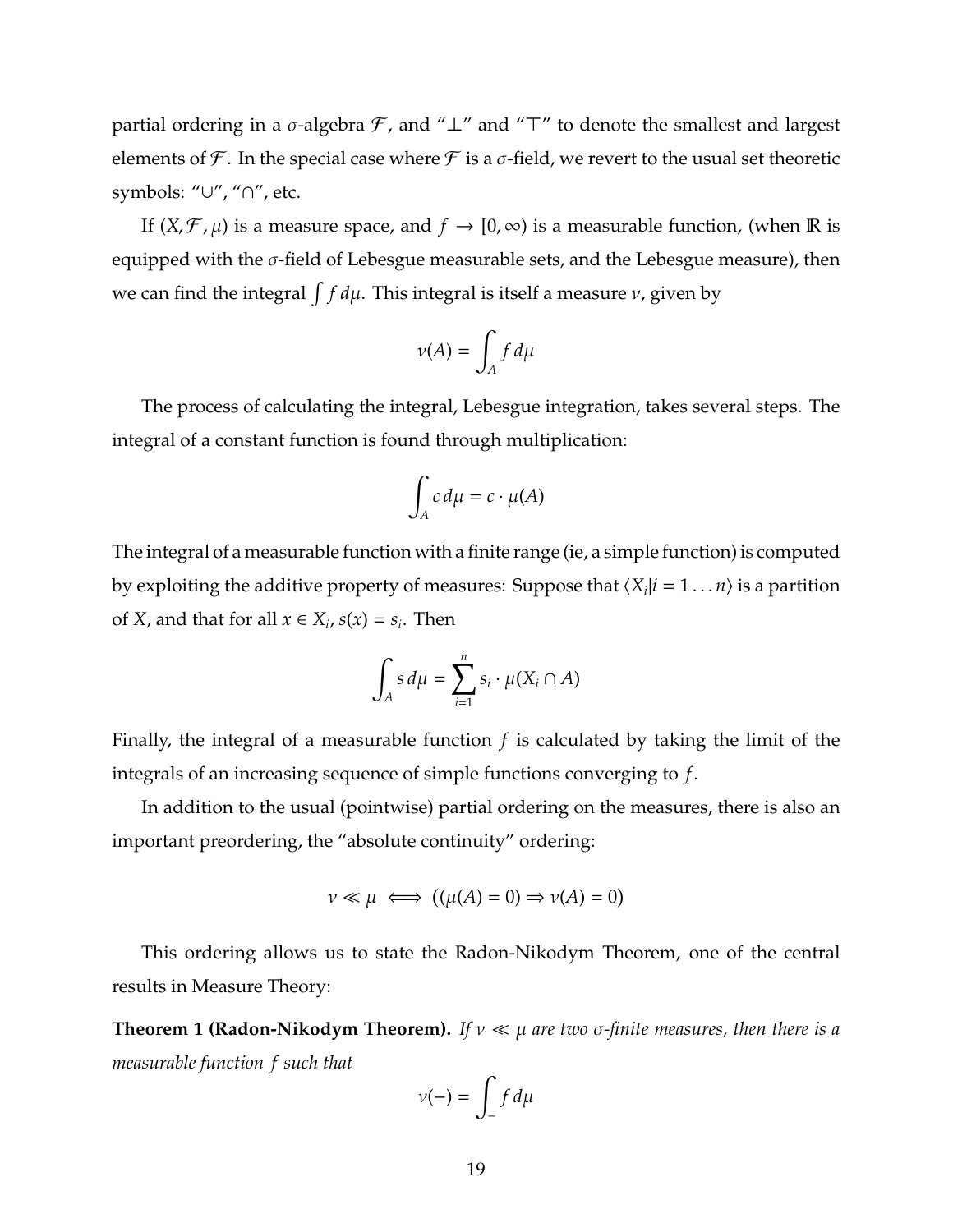partial ordering in a $\sigma$-algebra $\mathcal{F}$, and "$\perp$" and "$\top$" to denote the smallest and largest elements of $\mathcal{F}$. In the special case where $\mathcal{F}$ is a $\sigma$-field, we revert to the usual set theoretic symbols: "$\cup$", "$\cap$", etc.

If $(X, \mathcal{F}, \mu)$ is a measure space, and $f \to [0, \infty)$ is a measurable function, (when $\mathbb{R}$ is equipped with the $\sigma$-field of Lebesgue measurable sets, and the Lebesgue measure), then we can find the integral $\int f \, d\mu$. This integral is itself a measure $\nu$, given by

$$\nu(A) = \int_A f \, d\mu$$

The process of calculating the integral, Lebesgue integration, takes several steps. The integral of a constant function is found through multiplication:

$$\int_A c \, d\mu = c \cdot \mu(A)$$

The integral of a measurable function with a finite range (ie, a simple function) is computed by exploiting the additive property of measures: Suppose that $\langle X_i | i = 1 \ldots n \rangle$ is a partition of $X$, and that for all $x \in X_i$, $s(x) = s_i$. Then

$$\int_A s \, d\mu = \sum_{i=1}^{n} s_i \cdot \mu(X_i \cap A)$$

Finally, the integral of a measurable function $f$ is calculated by taking the limit of the integrals of an increasing sequence of simple functions converging to $f$.

In addition to the usual (pointwise) partial ordering on the measures, there is also an important preordering, the "absolute continuity" ordering:

$$\nu \ll \mu \iff ((\mu(A) = 0) \Rightarrow \nu(A) = 0)$$

This ordering allows us to state the Radon-Nikodym Theorem, one of the central results in Measure Theory:

**Theorem 1 (Radon-Nikodym Theorem).** *If $\nu \ll \mu$ are two $\sigma$-finite measures, then there is a measurable function $f$ such that*

$$\nu(-) = \int_{-} f \, d\mu$$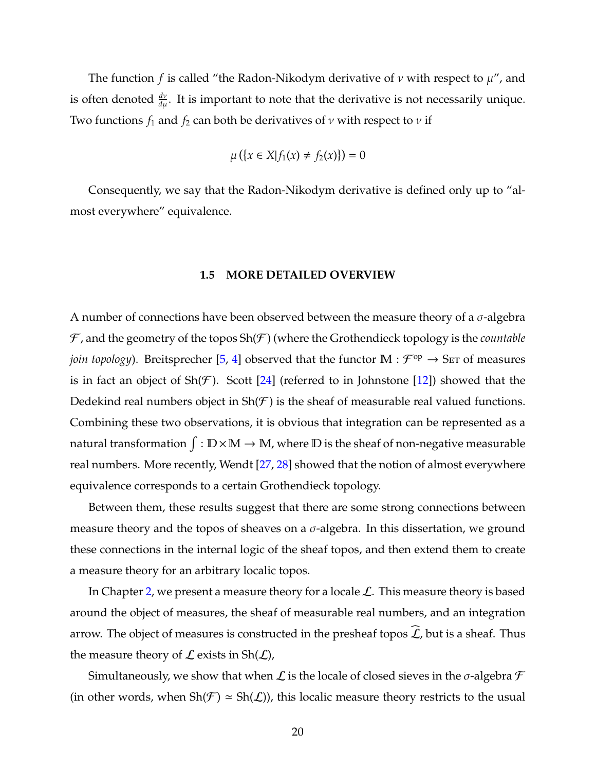The function $f$ is called "the Radon-Nikodym derivative of $\nu$ with respect to $\mu$", and is often denoted $\frac{d\nu}{d\mu}$. It is important to note that the derivative is not necessarily unique. Two functions $f_1$ and $f_2$ can both be derivatives of $\nu$ with respect to $\nu$ if

$$\mu\left(\{x \in X | f_1(x) \neq f_2(x)\}\right) = 0$$

Consequently, we say that the Radon-Nikodym derivative is defined only up to "almost everywhere" equivalence.

### 1.5 MORE DETAILED OVERVIEW

A number of connections have been observed between the measure theory of a $\sigma$-algebra $\mathcal{F}$, and the geometry of the topos $\mathrm{Sh}(\mathcal{F})$ (where the Grothendieck topology is the *countable join topology*). Breitsprecher [5, 4] observed that the functor $\mathbb{M} : \mathcal{F}^{\mathrm{op}} \to \mathrm{Set}$ of measures is in fact an object of $\mathrm{Sh}(\mathcal{F})$. Scott [24] (referred to in Johnstone [12]) showed that the Dedekind real numbers object in $\mathrm{Sh}(\mathcal{F})$ is the sheaf of measurable real valued functions. Combining these two observations, it is obvious that integration can be represented as a natural transformation $\int : \mathbb{D} \times \mathbb{M} \to \mathbb{M}$, where $\mathbb{D}$ is the sheaf of non-negative measurable real numbers. More recently, Wendt [27, 28] showed that the notion of almost everywhere equivalence corresponds to a certain Grothendieck topology.

Between them, these results suggest that there are some strong connections between measure theory and the topos of sheaves on a $\sigma$-algebra. In this dissertation, we ground these connections in the internal logic of the sheaf topos, and then extend them to create a measure theory for an arbitrary localic topos.

In Chapter 2, we present a measure theory for a locale $\mathcal{L}$. This measure theory is based around the object of measures, the sheaf of measurable real numbers, and an integration arrow. The object of measures is constructed in the presheaf topos $\widehat{\mathcal{L}}$, but is a sheaf. Thus the measure theory of $\mathcal{L}$ exists in $\mathrm{Sh}(\mathcal{L})$,

Simultaneously, we show that when $\mathcal{L}$ is the locale of closed sieves in the $\sigma$-algebra $\mathcal{F}$ (in other words, when $\mathrm{Sh}(\mathcal{F}) \simeq \mathrm{Sh}(\mathcal{L})$), this localic measure theory restricts to the usual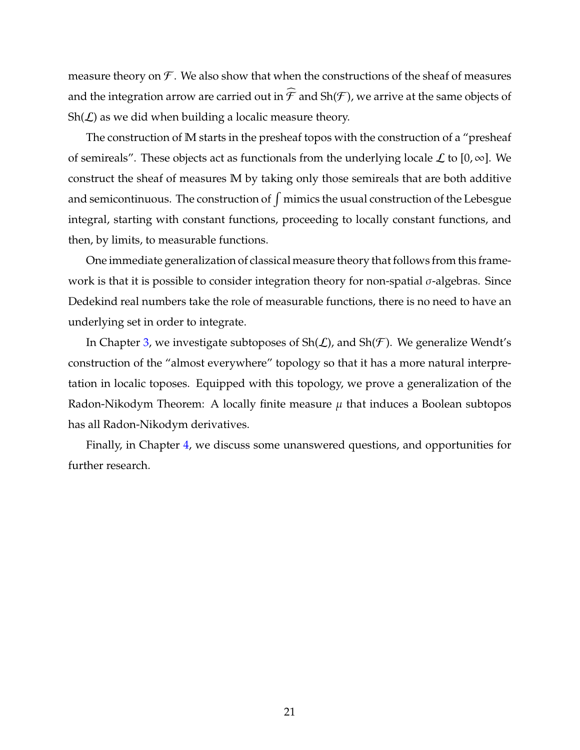measure theory on $\mathcal{F}$. We also show that when the constructions of the sheaf of measures and the integration arrow are carried out in $\widehat{\mathcal{F}}$ and $\mathrm{Sh}(\mathcal{F})$, we arrive at the same objects of $\mathrm{Sh}(\mathcal{L})$ as we did when building a localic measure theory.

The construction of $\mathbb{M}$ starts in the presheaf topos with the construction of a "presheaf of semireals". These objects act as functionals from the underlying locale $\mathcal{L}$ to $[0, \infty]$. We construct the sheaf of measures $\mathbb{M}$ by taking only those semireals that are both additive and semicontinuous. The construction of $\int$ mimics the usual construction of the Lebesgue integral, starting with constant functions, proceeding to locally constant functions, and then, by limits, to measurable functions.

One immediate generalization of classical measure theory that follows from this framework is that it is possible to consider integration theory for non-spatial $\sigma$-algebras. Since Dedekind real numbers take the role of measurable functions, there is no need to have an underlying set in order to integrate.

In Chapter 3, we investigate subtoposes of $\mathrm{Sh}(\mathcal{L})$, and $\mathrm{Sh}(\mathcal{F})$. We generalize Wendt's construction of the "almost everywhere" topology so that it has a more natural interpretation in localic toposes. Equipped with this topology, we prove a generalization of the Radon-Nikodym Theorem: A locally finite measure $\mu$ that induces a Boolean subtopos has all Radon-Nikodym derivatives.

Finally, in Chapter 4, we discuss some unanswered questions, and opportunities for further research.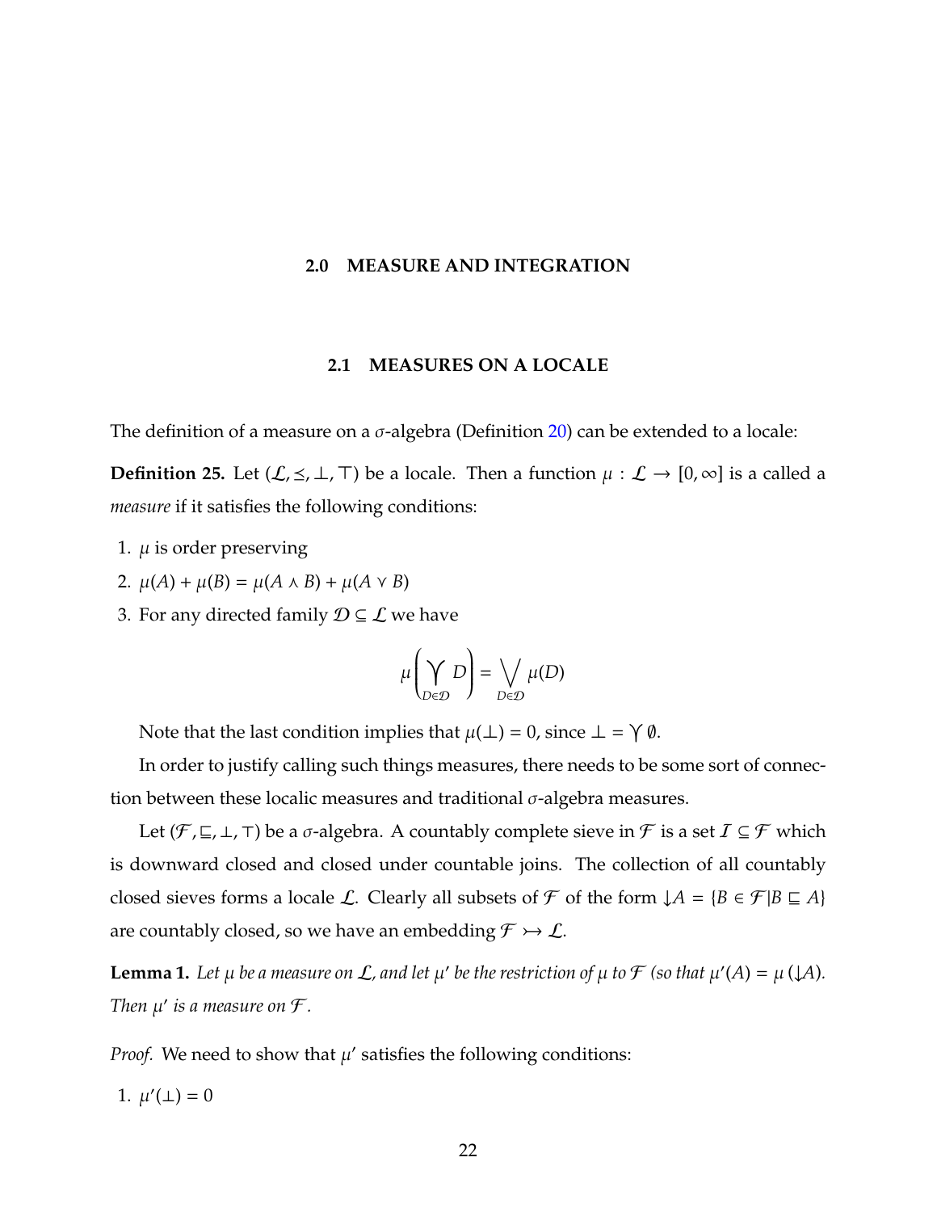# 2.0 MEASURE AND INTEGRATION

## 2.1 MEASURES ON A LOCALE

The definition of a measure on a $\sigma$-algebra (Definition 20) can be extended to a locale:

**Definition 25.** Let $(\mathcal{L}, \preceq, \bot, \top)$ be a locale. Then a function $\mu : \mathcal{L} \to [0, \infty]$ is a called a *measure* if it satisfies the following conditions:

1. $\mu$ is order preserving
2. $\mu(A) + \mu(B) = \mu(A \curlywedge B) + \mu(A \curlyvee B)$
3. For any directed family $\mathcal{D} \subseteq \mathcal{L}$ we have

$$\mu\left(\bigcurlyvee_{D \in \mathcal{D}} D\right) = \bigvee_{D \in \mathcal{D}} \mu(D)$$

Note that the last condition implies that $\mu(\bot) = 0$, since $\bot = \bigcurlyvee \emptyset$.

In order to justify calling such things measures, there needs to be some sort of connection between these localic measures and traditional $\sigma$-algebra measures.

Let $(\mathcal{F}, \sqsubseteq, \bot, \top)$ be a $\sigma$-algebra. A countably complete sieve in $\mathcal{F}$ is a set $\mathcal{I} \subseteq \mathcal{F}$ which is downward closed and closed under countable joins. The collection of all countably closed sieves forms a locale $\mathcal{L}$. Clearly all subsets of $\mathcal{F}$ of the form $\downarrow A = \{B \in \mathcal{F} | B \sqsubseteq A\}$ are countably closed, so we have an embedding $\mathcal{F} \rightarrowtail \mathcal{L}$.

**Lemma 1.** *Let $\mu$ be a measure on $\mathcal{L}$, and let $\mu'$ be the restriction of $\mu$ to $\mathcal{F}$ (so that $\mu'(A) = \mu(\downarrow A)$. Then $\mu'$ is a measure on $\mathcal{F}$.*

*Proof.* We need to show that $\mu'$ satisfies the following conditions:

1. $\mu'(\bot) = 0$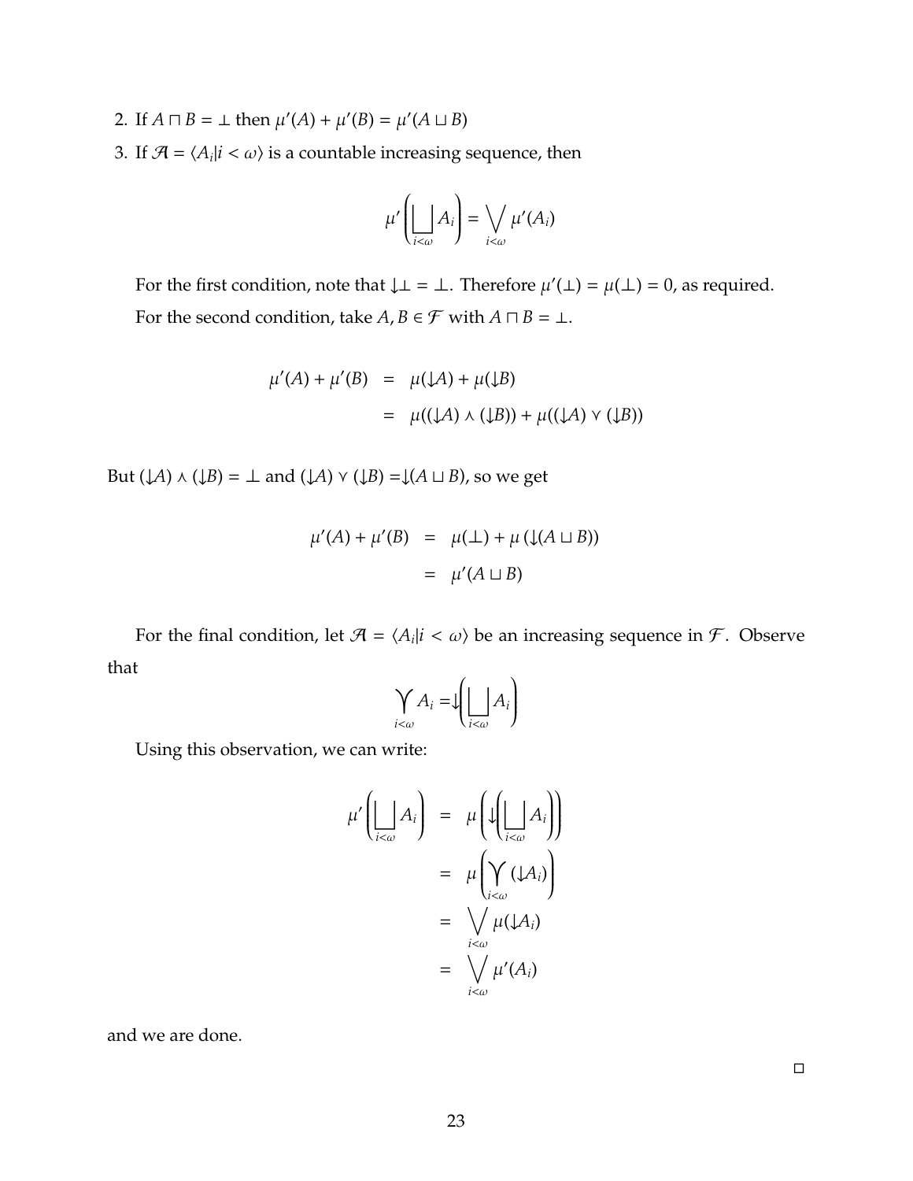2. If $A \sqcap B = \bot$ then $\mu'(A) + \mu'(B) = \mu'(A \sqcup B)$
3. If $\mathcal{A} = \langle A_i | i < \omega \rangle$ is a countable increasing sequence, then

$$\mu'\left(\bigsqcup_{i<\omega} A_i\right) = \bigvee_{i<\omega} \mu'(A_i)$$

For the first condition, note that $\downarrow\!\bot = \bot$. Therefore $\mu'(\bot) = \mu(\bot) = 0$, as required.

For the second condition, take $A, B \in \mathcal{F}$ with $A \sqcap B = \bot$.

$$\begin{aligned}
\mu'(A) + \mu'(B) &= \mu(\downarrow\!A) + \mu(\downarrow\!B) \\
&= \mu((\downarrow\!A) \curlywedge (\downarrow\!B)) + \mu((\downarrow\!A) \curlyvee (\downarrow\!B))
\end{aligned}$$

But $(\downarrow\!A) \curlywedge (\downarrow\!B) = \bot$ and $(\downarrow\!A) \curlyvee (\downarrow\!B) = \downarrow\!(A \sqcup B)$, so we get

$$\begin{aligned}
\mu'(A) + \mu'(B) &= \mu(\bot) + \mu\left(\downarrow\!(A \sqcup B)\right) \\
&= \mu'(A \sqcup B)
\end{aligned}$$

For the final condition, let $\mathcal{A} = \langle A_i | i < \omega \rangle$ be an increasing sequence in $\mathcal{F}$. Observe that

$$\bigcurlyvee_{i<\omega} A_i = \downarrow\!\left(\bigsqcup_{i<\omega} A_i\right)$$

Using this observation, we can write:

$$\begin{aligned}
\mu'\left(\bigsqcup_{i<\omega} A_i\right) &= \mu\left(\downarrow\!\left(\bigsqcup_{i<\omega} A_i\right)\right) \\
&= \mu\left(\bigcurlyvee_{i<\omega} (\downarrow\!A_i)\right) \\
&= \bigvee_{i<\omega} \mu(\downarrow\!A_i) \\
&= \bigvee_{i<\omega} \mu'(A_i)
\end{aligned}$$

and we are done.

□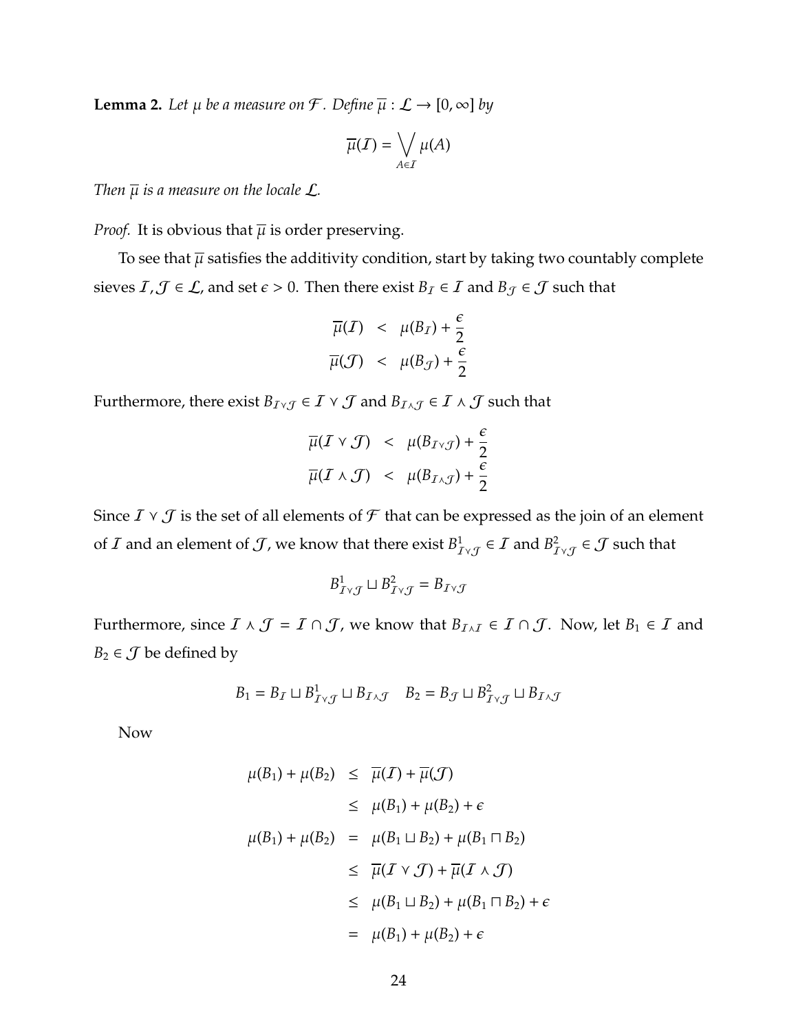**Lemma 2.** *Let $\mu$ be a measure on $\mathcal{F}$. Define $\overline{\mu} : \mathcal{L} \to [0, \infty]$ by*

$$\overline{\mu}(\mathcal{I}) = \bigvee_{A \in \mathcal{I}} \mu(A)$$

*Then $\overline{\mu}$ is a measure on the locale $\mathcal{L}$.*

*Proof.* It is obvious that $\overline{\mu}$ is order preserving.

To see that $\overline{\mu}$ satisfies the additivity condition, start by taking two countably complete sieves $\mathcal{I}, \mathcal{J} \in \mathcal{L}$, and set $\epsilon > 0$. Then there exist $B_{\mathcal{I}} \in \mathcal{I}$ and $B_{\mathcal{J}} \in \mathcal{J}$ such that

$$\begin{aligned} \overline{\mu}(\mathcal{I}) &< \mu(B_{\mathcal{I}}) + \frac{\epsilon}{2} \\ \overline{\mu}(\mathcal{J}) &< \mu(B_{\mathcal{J}}) + \frac{\epsilon}{2} \end{aligned}$$

Furthermore, there exist $B_{\mathcal{I} \vee \mathcal{J}} \in \mathcal{I} \vee \mathcal{J}$ and $B_{\mathcal{I} \wedge \mathcal{J}} \in \mathcal{I} \wedge \mathcal{J}$ such that

$$\begin{aligned} \overline{\mu}(\mathcal{I} \vee \mathcal{J}) &< \mu(B_{\mathcal{I} \vee \mathcal{J}}) + \frac{\epsilon}{2} \\ \overline{\mu}(\mathcal{I} \wedge \mathcal{J}) &< \mu(B_{\mathcal{I} \wedge \mathcal{J}}) + \frac{\epsilon}{2} \end{aligned}$$

Since $\mathcal{I} \vee \mathcal{J}$ is the set of all elements of $\mathcal{F}$ that can be expressed as the join of an element of $\mathcal{I}$ and an element of $\mathcal{J}$, we know that there exist $B^1_{\mathcal{I} \vee \mathcal{J}} \in \mathcal{I}$ and $B^2_{\mathcal{I} \vee \mathcal{J}} \in \mathcal{J}$ such that

$$B^1_{\mathcal{I} \vee \mathcal{J}} \sqcup B^2_{\mathcal{I} \vee \mathcal{J}} = B_{\mathcal{I} \vee \mathcal{J}}$$

Furthermore, since $\mathcal{I} \wedge \mathcal{J} = \mathcal{I} \cap \mathcal{J}$, we know that $B_{\mathcal{I} \wedge \mathcal{I}} \in \mathcal{I} \cap \mathcal{J}$. Now, let $B_1 \in \mathcal{I}$ and $B_2 \in \mathcal{J}$ be defined by

$$B_1 = B_{\mathcal{I}} \sqcup B^1_{\mathcal{I} \vee \mathcal{J}} \sqcup B_{\mathcal{I} \wedge \mathcal{J}} \quad B_2 = B_{\mathcal{J}} \sqcup B^2_{\mathcal{I} \vee \mathcal{J}} \sqcup B_{\mathcal{I} \wedge \mathcal{J}}$$

Now

$$\begin{aligned} \mu(B_1) + \mu(B_2) &\leq \overline{\mu}(\mathcal{I}) + \overline{\mu}(\mathcal{J}) \\ &\leq \mu(B_1) + \mu(B_2) + \epsilon \\ \mu(B_1) + \mu(B_2) &= \mu(B_1 \sqcup B_2) + \mu(B_1 \sqcap B_2) \\ &\leq \overline{\mu}(\mathcal{I} \vee \mathcal{J}) + \overline{\mu}(\mathcal{I} \wedge \mathcal{J}) \\ &\leq \mu(B_1 \sqcup B_2) + \mu(B_1 \sqcap B_2) + \epsilon \\ &= \mu(B_1) + \mu(B_2) + \epsilon \end{aligned}$$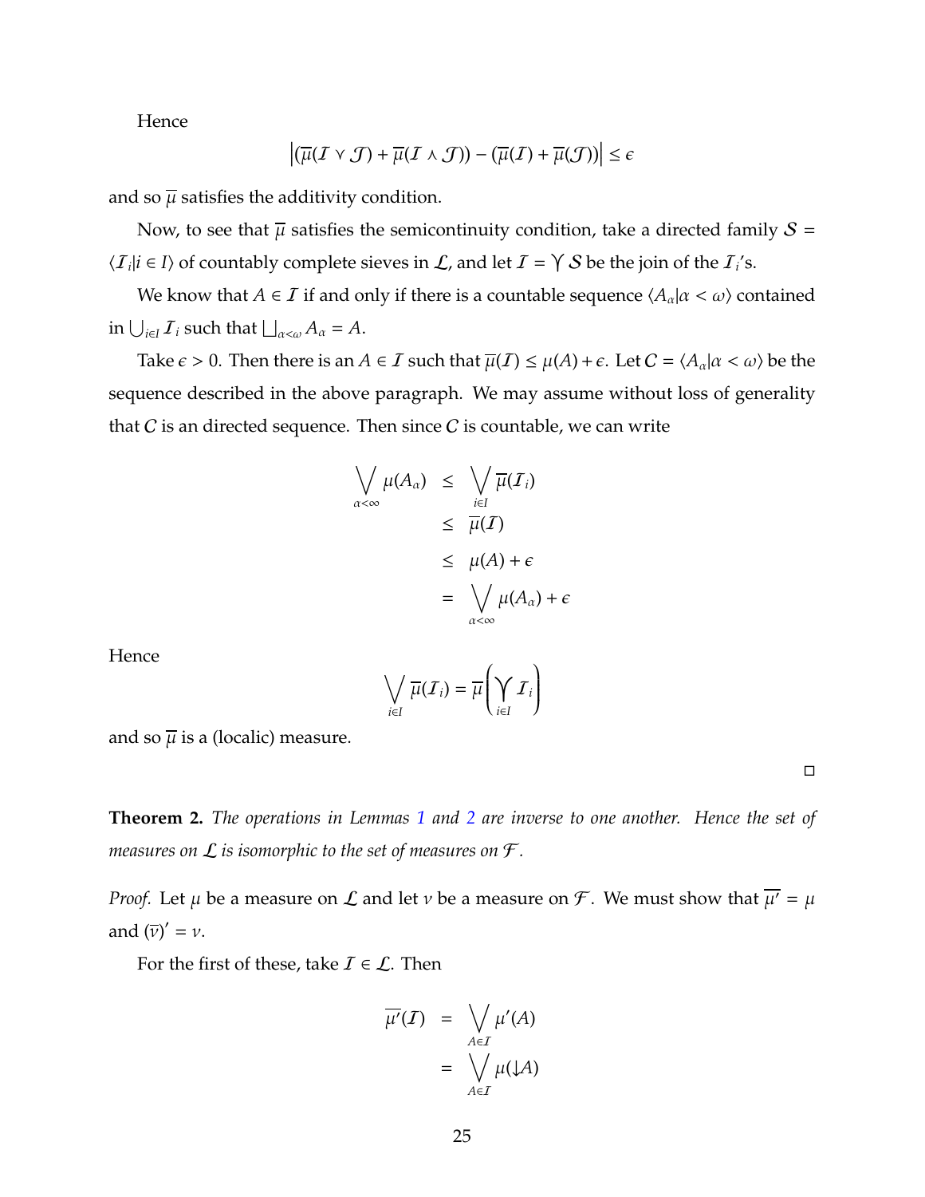Hence

$$\left|(\overline{\mu}(\mathcal{I} \vee \mathcal{J}) + \overline{\mu}(\mathcal{I} \wedge \mathcal{J})) - (\overline{\mu}(\mathcal{I}) + \overline{\mu}(\mathcal{J}))\right| \leq \epsilon$$

and so $\overline{\mu}$ satisfies the additivity condition.

Now, to see that $\overline{\mu}$ satisfies the semicontinuity condition, take a directed family $\mathcal{S} = \langle \mathcal{I}_i | i \in I\rangle$ of countably complete sieves in $\mathcal{L}$, and let $\mathcal{I} = \bigvee \mathcal{S}$ be the join of the $\mathcal{I}_i$'s.

We know that $A \in \mathcal{I}$ if and only if there is a countable sequence $\langle A_\alpha | \alpha < \omega\rangle$ contained in $\bigcup_{i\in I} \mathcal{I}_i$ such that $\bigsqcup_{\alpha<\omega} A_\alpha = A$.

Take $\epsilon > 0$. Then there is an $A \in \mathcal{I}$ such that $\overline{\mu}(\mathcal{I}) \leq \mu(A) + \epsilon$. Let $C = \langle A_\alpha | \alpha < \omega\rangle$ be the sequence described in the above paragraph. We may assume without loss of generality that $C$ is an directed sequence. Then since $C$ is countable, we can write

$$\begin{aligned}
\bigvee_{\alpha<\infty} \mu(A_\alpha) &\leq \bigvee_{i\in I} \overline{\mu}(\mathcal{I}_i) \\
&\leq \overline{\mu}(\mathcal{I}) \\
&\leq \mu(A) + \epsilon \\
&= \bigvee_{\alpha<\infty} \mu(A_\alpha) + \epsilon
\end{aligned}$$

Hence

$$\bigvee_{i\in I} \overline{\mu}(\mathcal{I}_i) = \overline{\mu}\left(\bigvee_{i\in I} \mathcal{I}_i\right)$$

and so $\overline{\mu}$ is a (localic) measure.

□

**Theorem 2.** *The operations in Lemmas 1 and 2 are inverse to one another. Hence the set of measures on $\mathcal{L}$ is isomorphic to the set of measures on $\mathcal{F}$.*

*Proof.* Let $\mu$ be a measure on $\mathcal{L}$ and let $\nu$ be a measure on $\mathcal{F}$. We must show that $\overline{\mu'} = \mu$ and $(\overline{\nu})' = \nu$.

For the first of these, take $\mathcal{I} \in \mathcal{L}$. Then

$$\begin{aligned}
\overline{\mu'}(\mathcal{I}) &= \bigvee_{A\in\mathcal{I}} \mu'(A) \\
&= \bigvee_{A\in\mathcal{I}} \mu(\downarrow A)
\end{aligned}$$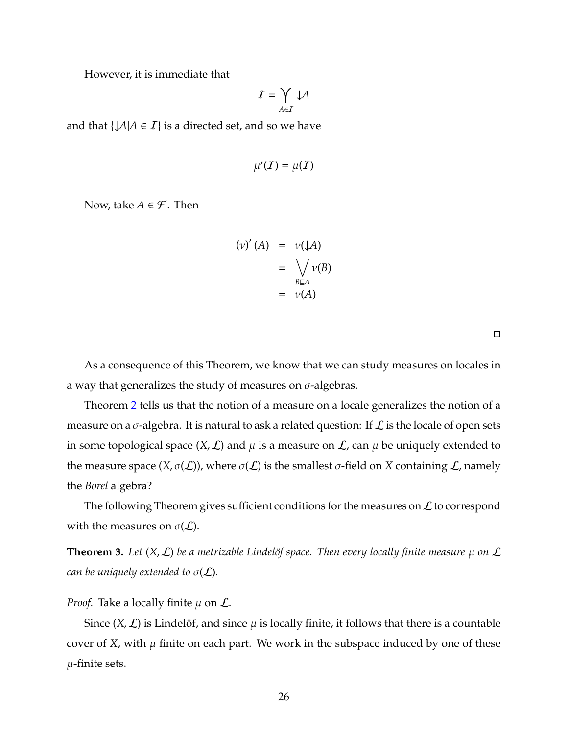However, it is immediate that

$$\mathcal{I} = \bigvee_{A \in \mathcal{I}} \downarrow A$$

and that $\{\downarrow A | A \in \mathcal{I}\}$ is a directed set, and so we have

$$\overline{\mu'}(\mathcal{I}) = \mu(\mathcal{I})$$

Now, take $A \in \mathcal{F}$. Then

$$\begin{aligned}
(\overline{\nu})'(A) &= \overline{\nu}(\downarrow A) \\
&= \bigvee_{B \sqsubseteq A} \nu(B) \\
&= \nu(A)
\end{aligned}$$

□

As a consequence of this Theorem, we know that we can study measures on locales in a way that generalizes the study of measures on $\sigma$-algebras.

Theorem 2 tells us that the notion of a measure on a locale generalizes the notion of a measure on a $\sigma$-algebra. It is natural to ask a related question: If $\mathcal{L}$ is the locale of open sets in some topological space $(X, \mathcal{L})$ and $\mu$ is a measure on $\mathcal{L}$, can $\mu$ be uniquely extended to the measure space $(X, \sigma(\mathcal{L}))$, where $\sigma(\mathcal{L})$ is the smallest $\sigma$-field on $X$ containing $\mathcal{L}$, namely the *Borel* algebra?

The following Theorem gives sufficient conditions for the measures on $\mathcal{L}$ to correspond with the measures on $\sigma(\mathcal{L})$.

**Theorem 3.** *Let $(X, \mathcal{L})$ be a metrizable Lindelöf space. Then every locally finite measure $\mu$ on $\mathcal{L}$ can be uniquely extended to $\sigma(\mathcal{L})$.*

*Proof.* Take a locally finite $\mu$ on $\mathcal{L}$.

Since $(X, \mathcal{L})$ is Lindelöf, and since $\mu$ is locally finite, it follows that there is a countable cover of $X$, with $\mu$ finite on each part. We work in the subspace induced by one of these $\mu$-finite sets.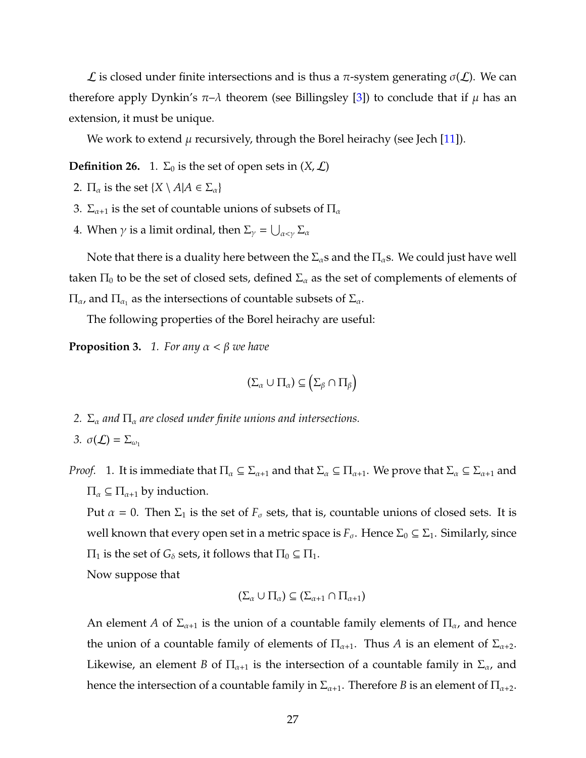$\mathcal{L}$ is closed under finite intersections and is thus a $\pi$-system generating $\sigma(\mathcal{L})$. We can therefore apply Dynkin's $\pi$–$\lambda$ theorem (see Billingsley [3]) to conclude that if $\mu$ has an extension, it must be unique.

We work to extend $\mu$ recursively, through the Borel heirachy (see Jech [11]).

**Definition 26.**
1. $\Sigma_0$ is the set of open sets in $(X, \mathcal{L})$
2. $\Pi_\alpha$ is the set $\{X \setminus A | A \in \Sigma_\alpha\}$
3. $\Sigma_{\alpha+1}$ is the set of countable unions of subsets of $\Pi_\alpha$
4. When $\gamma$ is a limit ordinal, then $\Sigma_\gamma = \bigcup_{\alpha<\gamma} \Sigma_\alpha$

Note that there is a duality here between the $\Sigma_\alpha$s and the $\Pi_\alpha$s. We could just have well taken $\Pi_0$ to be the set of closed sets, defined $\Sigma_\alpha$ as the set of complements of elements of $\Pi_\alpha$, and $\Pi_{\alpha_1}$ as the intersections of countable subsets of $\Sigma_\alpha$.

The following properties of the Borel heirachy are useful:

**Proposition 3.** *1. For any $\alpha < \beta$ we have*

$$(\Sigma_\alpha \cup \Pi_\alpha) \subseteq \left(\Sigma_\beta \cap \Pi_\beta\right)$$

*2. $\Sigma_\alpha$ and $\Pi_\alpha$ are closed under finite unions and intersections.*

*3. $\sigma(\mathcal{L}) = \Sigma_{\omega_1}$*

*Proof.* 1. It is immediate that $\Pi_\alpha \subseteq \Sigma_{\alpha+1}$ and that $\Sigma_\alpha \subseteq \Pi_{\alpha+1}$. We prove that $\Sigma_\alpha \subseteq \Sigma_{\alpha+1}$ and $\Pi_\alpha \subseteq \Pi_{\alpha+1}$ by induction.

Put $\alpha = 0$. Then $\Sigma_1$ is the set of $F_\sigma$ sets, that is, countable unions of closed sets. It is well known that every open set in a metric space is $F_\sigma$. Hence $\Sigma_0 \subseteq \Sigma_1$. Similarly, since $\Pi_1$ is the set of $G_\delta$ sets, it follows that $\Pi_0 \subseteq \Pi_1$.

Now suppose that

$$(\Sigma_\alpha \cup \Pi_\alpha) \subseteq (\Sigma_{\alpha+1} \cap \Pi_{\alpha+1})$$

An element $A$ of $\Sigma_{\alpha+1}$ is the union of a countable family elements of $\Pi_\alpha$, and hence the union of a countable family of elements of $\Pi_{\alpha+1}$. Thus $A$ is an element of $\Sigma_{\alpha+2}$. Likewise, an element $B$ of $\Pi_{\alpha+1}$ is the intersection of a countable family in $\Sigma_\alpha$, and hence the intersection of a countable family in $\Sigma_{\alpha+1}$. Therefore $B$ is an element of $\Pi_{\alpha+2}$.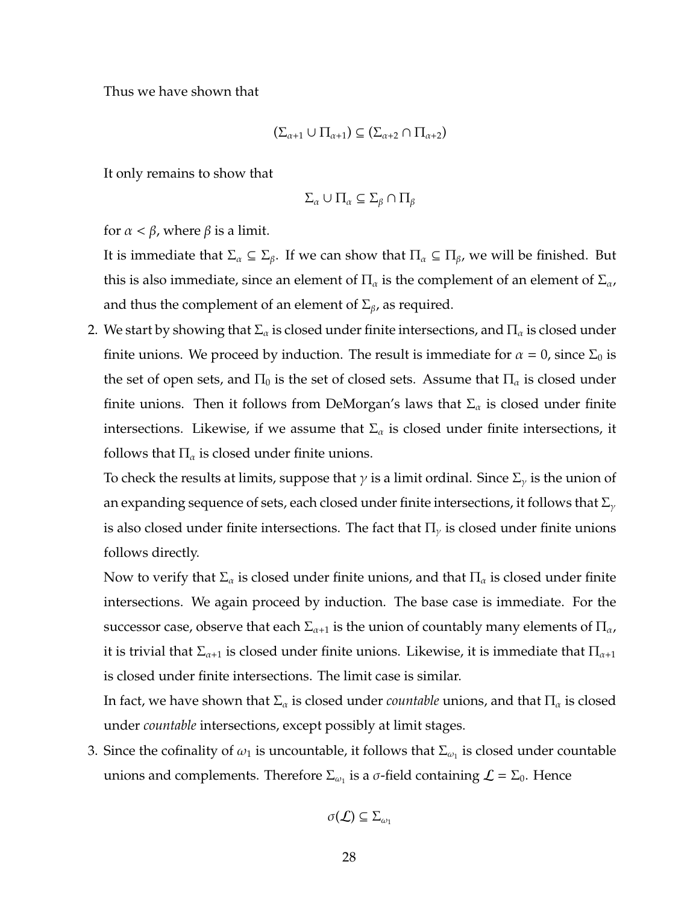Thus we have shown that

$$(\Sigma_{\alpha+1} \cup \Pi_{\alpha+1}) \subseteq (\Sigma_{\alpha+2} \cap \Pi_{\alpha+2})$$

It only remains to show that

$$\Sigma_\alpha \cup \Pi_\alpha \subseteq \Sigma_\beta \cap \Pi_\beta$$

for $\alpha < \beta$, where $\beta$ is a limit.

It is immediate that $\Sigma_\alpha \subseteq \Sigma_\beta$. If we can show that $\Pi_\alpha \subseteq \Pi_\beta$, we will be finished. But this is also immediate, since an element of $\Pi_\alpha$ is the complement of an element of $\Sigma_\alpha$, and thus the complement of an element of $\Sigma_\beta$, as required.

2. We start by showing that $\Sigma_\alpha$ is closed under finite intersections, and $\Pi_\alpha$ is closed under finite unions. We proceed by induction. The result is immediate for $\alpha = 0$, since $\Sigma_0$ is the set of open sets, and $\Pi_0$ is the set of closed sets. Assume that $\Pi_\alpha$ is closed under finite unions. Then it follows from DeMorgan's laws that $\Sigma_\alpha$ is closed under finite intersections. Likewise, if we assume that $\Sigma_\alpha$ is closed under finite intersections, it follows that $\Pi_\alpha$ is closed under finite unions.

   To check the results at limits, suppose that $\gamma$ is a limit ordinal. Since $\Sigma_\gamma$ is the union of an expanding sequence of sets, each closed under finite intersections, it follows that $\Sigma_\gamma$ is also closed under finite intersections. The fact that $\Pi_\gamma$ is closed under finite unions follows directly.

   Now to verify that $\Sigma_\alpha$ is closed under finite unions, and that $\Pi_\alpha$ is closed under finite intersections. We again proceed by induction. The base case is immediate. For the successor case, observe that each $\Sigma_{\alpha+1}$ is the union of countably many elements of $\Pi_\alpha$, it is trivial that $\Sigma_{\alpha+1}$ is closed under finite unions. Likewise, it is immediate that $\Pi_{\alpha+1}$ is closed under finite intersections. The limit case is similar.

   In fact, we have shown that $\Sigma_\alpha$ is closed under *countable* unions, and that $\Pi_\alpha$ is closed under *countable* intersections, except possibly at limit stages.

3. Since the cofinality of $\omega_1$ is uncountable, it follows that $\Sigma_{\omega_1}$ is closed under countable unions and complements. Therefore $\Sigma_{\omega_1}$ is a $\sigma$-field containing $\mathcal{L} = \Sigma_0$. Hence

$$\sigma(\mathcal{L}) \subseteq \Sigma_{\omega_1}$$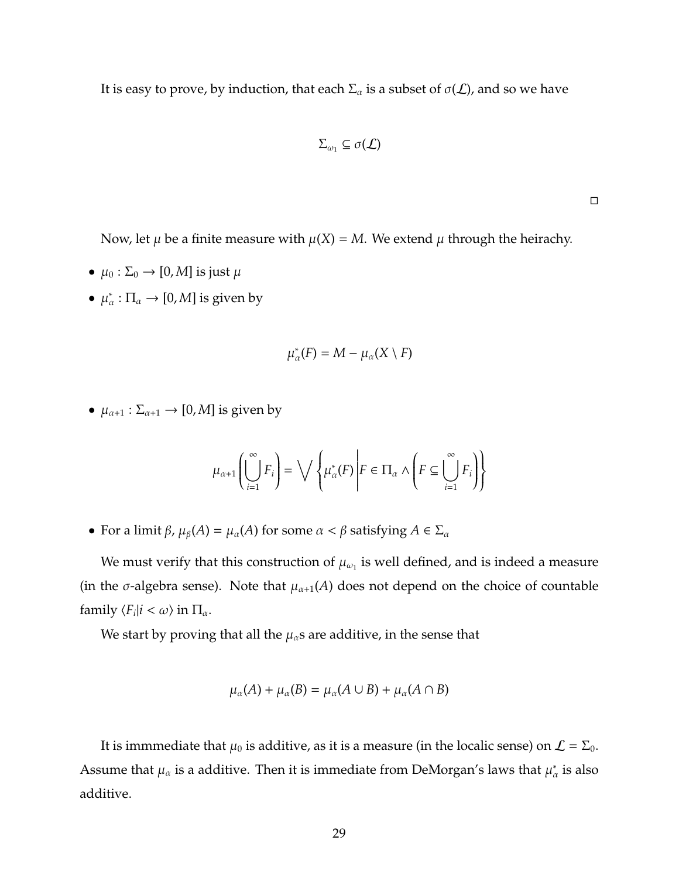It is easy to prove, by induction, that each $\Sigma_\alpha$ is a subset of $\sigma(\mathcal{L})$, and so we have

$$\Sigma_{\omega_1} \subseteq \sigma(\mathcal{L})$$

$\square$

Now, let $\mu$ be a finite measure with $\mu(X) = M$. We extend $\mu$ through the heirachy.

- $\mu_0 : \Sigma_0 \to [0, M]$ is just $\mu$
- $\mu^*_\alpha : \Pi_\alpha \to [0, M]$ is given by

$$\mu^*_\alpha(F) = M - \mu_\alpha(X \setminus F)$$

- $\mu_{\alpha+1} : \Sigma_{\alpha+1} \to [0, M]$ is given by

$$\mu_{\alpha+1}\left(\bigcup_{i=1}^{\infty} F_i\right) = \bigvee \left\{ \mu^*_\alpha(F) \,\middle|\, F \in \Pi_\alpha \wedge \left(F \subseteq \bigcup_{i=1}^{\infty} F_i\right) \right\}$$

- For a limit $\beta$, $\mu_\beta(A) = \mu_\alpha(A)$ for some $\alpha < \beta$ satisfying $A \in \Sigma_\alpha$

We must verify that this construction of $\mu_{\omega_1}$ is well defined, and is indeed a measure (in the $\sigma$-algebra sense). Note that $\mu_{\alpha+1}(A)$ does not depend on the choice of countable family $\langle F_i | i < \omega \rangle$ in $\Pi_\alpha$.

We start by proving that all the $\mu_\alpha$s are additive, in the sense that

$$\mu_\alpha(A) + \mu_\alpha(B) = \mu_\alpha(A \cup B) + \mu_\alpha(A \cap B)$$

It is immmediate that $\mu_0$ is additive, as it is a measure (in the localic sense) on $\mathcal{L} = \Sigma_0$. Assume that $\mu_\alpha$ is a additive. Then it is immediate from DeMorgan's laws that $\mu^*_\alpha$ is also additive.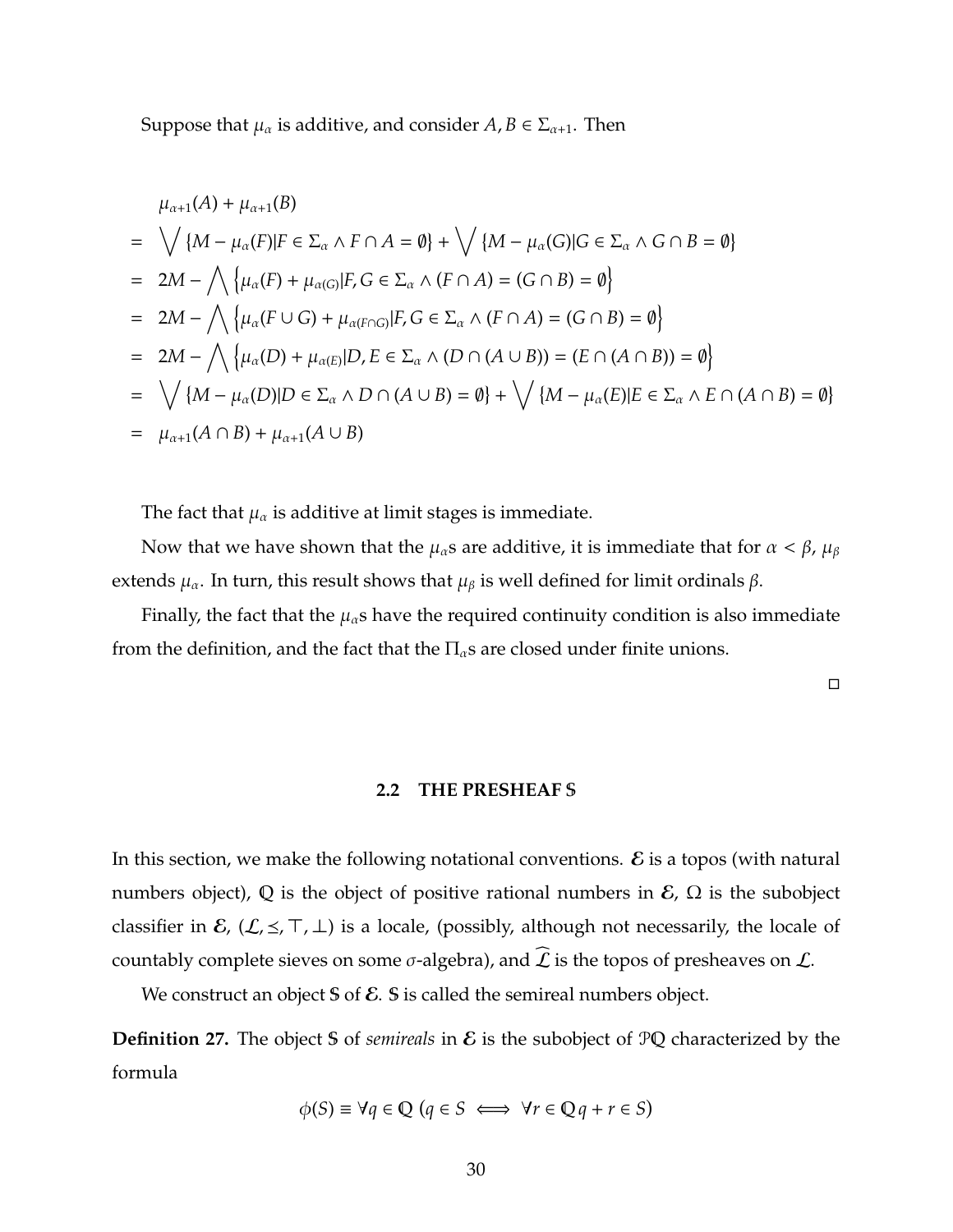Suppose that $\mu_\alpha$ is additive, and consider $A, B \in \Sigma_{\alpha+1}$. Then

$$
\begin{aligned}
& \mu_{\alpha+1}(A) + \mu_{\alpha+1}(B) \\
= \;& \bigvee \{M - \mu_\alpha(F) | F \in \Sigma_\alpha \wedge F \cap A = \emptyset\} + \bigvee \{M - \mu_\alpha(G) | G \in \Sigma_\alpha \wedge G \cap B = \emptyset\} \\
= \;& 2M - \bigwedge \left\{\mu_\alpha(F) + \mu_{\alpha(G)} | F, G \in \Sigma_\alpha \wedge (F \cap A) = (G \cap B) = \emptyset\right\} \\
= \;& 2M - \bigwedge \left\{\mu_\alpha(F \cup G) + \mu_{\alpha(F \cap G)} | F, G \in \Sigma_\alpha \wedge (F \cap A) = (G \cap B) = \emptyset\right\} \\
= \;& 2M - \bigwedge \left\{\mu_\alpha(D) + \mu_{\alpha(E)} | D, E \in \Sigma_\alpha \wedge (D \cap (A \cup B)) = (E \cap (A \cap B)) = \emptyset\right\} \\
= \;& \bigvee \{M - \mu_\alpha(D) | D \in \Sigma_\alpha \wedge D \cap (A \cup B) = \emptyset\} + \bigvee \{M - \mu_\alpha(E) | E \in \Sigma_\alpha \wedge E \cap (A \cap B) = \emptyset\} \\
= \;& \mu_{\alpha+1}(A \cap B) + \mu_{\alpha+1}(A \cup B)
\end{aligned}
$$

The fact that $\mu_\alpha$ is additive at limit stages is immediate.

Now that we have shown that the $\mu_\alpha$s are additive, it is immediate that for $\alpha < \beta$, $\mu_\beta$ extends $\mu_\alpha$. In turn, this result shows that $\mu_\beta$ is well defined for limit ordinals $\beta$.

Finally, the fact that the $\mu_\alpha$s have the required continuity condition is also immediate from the definition, and the fact that the $\Pi_\alpha$s are closed under finite unions.

□

### 2.2 THE PRESHEAF $\mathbb{S}$

In this section, we make the following notational conventions. $\mathcal{E}$ is a topos (with natural numbers object), $\mathbb{Q}$ is the object of positive rational numbers in $\mathcal{E}$, $\Omega$ is the subobject classifier in $\mathcal{E}$, $(\mathcal{L}, \preceq, \top, \bot)$ is a locale, (possibly, although not necessarily, the locale of countably complete sieves on some $\sigma$-algebra), and $\widehat{\mathcal{L}}$ is the topos of presheaves on $\mathcal{L}$.

We construct an object $\mathbb{S}$ of $\mathcal{E}$. $\mathbb{S}$ is called the semireal numbers object.

**Definition 27.** The object $\mathbb{S}$ of *semireals* in $\mathcal{E}$ is the subobject of $\mathcal{P}\mathbb{Q}$ characterized by the formula

$$\phi(S) \equiv \forall q \in \mathbb{Q} \; (q \in S \iff \forall r \in \mathbb{Q} \, q + r \in S)$$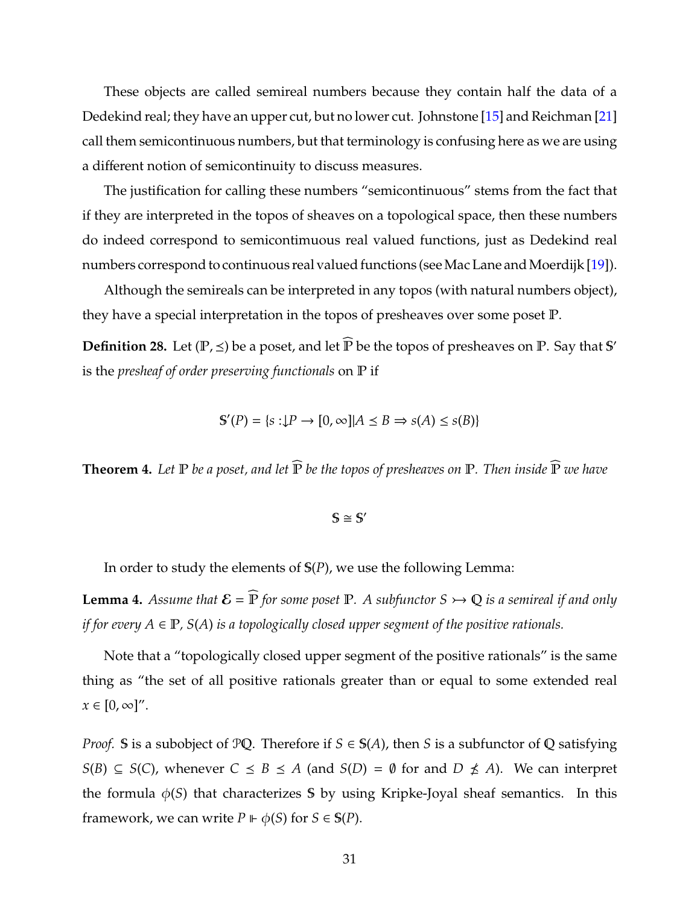These objects are called semireal numbers because they contain half the data of a Dedekind real; they have an upper cut, but no lower cut. Johnstone [15] and Reichman [21] call them semicontinuous numbers, but that terminology is confusing here as we are using a different notion of semicontinuity to discuss measures.

The justification for calling these numbers "semicontinuous" stems from the fact that if they are interpreted in the topos of sheaves on a topological space, then these numbers do indeed correspond to semicontimuous real valued functions, just as Dedekind real numbers correspond to continuous real valued functions (see Mac Lane and Moerdijk [19]).

Although the semireals can be interpreted in any topos (with natural numbers object), they have a special interpretation in the topos of presheaves over some poset $\mathbb{P}$.

**Definition 28.** Let $(\mathbb{P}, \leq)$ be a poset, and let $\widehat{\mathbb{P}}$ be the topos of presheaves on $\mathbb{P}$. Say that $\mathbb{S}'$ is the *presheaf of order preserving functionals* on $\mathbb{P}$ if

$$\mathbb{S}'(P) = \{s : \downarrow P \to [0, \infty] | A \leq B \Rightarrow s(A) \leq s(B)\}$$

**Theorem 4.** *Let $\mathbb{P}$ be a poset, and let $\widehat{\mathbb{P}}$ be the topos of presheaves on $\mathbb{P}$. Then inside $\widehat{\mathbb{P}}$ we have*

$$\mathbb{S} \cong \mathbb{S}'$$

In order to study the elements of $\mathbb{S}(P)$, we use the following Lemma:

**Lemma 4.** *Assume that $\mathcal{E} = \widehat{\mathbb{P}}$ for some poset $\mathbb{P}$. A subfunctor $S \rightarrowtail \mathbb{Q}$ is a semireal if and only if for every $A \in \mathbb{P}$, $S(A)$ is a topologically closed upper segment of the positive rationals.*

Note that a "topologically closed upper segment of the positive rationals" is the same thing as "the set of all positive rationals greater than or equal to some extended real $x \in [0, \infty]$".

*Proof.* $\mathbb{S}$ is a subobject of $\mathcal{P}\mathbb{Q}$. Therefore if $S \in \mathbb{S}(A)$, then $S$ is a subfunctor of $\mathbb{Q}$ satisfying $S(B) \subseteq S(C)$, whenever $C \leq B \leq A$ (and $S(D) = \emptyset$ for and $D \not\leq A$). We can interpret the formula $\phi(S)$ that characterizes $\mathbb{S}$ by using Kripke-Joyal sheaf semantics. In this framework, we can write $P \Vdash \phi(S)$ for $S \in \mathbb{S}(P)$.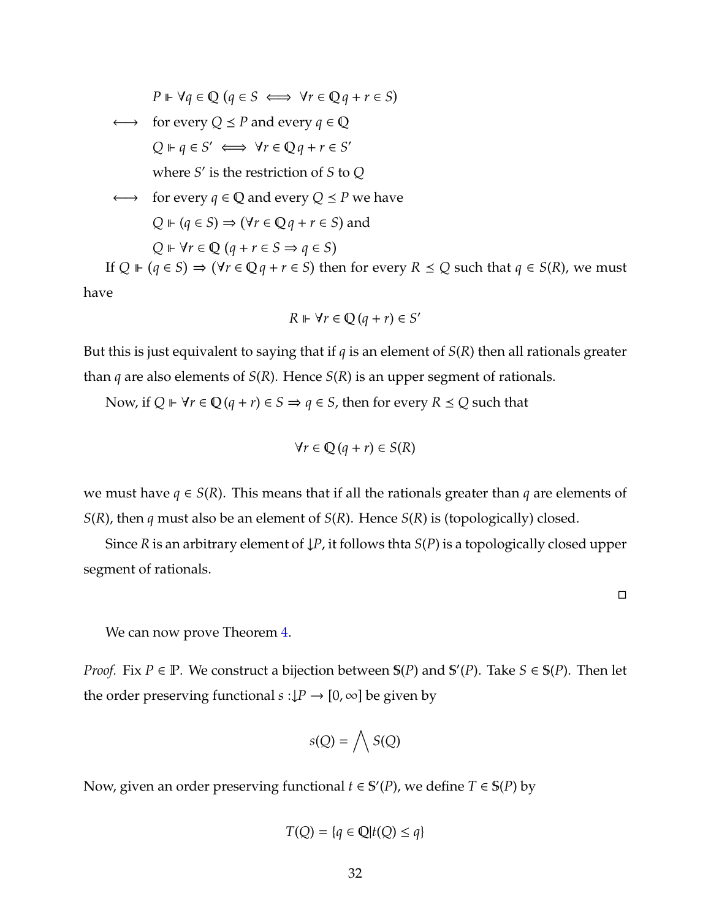$$
\begin{aligned}
& P \Vdash \forall q \in \mathbb{Q}\ (q \in S \iff \forall r \in \mathbb{Q}\, q + r \in S) \\
\longleftrightarrow\quad & \text{for every } Q \leq P \text{ and every } q \in \mathbb{Q} \\
& Q \Vdash q \in S' \iff \forall r \in \mathbb{Q}\, q + r \in S' \\
& \text{where } S' \text{ is the restriction of } S \text{ to } Q \\
\longleftrightarrow\quad & \text{for every } q \in \mathbb{Q} \text{ and every } Q \leq P \text{ we have} \\
& Q \Vdash (q \in S) \Rightarrow (\forall r \in \mathbb{Q}\, q + r \in S) \text{ and} \\
& Q \Vdash \forall r \in \mathbb{Q}\ (q + r \in S \Rightarrow q \in S)
\end{aligned}
$$

If $Q \Vdash (q \in S) \Rightarrow (\forall r \in \mathbb{Q}\, q + r \in S)$ then for every $R \leq Q$ such that $q \in S(R)$, we must have

$$R \Vdash \forall r \in \mathbb{Q}\, (q + r) \in S'$$

But this is just equivalent to saying that if $q$ is an element of $S(R)$ then all rationals greater than $q$ are also elements of $S(R)$. Hence $S(R)$ is an upper segment of rationals.

Now, if $Q \Vdash \forall r \in \mathbb{Q}\, (q + r) \in S \Rightarrow q \in S$, then for every $R \leq Q$ such that

$$\forall r \in \mathbb{Q}\, (q + r) \in S(R)$$

we must have $q \in S(R)$. This means that if all the rationals greater than $q$ are elements of $S(R)$, then $q$ must also be an element of $S(R)$. Hence $S(R)$ is (topologically) closed.

Since $R$ is an arbitrary element of $\downarrow P$, it follows thta $S(P)$ is a topologically closed upper segment of rationals.

□

We can now prove Theorem 4.

*Proof.* Fix $P \in \mathbb{P}$. We construct a bijection between $\mathbb{S}(P)$ and $\mathbb{S}'(P)$. Take $S \in \mathbb{S}(P)$. Then let the order preserving functional $s : \downarrow P \to [0, \infty]$ be given by

$$s(Q) = \bigwedge S(Q)$$

Now, given an order preserving functional $t \in \mathbb{S}'(P)$, we define $T \in \mathbb{S}(P)$ by

$$T(Q) = \{q \in \mathbb{Q} | t(Q) \leq q\}$$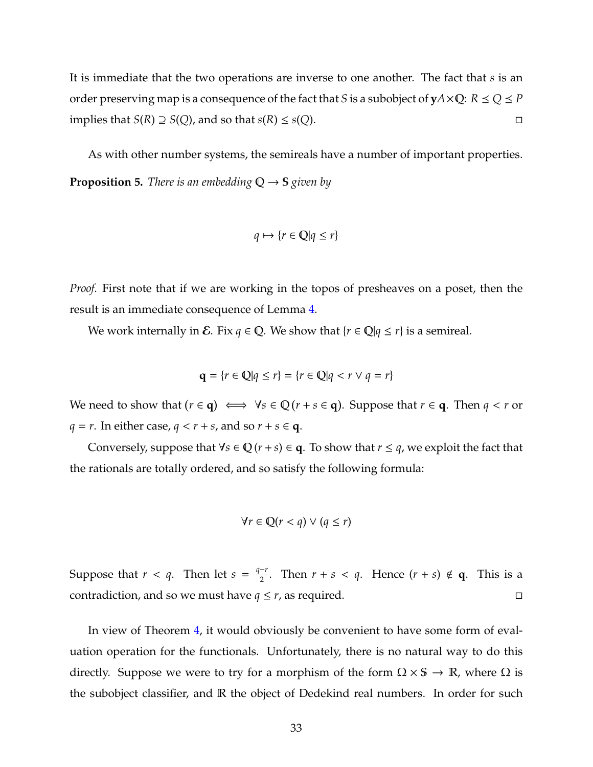It is immediate that the two operations are inverse to one another. The fact that $s$ is an order preserving map is a consequence of the fact that $S$ is a subobject of $\mathbf{y}A \times \mathbb{Q}$: $R \leq Q \leq P$ implies that $S(R) \supseteq S(Q)$, and so that $s(R) \leq s(Q)$. □

As with other number systems, the semireals have a number of important properties.

**Proposition 5.** *There is an embedding $\mathbb{Q} \to \mathbb{S}$ given by*

$$q \mapsto \{r \in \mathbb{Q} | q \leq r\}$$

*Proof.* First note that if we are working in the topos of presheaves on a poset, then the result is an immediate consequence of Lemma 4.

We work internally in $\mathcal{E}$. Fix $q \in \mathbb{Q}$. We show that $\{r \in \mathbb{Q} | q \leq r\}$ is a semireal.

$$\mathbf{q} = \{r \in \mathbb{Q} | q \leq r\} = \{r \in \mathbb{Q} | q < r \vee q = r\}$$

We need to show that $(r \in \mathbf{q}) \iff \forall s \in \mathbb{Q} \, (r + s \in \mathbf{q})$. Suppose that $r \in \mathbf{q}$. Then $q < r$ or $q = r$. In either case, $q < r + s$, and so $r + s \in \mathbf{q}$.

Conversely, suppose that $\forall s \in \mathbb{Q} \, (r + s) \in \mathbf{q}$. To show that $r \leq q$, we exploit the fact that the rationals are totally ordered, and so satisfy the following formula:

$$\forall r \in \mathbb{Q}(r < q) \vee (q \leq r)$$

Suppose that $r < q$. Then let $s = \frac{q-r}{2}$. Then $r + s < q$. Hence $(r + s) \notin \mathbf{q}$. This is a contradiction, and so we must have $q \leq r$, as required. □

In view of Theorem 4, it would obviously be convenient to have some form of evaluation operation for the functionals. Unfortunately, there is no natural way to do this directly. Suppose we were to try for a morphism of the form $\Omega \times \mathbb{S} \to \mathbb{R}$, where $\Omega$ is the subobject classifier, and $\mathbb{R}$ the object of Dedekind real numbers. In order for such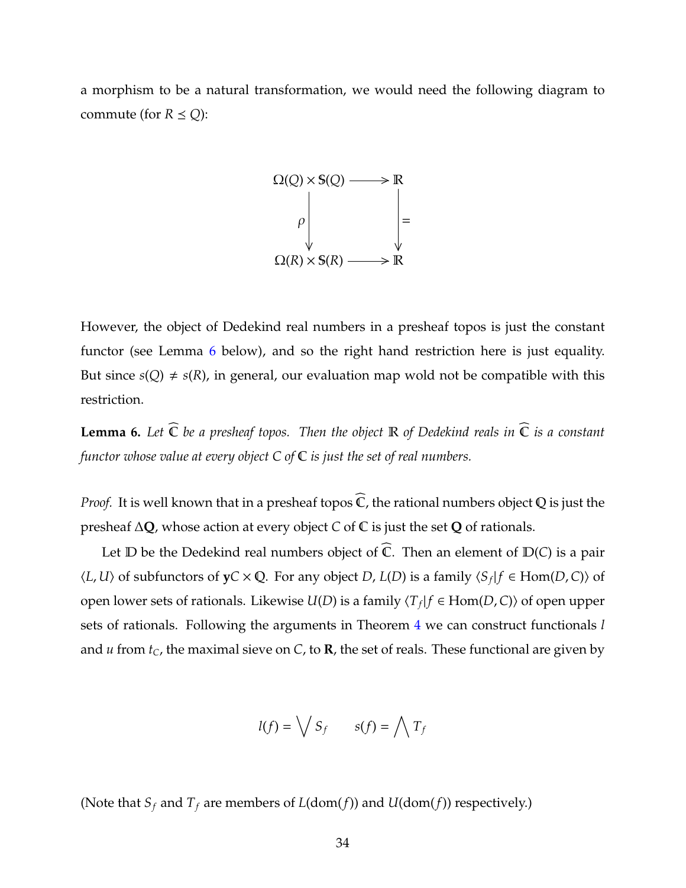a morphism to be a natural transformation, we would need the following diagram to commute (for $R \leq Q$):

$$\begin{array}{ccc}
\Omega(Q) \times \mathbb{S}(Q) & \longrightarrow & \mathbb{R} \\
\rho \downarrow & & \downarrow = \\
\Omega(R) \times \mathbb{S}(R) & \longrightarrow & \mathbb{R}
\end{array}$$

However, the object of Dedekind real numbers in a presheaf topos is just the constant functor (see Lemma 6 below), and so the right hand restriction here is just equality. But since $s(Q) \neq s(R)$, in general, our evaluation map wold not be compatible with this restriction.

**Lemma 6.** *Let $\widehat{\mathbb{C}}$ be a presheaf topos. Then the object $\mathbb{R}$ of Dedekind reals in $\widehat{\mathbb{C}}$ is a constant functor whose value at every object $C$ of $\mathbb{C}$ is just the set of real numbers.*

*Proof.* It is well known that in a presheaf topos $\widehat{\mathbb{C}}$, the rational numbers object $\mathbb{Q}$ is just the presheaf $\Delta\mathbf{Q}$, whose action at every object $C$ of $\mathbb{C}$ is just the set $\mathbf{Q}$ of rationals.

Let $\mathbb{D}$ be the Dedekind real numbers object of $\widehat{\mathbb{C}}$. Then an element of $\mathbb{D}(C)$ is a pair $\langle L, U \rangle$ of subfunctors of $\mathbf{y}C \times \mathbb{Q}$. For any object $D$, $L(D)$ is a family $\langle S_f | f \in \mathrm{Hom}(D, C) \rangle$ of open lower sets of rationals. Likewise $U(D)$ is a family $\langle T_f | f \in \mathrm{Hom}(D, C) \rangle$ of open upper sets of rationals. Following the arguments in Theorem 4 we can construct functionals $l$ and $u$ from $t_C$, the maximal sieve on $C$, to $\mathbf{R}$, the set of reals. These functional are given by

$$l(f) = \bigvee S_f \qquad s(f) = \bigwedge T_f$$

(Note that $S_f$ and $T_f$ are members of $L(\mathrm{dom}(f))$ and $U(\mathrm{dom}(f))$ respectively.)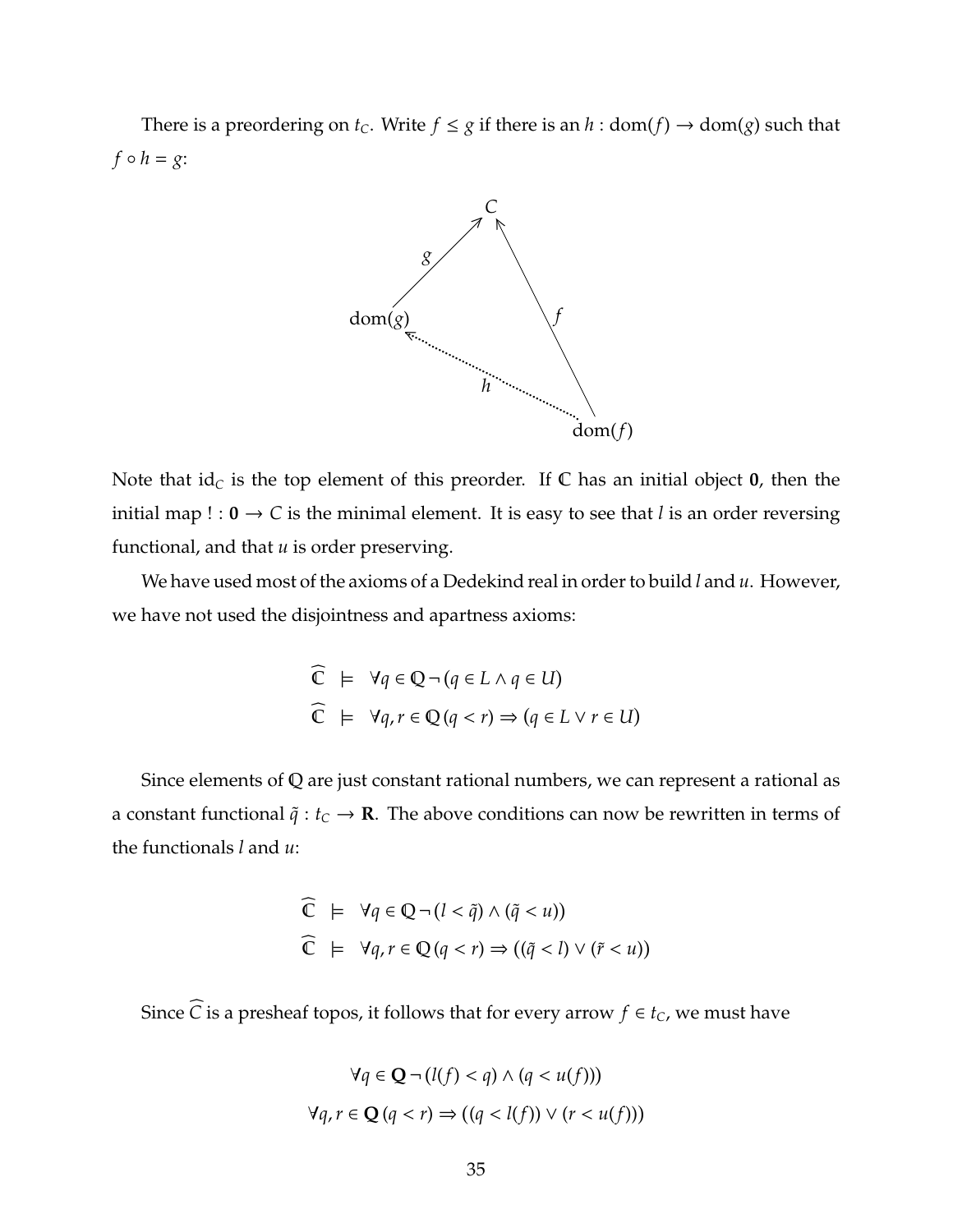There is a preordering on $t_C$. Write $f \leq g$ if there is an $h : \text{dom}(f) \to \text{dom}(g)$ such that $f \circ h = g$:

$$
\begin{array}{ccc}
 & C & \\
\text{dom}(g) \nearrow^{g} & & \nwarrow^{f} \\
 & \overset{h}{\longleftarrow} & \text{dom}(f)
\end{array}
$$

Note that $\text{id}_C$ is the top element of this preorder. If $\mathbb{C}$ has an initial object $\mathbf{0}$, then the initial map $! : \mathbf{0} \to C$ is the minimal element. It is easy to see that $l$ is an order reversing functional, and that $u$ is order preserving.

We have used most of the axioms of a Dedekind real in order to build $l$ and $u$. However, we have not used the disjointness and apartness axioms:

$$
\begin{aligned}
\widehat{\mathbb{C}} &\models \forall q \in \mathbb{Q} \neg (q \in L \wedge q \in U) \\
\widehat{\mathbb{C}} &\models \forall q, r \in \mathbb{Q} (q < r) \Rightarrow (q \in L \vee r \in U)
\end{aligned}
$$

Since elements of $\mathbb{Q}$ are just constant rational numbers, we can represent a rational as a constant functional $\tilde{q} : t_C \to \mathbf{R}$. The above conditions can now be rewritten in terms of the functionals $l$ and $u$:

$$
\begin{aligned}
\widehat{\mathbb{C}} &\models \forall q \in \mathbb{Q} \neg (l < \tilde{q}) \wedge (\tilde{q} < u)) \\
\widehat{\mathbb{C}} &\models \forall q, r \in \mathbb{Q} (q < r) \Rightarrow ((\tilde{q} < l) \vee (\tilde{r} < u))
\end{aligned}
$$

Since $\widehat{C}$ is a presheaf topos, it follows that for every arrow $f \in t_C$, we must have

$$
\forall q \in \mathbf{Q} \neg (l(f) < q) \wedge (q < u(f)))
$$

$$
\forall q, r \in \mathbf{Q} (q < r) \Rightarrow ((q < l(f)) \vee (r < u(f)))
$$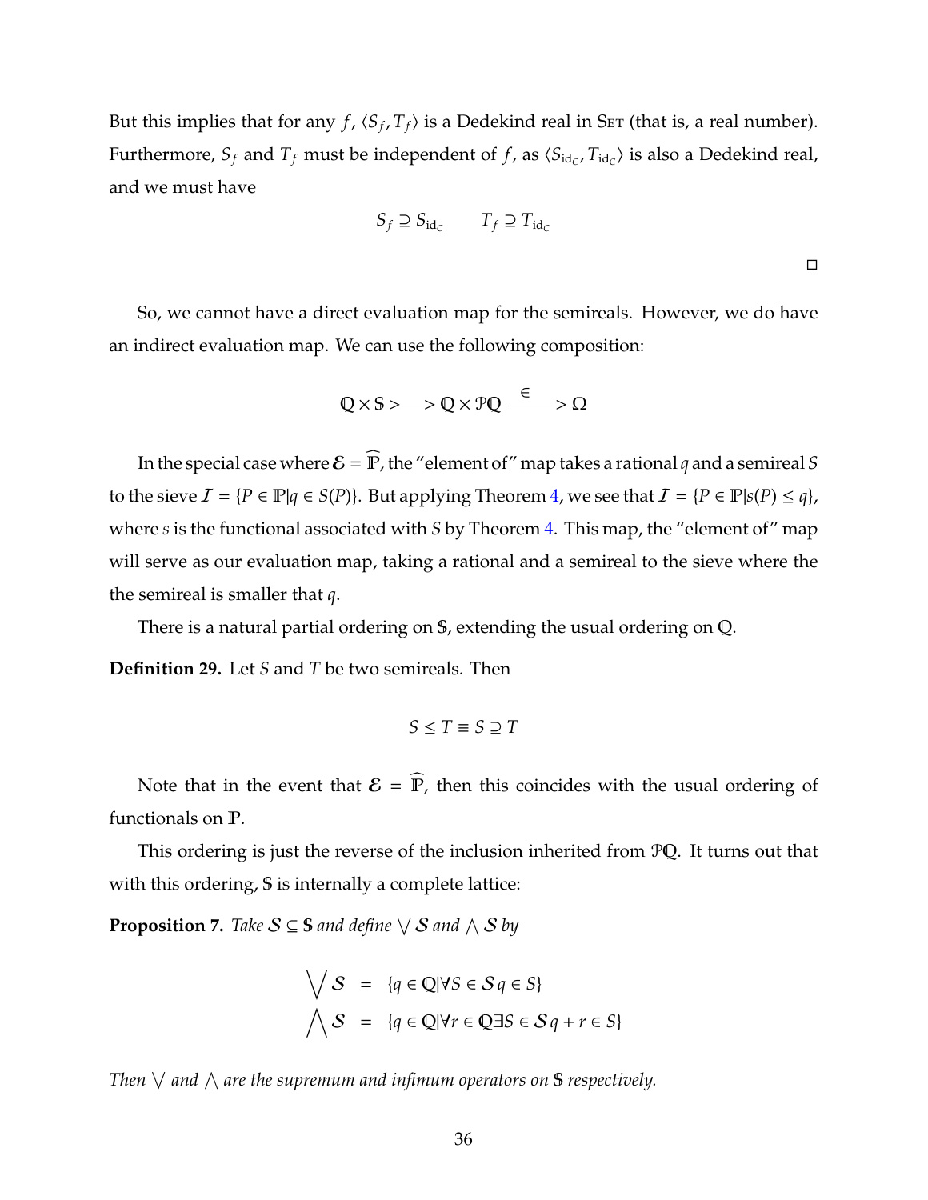But this implies that for any $f$, $\langle S_f, T_f \rangle$ is a Dedekind real in SET (that is, a real number). Furthermore, $S_f$ and $T_f$ must be independent of $f$, as $\langle S_{\mathrm{id}_C}, T_{\mathrm{id}_C} \rangle$ is also a Dedekind real, and we must have

$$S_f \supseteq S_{\mathrm{id}_C} \qquad T_f \supseteq T_{\mathrm{id}_C}$$

□

So, we cannot have a direct evaluation map for the semireals. However, we do have an indirect evaluation map. We can use the following composition:

$$\mathbb{Q} \times \mathbb{S} \rightarrowtail \mathbb{Q} \times \mathcal{P}\mathbb{Q} \xrightarrow{\in} \Omega$$

In the special case where $\mathcal{E} = \widehat{\mathbb{P}}$, the "element of" map takes a rational $q$ and a semireal $S$ to the sieve $\mathcal{I} = \{P \in \mathbb{P} | q \in S(P)\}$. But applying Theorem 4, we see that $\mathcal{I} = \{P \in \mathbb{P} | s(P) \leq q\}$, where $s$ is the functional associated with $S$ by Theorem 4. This map, the "element of" map will serve as our evaluation map, taking a rational and a semireal to the sieve where the the semireal is smaller that $q$.

There is a natural partial ordering on $\mathbb{S}$, extending the usual ordering on $\mathbb{Q}$.

**Definition 29.** Let $S$ and $T$ be two semireals. Then

$$S \leq T \equiv S \supseteq T$$

Note that in the event that $\mathcal{E} = \widehat{\mathbb{P}}$, then this coincides with the usual ordering of functionals on $\mathbb{P}$.

This ordering is just the reverse of the inclusion inherited from $\mathcal{P}\mathbb{Q}$. It turns out that with this ordering, $\mathbb{S}$ is internally a complete lattice:

**Proposition 7.** *Take $\mathcal{S} \subseteq \mathbb{S}$ and define $\bigvee \mathcal{S}$ and $\bigwedge \mathcal{S}$ by*

$$\begin{aligned}
\bigvee \mathcal{S} &= \{q \in \mathbb{Q} | \forall S \in \mathcal{S}\, q \in S\} \\
\bigwedge \mathcal{S} &= \{q \in \mathbb{Q} | \forall r \in \mathbb{Q} \exists S \in \mathcal{S}\, q + r \in S\}
\end{aligned}$$

*Then $\bigvee$ and $\bigwedge$ are the supremum and infimum operators on $\mathbb{S}$ respectively.*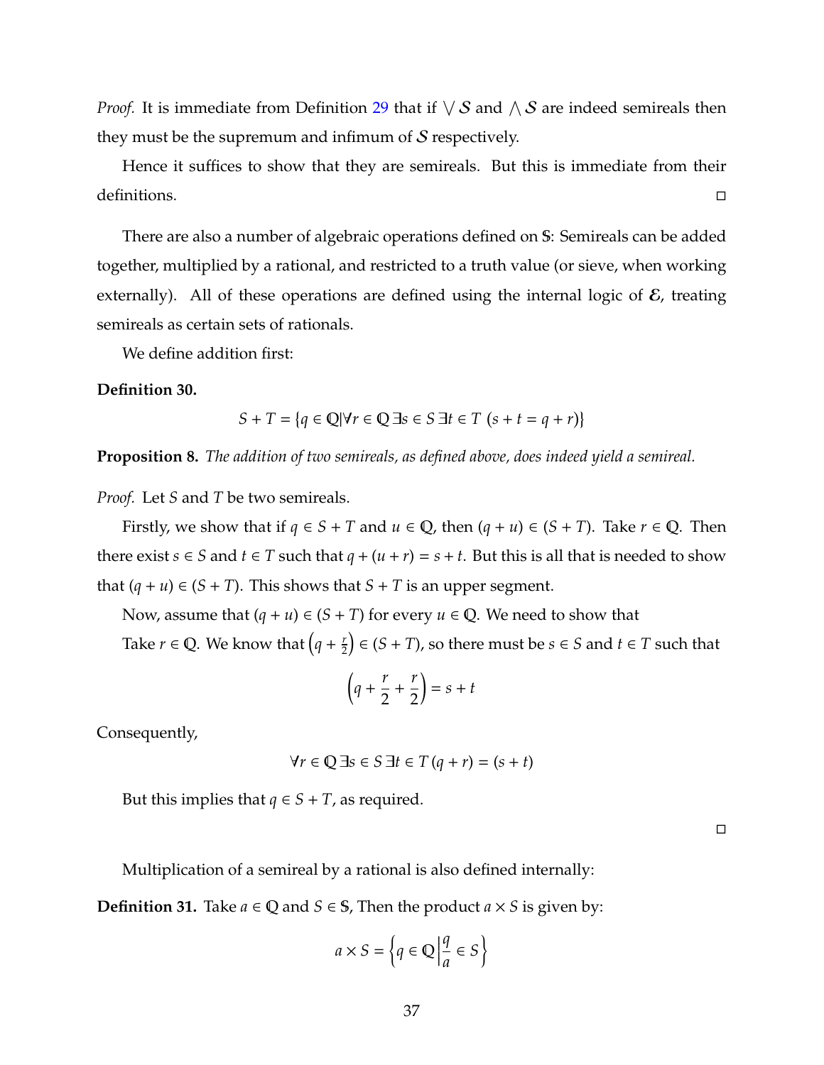*Proof.* It is immediate from Definition 29 that if $\bigvee \mathcal{S}$ and $\bigwedge \mathcal{S}$ are indeed semireals then they must be the supremum and infimum of $\mathcal{S}$ respectively.

Hence it suffices to show that they are semireals. But this is immediate from their definitions. □

There are also a number of algebraic operations defined on $\mathbb{S}$: Semireals can be added together, multiplied by a rational, and restricted to a truth value (or sieve, when working externally). All of these operations are defined using the internal logic of $\boldsymbol{\mathcal{E}}$, treating semireals as certain sets of rationals.

We define addition first:

**Definition 30.**

$$S + T = \{q \in \mathbb{Q} | \forall r \in \mathbb{Q}\, \exists s \in S\, \exists t \in T\; (s + t = q + r)\}$$

**Proposition 8.** *The addition of two semireals, as defined above, does indeed yield a semireal.*

*Proof.* Let $S$ and $T$ be two semireals.

Firstly, we show that if $q \in S + T$ and $u \in \mathbb{Q}$, then $(q + u) \in (S + T)$. Take $r \in \mathbb{Q}$. Then there exist $s \in S$ and $t \in T$ such that $q + (u + r) = s + t$. But this is all that is needed to show that $(q + u) \in (S + T)$. This shows that $S + T$ is an upper segment.

Now, assume that $(q + u) \in (S + T)$ for every $u \in \mathbb{Q}$. We need to show that

Take $r \in \mathbb{Q}$. We know that $\left(q + \frac{r}{2}\right) \in (S + T)$, so there must be $s \in S$ and $t \in T$ such that

$$\left(q + \frac{r}{2} + \frac{r}{2}\right) = s + t$$

Consequently,

$$\forall r \in \mathbb{Q}\, \exists s \in S\, \exists t \in T\, (q + r) = (s + t)$$

But this implies that $q \in S + T$, as required.

□

Multiplication of a semireal by a rational is also defined internally:

**Definition 31.** Take $a \in \mathbb{Q}$ and $S \in \mathbb{S}$, Then the product $a \times S$ is given by:

$$a \times S = \left\{q \in \mathbb{Q} \middle| \frac{q}{a} \in S\right\}$$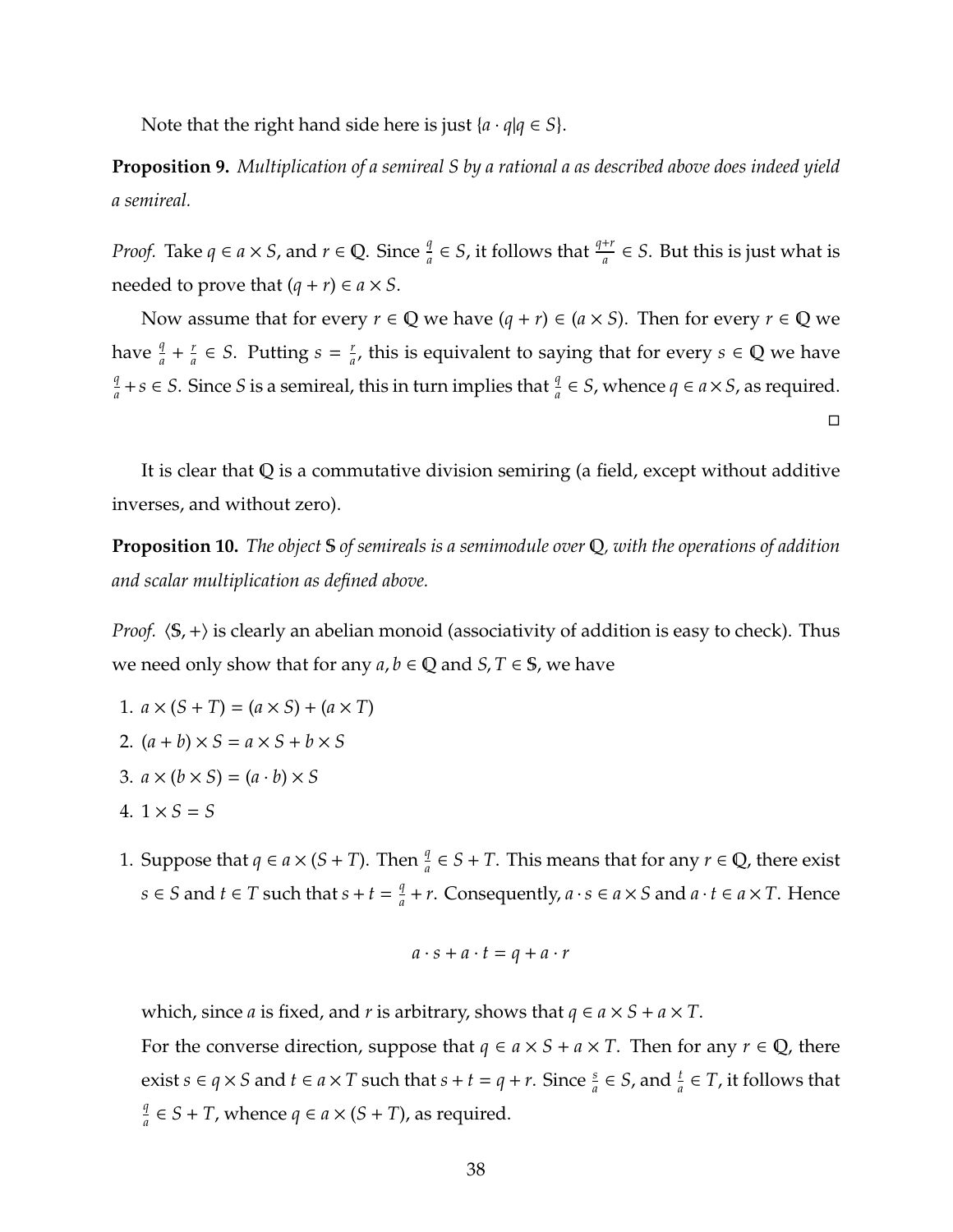Note that the right hand side here is just $\{a \cdot q | q \in S\}$.

**Proposition 9.** *Multiplication of a semireal $S$ by a rational $a$ as described above does indeed yield a semireal.*

*Proof.* Take $q \in a \times S$, and $r \in \mathbb{Q}$. Since $\frac{q}{a} \in S$, it follows that $\frac{q+r}{a} \in S$. But this is just what is needed to prove that $(q + r) \in a \times S$.

Now assume that for every $r \in \mathbb{Q}$ we have $(q + r) \in (a \times S)$. Then for every $r \in \mathbb{Q}$ we have $\frac{q}{a} + \frac{r}{a} \in S$. Putting $s = \frac{r}{a}$, this is equivalent to saying that for every $s \in \mathbb{Q}$ we have $\frac{q}{a} + s \in S$. Since $S$ is a semireal, this in turn implies that $\frac{q}{a} \in S$, whence $q \in a \times S$, as required. □

It is clear that $\mathbb{Q}$ is a commutative division semiring (a field, except without additive inverses, and without zero).

**Proposition 10.** *The object $\mathbb{S}$ of semireals is a semimodule over $\mathbb{Q}$, with the operations of addition and scalar multiplication as defined above.*

*Proof.* $\langle \mathbb{S}, + \rangle$ is clearly an abelian monoid (associativity of addition is easy to check). Thus we need only show that for any $a, b \in \mathbb{Q}$ and $S, T \in \mathbb{S}$, we have

1. $a \times (S + T) = (a \times S) + (a \times T)$
2. $(a + b) \times S = a \times S + b \times S$
3. $a \times (b \times S) = (a \cdot b) \times S$
4. $1 \times S = S$

1. Suppose that $q \in a \times (S + T)$. Then $\frac{q}{a} \in S + T$. This means that for any $r \in \mathbb{Q}$, there exist $s \in S$ and $t \in T$ such that $s + t = \frac{q}{a} + r$. Consequently, $a \cdot s \in a \times S$ and $a \cdot t \in a \times T$. Hence

$$a \cdot s + a \cdot t = q + a \cdot r$$

which, since $a$ is fixed, and $r$ is arbitrary, shows that $q \in a \times S + a \times T$.

For the converse direction, suppose that $q \in a \times S + a \times T$. Then for any $r \in \mathbb{Q}$, there exist $s \in q \times S$ and $t \in a \times T$ such that $s + t = q + r$. Since $\frac{s}{a} \in S$, and $\frac{t}{a} \in T$, it follows that $\frac{q}{a} \in S + T$, whence $q \in a \times (S + T)$, as required.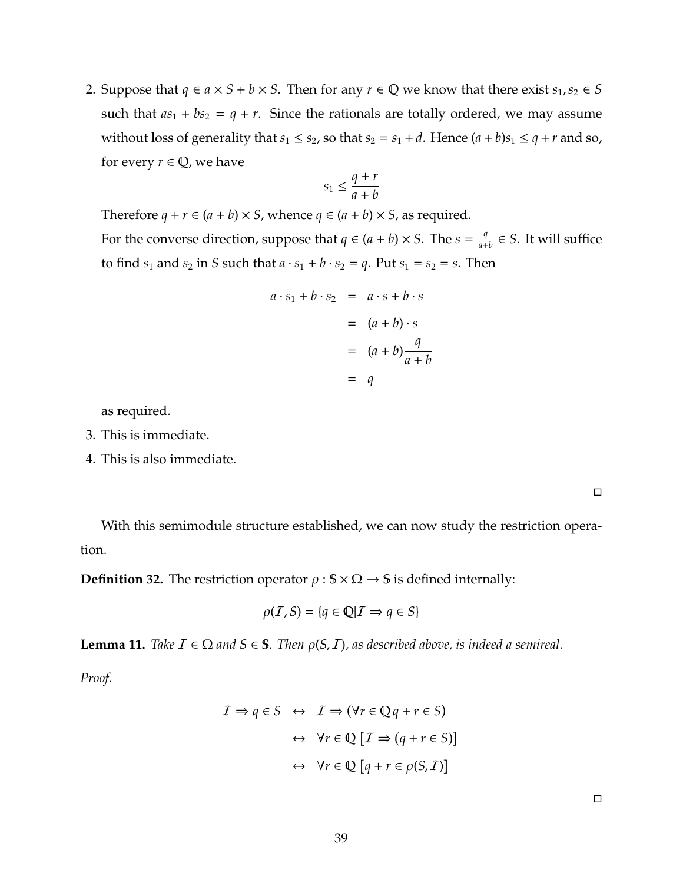2. Suppose that $q \in a \times S + b \times S$. Then for any $r \in \mathbb{Q}$ we know that there exist $s_1, s_2 \in S$ such that $as_1 + bs_2 = q + r$. Since the rationals are totally ordered, we may assume without loss of generality that $s_1 \leq s_2$, so that $s_2 = s_1 + d$. Hence $(a + b)s_1 \leq q + r$ and so, for every $r \in \mathbb{Q}$, we have

$$s_1 \leq \frac{q + r}{a + b}$$

Therefore $q + r \in (a + b) \times S$, whence $q \in (a + b) \times S$, as required.

For the converse direction, suppose that $q \in (a + b) \times S$. The $s = \frac{q}{a+b} \in S$. It will suffice to find $s_1$ and $s_2$ in $S$ such that $a \cdot s_1 + b \cdot s_2 = q$. Put $s_1 = s_2 = s$. Then

$$\begin{aligned}
a \cdot s_1 + b \cdot s_2 &= a \cdot s + b \cdot s \\
&= (a + b) \cdot s \\
&= (a + b)\frac{q}{a + b} \\
&= q
\end{aligned}$$

as required.

3. This is immediate.

4. This is also immediate.

□

With this semimodule structure established, we can now study the restriction operation.

**Definition 32.** The restriction operator $\rho : \mathbb{S} \times \Omega \to \mathbb{S}$ is defined internally:

$$\rho(\mathcal{I}, S) = \{q \in \mathbb{Q} | \mathcal{I} \Rightarrow q \in S\}$$

**Lemma 11.** *Take $\mathcal{I} \in \Omega$ and $S \in \mathbb{S}$. Then $\rho(S, \mathcal{I})$, as described above, is indeed a semireal.*

*Proof.*

$$\begin{aligned}
\mathcal{I} \Rightarrow q \in S &\leftrightarrow \mathcal{I} \Rightarrow (\forall r \in \mathbb{Q}\, q + r \in S) \\
&\leftrightarrow \forall r \in \mathbb{Q}\ [\mathcal{I} \Rightarrow (q + r \in S)] \\
&\leftrightarrow \forall r \in \mathbb{Q}\ [q + r \in \rho(S, \mathcal{I})]
\end{aligned}$$

□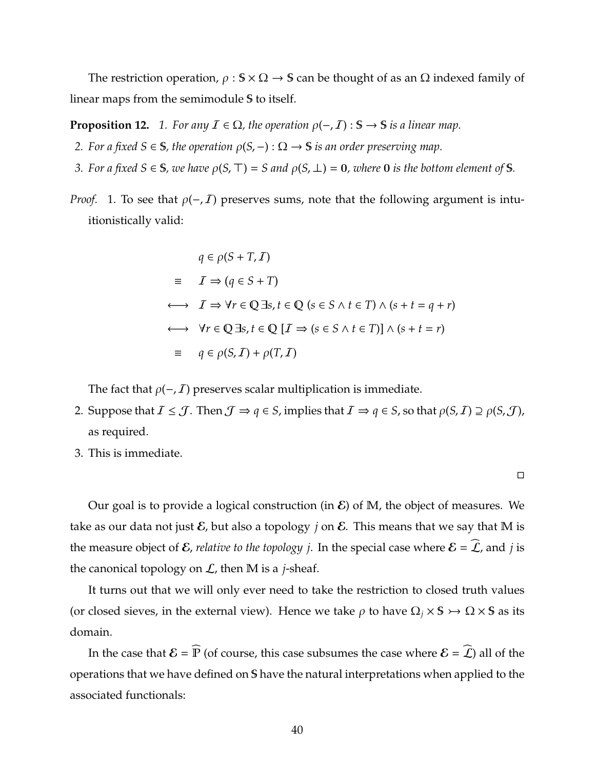The restriction operation, $\rho : \mathbb{S} \times \Omega \to \mathbb{S}$ can be thought of as an $\Omega$ indexed family of linear maps from the semimodule $\mathbb{S}$ to itself.

**Proposition 12.** *1. For any $\mathcal{I} \in \Omega$, the operation $\rho(-, \mathcal{I}) : \mathbb{S} \to \mathbb{S}$ is a linear map.*

*2. For a fixed $S \in \mathbb{S}$, the operation $\rho(S, -) : \Omega \to \mathbb{S}$ is an order preserving map.*

*3. For a fixed $S \in \mathbb{S}$, we have $\rho(S, \top) = S$ and $\rho(S, \bot) = \mathbf{0}$, where $\mathbf{0}$ is the bottom element of $\mathbb{S}$.*

*Proof.* 1. To see that $\rho(-, \mathcal{I})$ preserves sums, note that the following argument is intuitionistically valid:

$$
\begin{aligned}
& q \in \rho(S + T, \mathcal{I}) \\
\equiv \quad & \mathcal{I} \Rightarrow (q \in S + T) \\
\longleftrightarrow \quad & \mathcal{I} \Rightarrow \forall r \in \mathbb{Q}\, \exists s, t \in \mathbb{Q}\ (s \in S \wedge t \in T) \wedge (s + t = q + r) \\
\longleftrightarrow \quad & \forall r \in \mathbb{Q}\, \exists s, t \in \mathbb{Q}\ [\mathcal{I} \Rightarrow (s \in S \wedge t \in T)] \wedge (s + t = r) \\
\equiv \quad & q \in \rho(S, \mathcal{I}) + \rho(T, \mathcal{I})
\end{aligned}
$$

The fact that $\rho(-, \mathcal{I})$ preserves scalar multiplication is immediate.

2. Suppose that $\mathcal{I} \leq \mathcal{J}$. Then $\mathcal{J} \Rightarrow q \in S$, implies that $\mathcal{I} \Rightarrow q \in S$, so that $\rho(S, \mathcal{I}) \supseteq \rho(S, \mathcal{J})$, as required.

3. This is immediate.

□

Our goal is to provide a logical construction (in $\mathcal{E}$) of $\mathbb{M}$, the object of measures. We take as our data not just $\mathcal{E}$, but also a topology $j$ on $\mathcal{E}$. This means that we say that $\mathbb{M}$ is the measure object of $\mathcal{E}$, *relative to the topology j*. In the special case where $\mathcal{E} = \widehat{\mathcal{L}}$, and $j$ is the canonical topology on $\mathcal{L}$, then $\mathbb{M}$ is a $j$-sheaf.

It turns out that we will only ever need to take the restriction to closed truth values (or closed sieves, in the external view). Hence we take $\rho$ to have $\Omega_j \times \mathbb{S} \rightarrowtail \Omega \times \mathbb{S}$ as its domain.

In the case that $\mathcal{E} = \widehat{\mathbb{P}}$ (of course, this case subsumes the case where $\mathcal{E} = \widehat{\mathcal{L}}$) all of the operations that we have defined on $\mathbb{S}$ have the natural interpretations when applied to the associated functionals: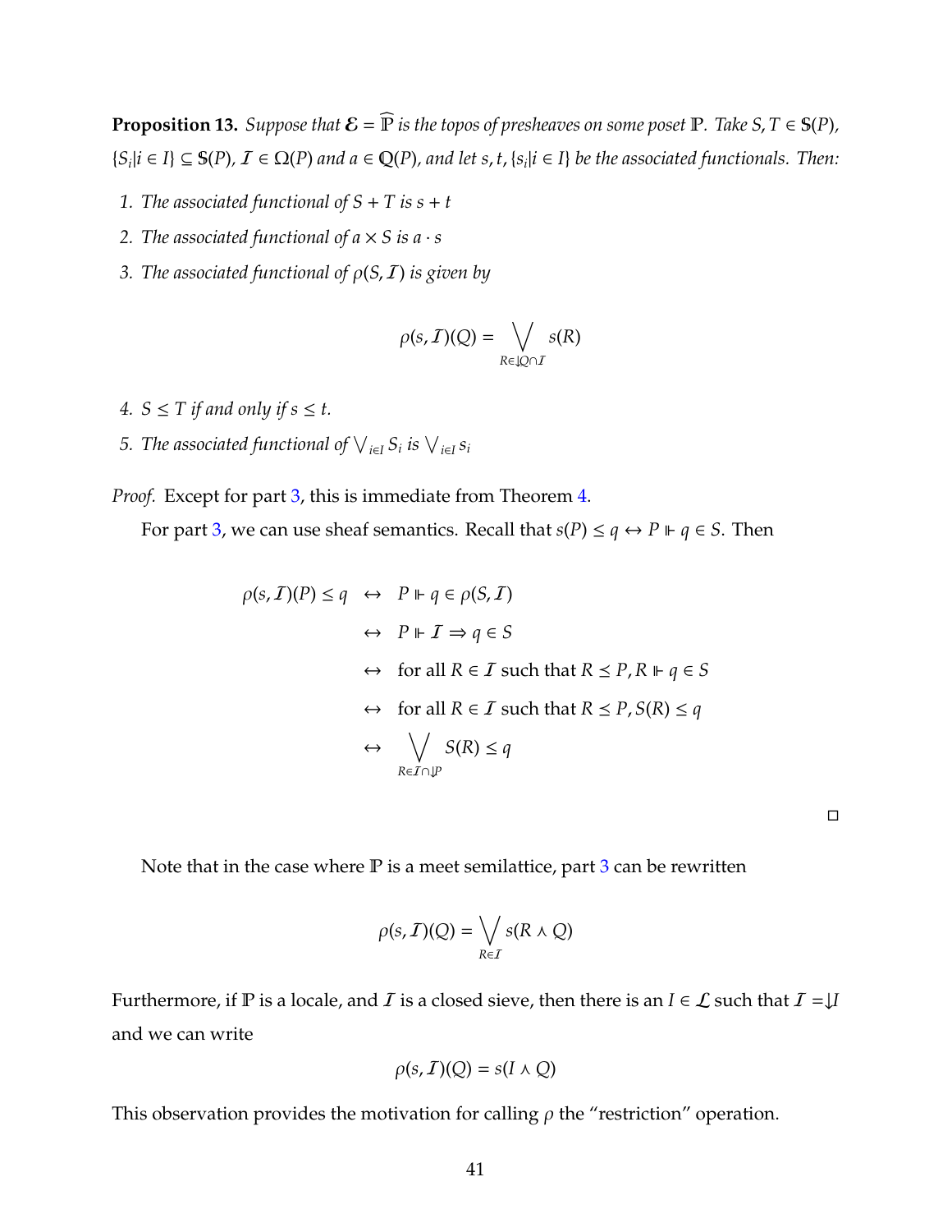**Proposition 13.** *Suppose that $\mathcal{E} = \widehat{\mathbb{P}}$ is the topos of presheaves on some poset $\mathbb{P}$. Take $S, T \in \mathbb{S}(P)$, $\{S_i | i \in I\} \subseteq \mathbb{S}(P)$, $\mathcal{I} \in \Omega(P)$ and $a \in \mathbb{Q}(P)$, and let $s, t, \{s_i | i \in I\}$ be the associated functionals. Then:*

1. *The associated functional of $S + T$ is $s + t$*
2. *The associated functional of $a \times S$ is $a \cdot s$*
3. *The associated functional of $\rho(S, \mathcal{I})$ is given by*

$$\rho(s, \mathcal{I})(Q) = \bigvee_{R \in \downarrow Q \cap \mathcal{I}} s(R)$$

4. *$S \leq T$ if and only if $s \leq t$.*
5. *The associated functional of $\bigvee_{i \in I} S_i$ is $\bigvee_{i \in I} s_i$*

*Proof.* Except for part 3, this is immediate from Theorem 4.

For part 3, we can use sheaf semantics. Recall that $s(P) \leq q \leftrightarrow P \Vdash q \in S$. Then

$$\begin{aligned}
\rho(s, \mathcal{I})(P) \leq q \quad &\leftrightarrow \quad P \Vdash q \in \rho(S, \mathcal{I}) \\
&\leftrightarrow \quad P \Vdash \mathcal{I} \Rightarrow q \in S \\
&\leftrightarrow \quad \text{for all } R \in \mathcal{I} \text{ such that } R \leq P, R \Vdash q \in S \\
&\leftrightarrow \quad \text{for all } R \in \mathcal{I} \text{ such that } R \leq P, S(R) \leq q \\
&\leftrightarrow \quad \bigvee_{R \in \mathcal{I} \cap \downarrow P} S(R) \leq q
\end{aligned}$$

$\square$

Note that in the case where $\mathbb{P}$ is a meet semilattice, part 3 can be rewritten

$$\rho(s, \mathcal{I})(Q) = \bigvee_{R \in \mathcal{I}} s(R \wedge Q)$$

Furthermore, if $\mathbb{P}$ is a locale, and $\mathcal{I}$ is a closed sieve, then there is an $I \in \mathcal{L}$ such that $\mathcal{I} = \downarrow I$ and we can write

$$\rho(s, \mathcal{I})(Q) = s(I \wedge Q)$$

This observation provides the motivation for calling $\rho$ the "restriction" operation.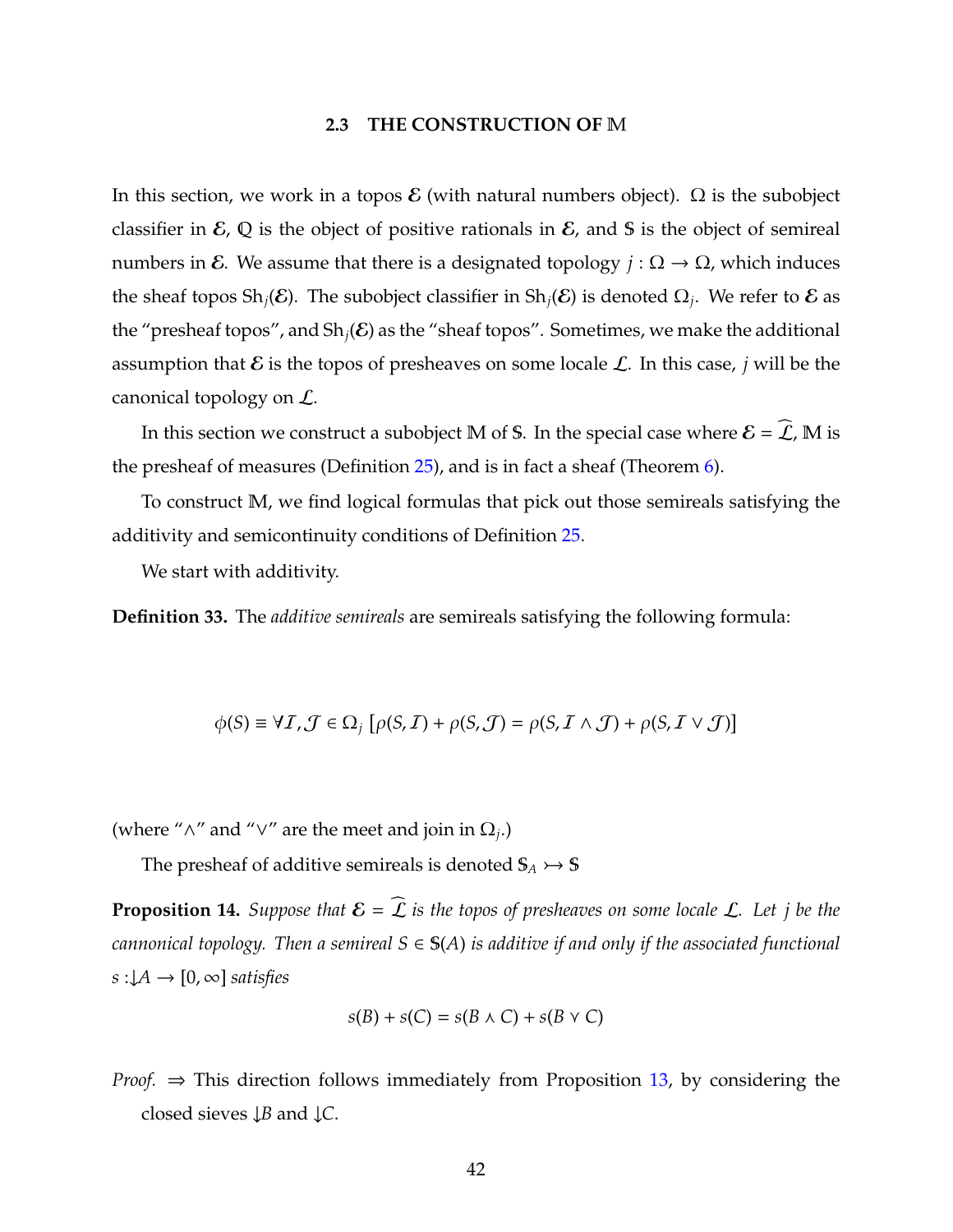### 2.3 THE CONSTRUCTION OF $\mathbb{M}$

In this section, we work in a topos $\mathcal{E}$ (with natural numbers object). $\Omega$ is the subobject classifier in $\mathcal{E}$, $\mathbb{Q}$ is the object of positive rationals in $\mathcal{E}$, and $\mathbb{S}$ is the object of semireal numbers in $\mathcal{E}$. We assume that there is a designated topology $j : \Omega \to \Omega$, which induces the sheaf topos $\mathrm{Sh}_j(\mathcal{E})$. The subobject classifier in $\mathrm{Sh}_j(\mathcal{E})$ is denoted $\Omega_j$. We refer to $\mathcal{E}$ as the "presheaf topos", and $\mathrm{Sh}_j(\mathcal{E})$ as the "sheaf topos". Sometimes, we make the additional assumption that $\mathcal{E}$ is the topos of presheaves on some locale $\mathcal{L}$. In this case, $j$ will be the canonical topology on $\mathcal{L}$.

In this section we construct a subobject $\mathbb{M}$ of $\mathbb{S}$. In the special case where $\mathcal{E} = \widehat{\mathcal{L}}$, $\mathbb{M}$ is the presheaf of measures (Definition 25), and is in fact a sheaf (Theorem 6).

To construct $\mathbb{M}$, we find logical formulas that pick out those semireals satisfying the additivity and semicontinuity conditions of Definition 25.

We start with additivity.

**Definition 33.** The *additive semireals* are semireals satisfying the following formula:

$$\phi(S) \equiv \forall \mathcal{I}, \mathcal{J} \in \Omega_j \ [\rho(S, \mathcal{I}) + \rho(S, \mathcal{J}) = \rho(S, \mathcal{I} \wedge \mathcal{J}) + \rho(S, \mathcal{I} \vee \mathcal{J})]$$

(where "$\wedge$" and "$\vee$" are the meet and join in $\Omega_j$.)

The presheaf of additive semireals is denoted $\mathbb{S}_A \rightarrowtail \mathbb{S}$

**Proposition 14.** *Suppose that $\mathcal{E} = \widehat{\mathcal{L}}$ is the topos of presheaves on some locale $\mathcal{L}$. Let $j$ be the cannonical topology. Then a semireal $S \in \mathbb{S}(A)$ is additive if and only if the associated functional $s : \downarrow A \to [0, \infty]$ satisfies*

$$s(B) + s(C) = s(B \wedge C) + s(B \vee C)$$

*Proof.* $\Rightarrow$ This direction follows immediately from Proposition 13, by considering the closed sieves $\downarrow B$ and $\downarrow C$.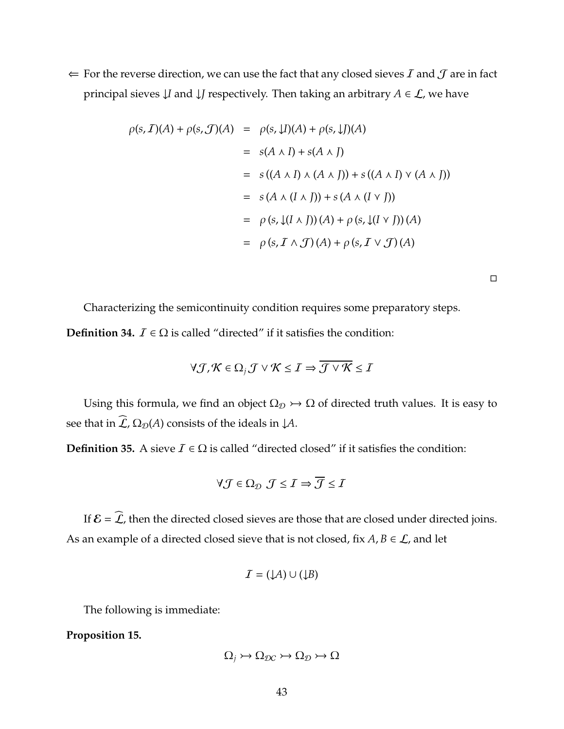$\Leftarrow$ For the reverse direction, we can use the fact that any closed sieves $\mathcal{I}$ and $\mathcal{J}$ are in fact principal sieves $\downarrow I$ and $\downarrow J$ respectively. Then taking an arbitrary $A \in \mathcal{L}$, we have

$$
\begin{aligned}
\rho(s, \mathcal{I})(A) + \rho(s, \mathcal{J})(A) &= \rho(s, \downarrow I)(A) + \rho(s, \downarrow J)(A) \\
&= s(A \wedge I) + s(A \wedge J) \\
&= s\left((A \wedge I) \wedge (A \wedge J)\right) + s\left((A \wedge I) \vee (A \wedge J)\right) \\
&= s\left(A \wedge (I \wedge J)\right) + s\left(A \wedge (I \vee J)\right) \\
&= \rho\left(s, \downarrow(I \wedge J)\right)(A) + \rho\left(s, \downarrow(I \vee J)\right)(A) \\
&= \rho\left(s, \mathcal{I} \wedge \mathcal{J}\right)(A) + \rho\left(s, \mathcal{I} \vee \mathcal{J}\right)(A)
\end{aligned}
$$

□

Characterizing the semicontinuity condition requires some preparatory steps.

**Definition 34.** $\mathcal{I} \in \Omega$ is called "directed" if it satisfies the condition:

$$\forall \mathcal{J}, \mathcal{K} \in \Omega_j\, \mathcal{J} \vee \mathcal{K} \leq \mathcal{I} \Rightarrow \overline{\mathcal{J} \vee \mathcal{K}} \leq \mathcal{I}$$

Using this formula, we find an object $\Omega_{\mathcal{D}} \rightarrowtail \Omega$ of directed truth values. It is easy to see that in $\widehat{\mathcal{L}}$, $\Omega_{\mathcal{D}}(A)$ consists of the ideals in $\downarrow A$.

**Definition 35.** A sieve $\mathcal{I} \in \Omega$ is called "directed closed" if it satisfies the condition:

$$\forall \mathcal{J} \in \Omega_{\mathcal{D}}\ \mathcal{J} \leq \mathcal{I} \Rightarrow \overline{\mathcal{J}} \leq \mathcal{I}$$

If $\mathcal{E} = \widehat{\mathcal{L}}$, then the directed closed sieves are those that are closed under directed joins. As an example of a directed closed sieve that is not closed, fix $A, B \in \mathcal{L}$, and let

$$\mathcal{I} = (\downarrow A) \cup (\downarrow B)$$

The following is immediate:

**Proposition 15.**

$$\Omega_j \rightarrowtail \Omega_{\mathcal{DC}} \rightarrowtail \Omega_{\mathcal{D}} \rightarrowtail \Omega$$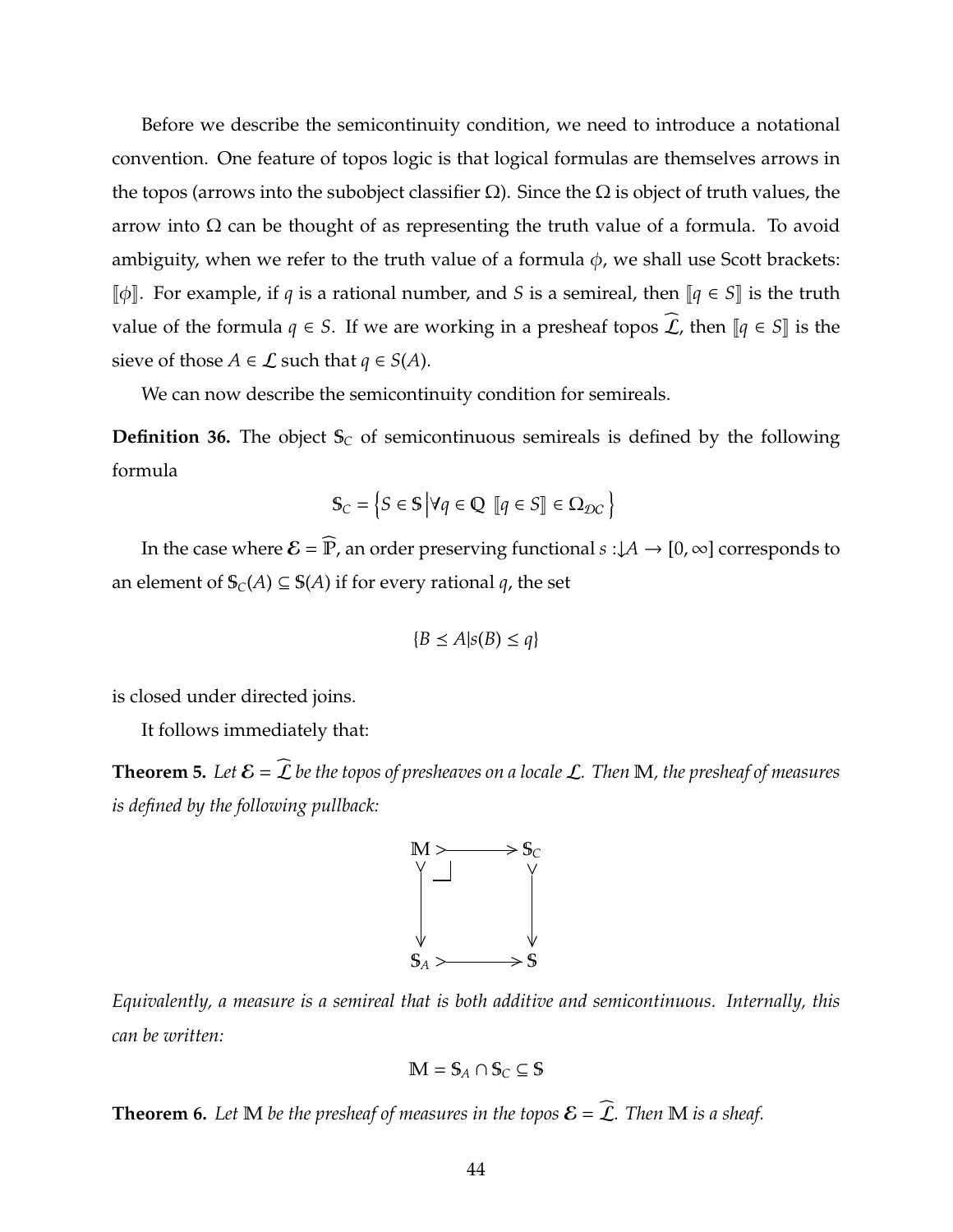Before we describe the semicontinuity condition, we need to introduce a notational convention. One feature of topos logic is that logical formulas are themselves arrows in the topos (arrows into the subobject classifier $\Omega$). Since the $\Omega$ is object of truth values, the arrow into $\Omega$ can be thought of as representing the truth value of a formula. To avoid ambiguity, when we refer to the truth value of a formula $\phi$, we shall use Scott brackets: $[\![\phi]\!]$. For example, if $q$ is a rational number, and $S$ is a semireal, then $[\![q \in S]\!]$ is the truth value of the formula $q \in S$. If we are working in a presheaf topos $\widehat{\mathcal{L}}$, then $[\![q \in S]\!]$ is the sieve of those $A \in \mathcal{L}$ such that $q \in S(A)$.

We can now describe the semicontinuity condition for semireals.

**Definition 36.** The object $\mathbb{S}_C$ of semicontinuous semireals is defined by the following formula

$$\mathbb{S}_C = \left\{ S \in \mathbb{S} \,\middle|\, \forall q \in \mathbb{Q} \;\; [\![q \in S]\!] \in \Omega_{\mathcal{DC}} \right\}$$

In the case where $\mathcal{E} = \widehat{\mathbb{P}}$, an order preserving functional $s : \downarrow A \to [0, \infty]$ corresponds to an element of $\mathbb{S}_C(A) \subseteq \mathbb{S}(A)$ if for every rational $q$, the set

$$\{B \leq A | s(B) \leq q\}$$

is closed under directed joins.

It follows immediately that:

**Theorem 5.** *Let $\mathcal{E} = \widehat{\mathcal{L}}$ be the topos of presheaves on a locale $\mathcal{L}$. Then $\mathbb{M}$, the presheaf of measures is defined by the following pullback:*

$$\begin{array}{ccc} \mathbb{M} & \rightarrowtail & \mathbb{S}_C \\ \downarrow & \lrcorner & \downarrow \\ \mathbb{S}_A & \rightarrowtail & \mathbb{S} \end{array}$$

*Equivalently, a measure is a semireal that is both additive and semicontinuous. Internally, this can be written:*

$$\mathbb{M} = \mathbb{S}_A \cap \mathbb{S}_C \subseteq \mathbb{S}$$

**Theorem 6.** *Let $\mathbb{M}$ be the presheaf of measures in the topos $\mathcal{E} = \widehat{\mathcal{L}}$. Then $\mathbb{M}$ is a sheaf.*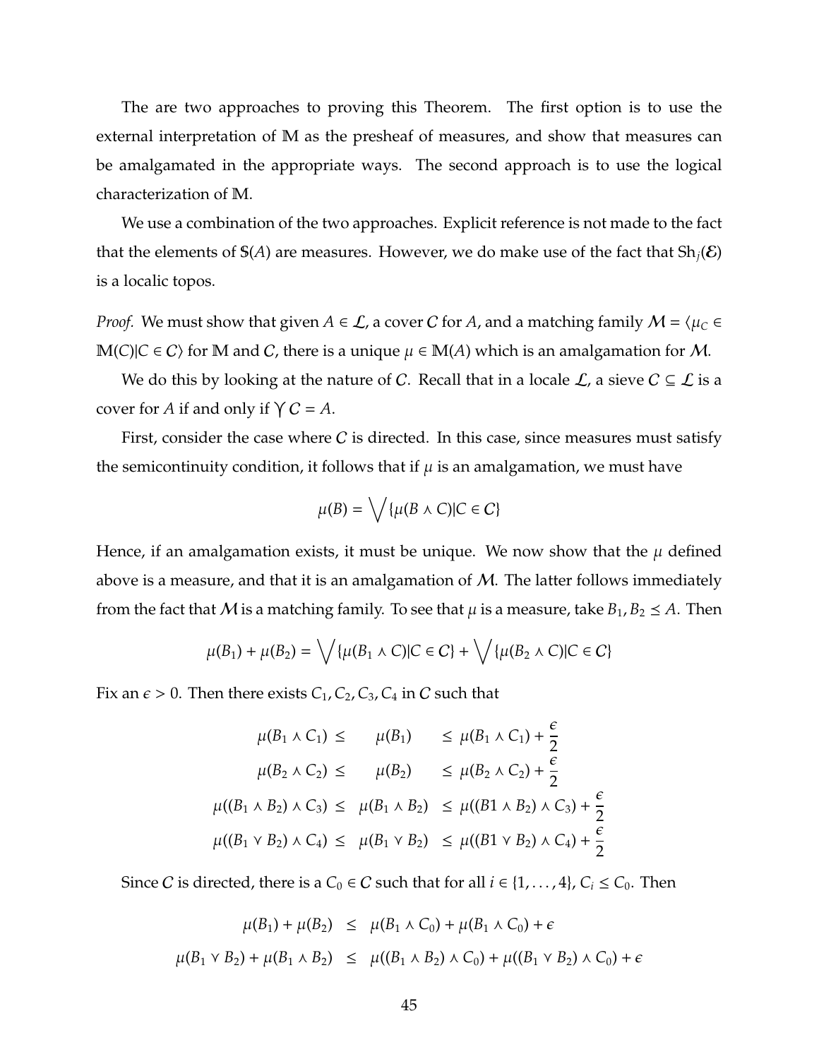The are two approaches to proving this Theorem. The first option is to use the external interpretation of $\mathbb{M}$ as the presheaf of measures, and show that measures can be amalgamated in the appropriate ways. The second approach is to use the logical characterization of $\mathbb{M}$.

We use a combination of the two approaches. Explicit reference is not made to the fact that the elements of $\mathbb{S}(A)$ are measures. However, we do make use of the fact that $\mathrm{Sh}_j(\mathcal{E})$ is a localic topos.

*Proof.* We must show that given $A \in \mathcal{L}$, a cover $C$ for $A$, and a matching family $\mathcal{M} = \langle \mu_C \in \mathbb{M}(C) | C \in C \rangle$ for $\mathbb{M}$ and $C$, there is a unique $\mu \in \mathbb{M}(A)$ which is an amalgamation for $\mathcal{M}$.

We do this by looking at the nature of $C$. Recall that in a locale $\mathcal{L}$, a sieve $C \subseteq \mathcal{L}$ is a cover for $A$ if and only if $\curlyvee C = A$.

First, consider the case where $C$ is directed. In this case, since measures must satisfy the semicontinuity condition, it follows that if $\mu$ is an amalgamation, we must have

$$\mu(B) = \bigvee \{\mu(B \wedge C) | C \in C\}$$

Hence, if an amalgamation exists, it must be unique. We now show that the $\mu$ defined above is a measure, and that it is an amalgamation of $\mathcal{M}$. The latter follows immediately from the fact that $\mathcal{M}$ is a matching family. To see that $\mu$ is a measure, take $B_1, B_2 \leq A$. Then

$$\mu(B_1) + \mu(B_2) = \bigvee \{\mu(B_1 \wedge C) | C \in C\} + \bigvee \{\mu(B_2 \wedge C) | C \in C\}$$

Fix an $\epsilon > 0$. Then there exists $C_1, C_2, C_3, C_4$ in $C$ such that

$$\begin{array}{rcccl} \mu(B_1 \wedge C_1) & \leq & \mu(B_1) & \leq & \mu(B_1 \wedge C_1) + \dfrac{\epsilon}{2} \\ \mu(B_2 \wedge C_2) & \leq & \mu(B_2) & \leq & \mu(B_2 \wedge C_2) + \dfrac{\epsilon}{2} \\ \mu((B_1 \wedge B_2) \wedge C_3) & \leq & \mu(B_1 \wedge B_2) & \leq & \mu((B1 \wedge B_2) \wedge C_3) + \dfrac{\epsilon}{2} \\ \mu((B_1 \vee B_2) \wedge C_4) & \leq & \mu(B_1 \vee B_2) & \leq & \mu((B1 \vee B_2) \wedge C_4) + \dfrac{\epsilon}{2} \end{array}$$

Since $C$ is directed, there is a $C_0 \in C$ such that for all $i \in \{1, \ldots, 4\}$, $C_i \leq C_0$. Then

$$\begin{array}{rcl} \mu(B_1) + \mu(B_2) & \leq & \mu(B_1 \wedge C_0) + \mu(B_1 \wedge C_0) + \epsilon \\ \mu(B_1 \vee B_2) + \mu(B_1 \wedge B_2) & \leq & \mu((B_1 \wedge B_2) \wedge C_0) + \mu((B_1 \vee B_2) \wedge C_0) + \epsilon \end{array}$$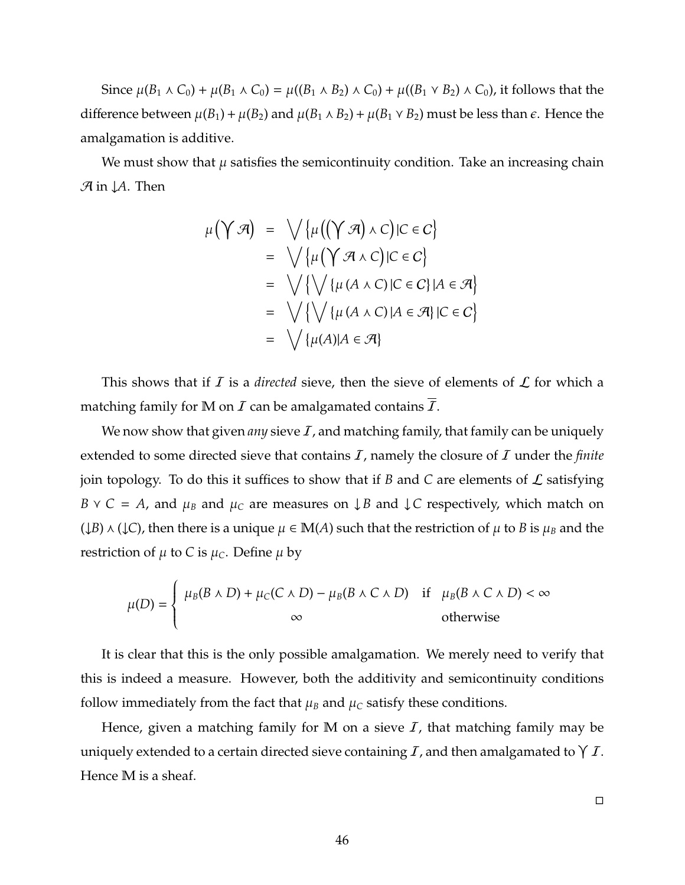Since $\mu(B_1 \wedge C_0) + \mu(B_1 \wedge C_0) = \mu((B_1 \wedge B_2) \wedge C_0) + \mu((B_1 \vee B_2) \wedge C_0)$, it follows that the difference between $\mu(B_1) + \mu(B_2)$ and $\mu(B_1 \wedge B_2) + \mu(B_1 \vee B_2)$ must be less than $\epsilon$. Hence the amalgamation is additive.

We must show that $\mu$ satisfies the semicontinuity condition. Take an increasing chain $\mathcal{A}$ in $\downarrow A$. Then

$$
\begin{aligned}
\mu\left(\curlyvee \mathcal{A}\right) &= \bigvee\left\{\mu\left(\left(\curlyvee \mathcal{A}\right) \wedge C\right) | C \in \mathcal{C}\right\} \\
&= \bigvee\left\{\mu\left(\curlyvee \mathcal{A} \wedge C\right) | C \in \mathcal{C}\right\} \\
&= \bigvee\left\{\bigvee\left\{\mu\left(A \wedge C\right) | C \in \mathcal{C}\right\} | A \in \mathcal{A}\right\} \\
&= \bigvee\left\{\bigvee\left\{\mu\left(A \wedge C\right) | A \in \mathcal{A}\right\} | C \in \mathcal{C}\right\} \\
&= \bigvee\left\{\mu(A) | A \in \mathcal{A}\right\}
\end{aligned}
$$

This shows that if $\mathcal{I}$ is a *directed* sieve, then the sieve of elements of $\mathcal{L}$ for which a matching family for $\mathbb{M}$ on $\mathcal{I}$ can be amalgamated contains $\overline{\mathcal{I}}$.

We now show that given *any* sieve $\mathcal{I}$, and matching family, that family can be uniquely extended to some directed sieve that contains $\mathcal{I}$, namely the closure of $\mathcal{I}$ under the *finite* join topology. To do this it suffices to show that if $B$ and $C$ are elements of $\mathcal{L}$ satisfying $B \vee C = A$, and $\mu_B$ and $\mu_C$ are measures on $\downarrow B$ and $\downarrow C$ respectively, which match on $(\downarrow B) \wedge (\downarrow C)$, then there is a unique $\mu \in \mathbb{M}(A)$ such that the restriction of $\mu$ to $B$ is $\mu_B$ and the restriction of $\mu$ to $C$ is $\mu_C$. Define $\mu$ by

$$
\mu(D) = \begin{cases} \mu_B(B \wedge D) + \mu_C(C \wedge D) - \mu_B(B \wedge C \wedge D) & \text{if} \quad \mu_B(B \wedge C \wedge D) < \infty \\ \infty & \text{otherwise} \end{cases}
$$

It is clear that this is the only possible amalgamation. We merely need to verify that this is indeed a measure. However, both the additivity and semicontinuity conditions follow immediately from the fact that $\mu_B$ and $\mu_C$ satisfy these conditions.

Hence, given a matching family for $\mathbb{M}$ on a sieve $\mathcal{I}$, that matching family may be uniquely extended to a certain directed sieve containing $\mathcal{I}$, and then amalgamated to $\curlyvee \mathcal{I}$. Hence $\mathbb{M}$ is a sheaf.

□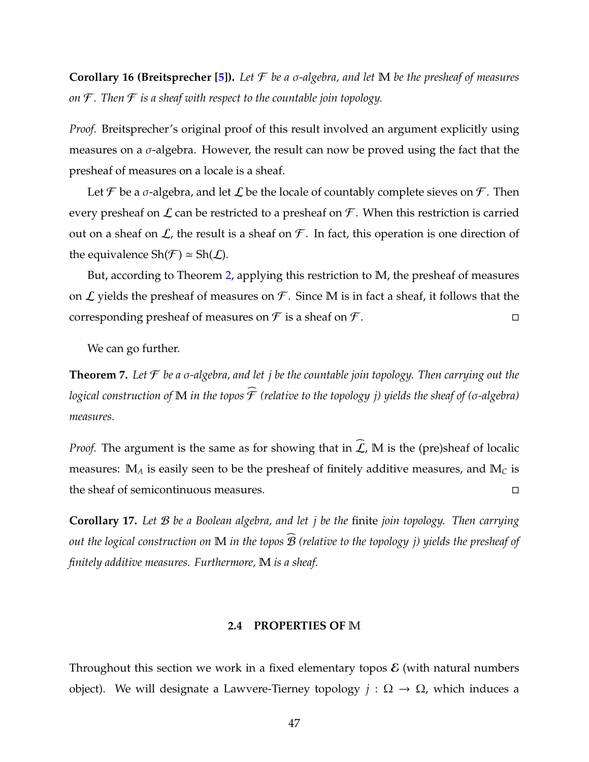**Corollary 16 (Breitsprecher [5]).** *Let $\mathcal{F}$ be a $\sigma$-algebra, and let $\mathbb{M}$ be the presheaf of measures on $\mathcal{F}$. Then $\mathcal{F}$ is a sheaf with respect to the countable join topology.*

*Proof.* Breitsprecher's original proof of this result involved an argument explicitly using measures on a $\sigma$-algebra. However, the result can now be proved using the fact that the presheaf of measures on a locale is a sheaf.

Let $\mathcal{F}$ be a $\sigma$-algebra, and let $\mathcal{L}$ be the locale of countably complete sieves on $\mathcal{F}$. Then every presheaf on $\mathcal{L}$ can be restricted to a presheaf on $\mathcal{F}$. When this restriction is carried out on a sheaf on $\mathcal{L}$, the result is a sheaf on $\mathcal{F}$. In fact, this operation is one direction of the equivalence $\mathrm{Sh}(\mathcal{F}) \simeq \mathrm{Sh}(\mathcal{L})$.

But, according to Theorem 2, applying this restriction to $\mathbb{M}$, the presheaf of measures on $\mathcal{L}$ yields the presheaf of measures on $\mathcal{F}$. Since $\mathbb{M}$ is in fact a sheaf, it follows that the corresponding presheaf of measures on $\mathcal{F}$ is a sheaf on $\mathcal{F}$. □

We can go further.

**Theorem 7.** *Let $\mathcal{F}$ be a $\sigma$-algebra, and let $j$ be the countable join topology. Then carrying out the logical construction of $\mathbb{M}$ in the topos $\widehat{\mathcal{F}}$ (relative to the topology $j$) yields the sheaf of ($\sigma$-algebra) measures.*

*Proof.* The argument is the same as for showing that in $\widehat{\mathcal{L}}$, $\mathbb{M}$ is the (pre)sheaf of localic measures: $\mathbb{M}_A$ is easily seen to be the presheaf of finitely additive measures, and $\mathbb{M}_C$ is the sheaf of semicontinuous measures. □

**Corollary 17.** *Let $\mathcal{B}$ be a Boolean algebra, and let $j$ be the* finite *join topology. Then carrying out the logical construction on $\mathbb{M}$ in the topos $\widehat{\mathcal{B}}$ (relative to the topology $j$) yields the presheaf of finitely additive measures. Furthermore, $\mathbb{M}$ is a sheaf.*

### 2.4 PROPERTIES OF $\mathbb{M}$

Throughout this section we work in a fixed elementary topos $\mathcal{E}$ (with natural numbers object). We will designate a Lawvere-Tierney topology $j : \Omega \to \Omega$, which induces a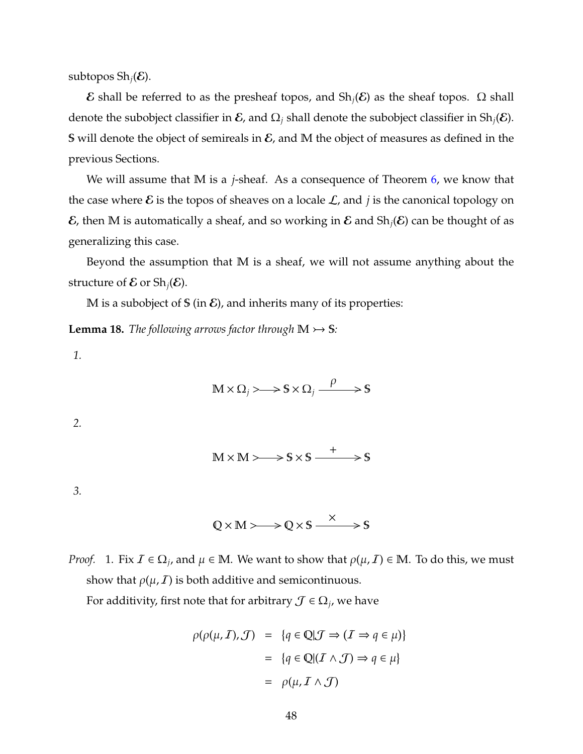subtopos $\mathrm{Sh}_j(\mathcal{E})$.

$\mathcal{E}$ shall be referred to as the presheaf topos, and $\mathrm{Sh}_j(\mathcal{E})$ as the sheaf topos. $\Omega$ shall denote the subobject classifier in $\mathcal{E}$, and $\Omega_j$ shall denote the subobject classifier in $\mathrm{Sh}_j(\mathcal{E})$. $\mathbb{S}$ will denote the object of semireals in $\mathcal{E}$, and $\mathbb{M}$ the object of measures as defined in the previous Sections.

We will assume that $\mathbb{M}$ is a $j$-sheaf. As a consequence of Theorem 6, we know that the case where $\mathcal{E}$ is the topos of sheaves on a locale $\mathcal{L}$, and $j$ is the canonical topology on $\mathcal{E}$, then $\mathbb{M}$ is automatically a sheaf, and so working in $\mathcal{E}$ and $\mathrm{Sh}_j(\mathcal{E})$ can be thought of as generalizing this case.

Beyond the assumption that $\mathbb{M}$ is a sheaf, we will not assume anything about the structure of $\mathcal{E}$ or $\mathrm{Sh}_j(\mathcal{E})$.

$\mathbb{M}$ is a subobject of $\mathbb{S}$ (in $\mathcal{E}$), and inherits many of its properties:

**Lemma 18.** *The following arrows factor through $\mathbb{M} \rightarrowtail \mathbb{S}$:*

*1.*

$$\mathbb{M} \times \Omega_j \rightarrowtail \mathbb{S} \times \Omega_j \xrightarrow{\ \rho\ } \mathbb{S}$$

*2.*

$$\mathbb{M} \times \mathbb{M} \rightarrowtail \mathbb{S} \times \mathbb{S} \xrightarrow{\ +\ } \mathbb{S}$$

*3.*

$$\mathbb{Q} \times \mathbb{M} \rightarrowtail \mathbb{Q} \times \mathbb{S} \xrightarrow{\ \times\ } \mathbb{S}$$

*Proof.* 1. Fix $\mathcal{I} \in \Omega_j$, and $\mu \in \mathbb{M}$. We want to show that $\rho(\mu, \mathcal{I}) \in \mathbb{M}$. To do this, we must show that $\rho(\mu, \mathcal{I})$ is both additive and semicontinuous.

For additivity, first note that for arbitrary $\mathcal{J} \in \Omega_j$, we have

$$\begin{aligned}
\rho(\rho(\mu, \mathcal{I}), \mathcal{J}) &= \{q \in \mathbb{Q} | \mathcal{J} \Rightarrow (\mathcal{I} \Rightarrow q \in \mu)\} \\
&= \{q \in \mathbb{Q} | (\mathcal{I} \wedge \mathcal{J}) \Rightarrow q \in \mu\} \\
&= \rho(\mu, \mathcal{I} \wedge \mathcal{J})
\end{aligned}$$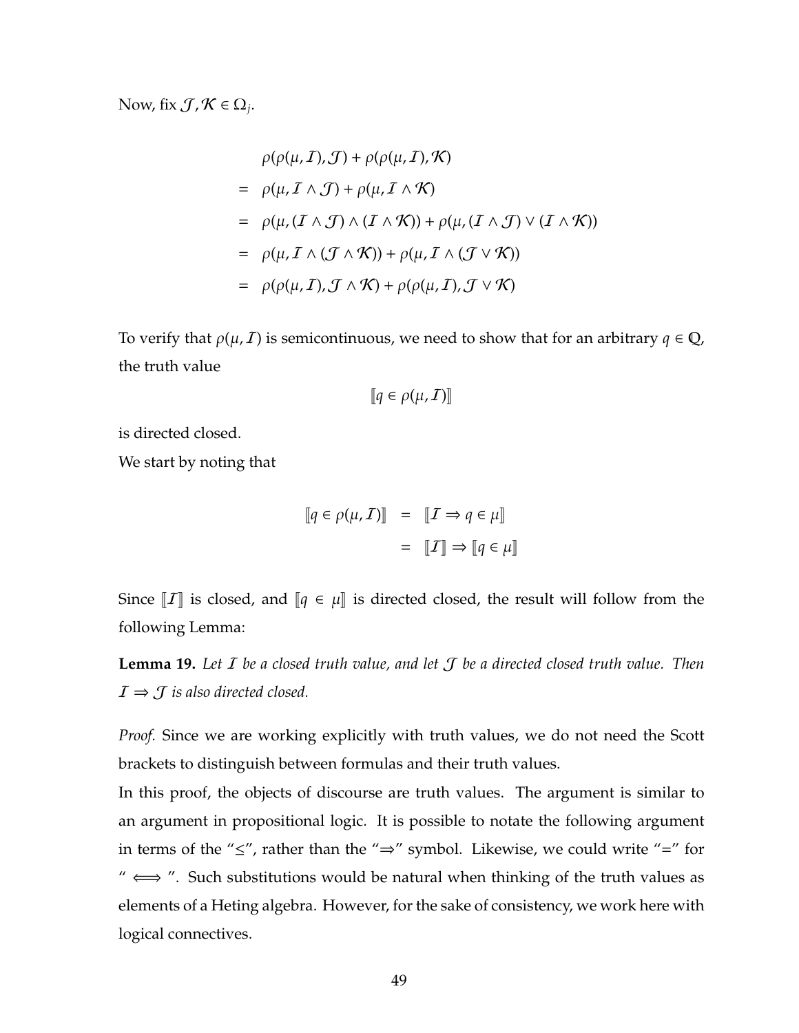Now, fix $\mathcal{J}, \mathcal{K} \in \Omega_j$.

$$
\begin{aligned}
& \rho(\rho(\mu, \mathcal{I}), \mathcal{J}) + \rho(\rho(\mu, \mathcal{I}), \mathcal{K}) \\
= \; & \rho(\mu, \mathcal{I} \wedge \mathcal{J}) + \rho(\mu, \mathcal{I} \wedge \mathcal{K}) \\
= \; & \rho(\mu, (\mathcal{I} \wedge \mathcal{J}) \wedge (\mathcal{I} \wedge \mathcal{K})) + \rho(\mu, (\mathcal{I} \wedge \mathcal{J}) \vee (\mathcal{I} \wedge \mathcal{K})) \\
= \; & \rho(\mu, \mathcal{I} \wedge (\mathcal{J} \wedge \mathcal{K})) + \rho(\mu, \mathcal{I} \wedge (\mathcal{J} \vee \mathcal{K})) \\
= \; & \rho(\rho(\mu, \mathcal{I}), \mathcal{J} \wedge \mathcal{K}) + \rho(\rho(\mu, \mathcal{I}), \mathcal{J} \vee \mathcal{K})
\end{aligned}
$$

To verify that $\rho(\mu, \mathcal{I})$ is semicontinuous, we need to show that for an arbitrary $q \in \mathbb{Q}$, the truth value

$$
[\![ q \in \rho(\mu, \mathcal{I}) ]\!]
$$

is directed closed.

We start by noting that

$$
\begin{aligned}
[\![ q \in \rho(\mu, \mathcal{I}) ]\!] &= [\![ \mathcal{I} \Rightarrow q \in \mu ]\!] \\
&= [\![ \mathcal{I} ]\!] \Rightarrow [\![ q \in \mu ]\!]
\end{aligned}
$$

Since $[\![ \mathcal{I} ]\!]$ is closed, and $[\![ q \in \mu ]\!]$ is directed closed, the result will follow from the following Lemma:

**Lemma 19.** *Let $\mathcal{I}$ be a closed truth value, and let $\mathcal{J}$ be a directed closed truth value. Then $\mathcal{I} \Rightarrow \mathcal{J}$ is also directed closed.*

*Proof.* Since we are working explicitly with truth values, we do not need the Scott brackets to distinguish between formulas and their truth values.

In this proof, the objects of discourse are truth values. The argument is similar to an argument in propositional logic. It is possible to notate the following argument in terms of the "$\leq$", rather than the "$\Rightarrow$" symbol. Likewise, we could write "$=$" for "$\iff$". Such substitutions would be natural when thinking of the truth values as elements of a Heting algebra. However, for the sake of consistency, we work here with logical connectives.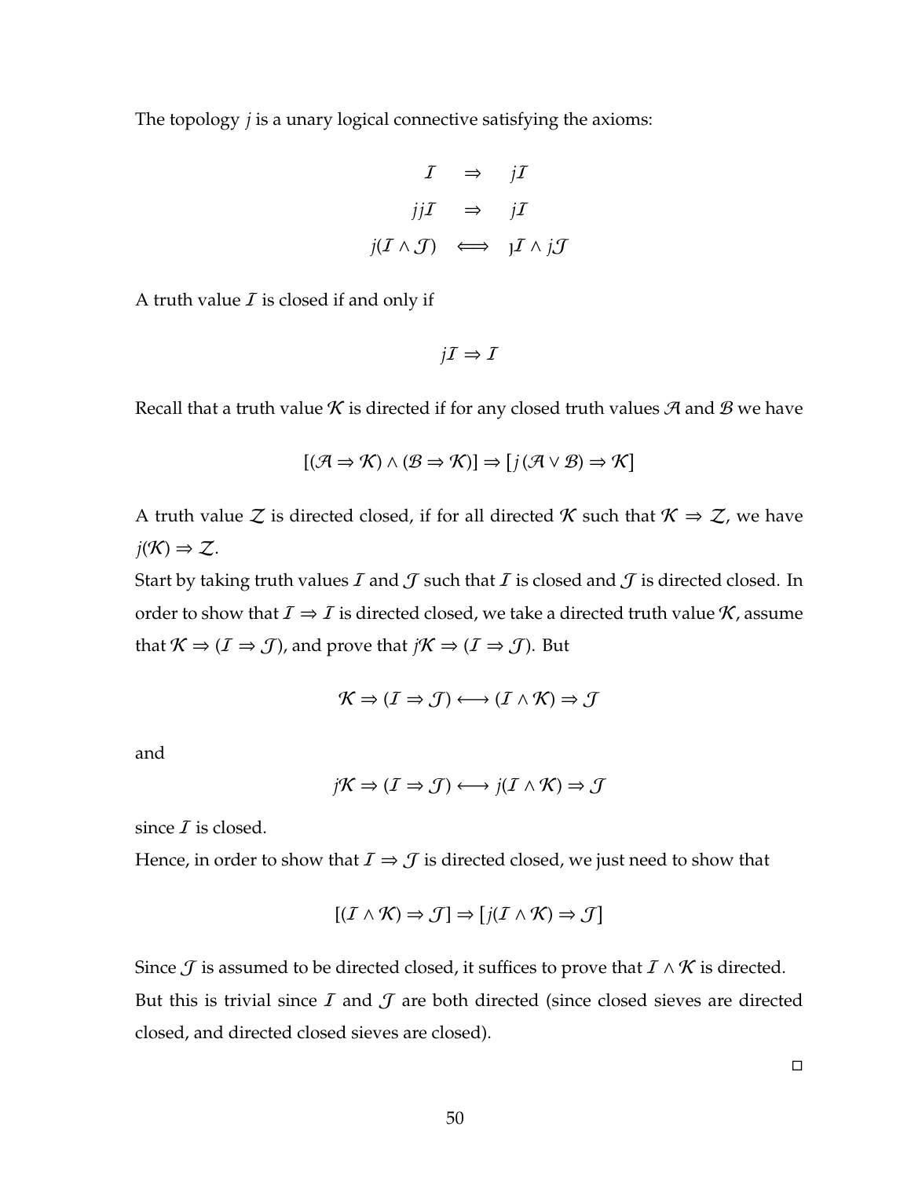The topology $j$ is a unary logical connective satisfying the axioms:

$$
\begin{array}{rcl}
\mathcal{I} & \Rightarrow & j\mathcal{I} \\
jj\mathcal{I} & \Rightarrow & j\mathcal{I} \\
j(\mathcal{I} \wedge \mathcal{J}) & \Longleftrightarrow & j\mathcal{I} \wedge j\mathcal{J}
\end{array}
$$

A truth value $\mathcal{I}$ is closed if and only if

$$j\mathcal{I} \Rightarrow \mathcal{I}$$

Recall that a truth value $\mathcal{K}$ is directed if for any closed truth values $\mathcal{A}$ and $\mathcal{B}$ we have

$$[(\mathcal{A} \Rightarrow \mathcal{K}) \wedge (\mathcal{B} \Rightarrow \mathcal{K})] \Rightarrow [j(\mathcal{A} \vee \mathcal{B}) \Rightarrow \mathcal{K}]$$

A truth value $\mathcal{Z}$ is directed closed, if for all directed $\mathcal{K}$ such that $\mathcal{K} \Rightarrow \mathcal{Z}$, we have $j(\mathcal{K}) \Rightarrow \mathcal{Z}$.

Start by taking truth values $\mathcal{I}$ and $\mathcal{J}$ such that $\mathcal{I}$ is closed and $\mathcal{J}$ is directed closed. In order to show that $\mathcal{I} \Rightarrow \mathcal{I}$ is directed closed, we take a directed truth value $\mathcal{K}$, assume that $\mathcal{K} \Rightarrow (\mathcal{I} \Rightarrow \mathcal{J})$, and prove that $j\mathcal{K} \Rightarrow (\mathcal{I} \Rightarrow \mathcal{J})$. But

$$\mathcal{K} \Rightarrow (\mathcal{I} \Rightarrow \mathcal{J}) \longleftrightarrow (\mathcal{I} \wedge \mathcal{K}) \Rightarrow \mathcal{J}$$

and

$$j\mathcal{K} \Rightarrow (\mathcal{I} \Rightarrow \mathcal{J}) \longleftrightarrow j(\mathcal{I} \wedge \mathcal{K}) \Rightarrow \mathcal{J}$$

since $\mathcal{I}$ is closed.

Hence, in order to show that $\mathcal{I} \Rightarrow \mathcal{J}$ is directed closed, we just need to show that

$$[(\mathcal{I} \wedge \mathcal{K}) \Rightarrow \mathcal{J}] \Rightarrow [j(\mathcal{I} \wedge \mathcal{K}) \Rightarrow \mathcal{J}]$$

Since $\mathcal{J}$ is assumed to be directed closed, it suffices to prove that $\mathcal{I} \wedge \mathcal{K}$ is directed. But this is trivial since $\mathcal{I}$ and $\mathcal{J}$ are both directed (since closed sieves are directed closed, and directed closed sieves are closed).

□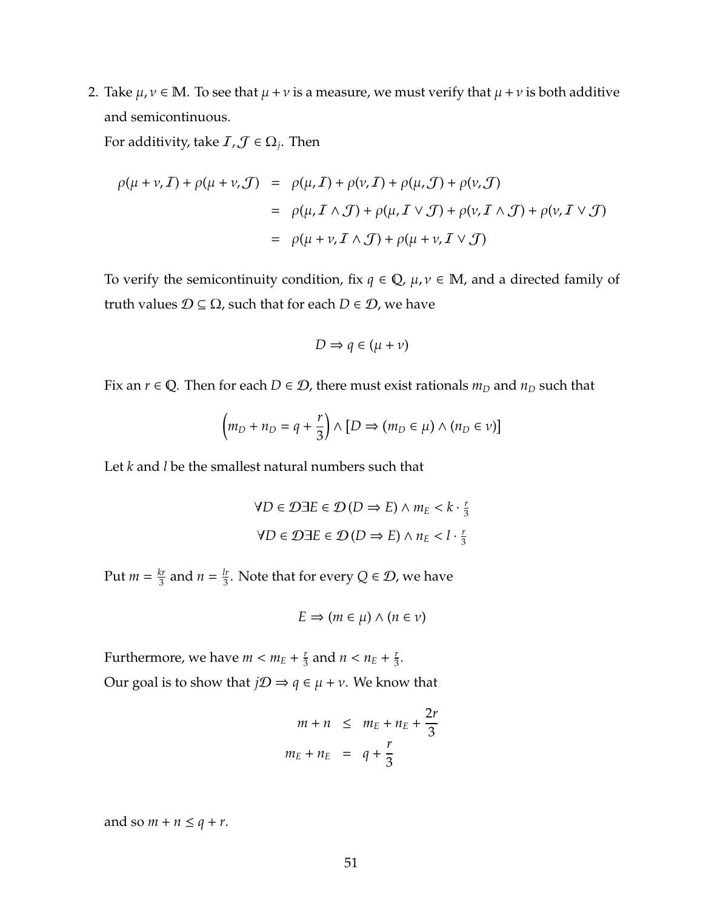2. Take $\mu, \nu \in \mathbb{M}$. To see that $\mu + \nu$ is a measure, we must verify that $\mu + \nu$ is both additive and semicontinuous.

   For additivity, take $\mathcal{I}, \mathcal{J} \in \Omega_j$. Then

$$
\begin{aligned}
\rho(\mu + \nu, \mathcal{I}) + \rho(\mu + \nu, \mathcal{J}) &= \rho(\mu, \mathcal{I}) + \rho(\nu, \mathcal{I}) + \rho(\mu, \mathcal{J}) + \rho(\nu, \mathcal{J}) \\
&= \rho(\mu, \mathcal{I} \wedge \mathcal{J}) + \rho(\mu, \mathcal{I} \vee \mathcal{J}) + \rho(\nu, \mathcal{I} \wedge \mathcal{J}) + \rho(\nu, \mathcal{I} \vee \mathcal{J}) \\
&= \rho(\mu + \nu, \mathcal{I} \wedge \mathcal{J}) + \rho(\mu + \nu, \mathcal{I} \vee \mathcal{J})
\end{aligned}
$$

   To verify the semicontinuity condition, fix $q \in \mathbb{Q}$, $\mu, \nu \in \mathbb{M}$, and a directed family of truth values $\mathcal{D} \subseteq \Omega$, such that for each $D \in \mathcal{D}$, we have

$$
D \Rightarrow q \in (\mu + \nu)
$$

   Fix an $r \in \mathbb{Q}$. Then for each $D \in \mathcal{D}$, there must exist rationals $m_D$ and $n_D$ such that

$$
\left(m_D + n_D = q + \frac{r}{3}\right) \wedge [D \Rightarrow (m_D \in \mu) \wedge (n_D \in \nu)]
$$

   Let $k$ and $l$ be the smallest natural numbers such that

$$
\begin{aligned}
\forall D \in \mathcal{D} \exists E \in \mathcal{D} \, (D \Rightarrow E) \wedge m_E < k \cdot \tfrac{r}{3} \\
\forall D \in \mathcal{D} \exists E \in \mathcal{D} \, (D \Rightarrow E) \wedge n_E < l \cdot \tfrac{r}{3}
\end{aligned}
$$

   Put $m = \frac{kr}{3}$ and $n = \frac{lr}{3}$. Note that for every $Q \in \mathcal{D}$, we have

$$
E \Rightarrow (m \in \mu) \wedge (n \in \nu)
$$

   Furthermore, we have $m < m_E + \frac{r}{3}$ and $n < n_E + \frac{r}{3}$.

   Our goal is to show that $j\mathcal{D} \Rightarrow q \in \mu + \nu$. We know that

$$
\begin{aligned}
m + n &\leq m_E + n_E + \frac{2r}{3} \\
m_E + n_E &= q + \frac{r}{3}
\end{aligned}
$$

   and so $m + n \leq q + r$.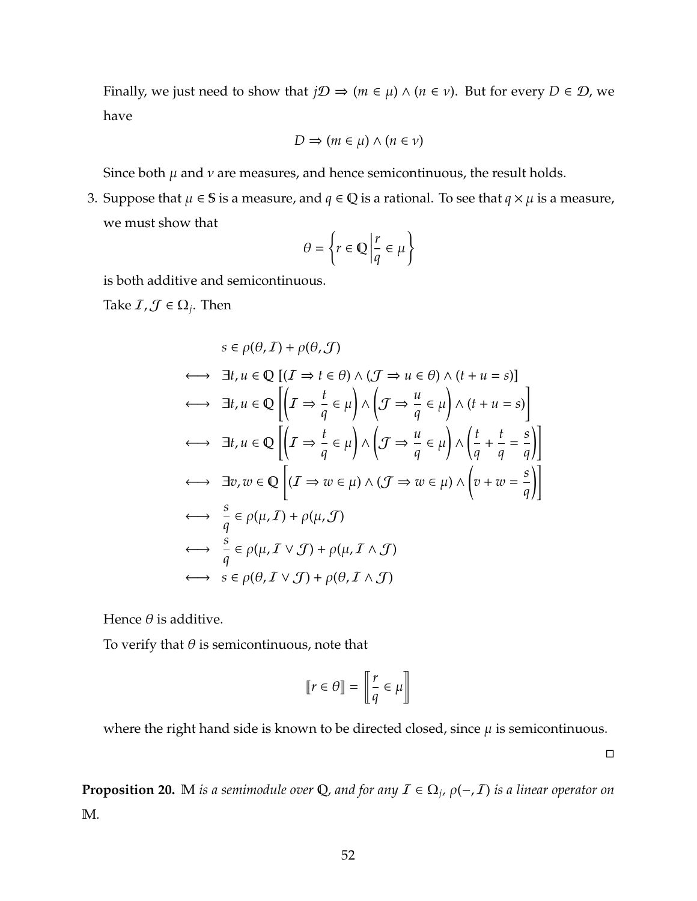Finally, we just need to show that $j\mathcal{D} \Rightarrow (m \in \mu) \wedge (n \in \nu)$. But for every $D \in \mathcal{D}$, we have

$$D \Rightarrow (m \in \mu) \wedge (n \in \nu)$$

Since both $\mu$ and $\nu$ are measures, and hence semicontinuous, the result holds.

3. Suppose that $\mu \in \mathbb{S}$ is a measure, and $q \in \mathbb{Q}$ is a rational. To see that $q \times \mu$ is a measure, we must show that

$$\theta = \left\{ r \in \mathbb{Q} \middle| \frac{r}{q} \in \mu \right\}$$

is both additive and semicontinuous.

Take $\mathcal{I}, \mathcal{J} \in \Omega_j$. Then

$$\begin{aligned}
& s \in \rho(\theta, \mathcal{I}) + \rho(\theta, \mathcal{J}) \\
\longleftrightarrow \quad & \exists t, u \in \mathbb{Q} \ [(\mathcal{I} \Rightarrow t \in \theta) \wedge (\mathcal{J} \Rightarrow u \in \theta) \wedge (t + u = s)] \\
\longleftrightarrow \quad & \exists t, u \in \mathbb{Q} \left[ \left( \mathcal{I} \Rightarrow \frac{t}{q} \in \mu \right) \wedge \left( \mathcal{J} \Rightarrow \frac{u}{q} \in \mu \right) \wedge (t + u = s) \right] \\
\longleftrightarrow \quad & \exists t, u \in \mathbb{Q} \left[ \left( \mathcal{I} \Rightarrow \frac{t}{q} \in \mu \right) \wedge \left( \mathcal{J} \Rightarrow \frac{u}{q} \in \mu \right) \wedge \left( \frac{t}{q} + \frac{t}{q} = \frac{s}{q} \right) \right] \\
\longleftrightarrow \quad & \exists v, w \in \mathbb{Q} \left[ (\mathcal{I} \Rightarrow w \in \mu) \wedge (\mathcal{J} \Rightarrow w \in \mu) \wedge \left( v + w = \frac{s}{q} \right) \right] \\
\longleftrightarrow \quad & \frac{s}{q} \in \rho(\mu, \mathcal{I}) + \rho(\mu, \mathcal{J}) \\
\longleftrightarrow \quad & \frac{s}{q} \in \rho(\mu, \mathcal{I} \vee \mathcal{J}) + \rho(\mu, \mathcal{I} \wedge \mathcal{J}) \\
\longleftrightarrow \quad & s \in \rho(\theta, \mathcal{I} \vee \mathcal{J}) + \rho(\theta, \mathcal{I} \wedge \mathcal{J})
\end{aligned}$$

Hence $\theta$ is additive.

To verify that $\theta$ is semicontinuous, note that

$$[\![ r \in \theta ]\!] = \left[\!\!\left[ \frac{r}{q} \in \mu \right]\!\!\right]$$

where the right hand side is known to be directed closed, since $\mu$ is semicontinuous.

□

**Proposition 20.** *$\mathbb{M}$ is a semimodule over $\mathbb{Q}$, and for any $\mathcal{I} \in \Omega_j$, $\rho(-, \mathcal{I})$ is a linear operator on $\mathbb{M}$.*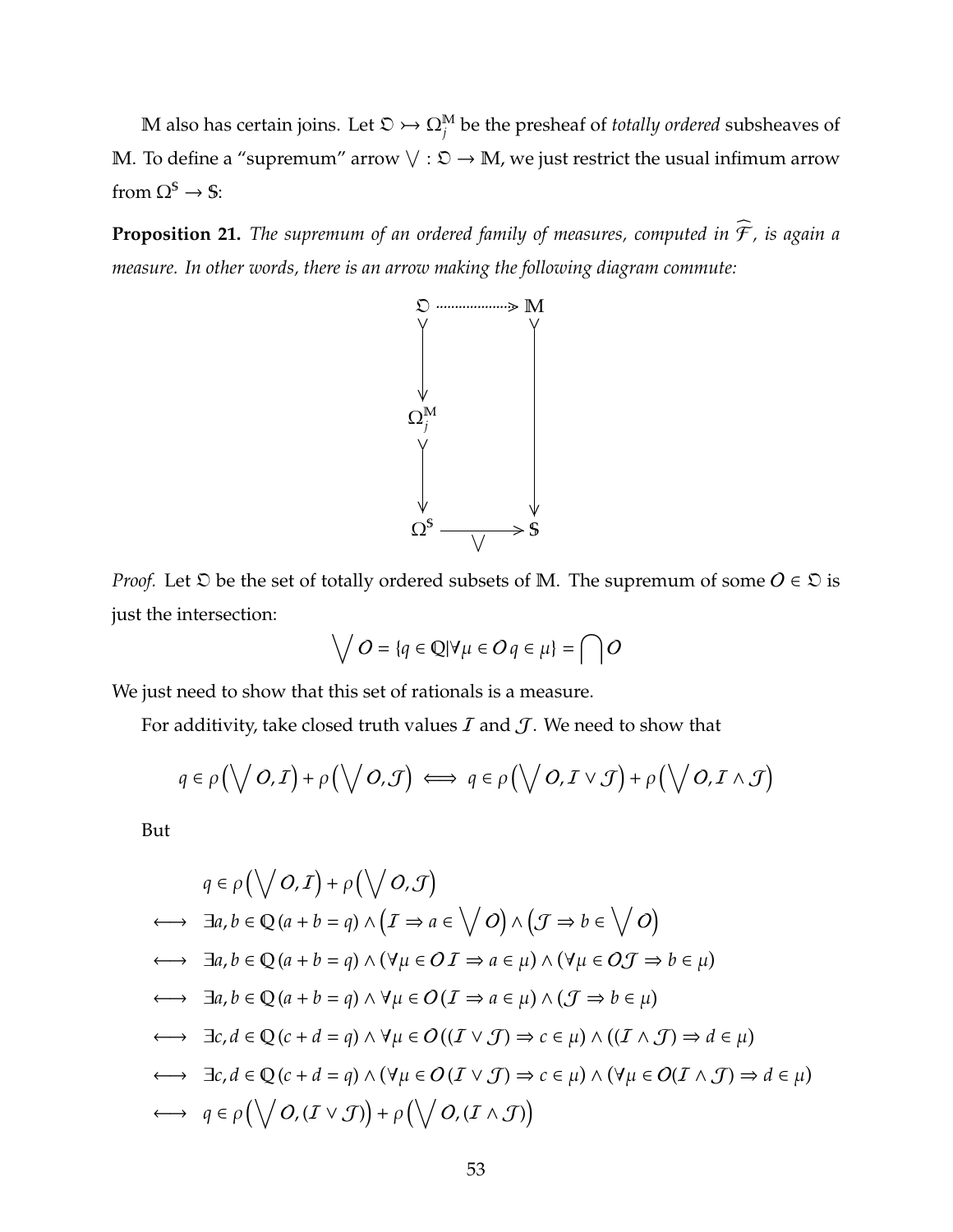$\mathbb{M}$ also has certain joins. Let $\mathfrak{O} \rightarrowtail \Omega_j^{\mathbb{M}}$ be the presheaf of *totally ordered* subsheaves of $\mathbb{M}$. To define a "supremum" arrow $\bigvee : \mathfrak{O} \to \mathbb{M}$, we just restrict the usual infimum arrow from $\Omega^{\mathbb{S}} \to \mathbb{S}$:

**Proposition 21.** *The supremum of an ordered family of measures, computed in $\widehat{\mathcal{F}}$, is again a measure. In other words, there is an arrow making the following diagram commute:*

$$\begin{array}{ccc}
\mathfrak{O} & \dashrightarrow & \mathbb{M} \\
\downarrow & & \downarrow \\
\Omega_j^{\mathbb{M}} & & \\
\downarrow & & \downarrow \\
\Omega^{\mathbb{S}} & \xrightarrow[\bigvee]{} & \mathbb{S}
\end{array}$$

*Proof.* Let $\mathfrak{O}$ be the set of totally ordered subsets of $\mathbb{M}$. The supremum of some $O \in \mathfrak{O}$ is just the intersection:

$$\bigvee O = \{q \in \mathbb{Q} | \forall \mu \in O \, q \in \mu\} = \bigcap O$$

We just need to show that this set of rationals is a measure.

For additivity, take closed truth values $\mathcal{I}$ and $\mathcal{J}$. We need to show that

$$q \in \rho\left(\bigvee O, \mathcal{I}\right) + \rho\left(\bigvee O, \mathcal{J}\right) \iff q \in \rho\left(\bigvee O, \mathcal{I} \vee \mathcal{J}\right) + \rho\left(\bigvee O, \mathcal{I} \wedge \mathcal{J}\right)$$

But

$$\begin{aligned}
& q \in \rho\left(\bigvee O, \mathcal{I}\right) + \rho\left(\bigvee O, \mathcal{J}\right) \\
\longleftrightarrow \quad & \exists a, b \in \mathbb{Q}\,(a + b = q) \wedge \left(\mathcal{I} \Rightarrow a \in \bigvee O\right) \wedge \left(\mathcal{J} \Rightarrow b \in \bigvee O\right) \\
\longleftrightarrow \quad & \exists a, b \in \mathbb{Q}\,(a + b = q) \wedge (\forall \mu \in O\, \mathcal{I} \Rightarrow a \in \mu) \wedge (\forall \mu \in O \mathcal{J} \Rightarrow b \in \mu) \\
\longleftrightarrow \quad & \exists a, b \in \mathbb{Q}\,(a + b = q) \wedge \forall \mu \in O\, (\mathcal{I} \Rightarrow a \in \mu) \wedge (\mathcal{J} \Rightarrow b \in \mu) \\
\longleftrightarrow \quad & \exists c, d \in \mathbb{Q}\,(c + d = q) \wedge \forall \mu \in O\, ((\mathcal{I} \vee \mathcal{J}) \Rightarrow c \in \mu) \wedge ((\mathcal{I} \wedge \mathcal{J}) \Rightarrow d \in \mu) \\
\longleftrightarrow \quad & \exists c, d \in \mathbb{Q}\,(c + d = q) \wedge (\forall \mu \in O\, (\mathcal{I} \vee \mathcal{J}) \Rightarrow c \in \mu) \wedge (\forall \mu \in O (\mathcal{I} \wedge \mathcal{J}) \Rightarrow d \in \mu) \\
\longleftrightarrow \quad & q \in \rho\left(\bigvee O, (\mathcal{I} \vee \mathcal{J})\right) + \rho\left(\bigvee O, (\mathcal{I} \wedge \mathcal{J})\right)
\end{aligned}$$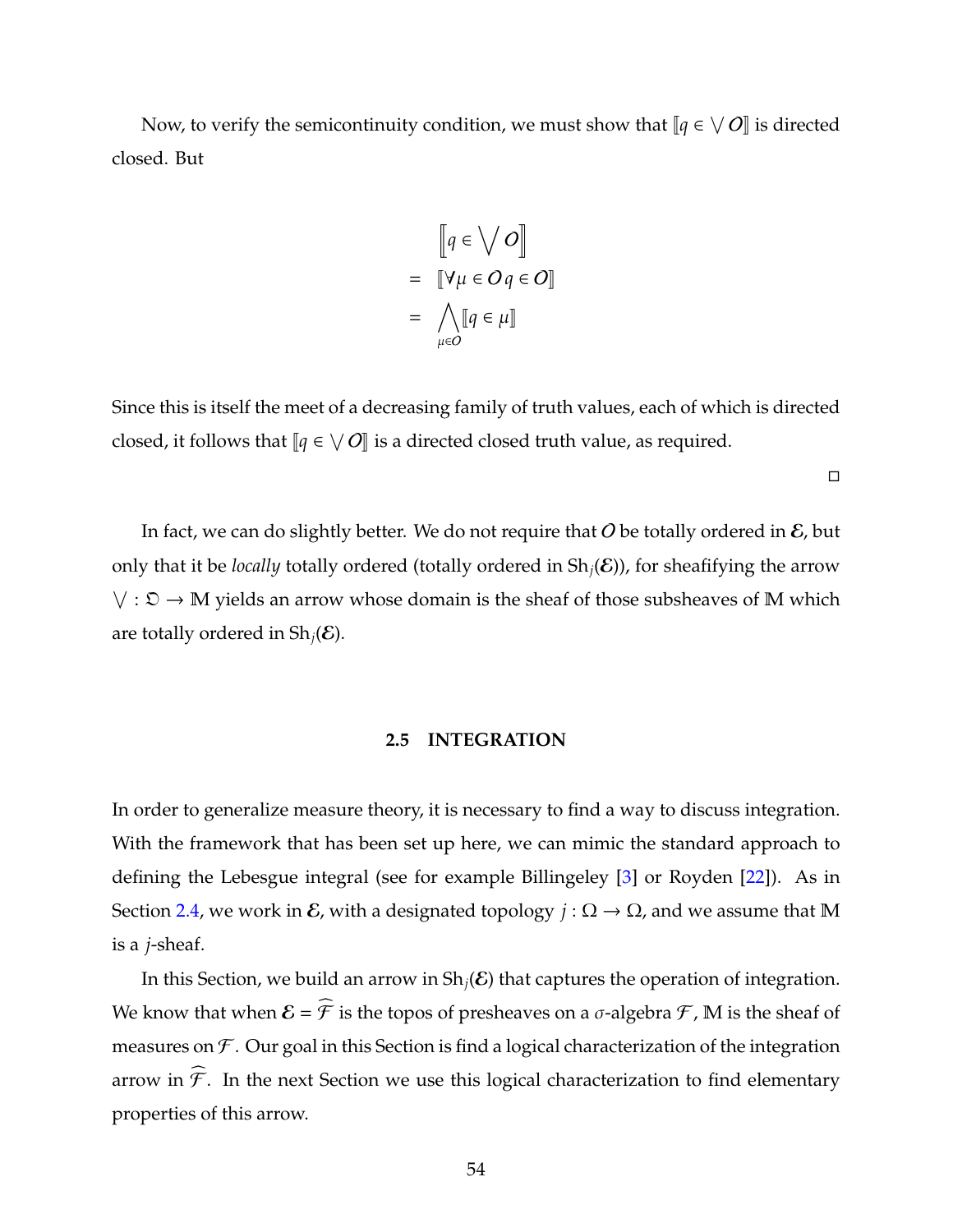Now, to verify the semicontinuity condition, we must show that $[\![q \in \bigvee \mathcal{O}]\!]$ is directed closed. But

$$
\begin{aligned}
& \left[\!\!\left[q \in \bigvee \mathcal{O}\right]\!\!\right] \\
= \; & [\![\forall \mu \in \mathcal{O} \, q \in \mathcal{O}]\!] \\
= \; & \bigwedge_{\mu \in \mathcal{O}} [\![q \in \mu]\!]
\end{aligned}
$$

Since this is itself the meet of a decreasing family of truth values, each of which is directed closed, it follows that $[\![q \in \bigvee \mathcal{O}]\!]$ is a directed closed truth value, as required.

□

In fact, we can do slightly better. We do not require that $\mathcal{O}$ be totally ordered in $\mathcal{E}$, but only that it be *locally* totally ordered (totally ordered in $\mathrm{Sh}_j(\mathcal{E})$), for sheafifying the arrow $\bigvee : \mathfrak{O} \to \mathbb{M}$ yields an arrow whose domain is the sheaf of those subsheaves of $\mathbb{M}$ which are totally ordered in $\mathrm{Sh}_j(\mathcal{E})$.

### 2.5 INTEGRATION

In order to generalize measure theory, it is necessary to find a way to discuss integration. With the framework that has been set up here, we can mimic the standard approach to defining the Lebesgue integral (see for example Billingeley [3] or Royden [22]). As in Section 2.4, we work in $\mathcal{E}$, with a designated topology $j : \Omega \to \Omega$, and we assume that $\mathbb{M}$ is a $j$-sheaf.

In this Section, we build an arrow in $\mathrm{Sh}_j(\mathcal{E})$ that captures the operation of integration. We know that when $\mathcal{E} = \widehat{\mathcal{F}}$ is the topos of presheaves on a $\sigma$-algebra $\mathcal{F}$, $\mathbb{M}$ is the sheaf of measures on $\mathcal{F}$. Our goal in this Section is find a logical characterization of the integration arrow in $\widehat{\mathcal{F}}$. In the next Section we use this logical characterization to find elementary properties of this arrow.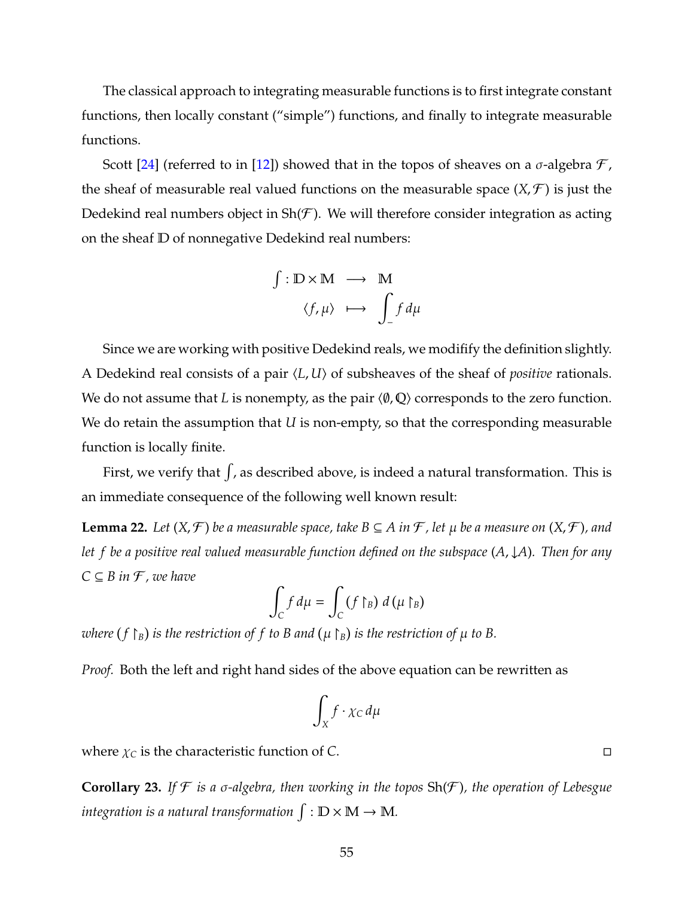The classical approach to integrating measurable functions is to first integrate constant functions, then locally constant ("simple") functions, and finally to integrate measurable functions.

Scott [24] (referred to in [12]) showed that in the topos of sheaves on a $\sigma$-algebra $\mathcal{F}$, the sheaf of measurable real valued functions on the measurable space $(X, \mathcal{F})$ is just the Dedekind real numbers object in $\mathrm{Sh}(\mathcal{F})$. We will therefore consider integration as acting on the sheaf $\mathbb{D}$ of nonnegative Dedekind real numbers:

$$\begin{aligned} \int : \mathbb{D} \times \mathbb{M} &\longrightarrow \mathbb{M} \\ \langle f, \mu \rangle &\longmapsto \int_{-} f \, d\mu \end{aligned}$$

Since we are working with positive Dedekind reals, we modifify the definition slightly. A Dedekind real consists of a pair $\langle L, U \rangle$ of subsheaves of the sheaf of *positive* rationals. We do not assume that $L$ is nonempty, as the pair $\langle \emptyset, \mathbb{Q} \rangle$ corresponds to the zero function. We do retain the assumption that $U$ is non-empty, so that the corresponding measurable function is locally finite.

First, we verify that $\int$, as described above, is indeed a natural transformation. This is an immediate consequence of the following well known result:

**Lemma 22.** *Let $(X, \mathcal{F})$ be a measurable space, take $B \subseteq A$ in $\mathcal{F}$, let $\mu$ be a measure on $(X, \mathcal{F})$, and let $f$ be a positive real valued measurable function defined on the subspace $(A, \downarrow A)$. Then for any $C \subseteq B$ in $\mathcal{F}$, we have*

$$\int_C f \, d\mu = \int_C (f \restriction_B) \, d\,(\mu \restriction_B)$$

*where $(f \restriction_B)$ is the restriction of $f$ to $B$ and $(\mu \restriction_B)$ is the restriction of $\mu$ to $B$.*

*Proof.* Both the left and right hand sides of the above equation can be rewritten as

$$\int_X f \cdot \chi_C \, d\mu$$

where $\chi_C$ is the characteristic function of $C$. $\square$

**Corollary 23.** *If $\mathcal{F}$ is a $\sigma$-algebra, then working in the topos $\mathrm{Sh}(\mathcal{F})$, the operation of Lebesgue integration is a natural transformation $\int : \mathbb{D} \times \mathbb{M} \to \mathbb{M}$.*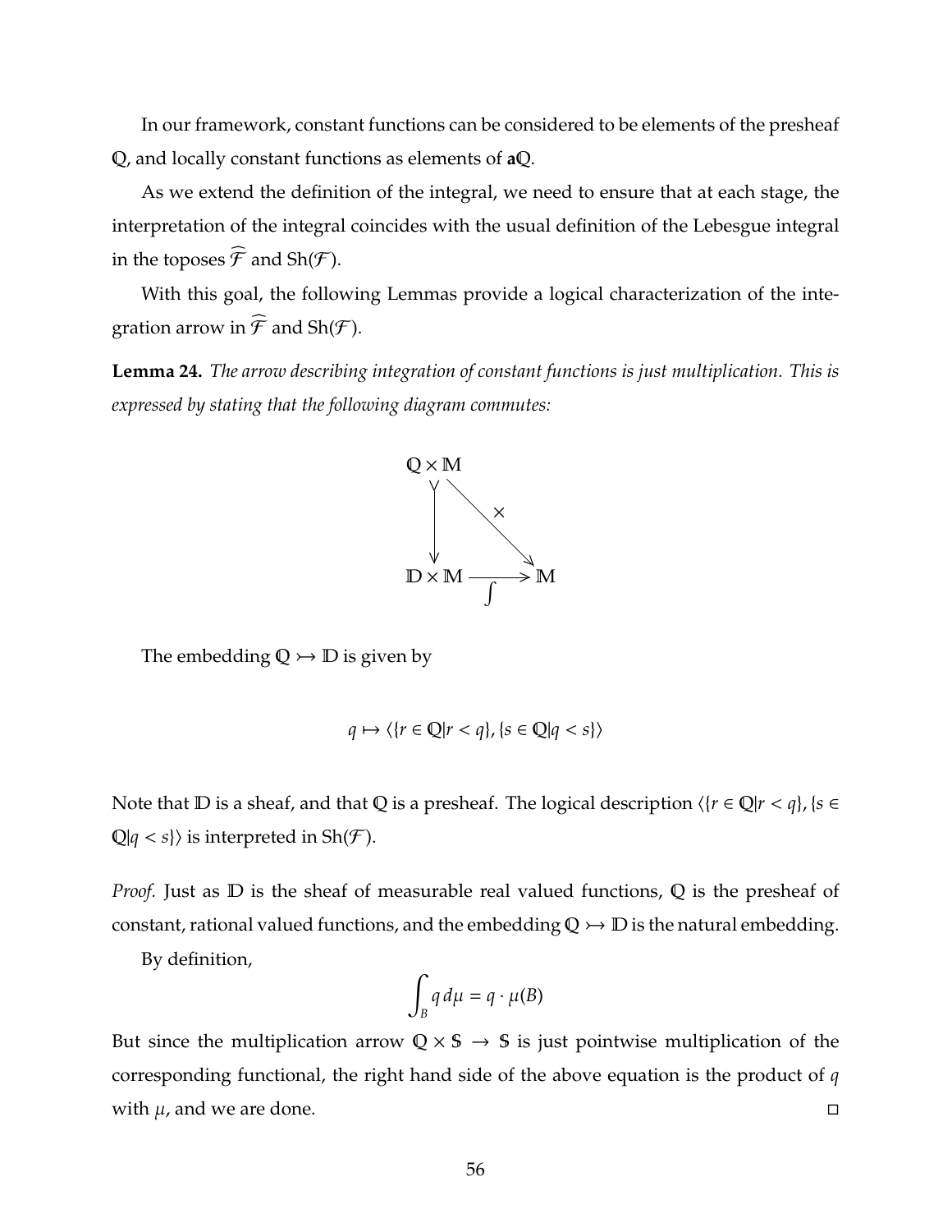In our framework, constant functions can be considered to be elements of the presheaf $\mathbb{Q}$, and locally constant functions as elements of $\mathbf{a}\mathbb{Q}$.

As we extend the definition of the integral, we need to ensure that at each stage, the interpretation of the integral coincides with the usual definition of the Lebesgue integral in the toposes $\widehat{\mathcal{F}}$ and $\mathrm{Sh}(\mathcal{F})$.

With this goal, the following Lemmas provide a logical characterization of the integration arrow in $\widehat{\mathcal{F}}$ and $\mathrm{Sh}(\mathcal{F})$.

**Lemma 24.** *The arrow describing integration of constant functions is just multiplication. This is expressed by stating that the following diagram commutes:*

$$\begin{array}{ccc} \mathbb{Q} \times \mathbb{M} & & \\ \downarrow & \searrow^{\times} & \\ \mathbb{D} \times \mathbb{M} & \xrightarrow[\int]{} & \mathbb{M} \end{array}$$

The embedding $\mathbb{Q} \rightarrowtail \mathbb{D}$ is given by

$$q \mapsto \langle \{r \in \mathbb{Q} | r < q\}, \{s \in \mathbb{Q} | q < s\} \rangle$$

Note that $\mathbb{D}$ is a sheaf, and that $\mathbb{Q}$ is a presheaf. The logical description $\langle \{r \in \mathbb{Q} | r < q\}, \{s \in \mathbb{Q} | q < s\} \rangle$ is interpreted in $\mathrm{Sh}(\mathcal{F})$.

*Proof.* Just as $\mathbb{D}$ is the sheaf of measurable real valued functions, $\mathbb{Q}$ is the presheaf of constant, rational valued functions, and the embedding $\mathbb{Q} \rightarrowtail \mathbb{D}$ is the natural embedding.

By definition,

$$\int_B q \, d\mu = q \cdot \mu(B)$$

But since the multiplication arrow $\mathbb{Q} \times \mathbb{S} \to \mathbb{S}$ is just pointwise multiplication of the corresponding functional, the right hand side of the above equation is the product of $q$ with $\mu$, and we are done. □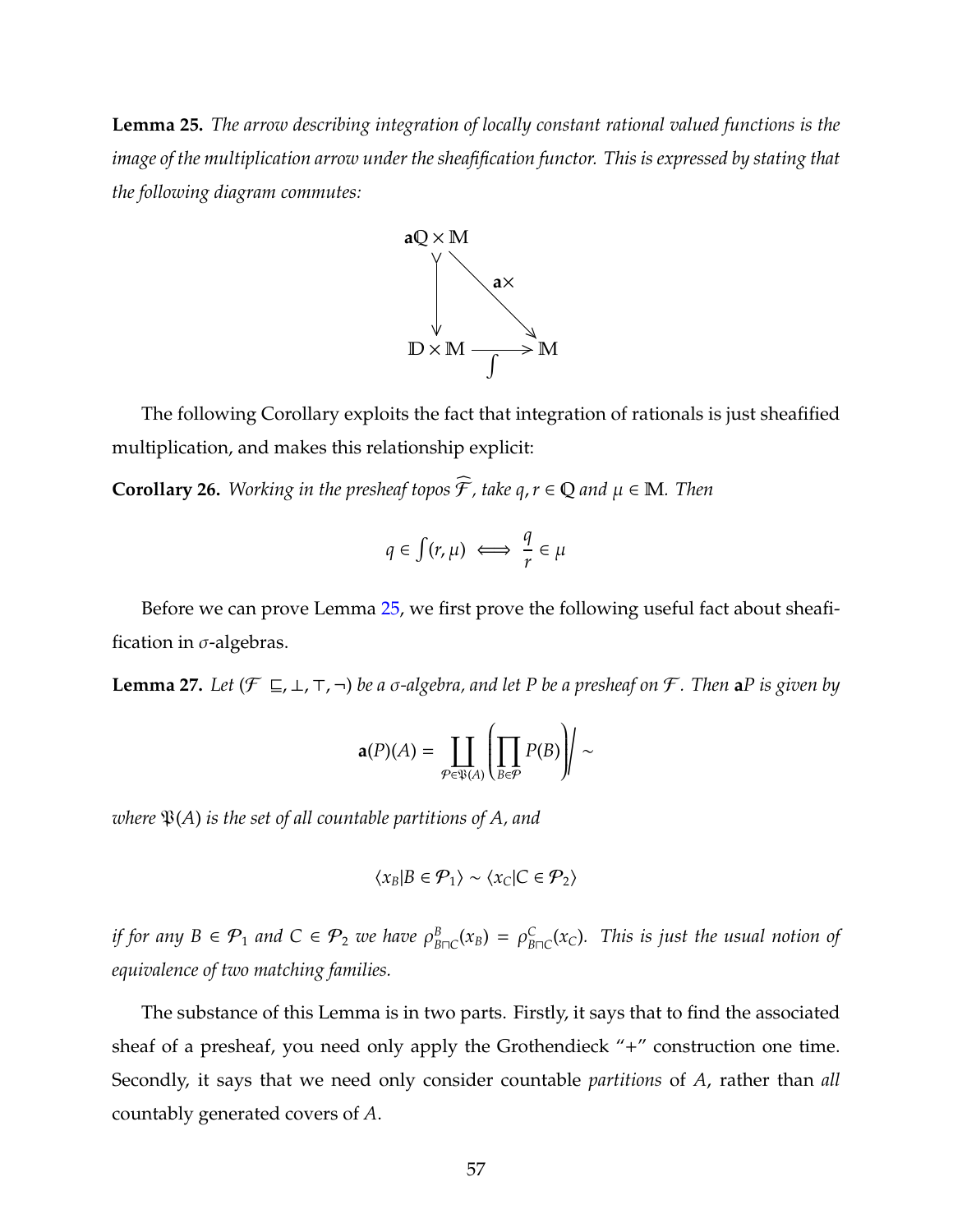**Lemma 25.** *The arrow describing integration of locally constant rational valued functions is the image of the multiplication arrow under the sheafification functor. This is expressed by stating that the following diagram commutes:*

$$
\begin{array}{ccc}
\mathbf{a}\mathbb{Q} \times \mathbb{M} & & \\
\downarrow & \searrow^{\mathbf{a}\times} & \\
\mathbb{D} \times \mathbb{M} & \xrightarrow[\int]{} & \mathbb{M}
\end{array}
$$

The following Corollary exploits the fact that integration of rationals is just sheafified multiplication, and makes this relationship explicit:

**Corollary 26.** *Working in the presheaf topos $\widehat{\mathcal{F}}$, take $q, r \in \mathbb{Q}$ and $\mu \in \mathbb{M}$. Then*

$$q \in \int(r, \mu) \iff \frac{q}{r} \in \mu$$

Before we can prove Lemma 25, we first prove the following useful fact about sheafification in $\sigma$-algebras.

**Lemma 27.** *Let $(\mathcal{F} \sqsubseteq, \bot, \top, \neg)$ be a $\sigma$-algebra, and let $P$ be a presheaf on $\mathcal{F}$. Then $\mathbf{a}P$ is given by*

$$\mathbf{a}(P)(A) = \coprod_{\mathcal{P} \in \mathfrak{P}(A)} \left( \prod_{B \in \mathcal{P}} P(B) \right) \Bigg/ \sim$$

*where $\mathfrak{P}(A)$ is the set of all countable partitions of $A$, and*

$$\langle x_B | B \in \mathcal{P}_1 \rangle \sim \langle x_C | C \in \mathcal{P}_2 \rangle$$

*if for any $B \in \mathcal{P}_1$ and $C \in \mathcal{P}_2$ we have $\rho^B_{B \sqcap C}(x_B) = \rho^C_{B \sqcap C}(x_C)$. This is just the usual notion of equivalence of two matching families.*

The substance of this Lemma is in two parts. Firstly, it says that to find the associated sheaf of a presheaf, you need only apply the Grothendieck "+" construction one time. Secondly, it says that we need only consider countable *partitions* of $A$, rather than *all* countably generated covers of $A$.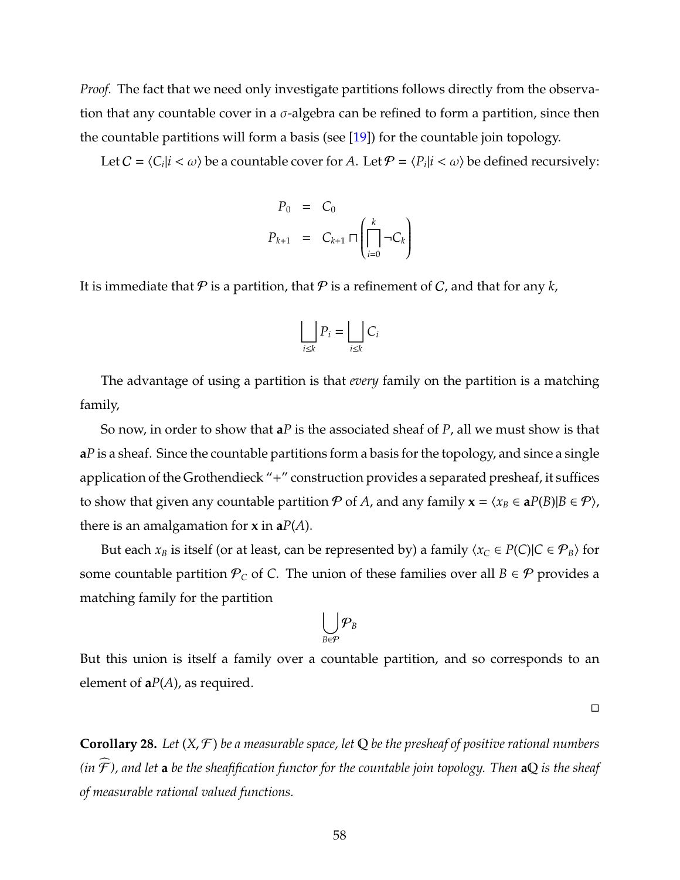*Proof.* The fact that we need only investigate partitions follows directly from the observation that any countable cover in a $\sigma$-algebra can be refined to form a partition, since then the countable partitions will form a basis (see [19]) for the countable join topology.

Let $C = \langle C_i | i < \omega \rangle$ be a countable cover for $A$. Let $\mathcal{P} = \langle P_i | i < \omega \rangle$ be defined recursively:

$$
\begin{aligned}
P_0 &= C_0 \\
P_{k+1} &= C_{k+1} \sqcap \left( \prod_{i=0}^{k} \neg C_k \right)
\end{aligned}
$$

It is immediate that $\mathcal{P}$ is a partition, that $\mathcal{P}$ is a refinement of $C$, and that for any $k$,

$$
\bigsqcup_{i \leq k} P_i = \bigsqcup_{i \leq k} C_i
$$

The advantage of using a partition is that *every* family on the partition is a matching family,

So now, in order to show that $\mathbf{a}P$ is the associated sheaf of $P$, all we must show is that $\mathbf{a}P$ is a sheaf. Since the countable partitions form a basis for the topology, and since a single application of the Grothendieck "+" construction provides a separated presheaf, it suffices to show that given any countable partition $\mathcal{P}$ of $A$, and any family $\mathbf{x} = \langle x_B \in \mathbf{a}P(B) | B \in \mathcal{P} \rangle$, there is an amalgamation for $\mathbf{x}$ in $\mathbf{a}P(A)$.

But each $x_B$ is itself (or at least, can be represented by) a family $\langle x_C \in P(C) | C \in \mathcal{P}_B \rangle$ for some countable partition $\mathcal{P}_C$ of $C$. The union of these families over all $B \in \mathcal{P}$ provides a matching family for the partition

$$
\bigcup_{B \in \mathcal{P}} \mathcal{P}_B
$$

But this union is itself a family over a countable partition, and so corresponds to an element of $\mathbf{a}P(A)$, as required.

□

**Corollary 28.** *Let $(X, \mathcal{F})$ be a measurable space, let $\mathbb{Q}$ be the presheaf of positive rational numbers (in $\widehat{\mathcal{F}}$), and let $\mathbf{a}$ be the sheafification functor for the countable join topology. Then $\mathbf{a}\mathbb{Q}$ is the sheaf of measurable rational valued functions.*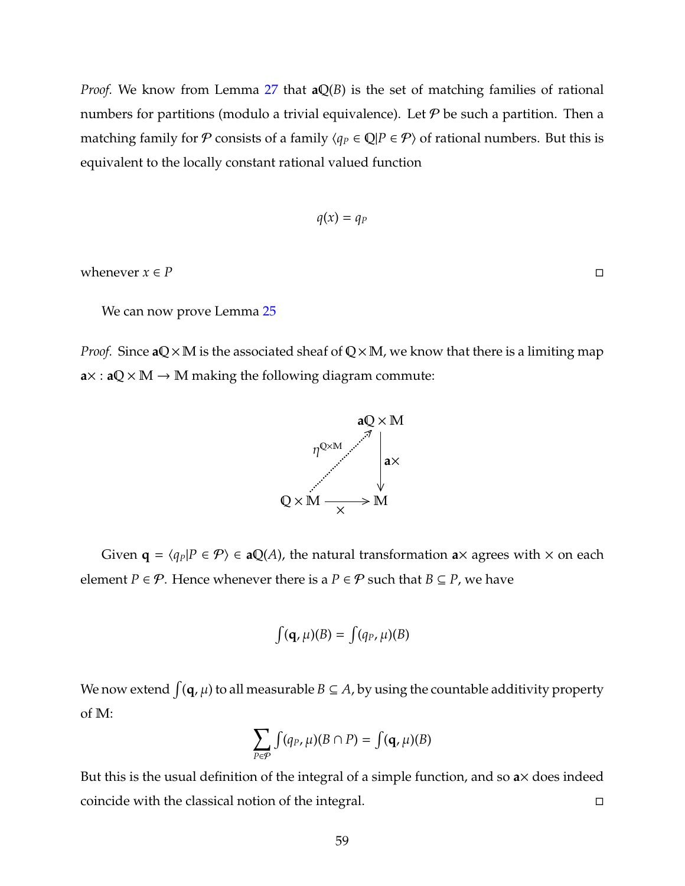*Proof.* We know from Lemma 27 that $\mathbf{a}\mathbb{Q}(B)$ is the set of matching families of rational numbers for partitions (modulo a trivial equivalence). Let $\mathcal{P}$ be such a partition. Then a matching family for $\mathcal{P}$ consists of a family $\langle q_P \in \mathbb{Q} | P \in \mathcal{P} \rangle$ of rational numbers. But this is equivalent to the locally constant rational valued function

$$q(x) = q_P$$

whenever $x \in P$ □

We can now prove Lemma 25

*Proof.* Since $\mathbf{a}\mathbb{Q} \times \mathbb{M}$ is the associated sheaf of $\mathbb{Q} \times \mathbb{M}$, we know that there is a limiting map $\mathbf{a}\times : \mathbf{a}\mathbb{Q} \times \mathbb{M} \to \mathbb{M}$ making the following diagram commute:

$$\begin{array}{ccc} & & \mathbf{a}\mathbb{Q} \times \mathbb{M} \\ & \overset{\eta^{\mathbb{Q}\times\mathbb{M}}}{\nearrow} & \downarrow \mathbf{a}\times \\ \mathbb{Q} \times \mathbb{M} & \xrightarrow[\times]{} & \mathbb{M} \end{array}$$

Given $\mathbf{q} = \langle q_P | P \in \mathcal{P} \rangle \in \mathbf{a}\mathbb{Q}(A)$, the natural transformation $\mathbf{a}\times$ agrees with $\times$ on each element $P \in \mathcal{P}$. Hence whenever there is a $P \in \mathcal{P}$ such that $B \subseteq P$, we have

$$\int(\mathbf{q}, \mu)(B) = \int(q_P, \mu)(B)$$

We now extend $\int(\mathbf{q}, \mu)$ to all measurable $B \subseteq A$, by using the countable additivity property of $\mathbb{M}$:

$$\sum_{P \in \mathcal{P}} \int(q_P, \mu)(B \cap P) = \int(\mathbf{q}, \mu)(B)$$

But this is the usual definition of the integral of a simple function, and so $\mathbf{a}\times$ does indeed coincide with the classical notion of the integral. □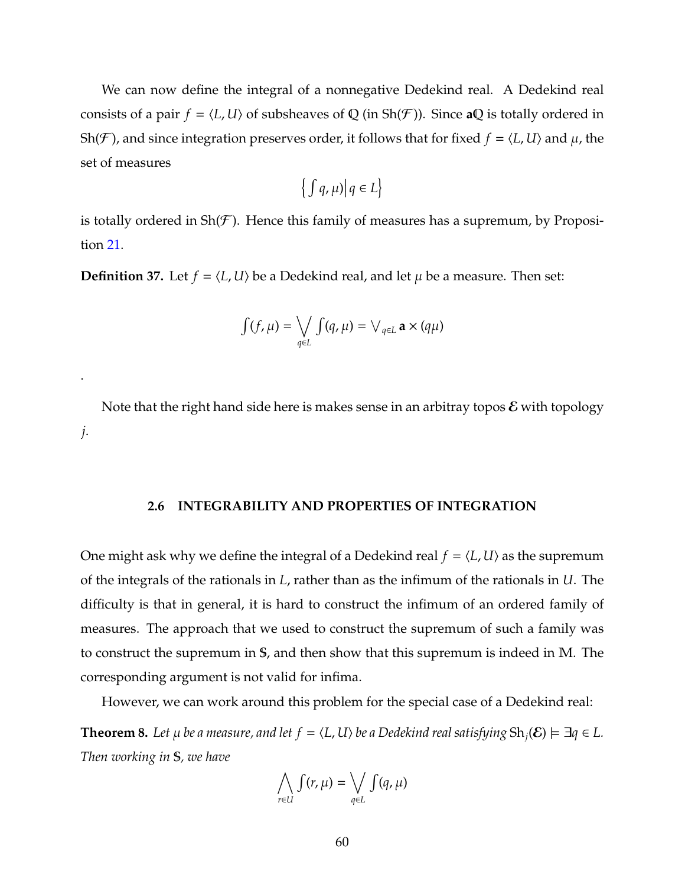We can now define the integral of a nonnegative Dedekind real. A Dedekind real consists of a pair $f = \langle L, U\rangle$ of subsheaves of $\mathbb{Q}$ (in $\mathrm{Sh}(\mathcal{F})$). Since $\mathbf{a}\mathbb{Q}$ is totally ordered in $\mathrm{Sh}(\mathcal{F})$, and since integration preserves order, it follows that for fixed $f = \langle L, U\rangle$ and $\mu$, the set of measures

$$\left\{ \int q, \mu) \middle| q \in L \right\}$$

is totally ordered in $\mathrm{Sh}(\mathcal{F})$. Hence this family of measures has a supremum, by Proposition 21.

**Definition 37.** Let $f = \langle L, U\rangle$ be a Dedekind real, and let $\mu$ be a measure. Then set:

$$\int (f, \mu) = \bigvee_{q \in L} \int (q, \mu) = \vee_{q \in L} \mathbf{a} \times (q\mu)$$

.

Note that the right hand side here is makes sense in an arbitray topos $\mathcal{E}$ with topology $j$.

## 2.6 INTEGRABILITY AND PROPERTIES OF INTEGRATION

One might ask why we define the integral of a Dedekind real $f = \langle L, U\rangle$ as the supremum of the integrals of the rationals in $L$, rather than as the infimum of the rationals in $U$. The difficulty is that in general, it is hard to construct the infimum of an ordered family of measures. The approach that we used to construct the supremum of such a family was to construct the supremum in $\mathbb{S}$, and then show that this supremum is indeed in $\mathbb{M}$. The corresponding argument is not valid for infima.

However, we can work around this problem for the special case of a Dedekind real:

**Theorem 8.** *Let $\mu$ be a measure, and let $f = \langle L, U\rangle$ be a Dedekind real satisfying $\mathrm{Sh}_j(\mathcal{E}) \models \exists q \in L$. Then working in $\mathbb{S}$, we have*

$$\bigwedge_{r \in U} \int (r, \mu) = \bigvee_{q \in L} \int (q, \mu)$$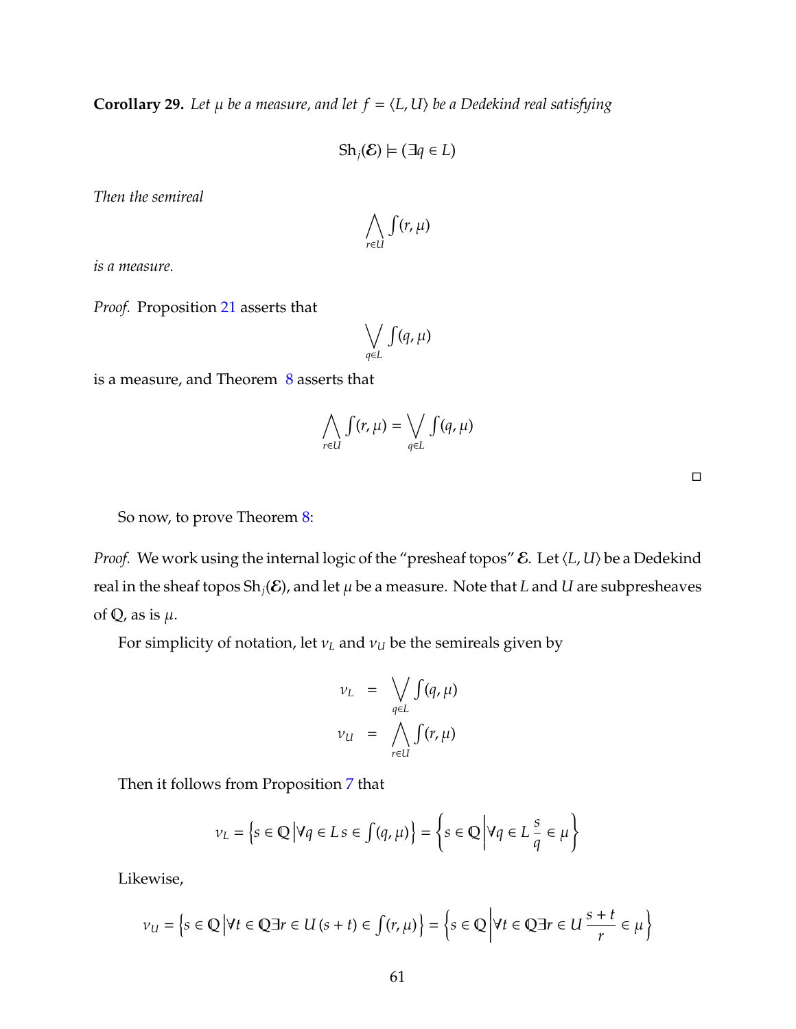**Corollary 29.** *Let $\mu$ be a measure, and let $f = \langle L, U \rangle$ be a Dedekind real satisfying*

$$\mathrm{Sh}_j(\mathcal{E}) \models (\exists q \in L)$$

*Then the semireal*

$$\bigwedge_{r \in U} \int (r, \mu)$$

*is a measure.*

*Proof.* Proposition 21 asserts that

$$\bigvee_{q \in L} \int (q, \mu)$$

is a measure, and Theorem 8 asserts that

$$\bigwedge_{r \in U} \int (r, \mu) = \bigvee_{q \in L} \int (q, \mu)$$

□

So now, to prove Theorem 8:

*Proof.* We work using the internal logic of the "presheaf topos" $\mathcal{E}$. Let $\langle L, U \rangle$ be a Dedekind real in the sheaf topos $\mathrm{Sh}_j(\mathcal{E})$, and let $\mu$ be a measure. Note that $L$ and $U$ are subpresheaves of $\mathbb{Q}$, as is $\mu$.

For simplicity of notation, let $\nu_L$ and $\nu_U$ be the semireals given by

$$\begin{aligned} \nu_L &= \bigvee_{q \in L} \int (q, \mu) \\ \nu_U &= \bigwedge_{r \in U} \int (r, \mu) \end{aligned}$$

Then it follows from Proposition 7 that

$$\nu_L = \left\{ s \in \mathbb{Q} \,\middle|\, \forall q \in L \, s \in \int (q, \mu) \right\} = \left\{ s \in \mathbb{Q} \,\middle|\, \forall q \in L \, \frac{s}{q} \in \mu \right\}$$

Likewise,

$$\nu_U = \left\{ s \in \mathbb{Q} \,\middle|\, \forall t \in \mathbb{Q} \exists r \in U \, (s + t) \in \int (r, \mu) \right\} = \left\{ s \in \mathbb{Q} \,\middle|\, \forall t \in \mathbb{Q} \exists r \in U \, \frac{s + t}{r} \in \mu \right\}$$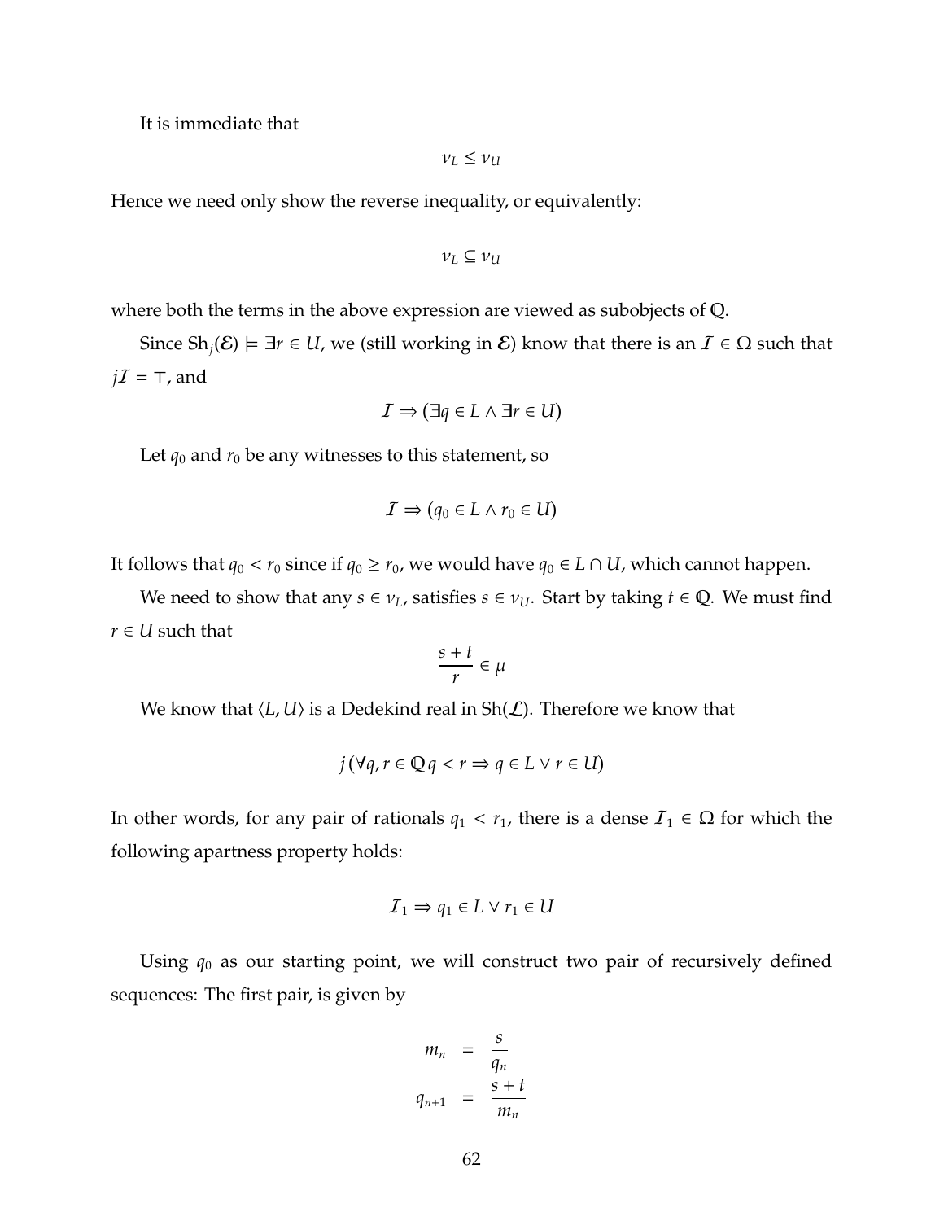It is immediate that

$$\nu_L \leq \nu_U$$

Hence we need only show the reverse inequality, or equivalently:

$$\nu_L \subseteq \nu_U$$

where both the terms in the above expression are viewed as subobjects of $\mathbb{Q}$.

Since $\mathrm{Sh}_j(\mathcal{E}) \models \exists r \in U$, we (still working in $\mathcal{E}$) know that there is an $\mathcal{I} \in \Omega$ such that $j\mathcal{I} = \top$, and

$$\mathcal{I} \Rightarrow (\exists q \in L \wedge \exists r \in U)$$

Let $q_0$ and $r_0$ be any witnesses to this statement, so

$$\mathcal{I} \Rightarrow (q_0 \in L \wedge r_0 \in U)$$

It follows that $q_0 < r_0$ since if $q_0 \geq r_0$, we would have $q_0 \in L \cap U$, which cannot happen.

We need to show that any $s \in \nu_L$, satisfies $s \in \nu_U$. Start by taking $t \in \mathbb{Q}$. We must find $r \in U$ such that

$$\frac{s+t}{r} \in \mu$$

We know that $\langle L, U \rangle$ is a Dedekind real in $\mathrm{Sh}(\mathcal{L})$. Therefore we know that

$$j\,(\forall q, r \in \mathbb{Q}\, q < r \Rightarrow q \in L \vee r \in U)$$

In other words, for any pair of rationals $q_1 < r_1$, there is a dense $\mathcal{I}_1 \in \Omega$ for which the following apartness property holds:

$$\mathcal{I}_1 \Rightarrow q_1 \in L \vee r_1 \in U$$

Using $q_0$ as our starting point, we will construct two pair of recursively defined sequences: The first pair, is given by

$$\begin{aligned} m_n &= \frac{s}{q_n} \\ q_{n+1} &= \frac{s+t}{m_n} \end{aligned}$$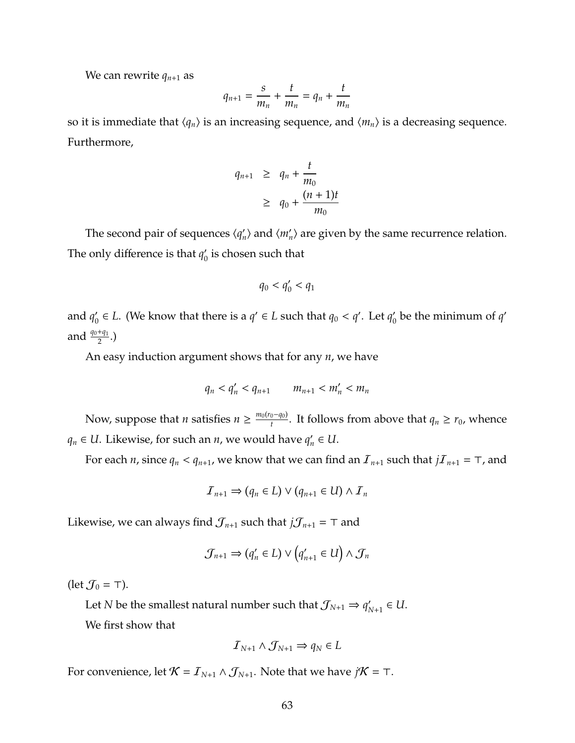We can rewrite $q_{n+1}$ as

$$q_{n+1} = \frac{s}{m_n} + \frac{t}{m_n} = q_n + \frac{t}{m_n}$$

so it is immediate that $\langle q_n \rangle$ is an increasing sequence, and $\langle m_n \rangle$ is a decreasing sequence. Furthermore,

$$\begin{aligned} q_{n+1} &\geq q_n + \frac{t}{m_0} \\ &\geq q_0 + \frac{(n+1)t}{m_0} \end{aligned}$$

The second pair of sequences $\langle q'_n \rangle$ and $\langle m'_n \rangle$ are given by the same recurrence relation. The only difference is that $q'_0$ is chosen such that

$$q_0 < q'_0 < q_1$$

and $q'_0 \in L$. (We know that there is a $q' \in L$ such that $q_0 < q'$. Let $q'_0$ be the minimum of $q'$ and $\frac{q_0+q_1}{2}$.)

An easy induction argument shows that for any $n$, we have

$$q_n < q'_n < q_{n+1} \qquad m_{n+1} < m'_n < m_n$$

Now, suppose that $n$ satisfies $n \geq \frac{m_0(r_0-q_0)}{t}$. It follows from above that $q_n \geq r_0$, whence $q_n \in U$. Likewise, for such an $n$, we would have $q'_n \in U$.

For each $n$, since $q_n < q_{n+1}$, we know that we can find an $\mathcal{I}_{n+1}$ such that $j\mathcal{I}_{n+1} = \top$, and

$$\mathcal{I}_{n+1} \Rightarrow (q_n \in L) \vee (q_{n+1} \in U) \wedge \mathcal{I}_n$$

Likewise, we can always find $\mathcal{J}_{n+1}$ such that $j\mathcal{J}_{n+1} = \top$ and

$$\mathcal{J}_{n+1} \Rightarrow (q'_n \in L) \vee \left(q'_{n+1} \in U\right) \wedge \mathcal{J}_n$$

(let $\mathcal{J}_0 = \top$).

Let $N$ be the smallest natural number such that $\mathcal{J}_{N+1} \Rightarrow q'_{N+1} \in U$.

We first show that

$$\mathcal{I}_{N+1} \wedge \mathcal{J}_{N+1} \Rightarrow q_N \in L$$

For convenience, let $\mathcal{K} = \mathcal{I}_{N+1} \wedge \mathcal{J}_{N+1}$. Note that we have $j\mathcal{K} = \top$.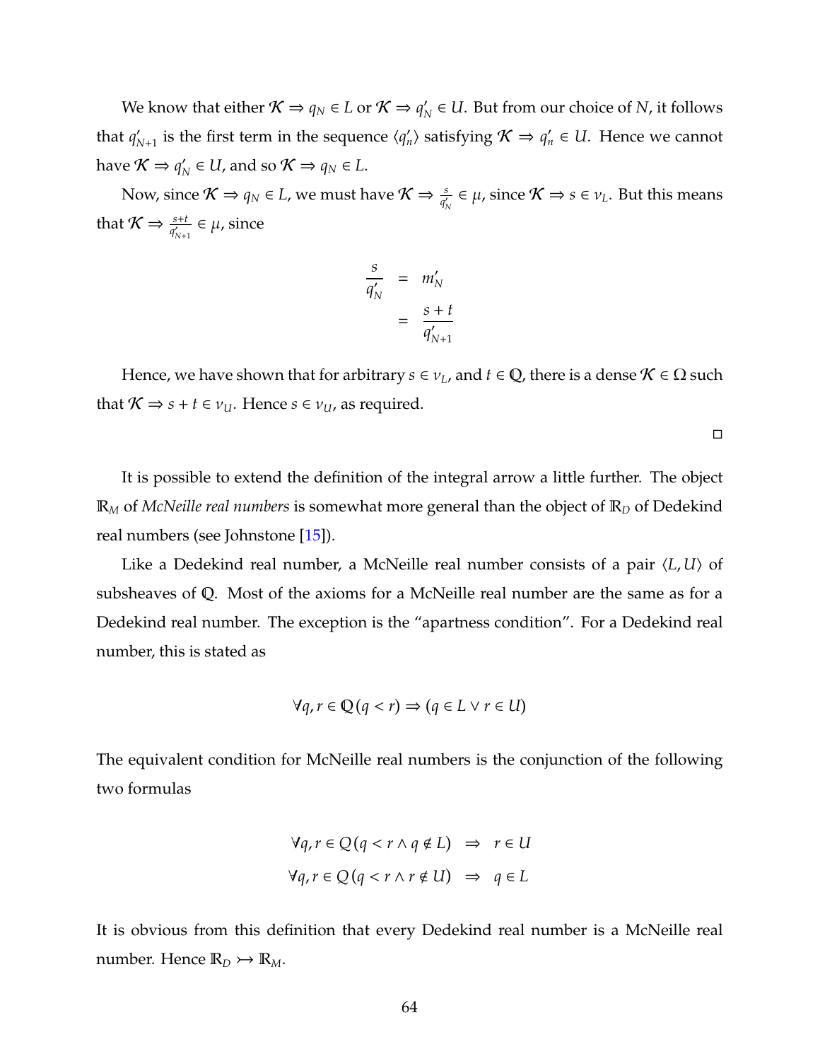We know that either $\mathcal{K} \Rightarrow q_N \in L$ or $\mathcal{K} \Rightarrow q'_N \in U$. But from our choice of $N$, it follows that $q'_{N+1}$ is the first term in the sequence $\langle q'_n \rangle$ satisfying $\mathcal{K} \Rightarrow q'_n \in U$. Hence we cannot have $\mathcal{K} \Rightarrow q'_N \in U$, and so $\mathcal{K} \Rightarrow q_N \in L$.

Now, since $\mathcal{K} \Rightarrow q_N \in L$, we must have $\mathcal{K} \Rightarrow \frac{s}{q'_N} \in \mu$, since $\mathcal{K} \Rightarrow s \in \nu_L$. But this means that $\mathcal{K} \Rightarrow \frac{s+t}{q'_{N+1}} \in \mu$, since

$$
\begin{aligned}
\frac{s}{q'_N} &= m'_N \\
&= \frac{s+t}{q'_{N+1}}
\end{aligned}
$$

Hence, we have shown that for arbitrary $s \in \nu_L$, and $t \in \mathbb{Q}$, there is a dense $\mathcal{K} \in \Omega$ such that $\mathcal{K} \Rightarrow s + t \in \nu_U$. Hence $s \in \nu_U$, as required.

□

It is possible to extend the definition of the integral arrow a little further. The object $\mathbb{R}_M$ of *McNeille real numbers* is somewhat more general than the object of $\mathbb{R}_D$ of Dedekind real numbers (see Johnstone [15]).

Like a Dedekind real number, a McNeille real number consists of a pair $\langle L, U \rangle$ of subsheaves of $\mathbb{Q}$. Most of the axioms for a McNeille real number are the same as for a Dedekind real number. The exception is the "apartness condition". For a Dedekind real number, this is stated as

$$
\forall q, r \in \mathbb{Q} \, (q < r) \Rightarrow (q \in L \vee r \in U)
$$

The equivalent condition for McNeille real numbers is the conjunction of the following two formulas

$$
\begin{aligned}
\forall q, r \in Q \, (q < r \wedge q \notin L) &\Rightarrow r \in U \\
\forall q, r \in Q \, (q < r \wedge r \notin U) &\Rightarrow q \in L
\end{aligned}
$$

It is obvious from this definition that every Dedekind real number is a McNeille real number. Hence $\mathbb{R}_D \rightarrowtail \mathbb{R}_M$.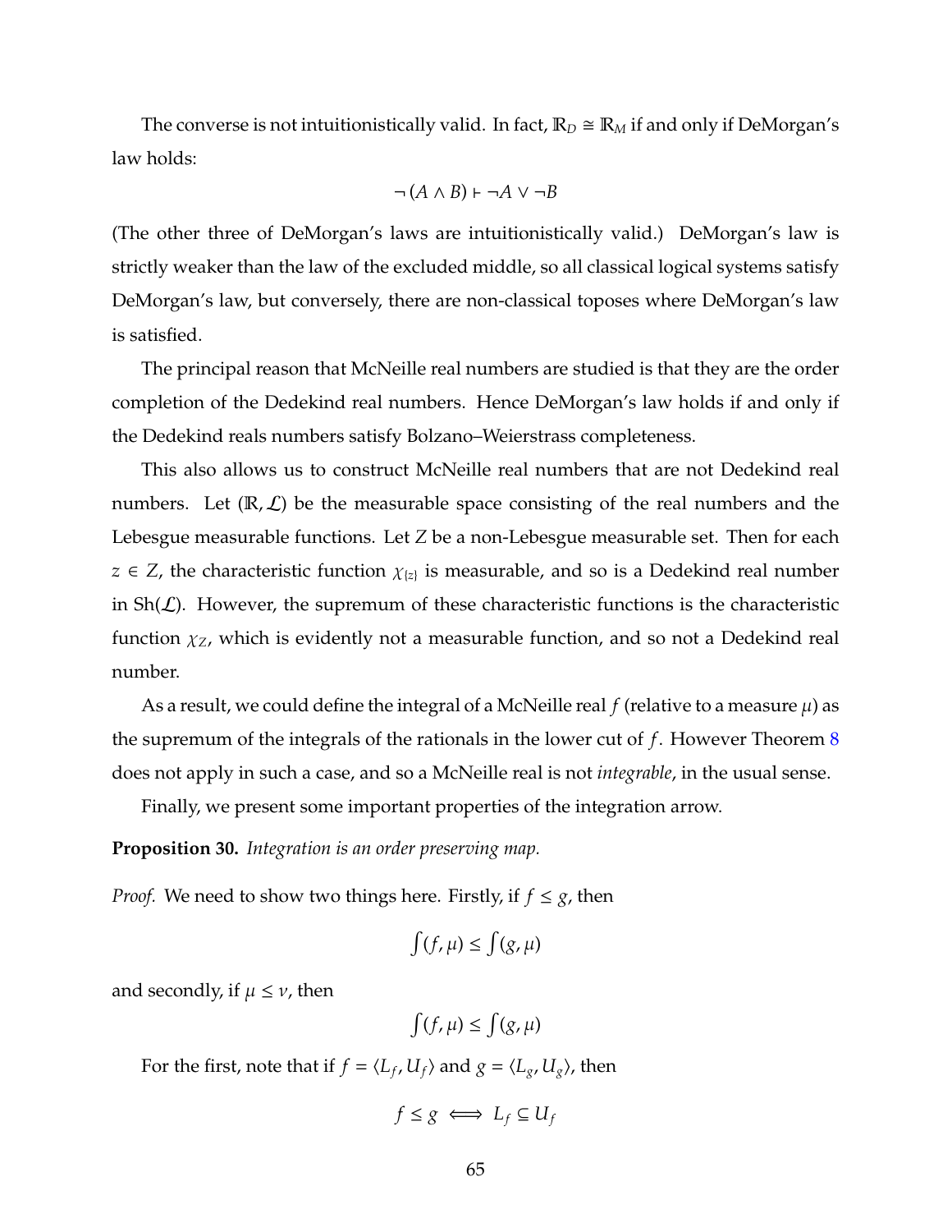The converse is not intuitionistically valid. In fact, $\mathbb{R}_D \cong \mathbb{R}_M$ if and only if DeMorgan's law holds:

$$\neg (A \wedge B) \vdash \neg A \vee \neg B$$

(The other three of DeMorgan's laws are intuitionistically valid.) DeMorgan's law is strictly weaker than the law of the excluded middle, so all classical logical systems satisfy DeMorgan's law, but conversely, there are non-classical toposes where DeMorgan's law is satisfied.

The principal reason that McNeille real numbers are studied is that they are the order completion of the Dedekind real numbers. Hence DeMorgan's law holds if and only if the Dedekind reals numbers satisfy Bolzano–Weierstrass completeness.

This also allows us to construct McNeille real numbers that are not Dedekind real numbers. Let $(\mathbb{R}, \mathcal{L})$ be the measurable space consisting of the real numbers and the Lebesgue measurable functions. Let $Z$ be a non-Lebesgue measurable set. Then for each $z \in Z$, the characteristic function $\chi_{\{z\}}$ is measurable, and so is a Dedekind real number in $\mathrm{Sh}(\mathcal{L})$. However, the supremum of these characteristic functions is the characteristic function $\chi_Z$, which is evidently not a measurable function, and so not a Dedekind real number.

As a result, we could define the integral of a McNeille real $f$ (relative to a measure $\mu$) as the supremum of the integrals of the rationals in the lower cut of $f$. However Theorem 8 does not apply in such a case, and so a McNeille real is not *integrable*, in the usual sense.

Finally, we present some important properties of the integration arrow.

**Proposition 30.** *Integration is an order preserving map.*

*Proof.* We need to show two things here. Firstly, if $f \leq g$, then

$$\int (f, \mu) \leq \int (g, \mu)$$

and secondly, if $\mu \leq \nu$, then

$$\int (f, \mu) \leq \int (g, \mu)$$

For the first, note that if $f = \langle L_f, U_f \rangle$ and $g = \langle L_g, U_g \rangle$, then

$$f \leq g \iff L_f \subseteq U_f$$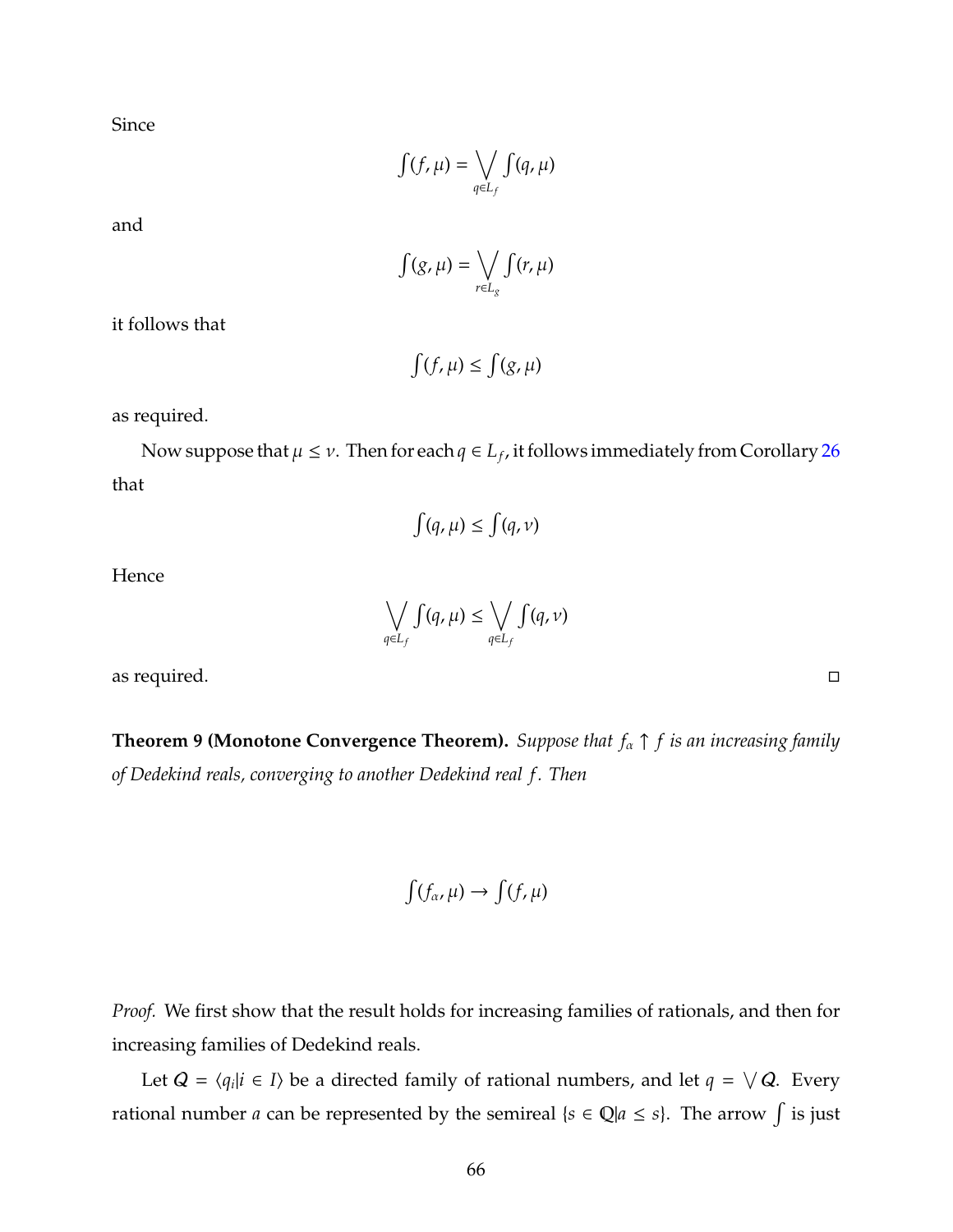Since

$$\int(f, \mu) = \bigvee_{q \in L_f} \int(q, \mu)$$

and

$$\int(g, \mu) = \bigvee_{r \in L_g} \int(r, \mu)$$

it follows that

$$\int(f, \mu) \leq \int(g, \mu)$$

as required.

Now suppose that $\mu \leq \nu$. Then for each $q \in L_f$, it follows immediately from Corollary 26 that

$$\int(q, \mu) \leq \int(q, \nu)$$

Hence

$$\bigvee_{q \in L_f} \int(q, \mu) \leq \bigvee_{q \in L_f} \int(q, \nu)$$

as required. $\square$

**Theorem 9 (Monotone Convergence Theorem).** *Suppose that $f_\alpha \uparrow f$ is an increasing family of Dedekind reals, converging to another Dedekind real $f$. Then*

$$\int(f_\alpha, \mu) \rightarrow \int(f, \mu)$$

*Proof.* We first show that the result holds for increasing families of rationals, and then for increasing families of Dedekind reals.

Let $Q = \langle q_i | i \in I \rangle$ be a directed family of rational numbers, and let $q = \bigvee Q$. Every rational number $a$ can be represented by the semireal $\{s \in \mathbb{Q} | a \leq s\}$. The arrow $\int$ is just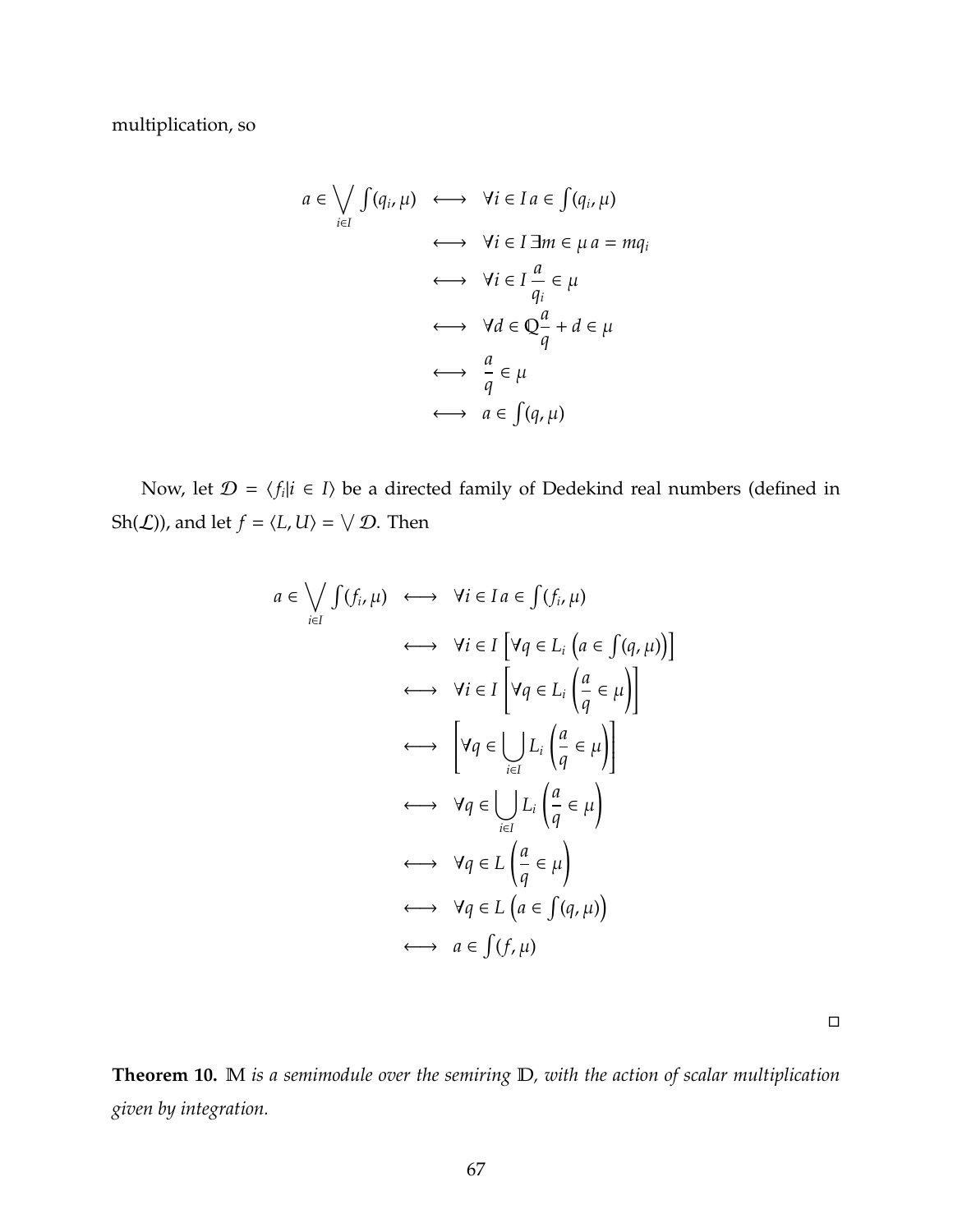multiplication, so

$$
\begin{aligned}
a \in \bigvee_{i \in I} \int (q_i, \mu) &\longleftrightarrow \forall i \in I \, a \in \int (q_i, \mu) \\
&\longleftrightarrow \forall i \in I \, \exists m \in \mu \, a = m q_i \\
&\longleftrightarrow \forall i \in I \, \frac{a}{q_i} \in \mu \\
&\longleftrightarrow \forall d \in \mathbb{Q} \frac{a}{q} + d \in \mu \\
&\longleftrightarrow \frac{a}{q} \in \mu \\
&\longleftrightarrow a \in \int (q, \mu)
\end{aligned}
$$

Now, let $\mathcal{D} = \langle f_i | i \in I \rangle$ be a directed family of Dedekind real numbers (defined in $\mathrm{Sh}(\mathcal{L})$), and let $f = \langle L, U \rangle = \bigvee \mathcal{D}$. Then

$$
\begin{aligned}
a \in \bigvee_{i \in I} \int (f_i, \mu) &\longleftrightarrow \forall i \in I \, a \in \int (f_i, \mu) \\
&\longleftrightarrow \forall i \in I \left[ \forall q \in L_i \left( a \in \int (q, \mu) \right) \right] \\
&\longleftrightarrow \forall i \in I \left[ \forall q \in L_i \left( \frac{a}{q} \in \mu \right) \right] \\
&\longleftrightarrow \left[ \forall q \in \bigcup_{i \in I} L_i \left( \frac{a}{q} \in \mu \right) \right] \\
&\longleftrightarrow \forall q \in \bigcup_{i \in I} L_i \left( \frac{a}{q} \in \mu \right) \\
&\longleftrightarrow \forall q \in L \left( \frac{a}{q} \in \mu \right) \\
&\longleftrightarrow \forall q \in L \left( a \in \int (q, \mu) \right) \\
&\longleftrightarrow a \in \int (f, \mu)
\end{aligned}
$$

□

**Theorem 10.** *$\mathbb{M}$ is a semimodule over the semiring $\mathbb{D}$, with the action of scalar multiplication given by integration.*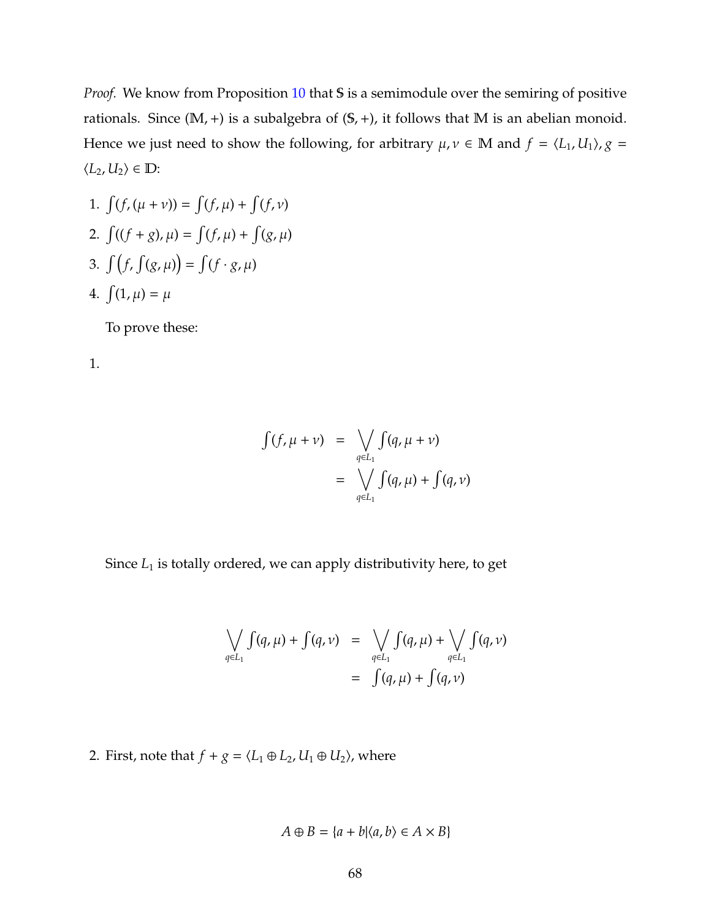*Proof.* We know from Proposition 10 that $\mathbb{S}$ is a semimodule over the semiring of positive rationals. Since $(\mathbb{M}, +)$ is a subalgebra of $(\mathbb{S}, +)$, it follows that $\mathbb{M}$ is an abelian monoid. Hence we just need to show the following, for arbitrary $\mu, \nu \in \mathbb{M}$ and $f = \langle L_1, U_1 \rangle, g = \langle L_2, U_2 \rangle \in \mathbb{D}$:

1. $\int(f, (\mu + \nu)) = \int(f, \mu) + \int(f, \nu)$
2. $\int((f + g), \mu) = \int(f, \mu) + \int(g, \mu)$
3. $\int\left(f, \int(g, \mu)\right) = \int(f \cdot g, \mu)$
4. $\int(1, \mu) = \mu$

To prove these:

1.

$$\begin{aligned}
\int(f, \mu + \nu) &= \bigvee_{q \in L_1} \int(q, \mu + \nu) \\
&= \bigvee_{q \in L_1} \int(q, \mu) + \int(q, \nu)
\end{aligned}$$

Since $L_1$ is totally ordered, we can apply distributivity here, to get

$$\begin{aligned}
\bigvee_{q \in L_1} \int(q, \mu) + \int(q, \nu) &= \bigvee_{q \in L_1} \int(q, \mu) + \bigvee_{q \in L_1} \int(q, \nu) \\
&= \int(q, \mu) + \int(q, \nu)
\end{aligned}$$

2. First, note that $f + g = \langle L_1 \oplus L_2, U_1 \oplus U_2 \rangle$, where

$$A \oplus B = \{a + b | \langle a, b \rangle \in A \times B\}$$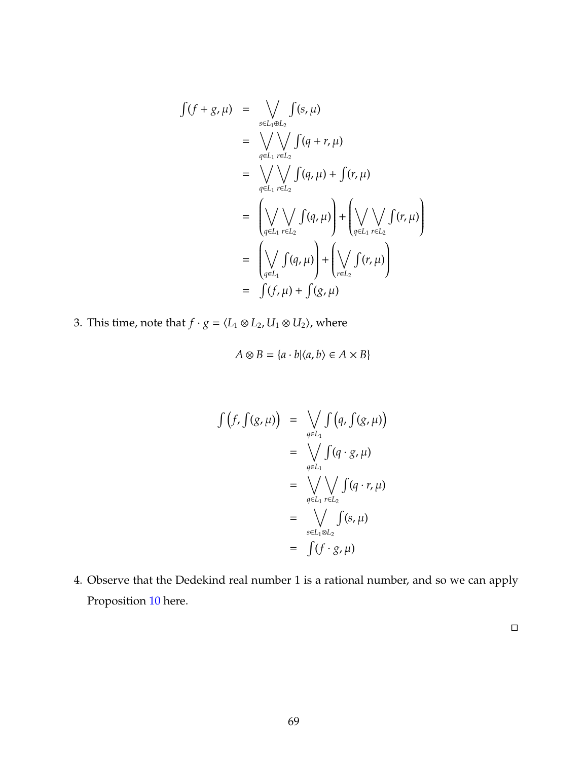$$
\begin{aligned}
\int(f+g,\mu) &= \bigvee_{s\in L_1\oplus L_2} \int(s,\mu) \\
&= \bigvee_{q\in L_1}\bigvee_{r\in L_2} \int(q+r,\mu) \\
&= \bigvee_{q\in L_1}\bigvee_{r\in L_2} \int(q,\mu)+\int(r,\mu) \\
&= \left(\bigvee_{q\in L_1}\bigvee_{r\in L_2} \int(q,\mu)\right)+\left(\bigvee_{q\in L_1}\bigvee_{r\in L_2} \int(r,\mu)\right) \\
&= \left(\bigvee_{q\in L_1} \int(q,\mu)\right)+\left(\bigvee_{r\in L_2} \int(r,\mu)\right) \\
&= \int(f,\mu)+\int(g,\mu)
\end{aligned}
$$

3. This time, note that $f \cdot g = \langle L_1 \otimes L_2, U_1 \otimes U_2 \rangle$, where

$$
A \otimes B = \{a \cdot b | \langle a, b\rangle \in A \times B\}
$$

$$
\begin{aligned}
\int\left(f,\int(g,\mu)\right) &= \bigvee_{q\in L_1} \int\left(q,\int(g,\mu)\right) \\
&= \bigvee_{q\in L_1} \int(q\cdot g,\mu) \\
&= \bigvee_{q\in L_1}\bigvee_{r\in L_2} \int(q\cdot r,\mu) \\
&= \bigvee_{s\in L_1\otimes L_2} \int(s,\mu) \\
&= \int(f\cdot g,\mu)
\end{aligned}
$$

4. Observe that the Dedekind real number 1 is a rational number, and so we can apply Proposition 10 here.

□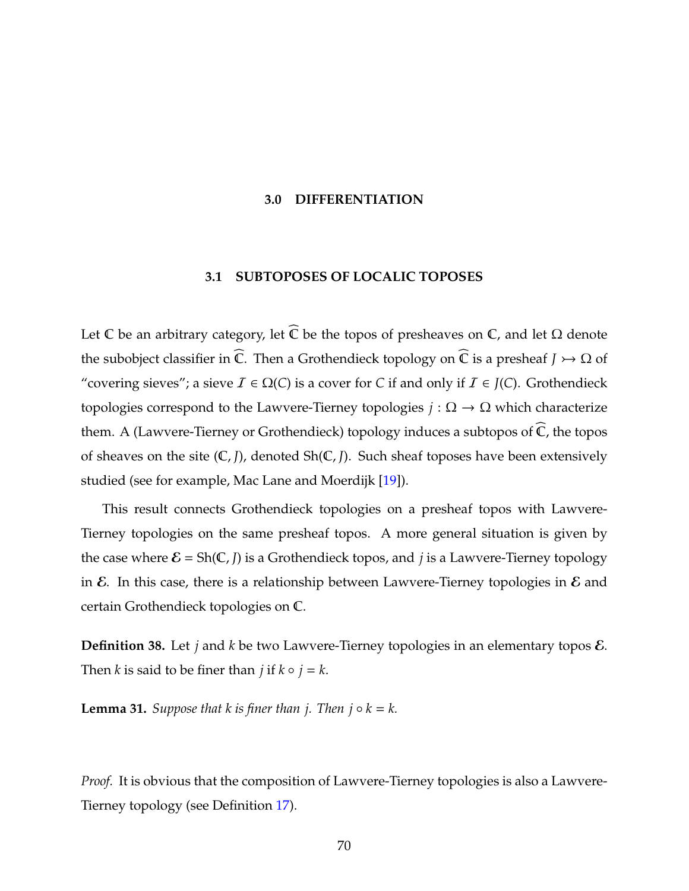# 3.0 DIFFERENTIATION

## 3.1 SUBTOPOSES OF LOCALIC TOPOSES

Let $\mathbb{C}$ be an arbitrary category, let $\widehat{\mathbb{C}}$ be the topos of presheaves on $\mathbb{C}$, and let $\Omega$ denote the subobject classifier in $\widehat{\mathbb{C}}$. Then a Grothendieck topology on $\widehat{\mathbb{C}}$ is a presheaf $J \rightarrowtail \Omega$ of "covering sieves"; a sieve $\mathcal{I} \in \Omega(C)$ is a cover for $C$ if and only if $\mathcal{I} \in J(C)$. Grothendieck topologies correspond to the Lawvere-Tierney topologies $j : \Omega \to \Omega$ which characterize them. A (Lawvere-Tierney or Grothendieck) topology induces a subtopos of $\widehat{\mathbb{C}}$, the topos of sheaves on the site $(\mathbb{C}, J)$, denoted $\mathrm{Sh}(\mathbb{C}, J)$. Such sheaf toposes have been extensively studied (see for example, Mac Lane and Moerdijk [19]).

This result connects Grothendieck topologies on a presheaf topos with Lawvere-Tierney topologies on the same presheaf topos. A more general situation is given by the case where $\mathcal{E} = \mathrm{Sh}(\mathbb{C}, J)$ is a Grothendieck topos, and $j$ is a Lawvere-Tierney topology in $\mathcal{E}$. In this case, there is a relationship between Lawvere-Tierney topologies in $\mathcal{E}$ and certain Grothendieck topologies on $\mathbb{C}$.

**Definition 38.** Let $j$ and $k$ be two Lawvere-Tierney topologies in an elementary topos $\mathcal{E}$. Then $k$ is said to be finer than $j$ if $k \circ j = k$.

**Lemma 31.** *Suppose that $k$ is finer than $j$. Then $j \circ k = k$.*

*Proof.* It is obvious that the composition of Lawvere-Tierney topologies is also a Lawvere-Tierney topology (see Definition 17).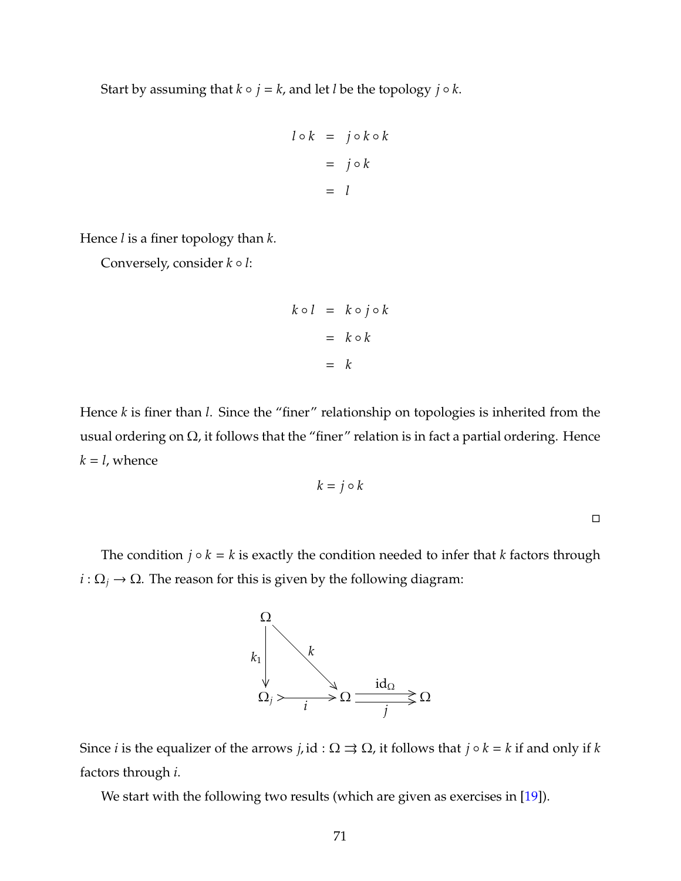Start by assuming that $k \circ j = k$, and let $l$ be the topology $j \circ k$.

$$
\begin{aligned}
l \circ k &= j \circ k \circ k \\
&= j \circ k \\
&= l
\end{aligned}
$$

Hence $l$ is a finer topology than $k$.

Conversely, consider $k \circ l$:

$$
\begin{aligned}
k \circ l &= k \circ j \circ k \\
&= k \circ k \\
&= k
\end{aligned}
$$

Hence $k$ is finer than $l$. Since the "finer" relationship on topologies is inherited from the usual ordering on $\Omega$, it follows that the "finer" relation is in fact a partial ordering. Hence $k = l$, whence

$$
k = j \circ k
$$

□

The condition $j \circ k = k$ is exactly the condition needed to infer that $k$ factors through $i : \Omega_j \to \Omega$. The reason for this is given by the following diagram:

$$
\begin{array}{ccccc}
\Omega & & & & \\
\big\downarrow{\scriptstyle k_1} & \searrow^{k} & & & \\
\Omega_j & \xrightarrow{\;i\;} & \Omega & \overset{\mathrm{id}_\Omega}{\underset{j}{\rightrightarrows}} & \Omega
\end{array}
$$

Since $i$ is the equalizer of the arrows $j, \mathrm{id} : \Omega \rightrightarrows \Omega$, it follows that $j \circ k = k$ if and only if $k$ factors through $i$.

We start with the following two results (which are given as exercises in [19]).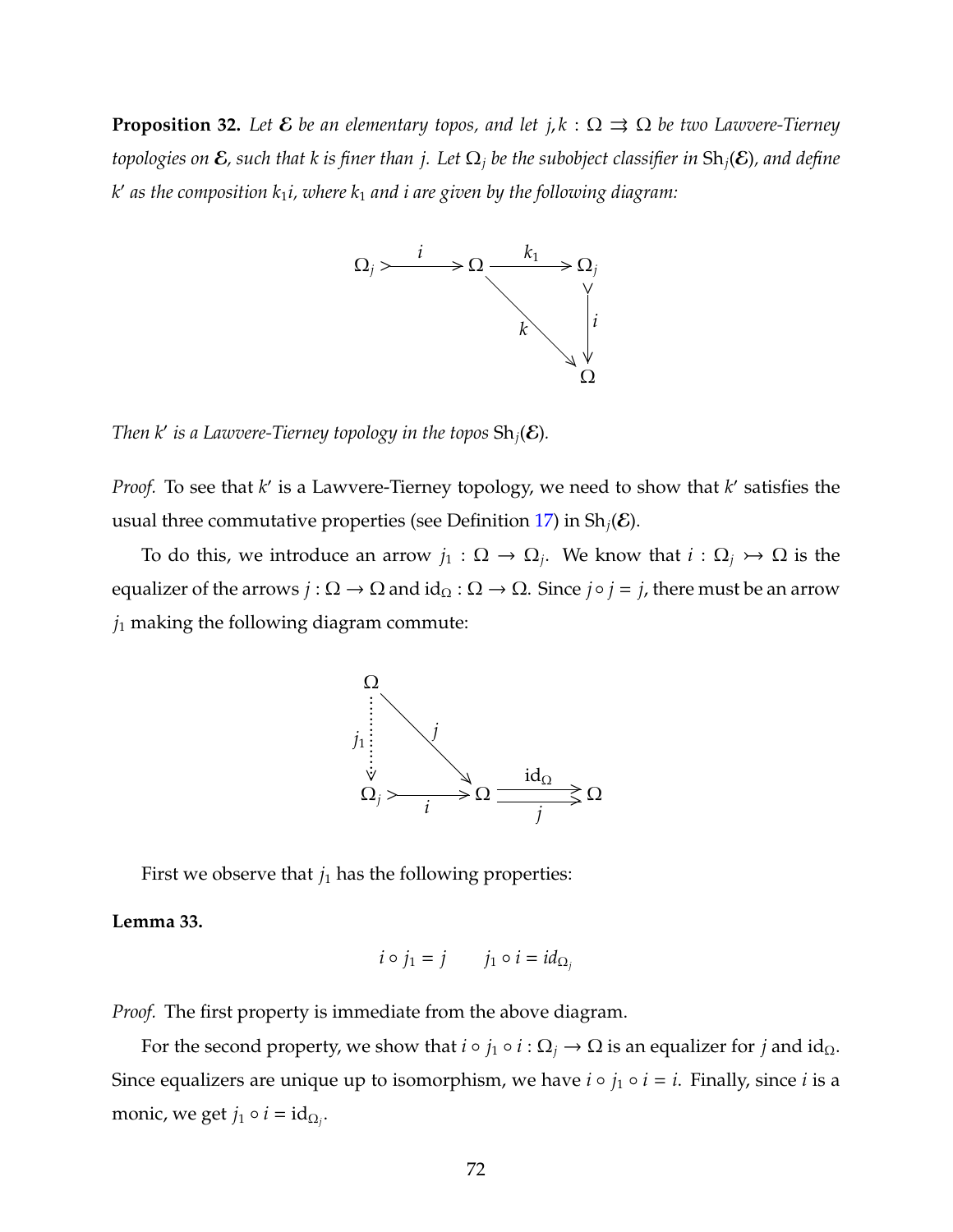**Proposition 32.** *Let $\mathcal{E}$ be an elementary topos, and let $j, k : \Omega \rightrightarrows \Omega$ be two Lawvere-Tierney topologies on $\mathcal{E}$, such that $k$ is finer than $j$. Let $\Omega_j$ be the subobject classifier in $\mathrm{Sh}_j(\mathcal{E})$, and define $k'$ as the composition $k_1 i$, where $k_1$ and $i$ are given by the following diagram:*

$$
\begin{array}{ccccc}
\Omega_j & \overset{i}{\rightarrowtail} & \Omega & \overset{k_1}{\longrightarrow} & \Omega_j \\
 & & & \searrow^{k} & \downarrow i \\
 & & & & \Omega
\end{array}
$$

*Then $k'$ is a Lawvere-Tierney topology in the topos $\mathrm{Sh}_j(\mathcal{E})$.*

*Proof.* To see that $k'$ is a Lawvere-Tierney topology, we need to show that $k'$ satisfies the usual three commutative properties (see Definition 17) in $\mathrm{Sh}_j(\mathcal{E})$.

To do this, we introduce an arrow $j_1 : \Omega \to \Omega_j$. We know that $i : \Omega_j \rightarrowtail \Omega$ is the equalizer of the arrows $j : \Omega \to \Omega$ and $\mathrm{id}_\Omega : \Omega \to \Omega$. Since $j \circ j = j$, there must be an arrow $j_1$ making the following diagram commute:

$$
\begin{array}{ccccc}
\Omega & & & & \\
\vdots j_1 & \searrow^{j} & & & \\
\Omega_j & \underset{i}{\rightarrowtail} & \Omega & \overset{\mathrm{id}_\Omega}{\underset{j}{\rightrightarrows}} & \Omega
\end{array}
$$

First we observe that $j_1$ has the following properties:

**Lemma 33.**

$$
i \circ j_1 = j \qquad j_1 \circ i = id_{\Omega_j}
$$

*Proof.* The first property is immediate from the above diagram.

For the second property, we show that $i \circ j_1 \circ i : \Omega_j \to \Omega$ is an equalizer for $j$ and $\mathrm{id}_\Omega$. Since equalizers are unique up to isomorphism, we have $i \circ j_1 \circ i = i$. Finally, since $i$ is a monic, we get $j_1 \circ i = \mathrm{id}_{\Omega_j}$.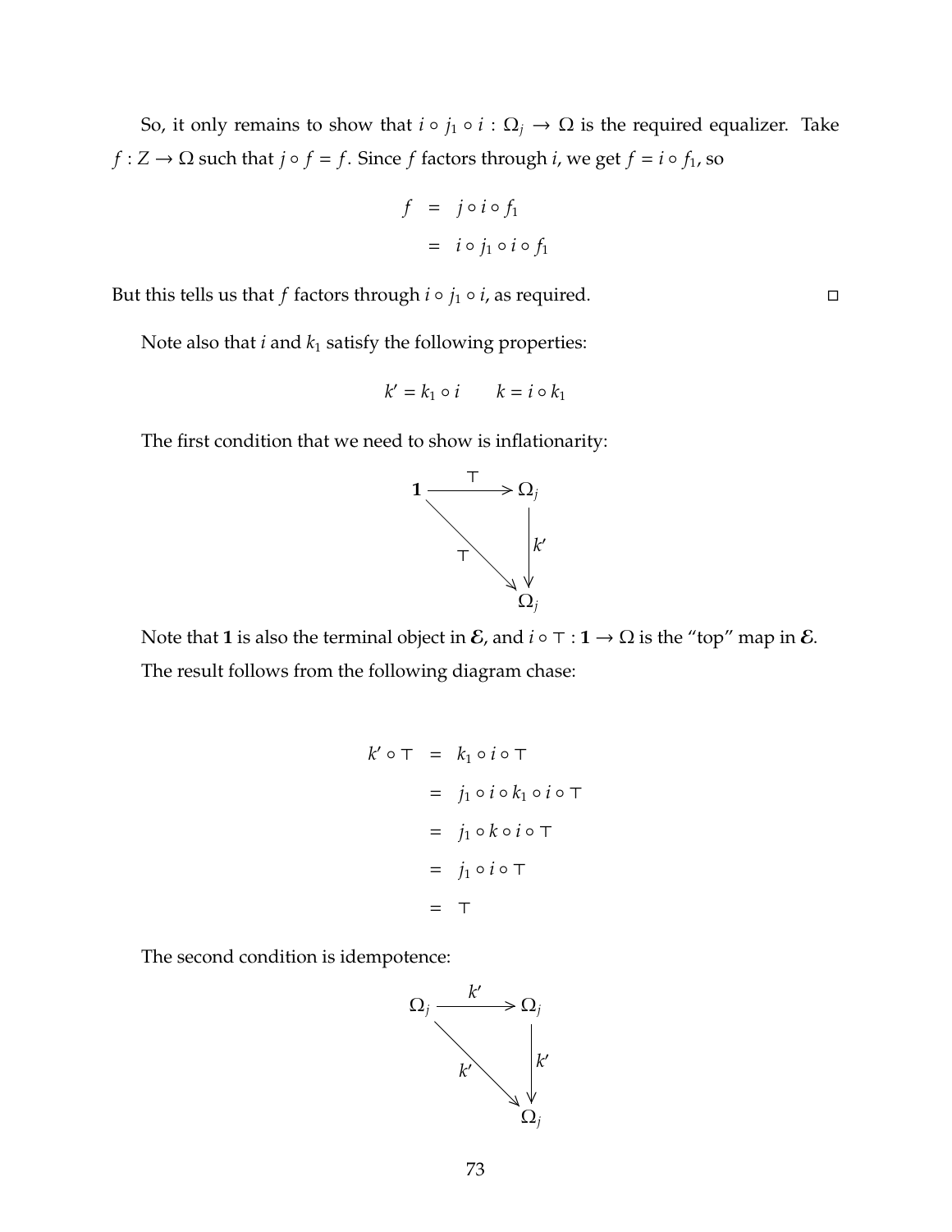So, it only remains to show that $i \circ j_1 \circ i : \Omega_j \to \Omega$ is the required equalizer. Take $f : Z \to \Omega$ such that $j \circ f = f$. Since $f$ factors through $i$, we get $f = i \circ f_1$, so

$$
\begin{aligned}
f &= j \circ i \circ f_1 \\
&= i \circ j_1 \circ i \circ f_1
\end{aligned}
$$

But this tells us that $f$ factors through $i \circ j_1 \circ i$, as required. □

Note also that $i$ and $k_1$ satisfy the following properties:

$$
k' = k_1 \circ i \qquad k = i \circ k_1
$$

The first condition that we need to show is inflationarity:

$$
\begin{array}{ccc}
\mathbf{1} & \xrightarrow{\top} & \Omega_j \\
& \searrow^{\top} & \downarrow k' \\
& & \Omega_j
\end{array}
$$

Note that $\mathbf{1}$ is also the terminal object in $\boldsymbol{\mathcal{E}}$, and $i \circ \top : \mathbf{1} \to \Omega$ is the "top" map in $\boldsymbol{\mathcal{E}}$. The result follows from the following diagram chase:

$$
\begin{aligned}
k' \circ \top &= k_1 \circ i \circ \top \\
&= j_1 \circ i \circ k_1 \circ i \circ \top \\
&= j_1 \circ k \circ i \circ \top \\
&= j_1 \circ i \circ \top \\
&= \top
\end{aligned}
$$

The second condition is idempotence:

$$
\begin{array}{ccc}
\Omega_j & \xrightarrow{k'} & \Omega_j \\
& \searrow^{k'} & \downarrow k' \\
& & \Omega_j
\end{array}
$$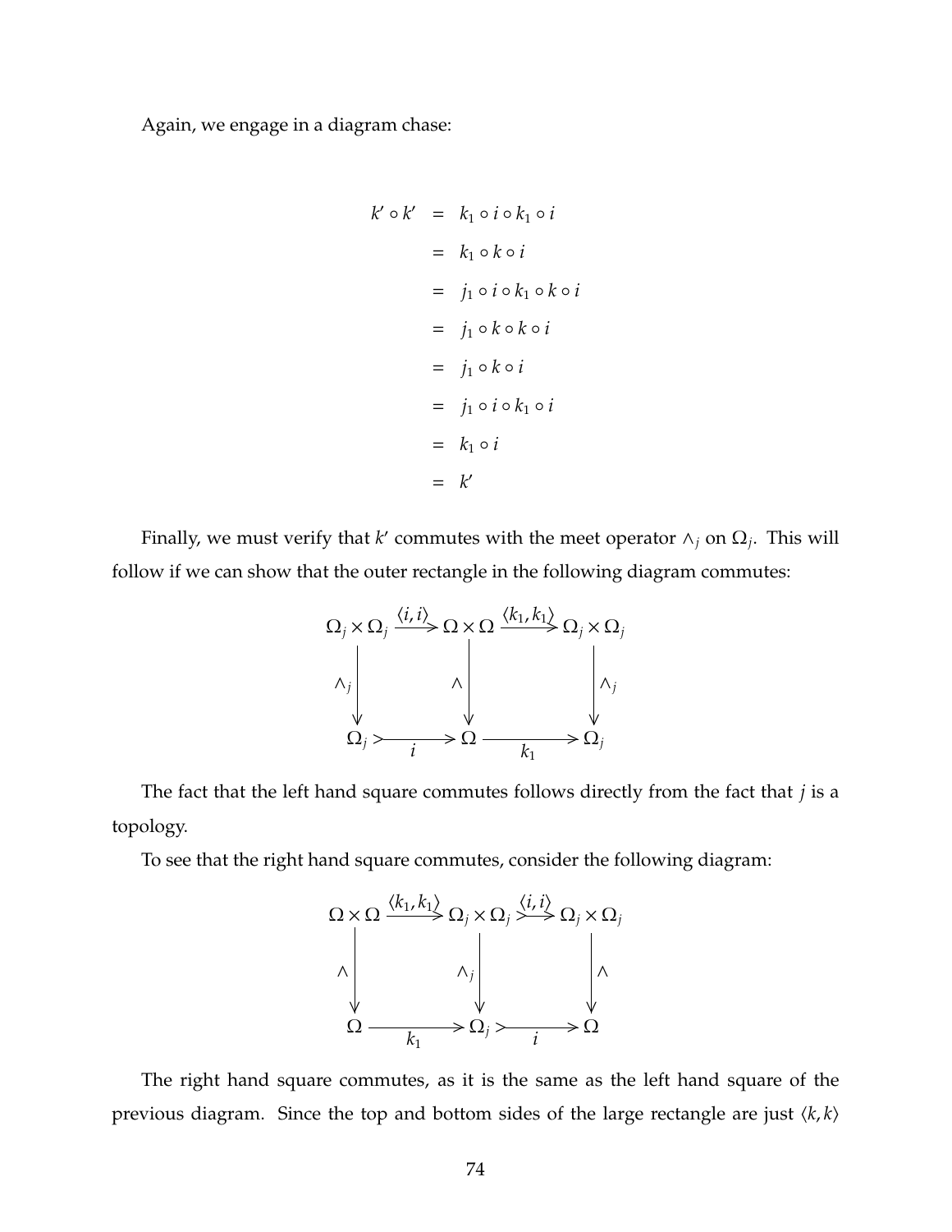Again, we engage in a diagram chase:

$$
\begin{aligned}
k' \circ k' &= k_1 \circ i \circ k_1 \circ i \\
&= k_1 \circ k \circ i \\
&= j_1 \circ i \circ k_1 \circ k \circ i \\
&= j_1 \circ k \circ k \circ i \\
&= j_1 \circ k \circ i \\
&= j_1 \circ i \circ k_1 \circ i \\
&= k_1 \circ i \\
&= k'
\end{aligned}
$$

Finally, we must verify that $k'$ commutes with the meet operator $\wedge_j$ on $\Omega_j$. This will follow if we can show that the outer rectangle in the following diagram commutes:

$$
\begin{array}{ccccc}
\Omega_j \times \Omega_j & \xrightarrow{\langle i, i \rangle} & \Omega \times \Omega & \xrightarrow{\langle k_1, k_1 \rangle} & \Omega_j \times \Omega_j \\
\downarrow \wedge_j & & \downarrow \wedge & & \downarrow \wedge_j \\
\Omega_j & \xrightarrow[i]{} & \Omega & \xrightarrow[k_1]{} & \Omega_j
\end{array}
$$

The fact that the left hand square commutes follows directly from the fact that $j$ is a topology.

To see that the right hand square commutes, consider the following diagram:

$$
\begin{array}{ccccc}
\Omega \times \Omega & \xrightarrow{\langle k_1, k_1 \rangle} & \Omega_j \times \Omega_j & \xrightarrow{\langle i, i \rangle} & \Omega_j \times \Omega_j \\
\downarrow \wedge & & \downarrow \wedge_j & & \downarrow \wedge \\
\Omega & \xrightarrow[k_1]{} & \Omega_j & \xrightarrow[i]{} & \Omega
\end{array}
$$

The right hand square commutes, as it is the same as the left hand square of the previous diagram. Since the top and bottom sides of the large rectangle are just $\langle k, k \rangle$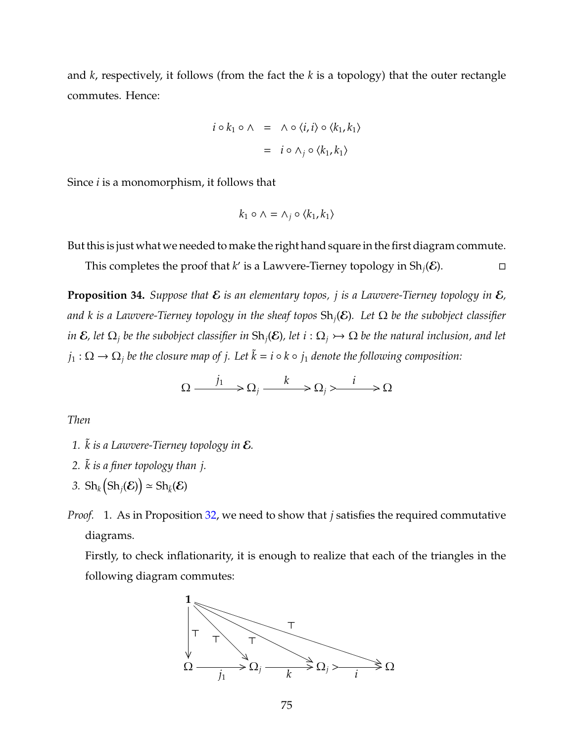and $k$, respectively, it follows (from the fact the $k$ is a topology) that the outer rectangle commutes. Hence:

$$
\begin{aligned}
i \circ k_1 \circ \wedge &= \wedge \circ \langle i, i \rangle \circ \langle k_1, k_1 \rangle \\
&= i \circ \wedge_j \circ \langle k_1, k_1 \rangle
\end{aligned}
$$

Since $i$ is a monomorphism, it follows that

$$
k_1 \circ \wedge = \wedge_j \circ \langle k_1, k_1 \rangle
$$

But this is just what we needed to make the right hand square in the first diagram commute.

This completes the proof that $k'$ is a Lawvere-Tierney topology in $\mathrm{Sh}_j(\boldsymbol{\mathcal{E}})$. □

**Proposition 34.** *Suppose that $\boldsymbol{\mathcal{E}}$ is an elementary topos, $j$ is a Lawvere-Tierney topology in $\boldsymbol{\mathcal{E}}$, and $k$ is a Lawvere-Tierney topology in the sheaf topos $\mathrm{Sh}_j(\boldsymbol{\mathcal{E}})$. Let $\Omega$ be the subobject classifier in $\boldsymbol{\mathcal{E}}$, let $\Omega_j$ be the subobject classifier in $\mathrm{Sh}_j(\boldsymbol{\mathcal{E}})$, let $i : \Omega_j \rightarrowtail \Omega$ be the natural inclusion, and let $j_1 : \Omega \to \Omega_j$ be the closure map of $j$. Let $\tilde{k} = i \circ k \circ j_1$ denote the following composition:*

$$
\Omega \xrightarrow{\;j_1\;} \Omega_j \xrightarrow{\;k\;} \Omega_j \overset{i}{\rightarrowtail} \Omega
$$

*Then*

1. *$\tilde{k}$ is a Lawvere-Tierney topology in $\boldsymbol{\mathcal{E}}$.*
2. *$\tilde{k}$ is a finer topology than $j$.*
3. *$\mathrm{Sh}_k\big(\mathrm{Sh}_j(\boldsymbol{\mathcal{E}})\big) \simeq \mathrm{Sh}_{\tilde{k}}(\boldsymbol{\mathcal{E}})$*

*Proof.* 1. As in Proposition 32, we need to show that $j$ satisfies the required commutative diagrams.

Firstly, to check inflationarity, it is enough to realize that each of the triangles in the following diagram commutes:

$$
\begin{array}{ccccccc}
\mathbf{1} & & & & & & \\
\downarrow{\scriptstyle \top} & \searrow^{\top} & \searrow^{\top} & & \searrow^{\top} & & \\
\Omega & \xrightarrow{\;j_1\;} & \Omega_j & \xrightarrow{\;k\;} & \Omega_j & \overset{i}{\rightarrowtail} & \Omega
\end{array}
$$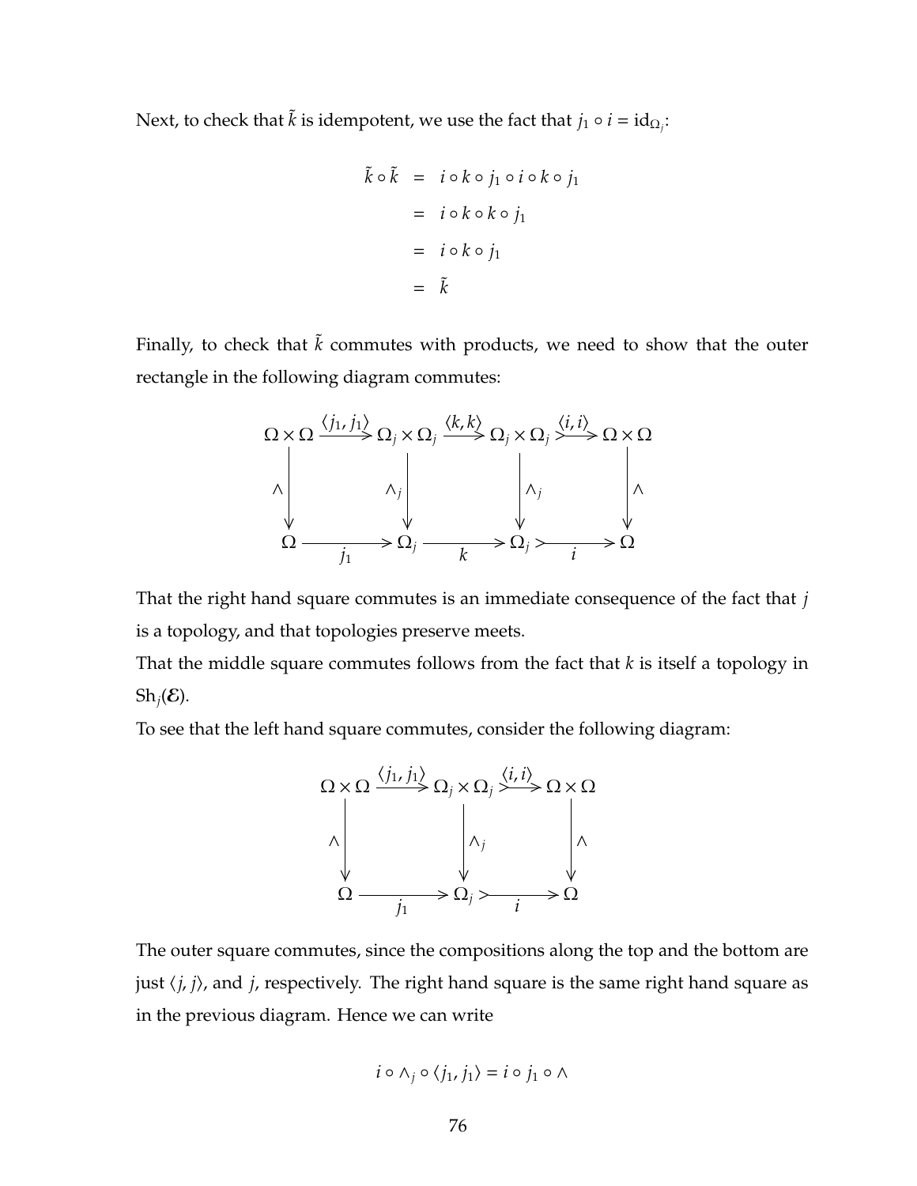Next, to check that $\tilde{k}$ is idempotent, we use the fact that $j_1 \circ i = \mathrm{id}_{\Omega_j}$:

$$
\begin{aligned}
\tilde{k} \circ \tilde{k} &= i \circ k \circ j_1 \circ i \circ k \circ j_1 \\
&= i \circ k \circ k \circ j_1 \\
&= i \circ k \circ j_1 \\
&= \tilde{k}
\end{aligned}
$$

Finally, to check that $\tilde{k}$ commutes with products, we need to show that the outer rectangle in the following diagram commutes:

$$
\begin{array}{ccccccc}
\Omega \times \Omega & \xrightarrow{\langle j_1, j_1 \rangle} & \Omega_j \times \Omega_j & \xrightarrow{\langle k, k \rangle} & \Omega_j \times \Omega_j & \xrightarrow{\langle i, i \rangle} & \Omega \times \Omega \\
\Big\downarrow \wedge & & \Big\downarrow \wedge_j & & \Big\downarrow \wedge_j & & \Big\downarrow \wedge \\
\Omega & \xrightarrow[j_1]{} & \Omega_j & \xrightarrow[k]{} & \Omega_j & \xrightarrow[i]{} & \Omega
\end{array}
$$

That the right hand square commutes is an immediate consequence of the fact that $j$ is a topology, and that topologies preserve meets.

That the middle square commutes follows from the fact that $k$ is itself a topology in $\mathrm{Sh}_j(\boldsymbol{\mathcal{E}})$.

To see that the left hand square commutes, consider the following diagram:

$$
\begin{array}{ccccc}
\Omega \times \Omega & \xrightarrow{\langle j_1, j_1 \rangle} & \Omega_j \times \Omega_j & \xrightarrow{\langle i, i \rangle} & \Omega \times \Omega \\
\Big\downarrow \wedge & & \Big\downarrow \wedge_j & & \Big\downarrow \wedge \\
\Omega & \xrightarrow[j_1]{} & \Omega_j & \xrightarrow[i]{} & \Omega
\end{array}
$$

The outer square commutes, since the compositions along the top and the bottom are just $\langle j, j \rangle$, and $j$, respectively. The right hand square is the same right hand square as in the previous diagram. Hence we can write

$$
i \circ \wedge_j \circ \langle j_1, j_1 \rangle = i \circ j_1 \circ \wedge
$$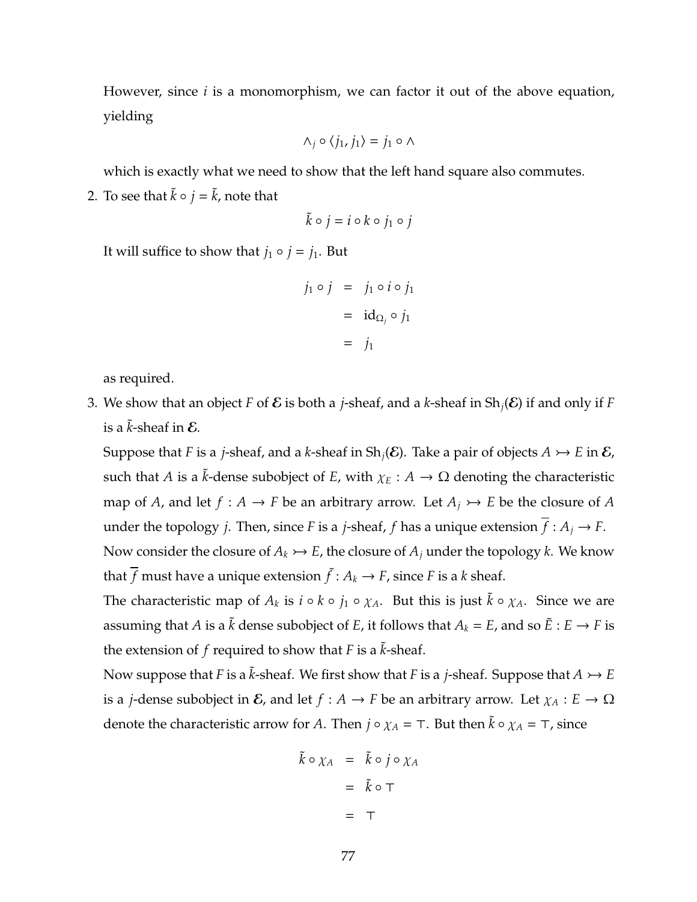However, since $i$ is a monomorphism, we can factor it out of the above equation, yielding

$$\wedge_j \circ \langle j_1, j_1 \rangle = j_1 \circ \wedge$$

which is exactly what we need to show that the left hand square also commutes.

2. To see that $\tilde{k} \circ j = \tilde{k}$, note that

$$\tilde{k} \circ j = i \circ k \circ j_1 \circ j$$

It will suffice to show that $j_1 \circ j = j_1$. But

$$\begin{aligned} j_1 \circ j &= j_1 \circ i \circ j_1 \\ &= \mathrm{id}_{\Omega_j} \circ j_1 \\ &= j_1 \end{aligned}$$

as required.

3. We show that an object $F$ of $\boldsymbol{\mathcal{E}}$ is both a $j$-sheaf, and a $k$-sheaf in $\mathrm{Sh}_j(\boldsymbol{\mathcal{E}})$ if and only if $F$ is a $\tilde{k}$-sheaf in $\boldsymbol{\mathcal{E}}$.

Suppose that $F$ is a $j$-sheaf, and a $k$-sheaf in $\mathrm{Sh}_j(\boldsymbol{\mathcal{E}})$. Take a pair of objects $A \rightarrowtail E$ in $\boldsymbol{\mathcal{E}}$, such that $A$ is a $\tilde{k}$-dense subobject of $E$, with $\chi_E : A \to \Omega$ denoting the characteristic map of $A$, and let $f : A \to F$ be an arbitrary arrow. Let $A_j \rightarrowtail E$ be the closure of $A$ under the topology $j$. Then, since $F$ is a $j$-sheaf, $f$ has a unique extension $\overline{f} : A_j \to F$. Now consider the closure of $A_k \rightarrowtail E$, the closure of $A_j$ under the topology $k$. We know that $\overline{f}$ must have a unique extension $\tilde{f} : A_k \to F$, since $F$ is a $k$ sheaf.

The characteristic map of $A_k$ is $i \circ k \circ j_1 \circ \chi_A$. But this is just $\tilde{k} \circ \chi_A$. Since we are assuming that $A$ is a $\tilde{k}$ dense subobject of $E$, it follows that $A_k = E$, and so $\tilde{E} : E \to F$ is the extension of $f$ required to show that $F$ is a $\tilde{k}$-sheaf.

Now suppose that $F$ is a $\tilde{k}$-sheaf. We first show that $F$ is a $j$-sheaf. Suppose that $A \rightarrowtail E$ is a $j$-dense subobject in $\boldsymbol{\mathcal{E}}$, and let $f : A \to F$ be an arbitrary arrow. Let $\chi_A : E \to \Omega$ denote the characteristic arrow for $A$. Then $j \circ \chi_A = \top$. But then $\tilde{k} \circ \chi_A = \top$, since

$$\begin{aligned} \tilde{k} \circ \chi_A &= \tilde{k} \circ j \circ \chi_A \\ &= \tilde{k} \circ \top \\ &= \top \end{aligned}$$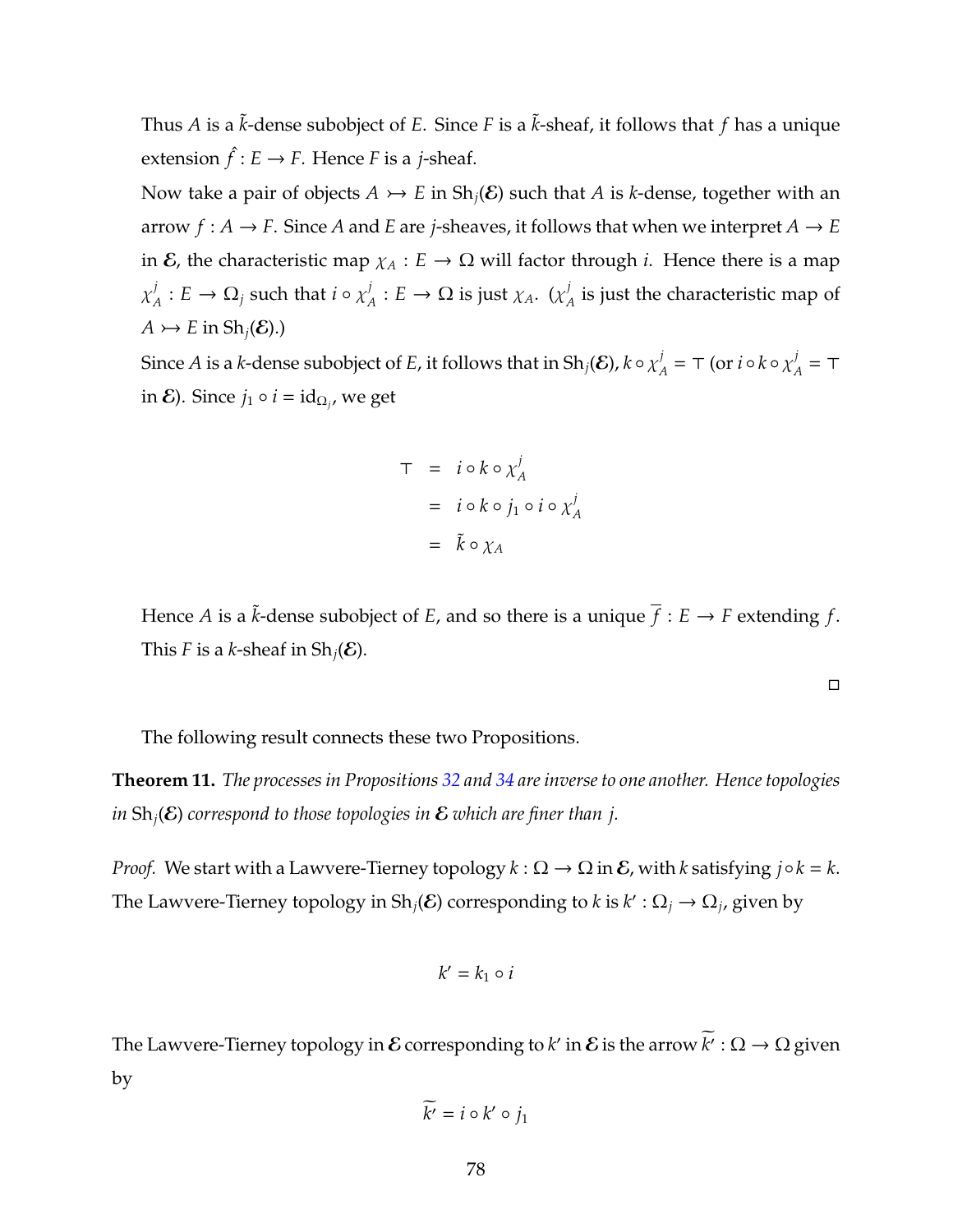Thus $A$ is a $\tilde{k}$-dense subobject of $E$. Since $F$ is a $\tilde{k}$-sheaf, it follows that $f$ has a unique extension $\hat{f} : E \to F$. Hence $F$ is a $j$-sheaf.

Now take a pair of objects $A \rightarrowtail E$ in $\mathrm{Sh}_j(\mathcal{E})$ such that $A$ is $k$-dense, together with an arrow $f : A \to F$. Since $A$ and $E$ are $j$-sheaves, it follows that when we interpret $A \to E$ in $\mathcal{E}$, the characteristic map $\chi_A : E \to \Omega$ will factor through $i$. Hence there is a map $\chi_A^j : E \to \Omega_j$ such that $i \circ \chi_A^j : E \to \Omega$ is just $\chi_A$. ($\chi_A^j$ is just the characteristic map of $A \rightarrowtail E$ in $\mathrm{Sh}_j(\mathcal{E})$.)

Since $A$ is a $k$-dense subobject of $E$, it follows that in $\mathrm{Sh}_j(\mathcal{E})$, $k \circ \chi_A^j = \top$ (or $i \circ k \circ \chi_A^j = \top$ in $\mathcal{E}$). Since $j_1 \circ i = \mathrm{id}_{\Omega_j}$, we get

$$
\begin{aligned}
\top &= i \circ k \circ \chi_A^j \\
&= i \circ k \circ j_1 \circ i \circ \chi_A^j \\
&= \tilde{k} \circ \chi_A
\end{aligned}
$$

Hence $A$ is a $\tilde{k}$-dense subobject of $E$, and so there is a unique $\overline{f} : E \to F$ extending $f$. This $F$ is a $k$-sheaf in $\mathrm{Sh}_j(\mathcal{E})$.

□

The following result connects these two Propositions.

**Theorem 11.** *The processes in Propositions 32 and 34 are inverse to one another. Hence topologies in $\mathrm{Sh}_j(\mathcal{E})$ correspond to those topologies in $\mathcal{E}$ which are finer than $j$.*

*Proof.* We start with a Lawvere-Tierney topology $k : \Omega \to \Omega$ in $\mathcal{E}$, with $k$ satisfying $j \circ k = k$. The Lawvere-Tierney topology in $\mathrm{Sh}_j(\mathcal{E})$ corresponding to $k$ is $k' : \Omega_j \to \Omega_j$, given by

$$
k' = k_1 \circ i
$$

The Lawvere-Tierney topology in $\mathcal{E}$ corresponding to $k'$ in $\mathcal{E}$ is the arrow $\widetilde{k'} : \Omega \to \Omega$ given by

$$
\widetilde{k'} = i \circ k' \circ j_1
$$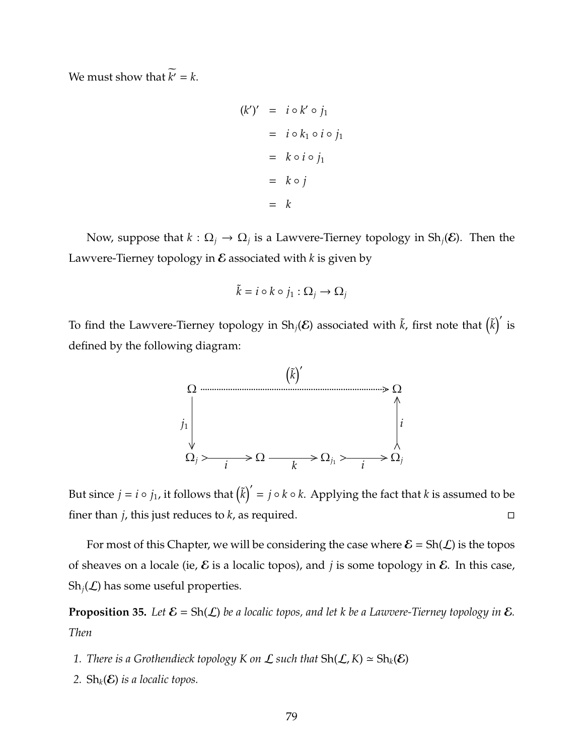We must show that $\widetilde{k'} = k$.

$$
\begin{aligned}
(k')' &= i \circ k' \circ j_1 \\
&= i \circ k_1 \circ i \circ j_1 \\
&= k \circ i \circ j_1 \\
&= k \circ j \\
&= k
\end{aligned}
$$

Now, suppose that $k : \Omega_j \to \Omega_j$ is a Lawvere-Tierney topology in $\mathrm{Sh}_j(\mathcal{E})$. Then the Lawvere-Tierney topology in $\mathcal{E}$ associated with $k$ is given by

$$\tilde{k} = i \circ k \circ j_1 : \Omega_j \to \Omega_j$$

To find the Lawvere-Tierney topology in $\mathrm{Sh}_j(\mathcal{E})$ associated with $\tilde{k}$, first note that $\left(\tilde{k}\right)'$ is defined by the following diagram:

$$
\begin{array}{ccccccc}
\Omega & & \xrightarrow{\quad\left(\tilde{k}\right)'\quad} & & & & \Omega \\
{\scriptstyle j_1}\downarrow & & & & & & \uparrow{\scriptstyle i} \\
\Omega_j & \xrightarrow[i]{} & \Omega & \xrightarrow[k]{} & \Omega_{j_1} & \xrightarrow[i]{} & \Omega_j
\end{array}
$$

But since $j = i \circ j_1$, it follows that $\left(\tilde{k}\right)' = j \circ k \circ k$. Applying the fact that $k$ is assumed to be finer than $j$, this just reduces to $k$, as required. □

For most of this Chapter, we will be considering the case where $\mathcal{E} = \mathrm{Sh}(\mathcal{L})$ is the topos of sheaves on a locale (ie, $\mathcal{E}$ is a localic topos), and $j$ is some topology in $\mathcal{E}$. In this case, $\mathrm{Sh}_j(\mathcal{L})$ has some useful properties.

**Proposition 35.** *Let $\mathcal{E} = \mathrm{Sh}(\mathcal{L})$ be a localic topos, and let $k$ be a Lawvere-Tierney topology in $\mathcal{E}$. Then*

1. *There is a Grothendieck topology $K$ on $\mathcal{L}$ such that $\mathrm{Sh}(\mathcal{L}, K) \simeq \mathrm{Sh}_k(\mathcal{E})$*
2. *$\mathrm{Sh}_k(\mathcal{E})$ is a localic topos.*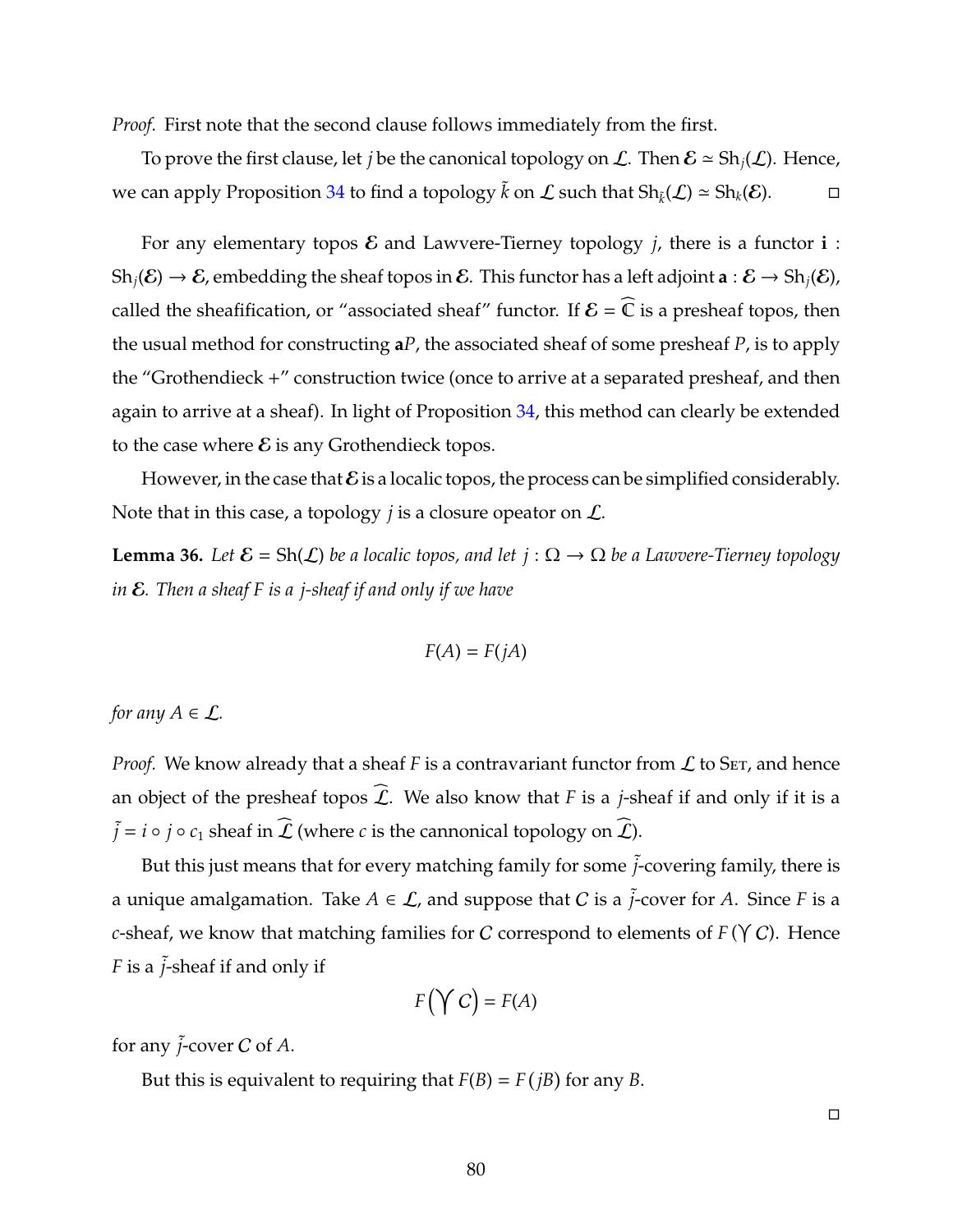*Proof.* First note that the second clause follows immediately from the first.

To prove the first clause, let $j$ be the canonical topology on $\mathcal{L}$. Then $\mathcal{E} \simeq \mathrm{Sh}_j(\mathcal{L})$. Hence, we can apply Proposition 34 to find a topology $\tilde{k}$ on $\mathcal{L}$ such that $\mathrm{Sh}_{\tilde{k}}(\mathcal{L}) \simeq \mathrm{Sh}_k(\mathcal{E})$. □

For any elementary topos $\mathcal{E}$ and Lawvere-Tierney topology $j$, there is a functor $\mathbf{i} : \mathrm{Sh}_j(\mathcal{E}) \to \mathcal{E}$, embedding the sheaf topos in $\mathcal{E}$. This functor has a left adjoint $\mathbf{a} : \mathcal{E} \to \mathrm{Sh}_j(\mathcal{E})$, called the sheafification, or "associated sheaf" functor. If $\mathcal{E} = \widehat{\mathbb{C}}$ is a presheaf topos, then the usual method for constructing $\mathbf{a}P$, the associated sheaf of some presheaf $P$, is to apply the "Grothendieck +" construction twice (once to arrive at a separated presheaf, and then again to arrive at a sheaf). In light of Proposition 34, this method can clearly be extended to the case where $\mathcal{E}$ is any Grothendieck topos.

However, in the case that $\mathcal{E}$ is a localic topos, the process can be simplified considerably. Note that in this case, a topology $j$ is a closure opeator on $\mathcal{L}$.

**Lemma 36.** *Let $\mathcal{E} = \mathrm{Sh}(\mathcal{L})$ be a localic topos, and let $j : \Omega \to \Omega$ be a Lawvere-Tierney topology in $\mathcal{E}$. Then a sheaf $F$ is a $j$-sheaf if and only if we have*

$$F(A) = F(jA)$$

*for any $A \in \mathcal{L}$.*

*Proof.* We know already that a sheaf $F$ is a contravariant functor from $\mathcal{L}$ to $\textsc{Set}$, and hence an object of the presheaf topos $\widehat{\mathcal{L}}$. We also know that $F$ is a $j$-sheaf if and only if it is a $\tilde{j} = i \circ j \circ c_1$ sheaf in $\widehat{\mathcal{L}}$ (where $c$ is the cannonical topology on $\widehat{\mathcal{L}}$).

But this just means that for every matching family for some $\tilde{j}$-covering family, there is a unique amalgamation. Take $A \in \mathcal{L}$, and suppose that $C$ is a $\tilde{j}$-cover for $A$. Since $F$ is a $c$-sheaf, we know that matching families for $C$ correspond to elements of $F(\bigvee C)$. Hence $F$ is a $\tilde{j}$-sheaf if and only if

$$F\left(\bigvee C\right) = F(A)$$

for any $\tilde{j}$-cover $C$ of $A$.

But this is equivalent to requiring that $F(B) = F(jB)$ for any $B$.

□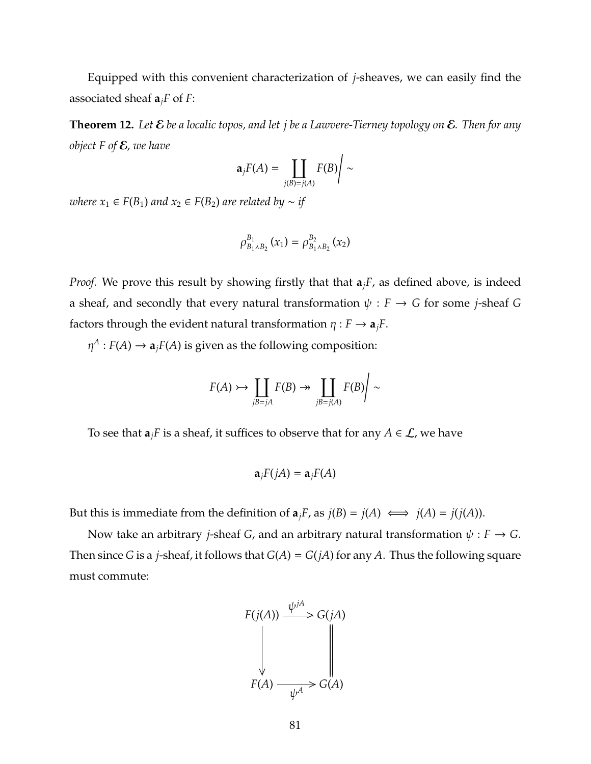Equipped with this convenient characterization of $j$-sheaves, we can easily find the associated sheaf $\mathbf{a}_j F$ of $F$:

**Theorem 12.** *Let $\mathcal{E}$ be a localic topos, and let $j$ be a Lawvere-Tierney topology on $\mathcal{E}$. Then for any object $F$ of $\mathcal{E}$, we have*

$$\mathbf{a}_j F(A) = \coprod_{j(B)=j(A)} F(B) \bigg/ \sim$$

*where $x_1 \in F(B_1)$ and $x_2 \in F(B_2)$ are related by $\sim$ if*

$$\rho^{B_1}_{B_1 \wedge B_2}(x_1) = \rho^{B_2}_{B_1 \wedge B_2}(x_2)$$

*Proof.* We prove this result by showing firstly that that $\mathbf{a}_j F$, as defined above, is indeed a sheaf, and secondly that every natural transformation $\psi : F \to G$ for some $j$-sheaf $G$ factors through the evident natural transformation $\eta : F \to \mathbf{a}_j F$.

$\eta^A : F(A) \to \mathbf{a}_j F(A)$ is given as the following composition:

$$F(A) \rightarrowtail \coprod_{jB=jA} F(B) \twoheadrightarrow \coprod_{jB=j(A)} F(B) \bigg/ \sim$$

To see that $\mathbf{a}_j F$ is a sheaf, it suffices to observe that for any $A \in \mathcal{L}$, we have

$$\mathbf{a}_j F(jA) = \mathbf{a}_j F(A)$$

But this is immediate from the definition of $\mathbf{a}_j F$, as $j(B) = j(A) \iff j(A) = j(j(A))$.

Now take an arbitrary $j$-sheaf $G$, and an arbitrary natural transformation $\psi : F \to G$. Then since $G$ is a $j$-sheaf, it follows that $G(A) = G(jA)$ for any $A$. Thus the following square must commute:

$$\begin{array}{ccc} F(j(A)) & \xrightarrow{\psi^{jA}} & G(jA) \\ \downarrow & & \| \\ F(A) & \xrightarrow[\psi^A]{} & G(A) \end{array}$$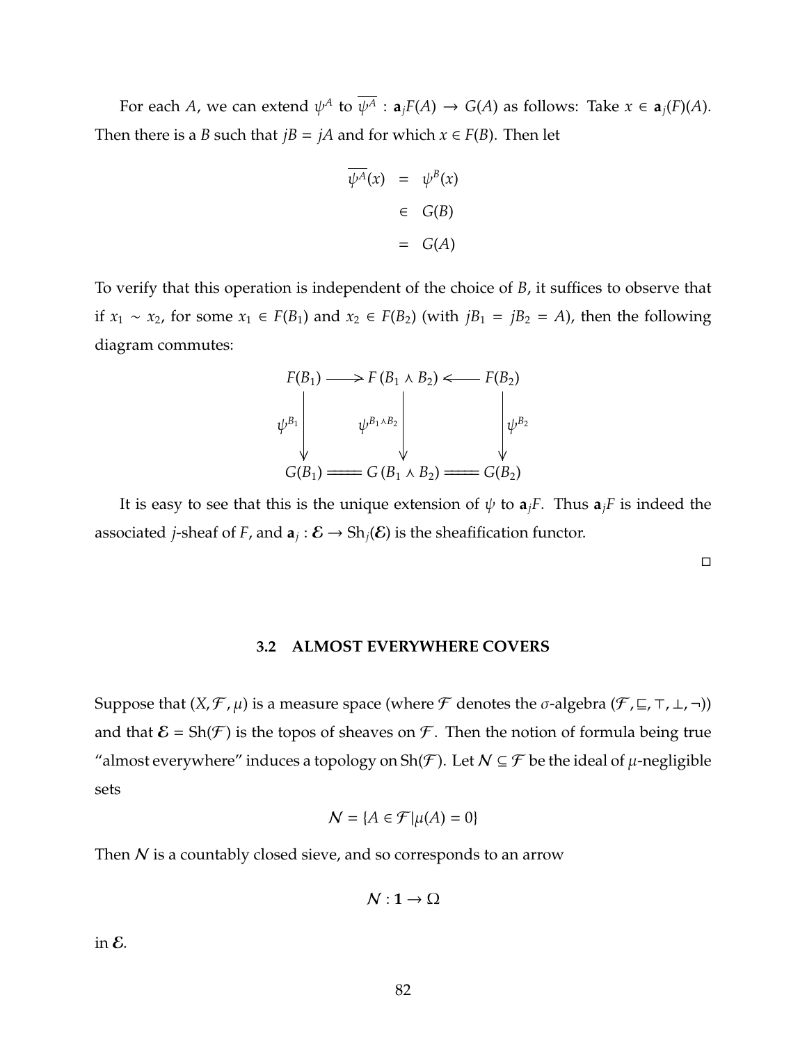For each $A$, we can extend $\psi^A$ to $\overline{\psi^A} : \mathbf{a}_j F(A) \to G(A)$ as follows: Take $x \in \mathbf{a}_j(F)(A)$. Then there is a $B$ such that $jB = jA$ and for which $x \in F(B)$. Then let

$$
\begin{aligned}
\overline{\psi^A}(x) &= \psi^B(x) \\
&\in G(B) \\
&= G(A)
\end{aligned}
$$

To verify that this operation is independent of the choice of $B$, it suffices to observe that if $x_1 \sim x_2$, for some $x_1 \in F(B_1)$ and $x_2 \in F(B_2)$ (with $jB_1 = jB_2 = A$), then the following diagram commutes:

$$
\begin{array}{ccccc}
F(B_1) & \longrightarrow & F(B_1 \wedge B_2) & \longleftarrow & F(B_2) \\
\downarrow{\scriptstyle \psi^{B_1}} & & \downarrow{\scriptstyle \psi^{B_1 \wedge B_2}} & & \downarrow{\scriptstyle \psi^{B_2}} \\
G(B_1) & = & G(B_1 \wedge B_2) & = & G(B_2)
\end{array}
$$

It is easy to see that this is the unique extension of $\psi$ to $\mathbf{a}_j F$. Thus $\mathbf{a}_j F$ is indeed the associated $j$-sheaf of $F$, and $\mathbf{a}_j : \mathcal{E} \to \mathrm{Sh}_j(\mathcal{E})$ is the sheafification functor.

□

### 3.2 ALMOST EVERYWHERE COVERS

Suppose that $(X, \mathcal{F}, \mu)$ is a measure space (where $\mathcal{F}$ denotes the $\sigma$-algebra $(\mathcal{F}, \sqsubseteq, \top, \bot, \neg)$) and that $\mathcal{E} = \mathrm{Sh}(\mathcal{F})$ is the topos of sheaves on $\mathcal{F}$. Then the notion of formula being true "almost everywhere" induces a topology on $\mathrm{Sh}(\mathcal{F})$. Let $\mathcal{N} \subseteq \mathcal{F}$ be the ideal of $\mu$-negligible sets

$$
\mathcal{N} = \{A \in \mathcal{F} | \mu(A) = 0\}
$$

Then $\mathcal{N}$ is a countably closed sieve, and so corresponds to an arrow

$$
\mathcal{N} : \mathbf{1} \to \Omega
$$

in $\mathcal{E}$.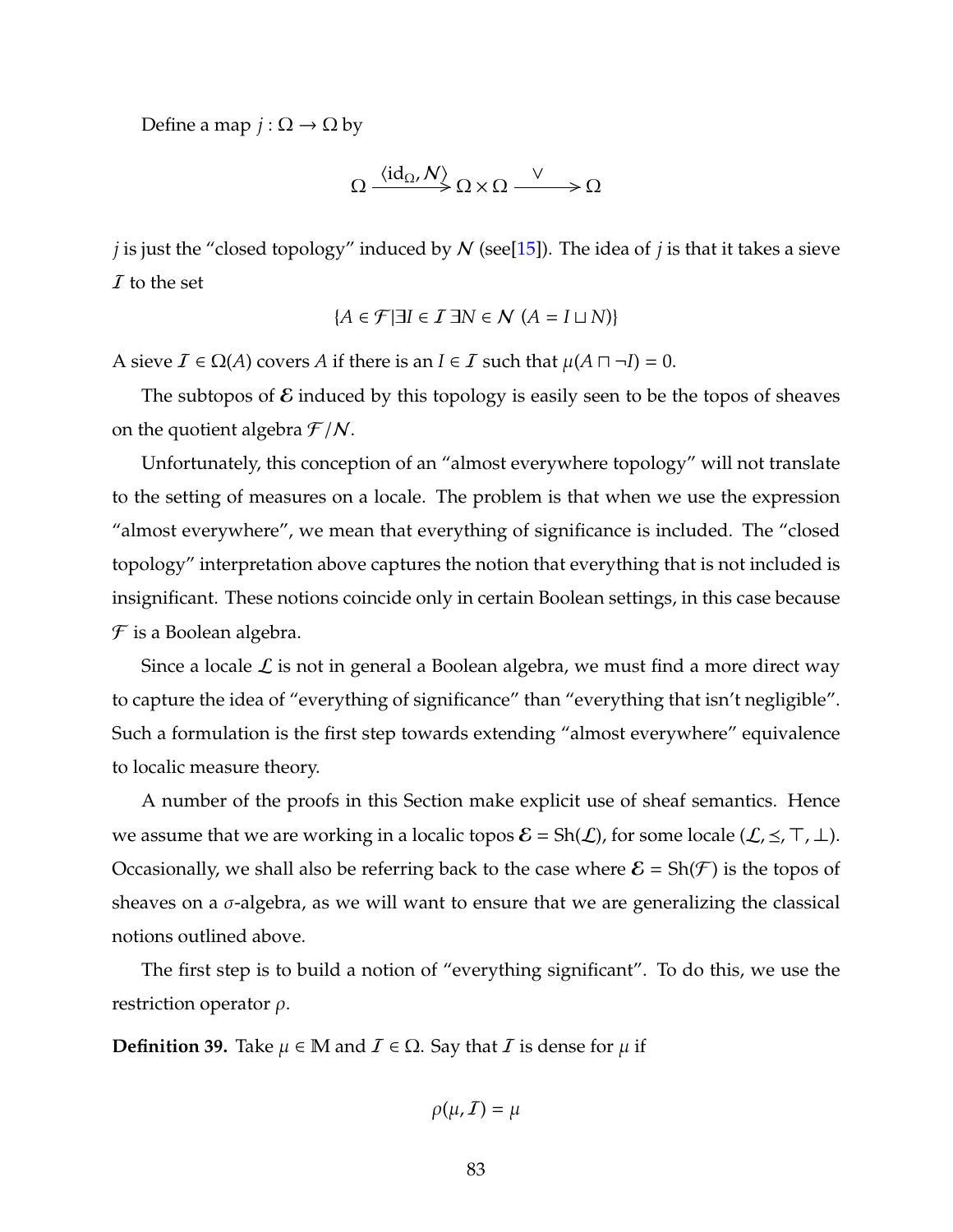Define a map $j : \Omega \to \Omega$ by

$$\Omega \xrightarrow{\langle \mathrm{id}_\Omega, \mathcal{N} \rangle} \Omega \times \Omega \xrightarrow{\quad \vee \quad} \Omega$$

$j$ is just the "closed topology" induced by $\mathcal{N}$ (see[15]). The idea of $j$ is that it takes a sieve $\mathcal{I}$ to the set

$$\{A \in \mathcal{F} | \exists I \in \mathcal{I} \; \exists N \in \mathcal{N} \; (A = I \sqcup N)\}$$

A sieve $\mathcal{I} \in \Omega(A)$ covers $A$ if there is an $I \in \mathcal{I}$ such that $\mu(A \sqcap \neg I) = 0$.

The subtopos of $\mathcal{E}$ induced by this topology is easily seen to be the topos of sheaves on the quotient algebra $\mathcal{F}/\mathcal{N}$.

Unfortunately, this conception of an "almost everywhere topology" will not translate to the setting of measures on a locale. The problem is that when we use the expression "almost everywhere", we mean that everything of significance is included. The "closed topology" interpretation above captures the notion that everything that is not included is insignificant. These notions coincide only in certain Boolean settings, in this case because $\mathcal{F}$ is a Boolean algebra.

Since a locale $\mathcal{L}$ is not in general a Boolean algebra, we must find a more direct way to capture the idea of "everything of significance" than "everything that isn't negligible". Such a formulation is the first step towards extending "almost everywhere" equivalence to localic measure theory.

A number of the proofs in this Section make explicit use of sheaf semantics. Hence we assume that we are working in a localic topos $\mathcal{E} = \mathrm{Sh}(\mathcal{L})$, for some locale $(\mathcal{L}, \preceq, \top, \bot)$. Occasionally, we shall also be referring back to the case where $\mathcal{E} = \mathrm{Sh}(\mathcal{F})$ is the topos of sheaves on a $\sigma$-algebra, as we will want to ensure that we are generalizing the classical notions outlined above.

The first step is to build a notion of "everything significant". To do this, we use the restriction operator $\rho$.

**Definition 39.** Take $\mu \in \mathbb{M}$ and $\mathcal{I} \in \Omega$. Say that $\mathcal{I}$ is dense for $\mu$ if

$$\rho(\mu, \mathcal{I}) = \mu$$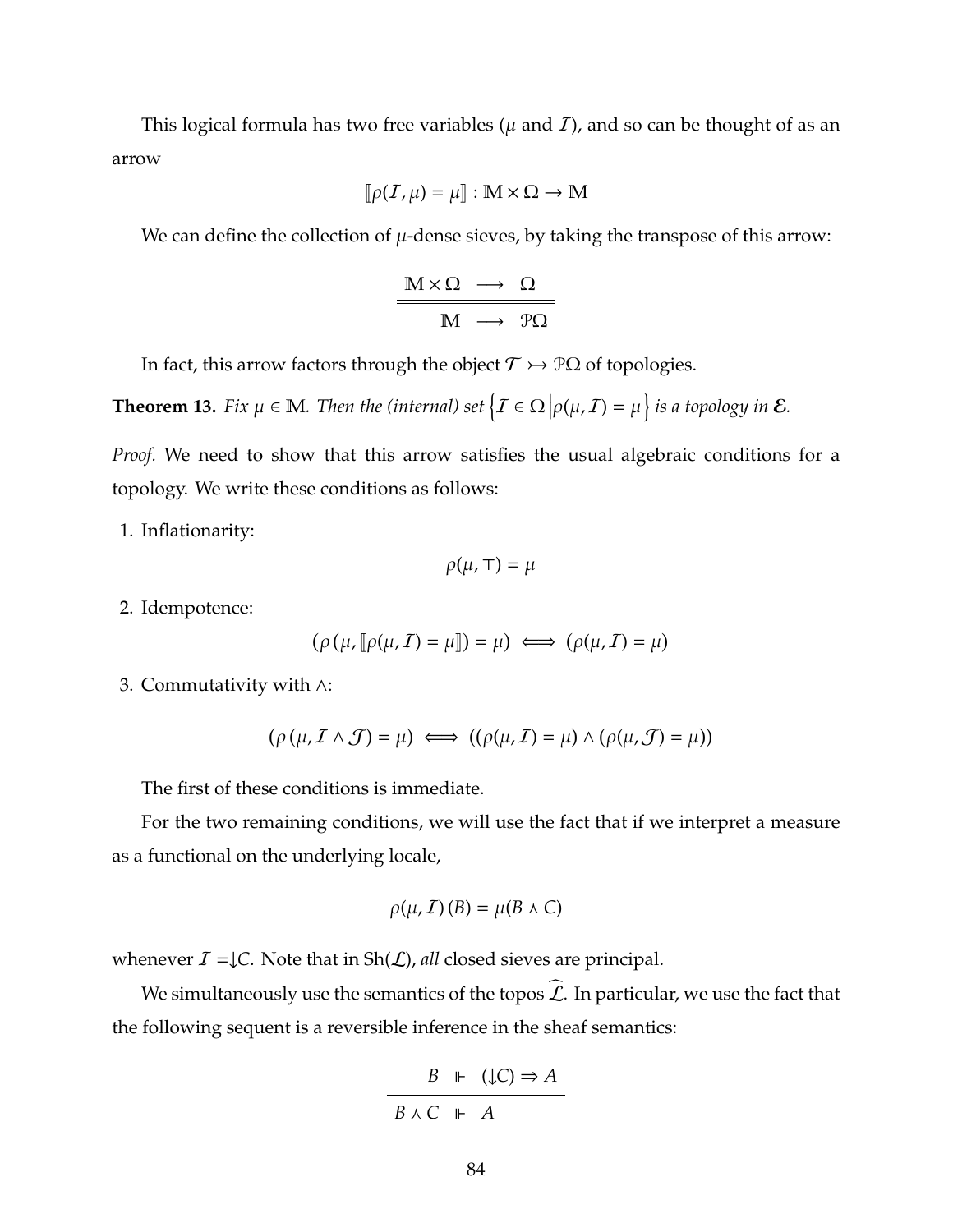This logical formula has two free variables ($\mu$ and $\mathcal{I}$), and so can be thought of as an arrow

$$[\![\rho(\mathcal{I}, \mu) = \mu]\!] : \mathbb{M} \times \Omega \to \mathbb{M}$$

We can define the collection of $\mu$-dense sieves, by taking the transpose of this arrow:

$$\frac{\mathbb{M} \times \Omega \quad \longrightarrow \quad \Omega}{\mathbb{M} \quad \longrightarrow \quad \mathcal{P}\Omega}$$

In fact, this arrow factors through the object $\mathcal{T} \rightarrowtail \mathcal{P}\Omega$ of topologies.

**Theorem 13.** *Fix $\mu \in \mathbb{M}$. Then the (internal) set $\left\{\mathcal{I} \in \Omega \,\middle|\, \rho(\mu, \mathcal{I}) = \mu\right\}$ is a topology in $\boldsymbol{\mathcal{E}}$.*

*Proof.* We need to show that this arrow satisfies the usual algebraic conditions for a topology. We write these conditions as follows:

1. Inflationarity:
$$\rho(\mu, \top) = \mu$$
2. Idempotence:
$$\left(\rho\left(\mu, [\![\rho(\mu, \mathcal{I}) = \mu]\!]\right) = \mu\right) \iff \left(\rho(\mu, \mathcal{I}) = \mu\right)$$
3. Commutativity with $\wedge$:
$$\left(\rho\left(\mu, \mathcal{I} \wedge \mathcal{J}\right) = \mu\right) \iff \left(\left(\rho(\mu, \mathcal{I}) = \mu\right) \wedge \left(\rho(\mu, \mathcal{J}) = \mu\right)\right)$$

The first of these conditions is immediate.

For the two remaining conditions, we will use the fact that if we interpret a measure as a functional on the underlying locale,

$$\rho(\mu, \mathcal{I})\,(B) = \mu(B \wedge C)$$

whenever $\mathcal{I} = \downarrow C$. Note that in $\mathrm{Sh}(\mathcal{L})$, *all* closed sieves are principal.

We simultaneously use the semantics of the topos $\widehat{\mathcal{L}}$. In particular, we use the fact that the following sequent is a reversible inference in the sheaf semantics:

$$\frac{B \quad \Vdash \quad (\downarrow C) \Rightarrow A}{B \wedge C \quad \Vdash \quad A}$$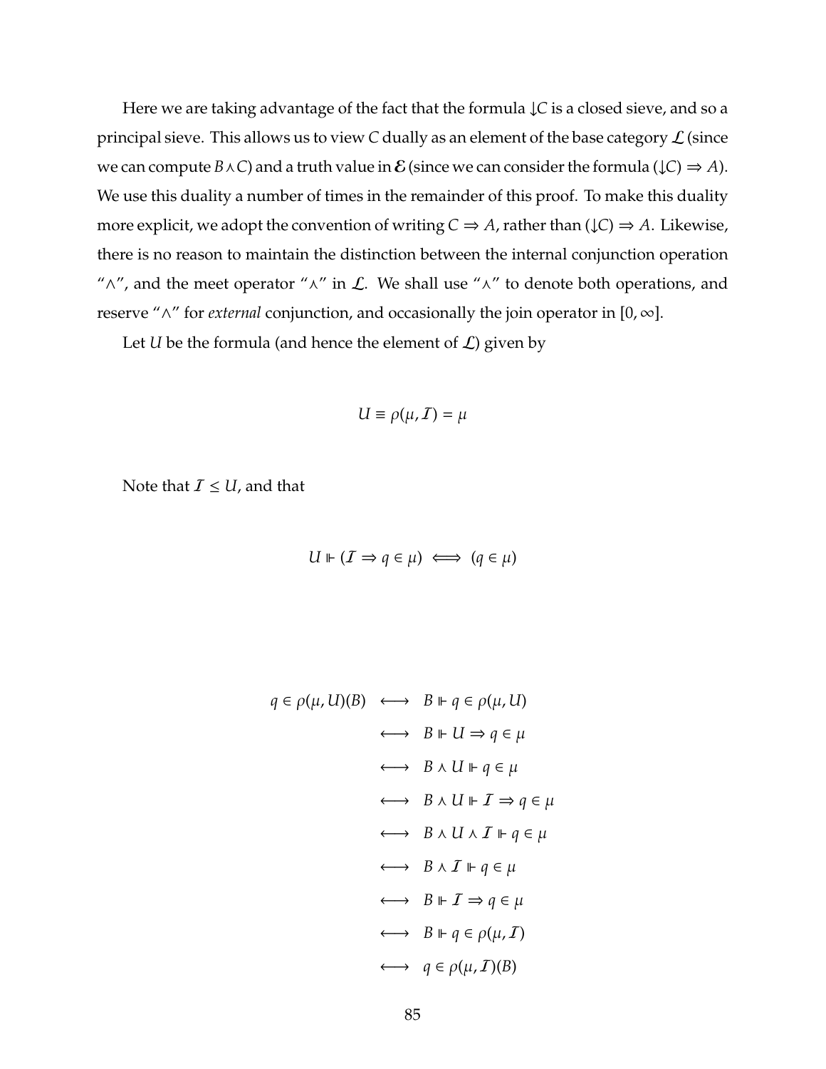Here we are taking advantage of the fact that the formula $\downarrow C$ is a closed sieve, and so a principal sieve. This allows us to view $C$ dually as an element of the base category $\mathcal{L}$ (since we can compute $B \wedge C$) and a truth value in $\mathcal{E}$ (since we can consider the formula $(\downarrow C) \Rightarrow A$). We use this duality a number of times in the remainder of this proof. To make this duality more explicit, we adopt the convention of writing $C \Rightarrow A$, rather than $(\downarrow C) \Rightarrow A$. Likewise, there is no reason to maintain the distinction between the internal conjunction operation "$\wedge$", and the meet operator "$\wedge$" in $\mathcal{L}$. We shall use "$\wedge$" to denote both operations, and reserve "$\wedge$" for *external* conjunction, and occasionally the join operator in $[0, \infty]$.

Let $U$ be the formula (and hence the element of $\mathcal{L}$) given by

$$U \equiv \rho(\mu, \mathcal{I}) = \mu$$

Note that $\mathcal{I} \leq U$, and that

$$U \Vdash (\mathcal{I} \Rightarrow q \in \mu) \iff (q \in \mu)$$

$$\begin{aligned}
q \in \rho(\mu, U)(B) &\longleftrightarrow B \Vdash q \in \rho(\mu, U) \\
&\longleftrightarrow B \Vdash U \Rightarrow q \in \mu \\
&\longleftrightarrow B \wedge U \Vdash q \in \mu \\
&\longleftrightarrow B \wedge U \Vdash \mathcal{I} \Rightarrow q \in \mu \\
&\longleftrightarrow B \wedge U \wedge \mathcal{I} \Vdash q \in \mu \\
&\longleftrightarrow B \wedge \mathcal{I} \Vdash q \in \mu \\
&\longleftrightarrow B \Vdash \mathcal{I} \Rightarrow q \in \mu \\
&\longleftrightarrow B \Vdash q \in \rho(\mu, \mathcal{I}) \\
&\longleftrightarrow q \in \rho(\mu, \mathcal{I})(B)
\end{aligned}$$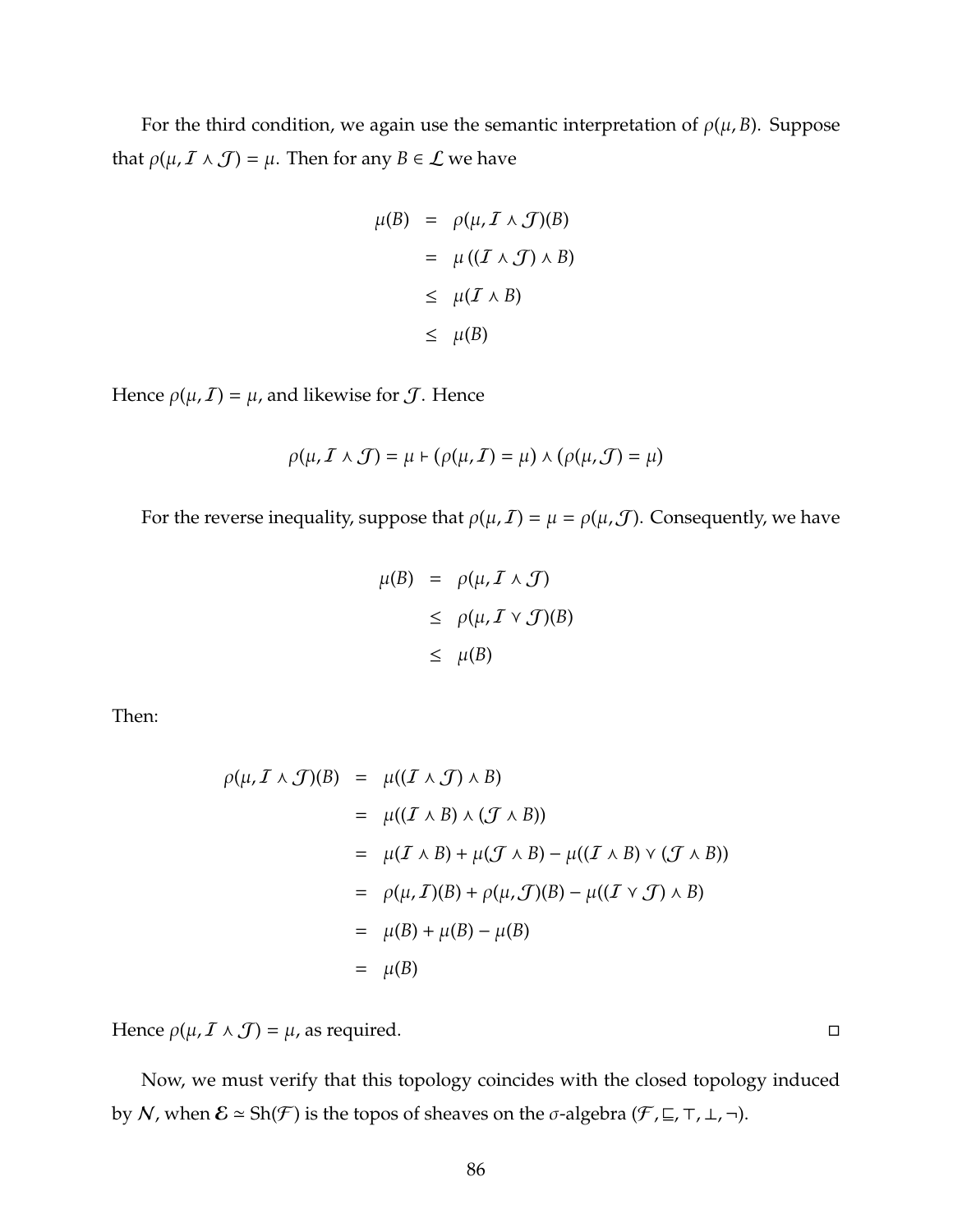For the third condition, we again use the semantic interpretation of $\rho(\mu, B)$. Suppose that $\rho(\mu, \mathcal{I} \wedge \mathcal{J}) = \mu$. Then for any $B \in \mathcal{L}$ we have

$$\begin{aligned}
\mu(B) &= \rho(\mu, \mathcal{I} \wedge \mathcal{J})(B) \\
&= \mu\left((\mathcal{I} \wedge \mathcal{J}) \wedge B\right) \\
&\leq \mu(\mathcal{I} \wedge B) \\
&\leq \mu(B)
\end{aligned}$$

Hence $\rho(\mu, \mathcal{I}) = \mu$, and likewise for $\mathcal{J}$. Hence

$$\rho(\mu, \mathcal{I} \wedge \mathcal{J}) = \mu \vdash (\rho(\mu, \mathcal{I}) = \mu) \wedge (\rho(\mu, \mathcal{J}) = \mu)$$

For the reverse inequality, suppose that $\rho(\mu, \mathcal{I}) = \mu = \rho(\mu, \mathcal{J})$. Consequently, we have

$$\begin{aligned}
\mu(B) &= \rho(\mu, \mathcal{I} \wedge \mathcal{J}) \\
&\leq \rho(\mu, \mathcal{I} \vee \mathcal{J})(B) \\
&\leq \mu(B)
\end{aligned}$$

Then:

$$\begin{aligned}
\rho(\mu, \mathcal{I} \wedge \mathcal{J})(B) &= \mu((\mathcal{I} \wedge \mathcal{J}) \wedge B) \\
&= \mu((\mathcal{I} \wedge B) \wedge (\mathcal{J} \wedge B)) \\
&= \mu(\mathcal{I} \wedge B) + \mu(\mathcal{J} \wedge B) - \mu((\mathcal{I} \wedge B) \vee (\mathcal{J} \wedge B)) \\
&= \rho(\mu, \mathcal{I})(B) + \rho(\mu, \mathcal{J})(B) - \mu((\mathcal{I} \vee \mathcal{J}) \wedge B) \\
&= \mu(B) + \mu(B) - \mu(B) \\
&= \mu(B)
\end{aligned}$$

Hence $\rho(\mu, \mathcal{I} \wedge \mathcal{J}) = \mu$, as required. □

Now, we must verify that this topology coincides with the closed topology induced by $\mathcal{N}$, when $\mathcal{E} \simeq \mathrm{Sh}(\mathcal{F})$ is the topos of sheaves on the $\sigma$-algebra $(\mathcal{F}, \sqsubseteq, \top, \bot, \neg)$.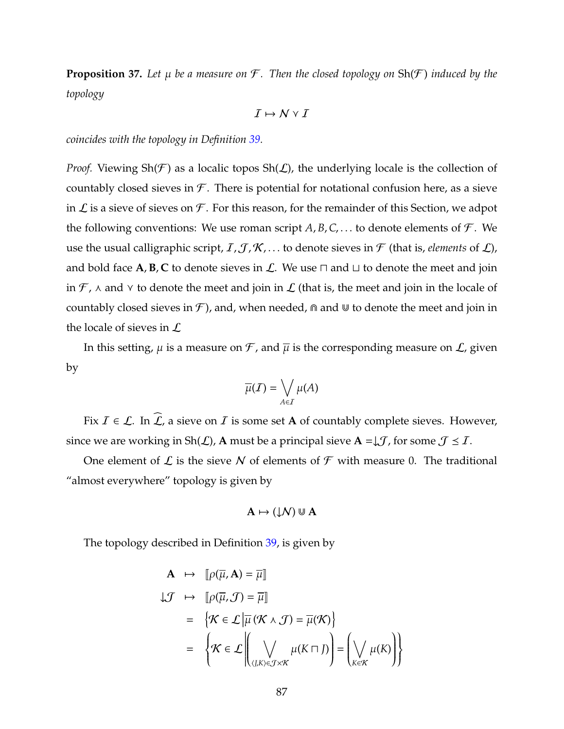**Proposition 37.** *Let $\mu$ be a measure on $\mathcal{F}$. Then the closed topology on $\mathrm{Sh}(\mathcal{F})$ induced by the topology*

$$\mathcal{I} \mapsto \mathcal{N} \vee \mathcal{I}$$

*coincides with the topology in Definition 39.*

*Proof.* Viewing $\mathrm{Sh}(\mathcal{F})$ as a localic topos $\mathrm{Sh}(\mathcal{L})$, the underlying locale is the collection of countably closed sieves in $\mathcal{F}$. There is potential for notational confusion here, as a sieve in $\mathcal{L}$ is a sieve of sieves on $\mathcal{F}$. For this reason, for the remainder of this Section, we adpot the following conventions: We use roman script $A, B, C, \ldots$ to denote elements of $\mathcal{F}$. We use the usual calligraphic script, $\mathcal{I}, \mathcal{J}, \mathcal{K}, \ldots$ to denote sieves in $\mathcal{F}$ (that is, *elements* of $\mathcal{L}$), and bold face $\mathbf{A}, \mathbf{B}, \mathbf{C}$ to denote sieves in $\mathcal{L}$. We use $\sqcap$ and $\sqcup$ to denote the meet and join in $\mathcal{F}$, $\wedge$ and $\vee$ to denote the meet and join in $\mathcal{L}$ (that is, the meet and join in the locale of countably closed sieves in $\mathcal{F}$), and, when needed, $\Cap$ and $\Cup$ to denote the meet and join in the locale of sieves in $\mathcal{L}$

In this setting, $\mu$ is a measure on $\mathcal{F}$, and $\overline{\mu}$ is the corresponding measure on $\mathcal{L}$, given by

$$\overline{\mu}(\mathcal{I}) = \bigvee_{A \in \mathcal{I}} \mu(A)$$

Fix $\mathcal{I} \in \mathcal{L}$. In $\widehat{\mathcal{L}}$, a sieve on $\mathcal{I}$ is some set $\mathbf{A}$ of countably complete sieves. However, since we are working in $\mathrm{Sh}(\mathcal{L})$, $\mathbf{A}$ must be a principal sieve $\mathbf{A} = \downarrow\mathcal{J}$, for some $\mathcal{J} \leq \mathcal{I}$.

One element of $\mathcal{L}$ is the sieve $\mathcal{N}$ of elements of $\mathcal{F}$ with measure $0$. The traditional "almost everywhere" topology is given by

$$\mathbf{A} \mapsto (\downarrow\mathcal{N}) \Cup \mathbf{A}$$

The topology described in Definition 39, is given by

$$\begin{aligned}
\mathbf{A} &\mapsto [\![\rho(\overline{\mu}, \mathbf{A}) = \overline{\mu}]\!] \\
\downarrow\mathcal{J} &\mapsto [\![\rho(\overline{\mu}, \mathcal{J}) = \overline{\mu}]\!] \\
&= \left\{\mathcal{K} \in \mathcal{L} \,\middle|\, \overline{\mu}\,(\mathcal{K} \wedge \mathcal{J}) = \overline{\mu}(\mathcal{K})\right\} \\
&= \left\{\mathcal{K} \in \mathcal{L} \,\middle|\, \left(\bigvee_{\langle J, K\rangle \in \mathcal{J} \times \mathcal{K}} \mu(K \sqcap J)\right) = \left(\bigvee_{K \in \mathcal{K}} \mu(K)\right)\right\}
\end{aligned}$$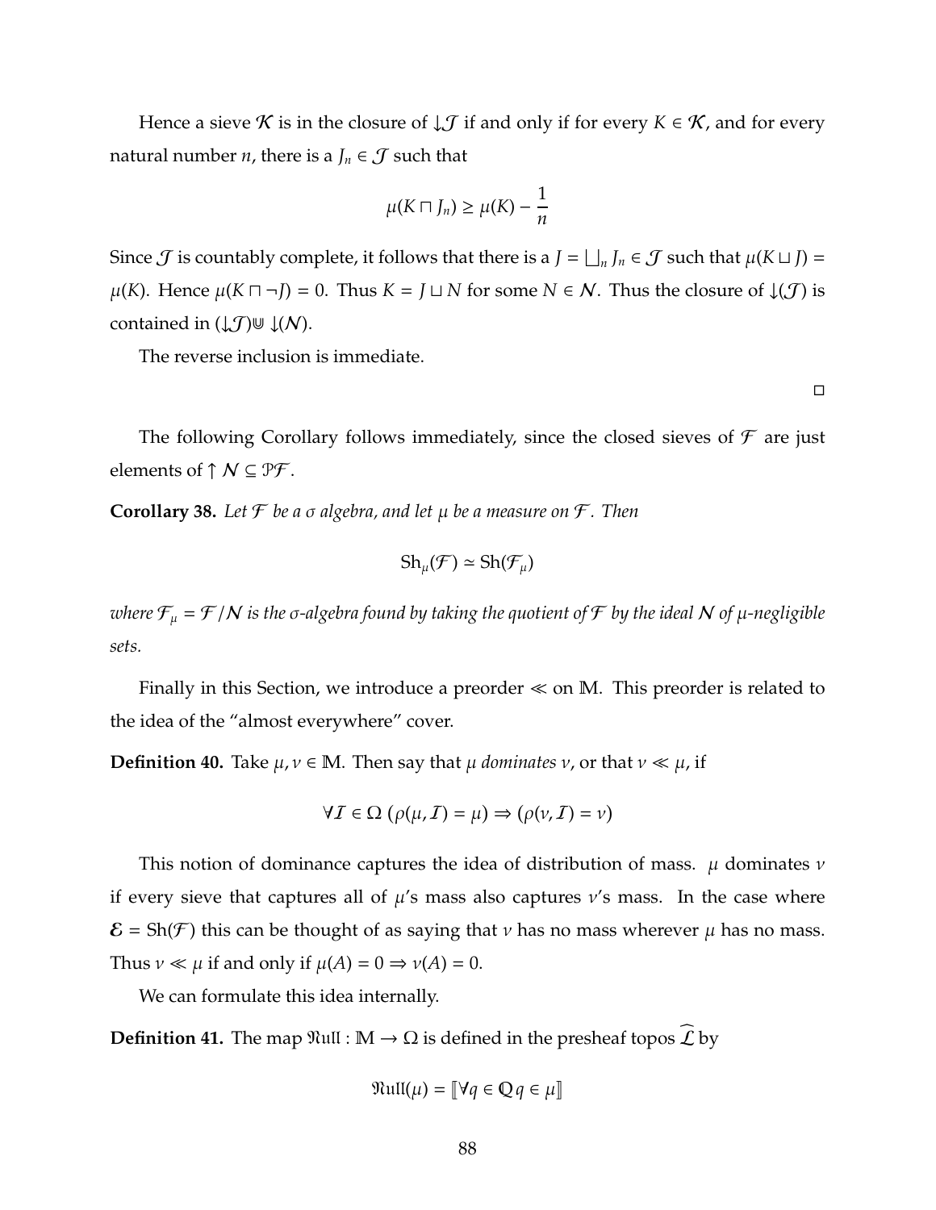Hence a sieve $\mathcal{K}$ is in the closure of $\downarrow\mathcal{J}$ if and only if for every $K \in \mathcal{K}$, and for every natural number $n$, there is a $J_n \in \mathcal{J}$ such that

$$\mu(K \sqcap J_n) \geq \mu(K) - \frac{1}{n}$$

Since $\mathcal{J}$ is countably complete, it follows that there is a $J = \bigsqcup_n J_n \in \mathcal{J}$ such that $\mu(K \sqcup J) = \mu(K)$. Hence $\mu(K \sqcap \neg J) = 0$. Thus $K = J \sqcup N$ for some $N \in \mathcal{N}$. Thus the closure of $\downarrow(\mathcal{J})$ is contained in $(\downarrow\mathcal{J}) \Cup \downarrow(\mathcal{N})$.

The reverse inclusion is immediate.

□

The following Corollary follows immediately, since the closed sieves of $\mathcal{F}$ are just elements of $\uparrow \mathcal{N} \subseteq \mathcal{PF}$.

**Corollary 38.** *Let $\mathcal{F}$ be a $\sigma$ algebra, and let $\mu$ be a measure on $\mathcal{F}$. Then*

$$\mathrm{Sh}_\mu(\mathcal{F}) \simeq \mathrm{Sh}(\mathcal{F}_\mu)$$

*where $\mathcal{F}_\mu = \mathcal{F}/\mathcal{N}$ is the $\sigma$-algebra found by taking the quotient of $\mathcal{F}$ by the ideal $\mathcal{N}$ of $\mu$-negligible sets.*

Finally in this Section, we introduce a preorder $\ll$ on $\mathbb{M}$. This preorder is related to the idea of the "almost everywhere" cover.

**Definition 40.** Take $\mu, \nu \in \mathbb{M}$. Then say that $\mu$ *dominates* $\nu$, or that $\nu \ll \mu$, if

$$\forall \mathcal{I} \in \Omega \; (\rho(\mu, \mathcal{I}) = \mu) \Rightarrow (\rho(\nu, \mathcal{I}) = \nu)$$

This notion of dominance captures the idea of distribution of mass. $\mu$ dominates $\nu$ if every sieve that captures all of $\mu$'s mass also captures $\nu$'s mass. In the case where $\mathcal{E} = \mathrm{Sh}(\mathcal{F})$ this can be thought of as saying that $\nu$ has no mass wherever $\mu$ has no mass. Thus $\nu \ll \mu$ if and only if $\mu(A) = 0 \Rightarrow \nu(A) = 0$.

We can formulate this idea internally.

**Definition 41.** The map $\mathfrak{Null} : \mathbb{M} \to \Omega$ is defined in the presheaf topos $\widehat{\mathcal{L}}$ by

$$\mathfrak{Null}(\mu) = [\![\forall q \in \mathbb{Q} \, q \in \mu]\!]$$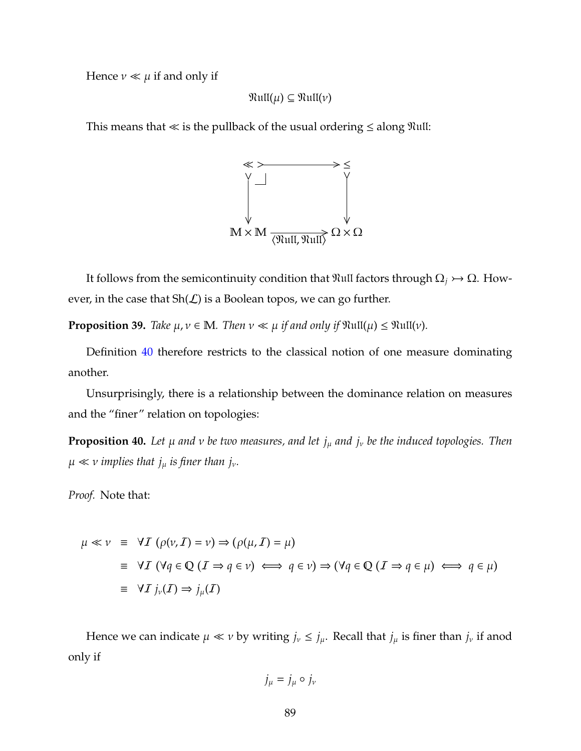Hence $\nu \ll \mu$ if and only if

$$\mathfrak{Null}(\mu) \subseteq \mathfrak{Null}(\nu)$$

This means that $\ll$ is the pullback of the usual ordering $\leq$ along $\mathfrak{Null}$:

$$\begin{array}{ccc} \ll & \rightarrowtail & \leq \\ \downarrow & \lrcorner & \downarrow \\ \mathbb{M} \times \mathbb{M} & \xrightarrow[\langle \mathfrak{Null}, \mathfrak{Null} \rangle]{} & \Omega \times \Omega \end{array}$$

It follows from the semicontinuity condition that $\mathfrak{Null}$ factors through $\Omega_j \rightarrowtail \Omega$. However, in the case that $\mathrm{Sh}(\mathcal{L})$ is a Boolean topos, we can go further.

**Proposition 39.** *Take $\mu, \nu \in \mathbb{M}$. Then $\nu \ll \mu$ if and only if $\mathfrak{Null}(\mu) \leq \mathfrak{Null}(\nu)$.*

Definition 40 therefore restricts to the classical notion of one measure dominating another.

Unsurprisingly, there is a relationship between the dominance relation on measures and the "finer" relation on topologies:

**Proposition 40.** *Let $\mu$ and $\nu$ be two measures, and let $j_\mu$ and $j_\nu$ be the induced topologies. Then $\mu \ll \nu$ implies that $j_\mu$ is finer than $j_\nu$.*

*Proof.* Note that:

$$\begin{aligned} \mu \ll \nu &\equiv \forall \mathcal{I} \ (\rho(\nu, \mathcal{I}) = \nu) \Rightarrow (\rho(\mu, \mathcal{I}) = \mu) \\ &\equiv \forall \mathcal{I} \ (\forall q \in \mathbb{Q} \ (\mathcal{I} \Rightarrow q \in \nu) \iff q \in \nu) \Rightarrow (\forall q \in \mathbb{Q} \ (\mathcal{I} \Rightarrow q \in \mu) \iff q \in \mu) \\ &\equiv \forall \mathcal{I} \ j_\nu(\mathcal{I}) \Rightarrow j_\mu(\mathcal{I}) \end{aligned}$$

Hence we can indicate $\mu \ll \nu$ by writing $j_\nu \leq j_\mu$. Recall that $j_\mu$ is finer than $j_\nu$ if anod only if

$$j_\mu = j_\mu \circ j_\nu$$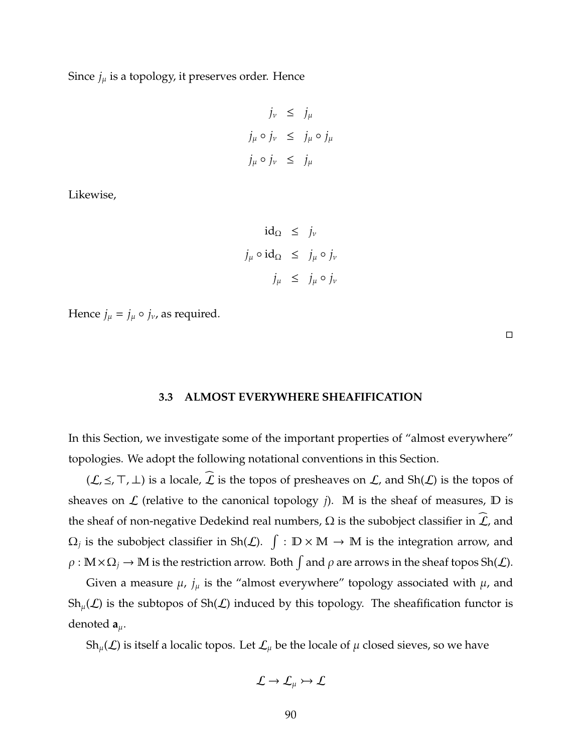Since $j_\mu$ is a topology, it preserves order. Hence

$$\begin{aligned} j_\nu &\leq j_\mu \\ j_\mu \circ j_\nu &\leq j_\mu \circ j_\mu \\ j_\mu \circ j_\nu &\leq j_\mu \end{aligned}$$

Likewise,

$$\begin{aligned} \mathrm{id}_\Omega &\leq j_\nu \\ j_\mu \circ \mathrm{id}_\Omega &\leq j_\mu \circ j_\nu \\ j_\mu &\leq j_\mu \circ j_\nu \end{aligned}$$

Hence $j_\mu = j_\mu \circ j_\nu$, as required.

□

### 3.3 ALMOST EVERYWHERE SHEAFIFICATION

In this Section, we investigate some of the important properties of "almost everywhere" topologies. We adopt the following notational conventions in this Section.

$(\mathcal{L}, \preceq, \top, \bot)$ is a locale, $\widehat{\mathcal{L}}$ is the topos of presheaves on $\mathcal{L}$, and $\mathrm{Sh}(\mathcal{L})$ is the topos of sheaves on $\mathcal{L}$ (relative to the canonical topology $j$). $\mathbb{M}$ is the sheaf of measures, $\mathbb{D}$ is the sheaf of non-negative Dedekind real numbers, $\Omega$ is the subobject classifier in $\widehat{\mathcal{L}}$, and $\Omega_j$ is the subobject classifier in $\mathrm{Sh}(\mathcal{L})$. $\int : \mathbb{D} \times \mathbb{M} \to \mathbb{M}$ is the integration arrow, and $\rho : \mathbb{M} \times \Omega_j \to \mathbb{M}$ is the restriction arrow. Both $\int$ and $\rho$ are arrows in the sheaf topos $\mathrm{Sh}(\mathcal{L})$.

Given a measure $\mu$, $j_\mu$ is the "almost everywhere" topology associated with $\mu$, and $\mathrm{Sh}_\mu(\mathcal{L})$ is the subtopos of $\mathrm{Sh}(\mathcal{L})$ induced by this topology. The sheafification functor is denoted $\mathbf{a}_\mu$.

$\mathrm{Sh}_\mu(\mathcal{L})$ is itself a localic topos. Let $\mathcal{L}_\mu$ be the locale of $\mu$ closed sieves, so we have

$$\mathcal{L} \to \mathcal{L}_\mu \rightarrowtail \mathcal{L}$$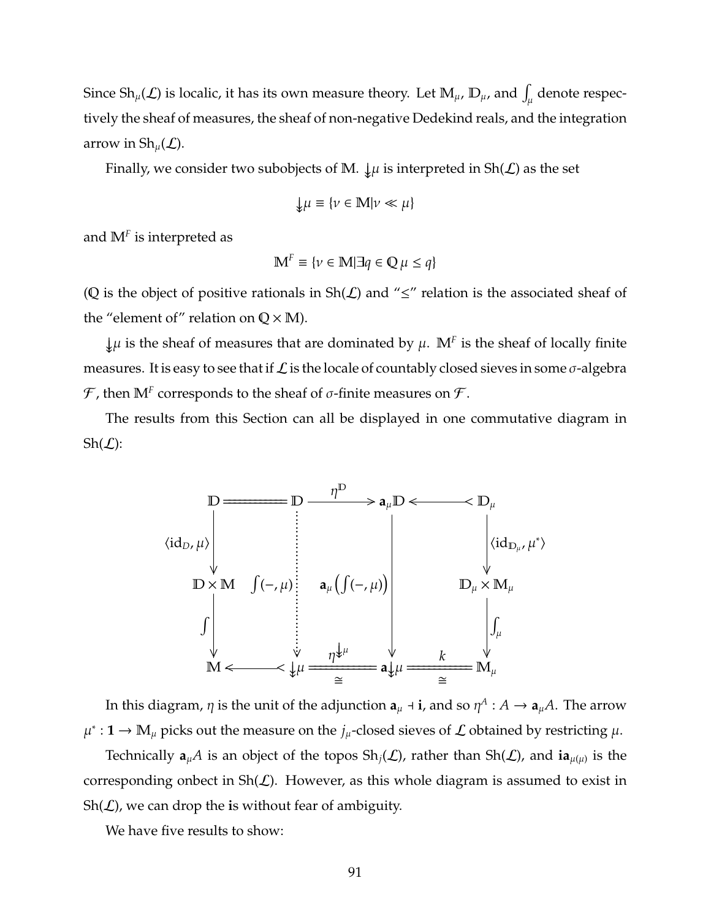Since $\mathrm{Sh}_\mu(\mathcal{L})$ is localic, it has its own measure theory. Let $\mathbb{M}_\mu$, $\mathbb{D}_\mu$, and $\int_\mu$ denote respectively the sheaf of measures, the sheaf of non-negative Dedekind reals, and the integration arrow in $\mathrm{Sh}_\mu(\mathcal{L})$.

Finally, we consider two subobjects of $\mathbb{M}$. $\text{↡}\mu$ is interpreted in $\mathrm{Sh}(\mathcal{L})$ as the set

$$
\text{↡}\mu \equiv \{\nu \in \mathbb{M} | \nu \ll \mu\}
$$

and $\mathbb{M}^F$ is interpreted as

$$
\mathbb{M}^F \equiv \{\nu \in \mathbb{M} | \exists q \in \mathbb{Q}\, \mu \leq q\}
$$

($\mathbb{Q}$ is the object of positive rationals in $\mathrm{Sh}(\mathcal{L})$ and "$\leq$" relation is the associated sheaf of the "element of" relation on $\mathbb{Q} \times \mathbb{M}$).

$\text{↡}\mu$ is the sheaf of measures that are dominated by $\mu$. $\mathbb{M}^F$ is the sheaf of locally finite measures. It is easy to see that if $\mathcal{L}$ is the locale of countably closed sieves in some $\sigma$-algebra $\mathcal{F}$, then $\mathbb{M}^F$ corresponds to the sheaf of $\sigma$-finite measures on $\mathcal{F}$.

The results from this Section can all be displayed in one commutative diagram in $\mathrm{Sh}(\mathcal{L})$:

$$
\begin{array}{ccccccc}
\mathbb{D} & = & \mathbb{D} & \xrightarrow{\eta^{\mathbb{D}}} & \mathbf{a}_\mu\mathbb{D} & \leftarrowtail & \mathbb{D}_\mu \\
\Big\downarrow{\scriptstyle \langle \mathrm{id}_D, \mu\rangle} & & \vdots & & \Big\downarrow & & \Big\downarrow{\scriptstyle \langle \mathrm{id}_{\mathbb{D}_\mu}, \mu^*\rangle} \\
\mathbb{D}\times\mathbb{M} & & {\scriptstyle \int(-,\mu)} & & {\scriptstyle \mathbf{a}_\mu\left(\int(-,\mu)\right)} & & \mathbb{D}_\mu \times \mathbb{M}_\mu \\
\Big\downarrow{\scriptstyle \int} & & \vdots & & \Big\downarrow & & \Big\downarrow{\scriptstyle \int_\mu} \\
\mathbb{M} & \leftarrowtail & \text{↡}\mu & \underset{\cong}{\overset{\eta^{\text{↡}\mu}}{=\!=\!=}} & \mathbf{a}_\mu\text{↡}\mu & \underset{\cong}{\overset{k}{=\!=\!=}} & \mathbb{M}_\mu
\end{array}
$$

In this diagram, $\eta$ is the unit of the adjunction $\mathbf{a}_\mu \dashv \mathbf{i}$, and so $\eta^A : A \to \mathbf{a}_\mu A$. The arrow $\mu^* : \mathbf{1} \to \mathbb{M}_\mu$ picks out the measure on the $j_\mu$-closed sieves of $\mathcal{L}$ obtained by restricting $\mu$.

Technically $\mathbf{a}_\mu A$ is an object of the topos $\mathrm{Sh}_j(\mathcal{L})$, rather than $\mathrm{Sh}(\mathcal{L})$, and $\mathbf{i}\mathbf{a}_{\mu(\mu)}$ is the corresponding onbect in $\mathrm{Sh}(\mathcal{L})$. However, as this whole diagram is assumed to exist in $\mathrm{Sh}(\mathcal{L})$, we can drop the $\mathbf{i}$s without fear of ambiguity.

We have five results to show: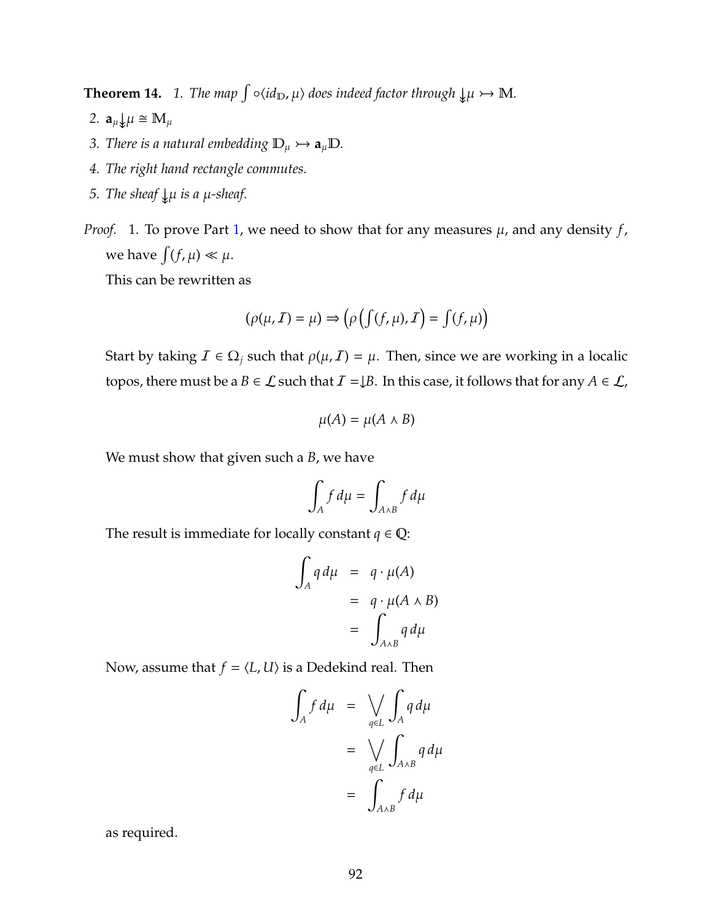**Theorem 14.** *1. The map $\int \circ \langle id_{\mathbb{D}}, \mu \rangle$ does indeed factor through $\downarrow\!\!\downarrow\mu \rightarrowtail \mathbb{M}$.*

*2. $\mathbf{a}_\mu \downarrow\!\!\downarrow\mu \cong \mathbb{M}_\mu$*

*3. There is a natural embedding $\mathbb{D}_\mu \rightarrowtail \mathbf{a}_\mu\mathbb{D}$.*

*4. The right hand rectangle commutes.*

*5. The sheaf $\downarrow\!\!\downarrow\mu$ is a $\mu$-sheaf.*

*Proof.* 1. To prove Part 1, we need to show that for any measures $\mu$, and any density $f$, we have $\int(f, \mu) \ll \mu$.

This can be rewritten as

$$(\rho(\mu, \mathcal{I}) = \mu) \Rightarrow \left(\rho\left(\int(f, \mu), \mathcal{I}\right) = \int(f, \mu)\right)$$

Start by taking $\mathcal{I} \in \Omega_j$ such that $\rho(\mu, \mathcal{I}) = \mu$. Then, since we are working in a localic topos, there must be a $B \in \mathcal{L}$ such that $\mathcal{I} = \downarrow B$. In this case, it follows that for any $A \in \mathcal{L}$,

$$\mu(A) = \mu(A \wedge B)$$

We must show that given such a $B$, we have

$$\int_A f \, d\mu = \int_{A \wedge B} f \, d\mu$$

The result is immediate for locally constant $q \in \mathbb{Q}$:

$$\begin{aligned} \int_A q \, d\mu &= q \cdot \mu(A) \\ &= q \cdot \mu(A \wedge B) \\ &= \int_{A \wedge B} q \, d\mu \end{aligned}$$

Now, assume that $f = \langle L, U \rangle$ is a Dedekind real. Then

$$\begin{aligned} \int_A f \, d\mu &= \bigvee_{q \in L} \int_A q \, d\mu \\ &= \bigvee_{q \in L} \int_{A \wedge B} q \, d\mu \\ &= \int_{A \wedge B} f \, d\mu \end{aligned}$$

as required.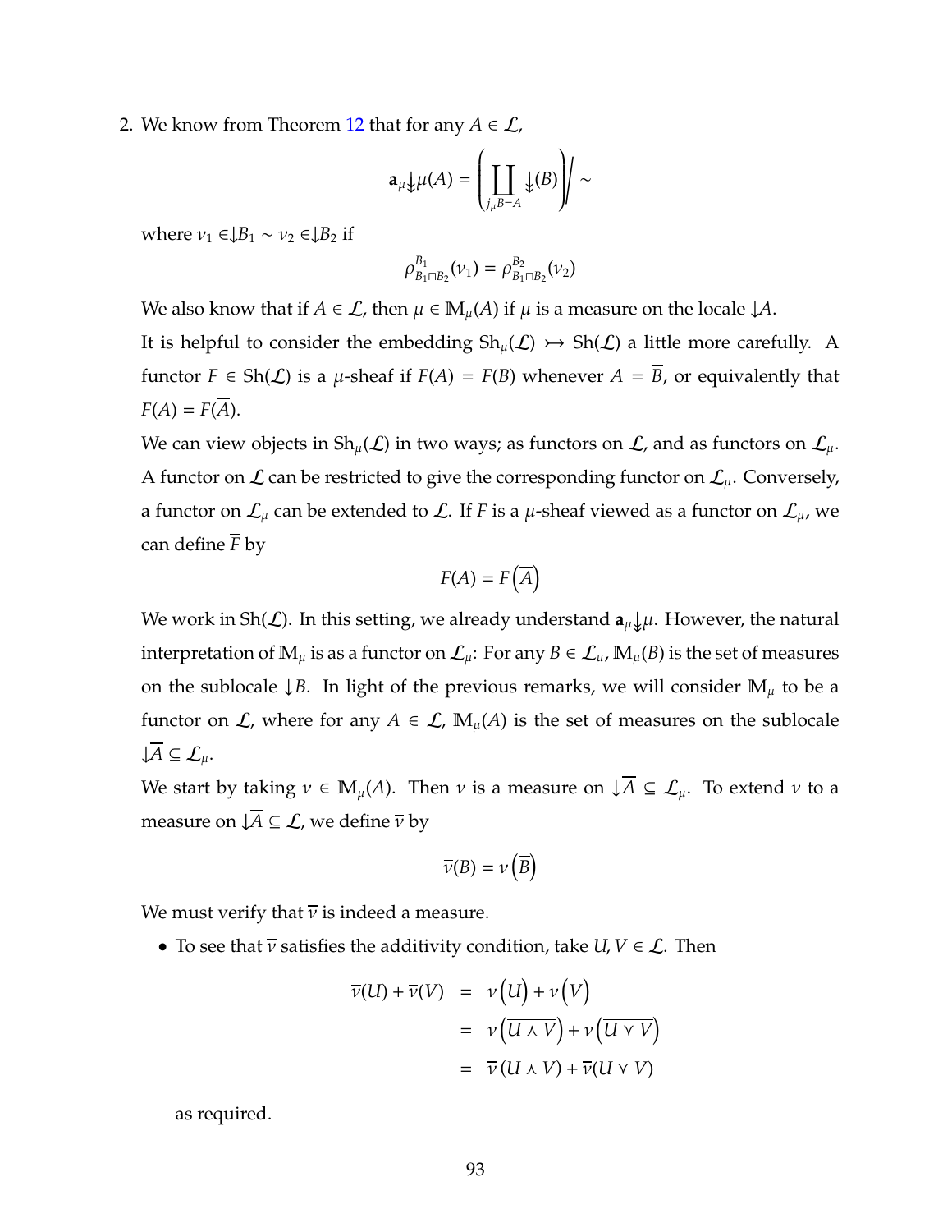2. We know from Theorem 12 that for any $A \in \mathcal{L}$,

$$\mathbf{a}_\mu {\downarrow\!\!\downarrow} \mu(A) = \left( \coprod_{j_\mu B = A} {\downarrow\!\!\downarrow}(B) \right) \Big/ \sim$$

where $\nu_1 \in {\downarrow} B_1 \sim \nu_2 \in {\downarrow} B_2$ if

$$\rho^{B_1}_{B_1 \sqcap B_2}(\nu_1) = \rho^{B_2}_{B_1 \sqcap B_2}(\nu_2)$$

We also know that if $A \in \mathcal{L}$, then $\mu \in \mathbb{M}_\mu(A)$ if $\mu$ is a measure on the locale ${\downarrow} A$.

It is helpful to consider the embedding $\mathrm{Sh}_\mu(\mathcal{L}) \rightarrowtail \mathrm{Sh}(\mathcal{L})$ a little more carefully. A functor $F \in \mathrm{Sh}(\mathcal{L})$ is a $\mu$-sheaf if $F(A) = F(B)$ whenever $\overline{A} = \overline{B}$, or equivalently that $F(A) = F(\overline{A})$.

We can view objects in $\mathrm{Sh}_\mu(\mathcal{L})$ in two ways; as functors on $\mathcal{L}$, and as functors on $\mathcal{L}_\mu$. A functor on $\mathcal{L}$ can be restricted to give the corresponding functor on $\mathcal{L}_\mu$. Conversely, a functor on $\mathcal{L}_\mu$ can be extended to $\mathcal{L}$. If $F$ is a $\mu$-sheaf viewed as a functor on $\mathcal{L}_\mu$, we can define $\overline{F}$ by

$$\overline{F}(A) = F\left(\overline{A}\right)$$

We work in $\mathrm{Sh}(\mathcal{L})$. In this setting, we already understand $\mathbf{a}_\mu {\downarrow\!\!\downarrow} \mu$. However, the natural interpretation of $\mathbb{M}_\mu$ is as a functor on $\mathcal{L}_\mu$: For any $B \in \mathcal{L}_\mu$, $\mathbb{M}_\mu(B)$ is the set of measures on the sublocale ${\downarrow} B$. In light of the previous remarks, we will consider $\mathbb{M}_\mu$ to be a functor on $\mathcal{L}$, where for any $A \in \mathcal{L}$, $\mathbb{M}_\mu(A)$ is the set of measures on the sublocale ${\downarrow}\overline{A} \subseteq \mathcal{L}_\mu$.

We start by taking $\nu \in \mathbb{M}_\mu(A)$. Then $\nu$ is a measure on ${\downarrow}\overline{A} \subseteq \mathcal{L}_\mu$. To extend $\nu$ to a measure on ${\downarrow}\overline{A} \subseteq \mathcal{L}$, we define $\overline{\nu}$ by

$$\overline{\nu}(B) = \nu\left(\overline{B}\right)$$

We must verify that $\overline{\nu}$ is indeed a measure.

- To see that $\overline{\nu}$ satisfies the additivity condition, take $U, V \in \mathcal{L}$. Then

$$\begin{aligned}
\overline{\nu}(U) + \overline{\nu}(V) &= \nu\left(\overline{U}\right) + \nu\left(\overline{V}\right) \\
&= \nu\left(\overline{U \wedge V}\right) + \nu\left(\overline{U \vee V}\right) \\
&= \overline{\nu}\left(U \wedge V\right) + \overline{\nu}(U \vee V)
\end{aligned}$$

  as required.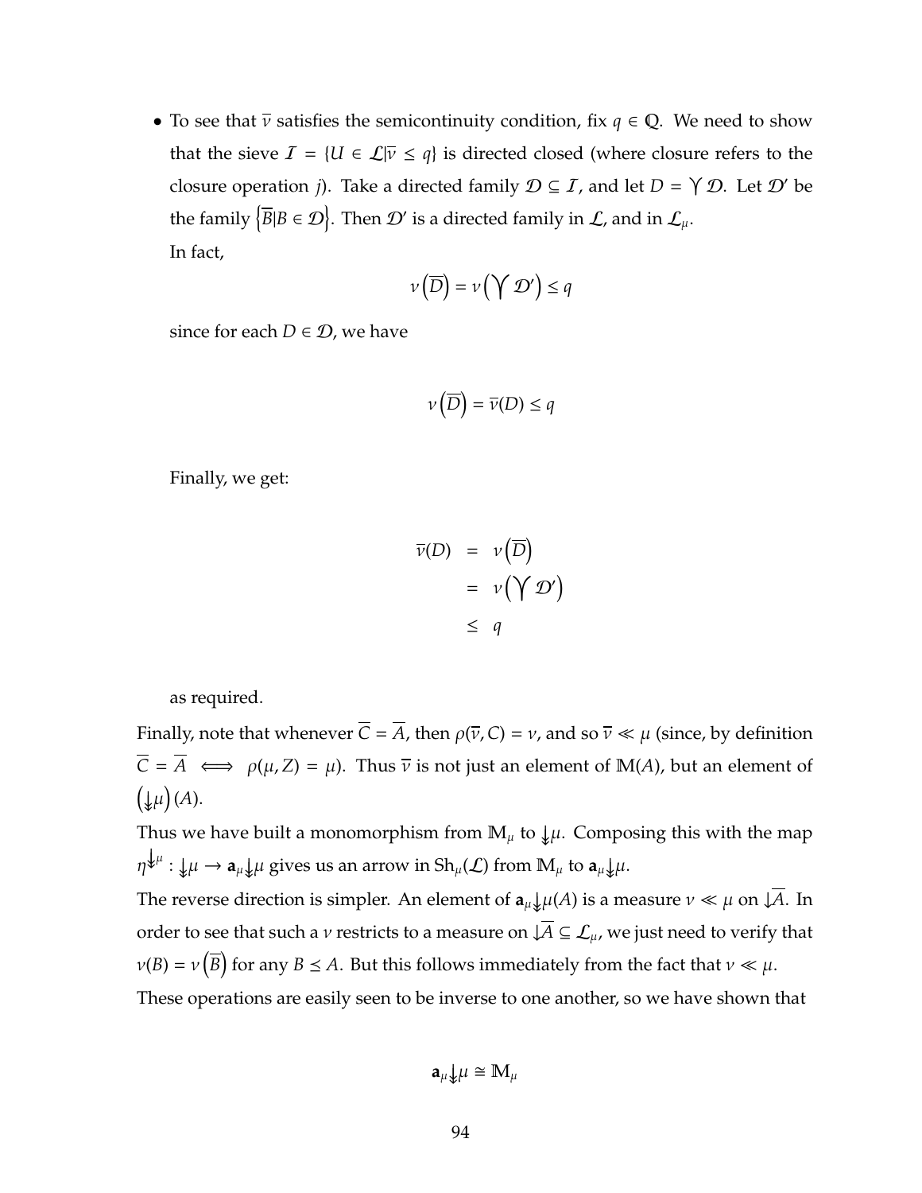- To see that $\overline{\nu}$ satisfies the semicontinuity condition, fix $q \in \mathbb{Q}$. We need to show that the sieve $\mathcal{I} = \{U \in \mathcal{L} | \overline{\nu} \leq q\}$ is directed closed (where closure refers to the closure operation $j$). Take a directed family $\mathcal{D} \subseteq \mathcal{I}$, and let $D = \bigvee \mathcal{D}$. Let $\mathcal{D}'$ be the family $\left\{\overline{B} | B \in \mathcal{D}\right\}$. Then $\mathcal{D}'$ is a directed family in $\mathcal{L}$, and in $\mathcal{L}_\mu$.

  In fact,

  $$\nu\left(\overline{D}\right) = \nu\left(\bigvee \mathcal{D}'\right) \leq q$$

  since for each $D \in \mathcal{D}$, we have

  $$\nu\left(\overline{D}\right) = \overline{\nu}(D) \leq q$$

  Finally, we get:

  $$\begin{aligned} \overline{\nu}(D) &= \nu\left(\overline{D}\right) \\ &= \nu\left(\bigvee \mathcal{D}'\right) \\ &\leq q \end{aligned}$$

  as required.

Finally, note that whenever $\overline{C} = \overline{A}$, then $\rho(\overline{\nu}, C) = \nu$, and so $\overline{\nu} \ll \mu$ (since, by definition $\overline{C} = \overline{A} \iff \rho(\mu, Z) = \mu$). Thus $\overline{\nu}$ is not just an element of $\mathbb{M}(A)$, but an element of $\left(\downarrow\!\mu\right)(A)$.

Thus we have built a monomorphism from $\mathbb{M}_\mu$ to $\downarrow\!\mu$. Composing this with the map $\eta^{\downarrow\mu} : \downarrow\!\mu \to \mathbf{a}_\mu \downarrow\!\mu$ gives us an arrow in $\mathrm{Sh}_\mu(\mathcal{L})$ from $\mathbb{M}_\mu$ to $\mathbf{a}_\mu \downarrow\!\mu$.

The reverse direction is simpler. An element of $\mathbf{a}_\mu \downarrow\!\mu(A)$ is a measure $\nu \ll \mu$ on $\downarrow\!\overline{A}$. In order to see that such a $\nu$ restricts to a measure on $\downarrow\!\overline{A} \subseteq \mathcal{L}_\mu$, we just need to verify that $\nu(B) = \nu\left(\overline{B}\right)$ for any $B \leq A$. But this follows immediately from the fact that $\nu \ll \mu$.

These operations are easily seen to be inverse to one another, so we have shown that

$$\mathbf{a}_\mu \downarrow\!\mu \cong \mathbb{M}_\mu$$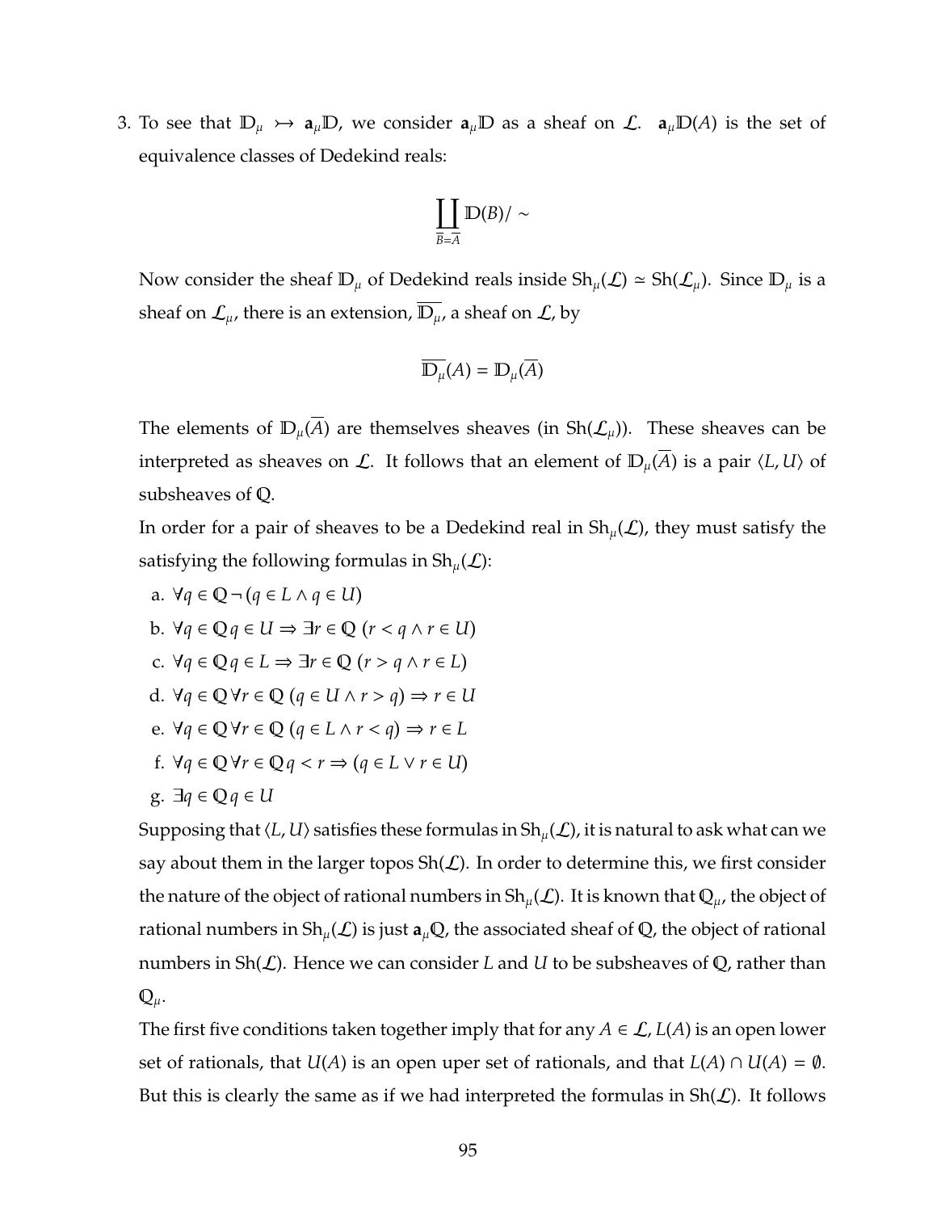3. To see that $\mathbb{D}_\mu \rightarrowtail \mathbf{a}_\mu\mathbb{D}$, we consider $\mathbf{a}_\mu\mathbb{D}$ as a sheaf on $\mathcal{L}$. $\mathbf{a}_\mu\mathbb{D}(A)$ is the set of equivalence classes of Dedekind reals:

$$\coprod_{\overline{B}=\overline{A}} \mathbb{D}(B)/\sim$$

Now consider the sheaf $\mathbb{D}_\mu$ of Dedekind reals inside $\mathrm{Sh}_\mu(\mathcal{L}) \simeq \mathrm{Sh}(\mathcal{L}_\mu)$. Since $\mathbb{D}_\mu$ is a sheaf on $\mathcal{L}_\mu$, there is an extension, $\overline{\mathbb{D}_\mu}$, a sheaf on $\mathcal{L}$, by

$$\overline{\mathbb{D}_\mu}(A) = \mathbb{D}_\mu(\overline{A})$$

The elements of $\mathbb{D}_\mu(\overline{A})$ are themselves sheaves (in $\mathrm{Sh}(\mathcal{L}_\mu)$). These sheaves can be interpreted as sheaves on $\mathcal{L}$. It follows that an element of $\mathbb{D}_\mu(\overline{A})$ is a pair $\langle L, U\rangle$ of subsheaves of $\mathbb{Q}$.

In order for a pair of sheaves to be a Dedekind real in $\mathrm{Sh}_\mu(\mathcal{L})$, they must satisfy the satisfying the following formulas in $\mathrm{Sh}_\mu(\mathcal{L})$:

a. $\forall q \in \mathbb{Q} \neg (q \in L \wedge q \in U)$
b. $\forall q \in \mathbb{Q}\, q \in U \Rightarrow \exists r \in \mathbb{Q}\ (r < q \wedge r \in U)$
c. $\forall q \in \mathbb{Q}\, q \in L \Rightarrow \exists r \in \mathbb{Q}\ (r > q \wedge r \in L)$
d. $\forall q \in \mathbb{Q}\, \forall r \in \mathbb{Q}\ (q \in U \wedge r > q) \Rightarrow r \in U$
e. $\forall q \in \mathbb{Q}\, \forall r \in \mathbb{Q}\ (q \in L \wedge r < q) \Rightarrow r \in L$
f. $\forall q \in \mathbb{Q}\, \forall r \in \mathbb{Q}\, q < r \Rightarrow (q \in L \vee r \in U)$
g. $\exists q \in \mathbb{Q}\, q \in U$

Supposing that $\langle L, U\rangle$ satisfies these formulas in $\mathrm{Sh}_\mu(\mathcal{L})$, it is natural to ask what can we say about them in the larger topos $\mathrm{Sh}(\mathcal{L})$. In order to determine this, we first consider the nature of the object of rational numbers in $\mathrm{Sh}_\mu(\mathcal{L})$. It is known that $\mathbb{Q}_\mu$, the object of rational numbers in $\mathrm{Sh}_\mu(\mathcal{L})$ is just $\mathbf{a}_\mu\mathbb{Q}$, the associated sheaf of $\mathbb{Q}$, the object of rational numbers in $\mathrm{Sh}(\mathcal{L})$. Hence we can consider $L$ and $U$ to be subsheaves of $\mathbb{Q}$, rather than $\mathbb{Q}_\mu$.

The first five conditions taken together imply that for any $A \in \mathcal{L}$, $L(A)$ is an open lower set of rationals, that $U(A)$ is an open uper set of rationals, and that $L(A) \cap U(A) = \emptyset$. But this is clearly the same as if we had interpreted the formulas in $\mathrm{Sh}(\mathcal{L})$. It follows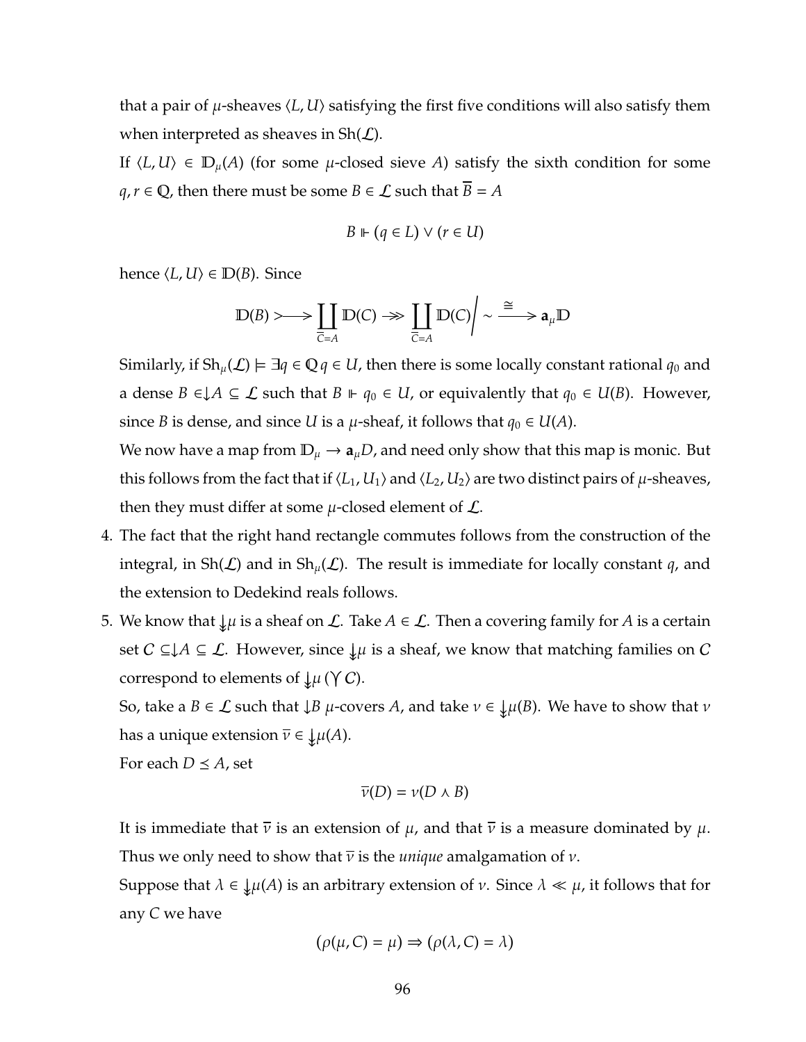that a pair of $\mu$-sheaves $\langle L, U\rangle$ satisfying the first five conditions will also satisfy them when interpreted as sheaves in $\mathrm{Sh}(\mathcal{L})$.

If $\langle L, U\rangle \in \mathbb{D}_\mu(A)$ (for some $\mu$-closed sieve $A$) satisfy the sixth condition for some $q, r \in \mathbb{Q}$, then there must be some $B \in \mathcal{L}$ such that $\overline{B} = A$

$$B \Vdash (q \in L) \vee (r \in U)$$

hence $\langle L, U\rangle \in \mathbb{D}(B)$. Since

$$\mathbb{D}(B) \rightarrowtail \coprod_{\overline{C}=A} \mathbb{D}(C) \twoheadrightarrow \coprod_{\overline{C}=A} \mathbb{D}(C)\Big/ \sim \xrightarrow{\cong} \mathbf{a}_\mu \mathbb{D}$$

Similarly, if $\mathrm{Sh}_\mu(\mathcal{L}) \models \exists q \in \mathbb{Q}\, q \in U$, then there is some locally constant rational $q_0$ and a dense $B \in \downarrow A \subseteq \mathcal{L}$ such that $B \Vdash q_0 \in U$, or equivalently that $q_0 \in U(B)$. However, since $B$ is dense, and since $U$ is a $\mu$-sheaf, it follows that $q_0 \in U(A)$.

We now have a map from $\mathbb{D}_\mu \to \mathbf{a}_\mu D$, and need only show that this map is monic. But this follows from the fact that if $\langle L_1, U_1\rangle$ and $\langle L_2, U_2\rangle$ are two distinct pairs of $\mu$-sheaves, then they must differ at some $\mu$-closed element of $\mathcal{L}$.

4. The fact that the right hand rectangle commutes follows from the construction of the integral, in $\mathrm{Sh}(\mathcal{L})$ and in $\mathrm{Sh}_\mu(\mathcal{L})$. The result is immediate for locally constant $q$, and the extension to Dedekind reals follows.

5. We know that $\Downarrow\mu$ is a sheaf on $\mathcal{L}$. Take $A \in \mathcal{L}$. Then a covering family for $A$ is a certain set $\mathcal{C} \subseteq \downarrow A \subseteq \mathcal{L}$. However, since $\Downarrow\mu$ is a sheaf, we know that matching families on $\mathcal{C}$ correspond to elements of $\Downarrow\mu\,(\curlyvee \mathcal{C})$.

So, take a $B \in \mathcal{L}$ such that $\downarrow B$ $\mu$-covers $A$, and take $\nu \in \Downarrow\mu(B)$. We have to show that $\nu$ has a unique extension $\overline{\nu} \in \Downarrow\mu(A)$.

For each $D \leq A$, set

$$\overline{\nu}(D) = \nu(D \curlywedge B)$$

It is immediate that $\overline{\nu}$ is an extension of $\mu$, and that $\overline{\nu}$ is a measure dominated by $\mu$. Thus we only need to show that $\overline{\nu}$ is the *unique* amalgamation of $\nu$.

Suppose that $\lambda \in \Downarrow\mu(A)$ is an arbitrary extension of $\nu$. Since $\lambda \ll \mu$, it follows that for any $C$ we have

$$(\rho(\mu, C) = \mu) \Rightarrow (\rho(\lambda, C) = \lambda)$$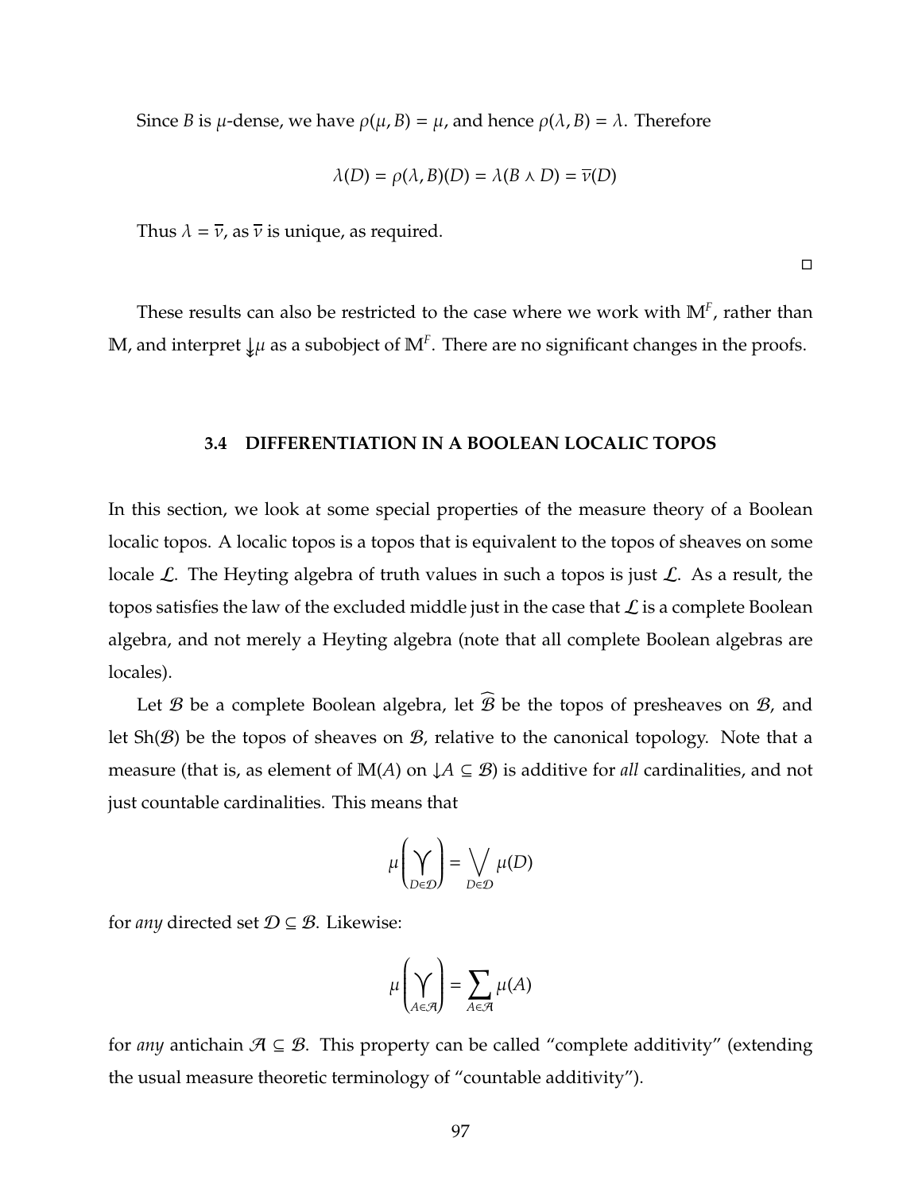Since $B$ is $\mu$-dense, we have $\rho(\mu, B) = \mu$, and hence $\rho(\lambda, B) = \lambda$. Therefore

$$\lambda(D) = \rho(\lambda, B)(D) = \lambda(B \wedge D) = \overline{\nu}(D)$$

Thus $\lambda = \overline{\nu}$, as $\overline{\nu}$ is unique, as required.

□

These results can also be restricted to the case where we work with $\mathbb{M}^F$, rather than $\mathbb{M}$, and interpret $\downarrow\!\mu$ as a subobject of $\mathbb{M}^F$. There are no significant changes in the proofs.

## 3.4 DIFFERENTIATION IN A BOOLEAN LOCALIC TOPOS

In this section, we look at some special properties of the measure theory of a Boolean localic topos. A localic topos is a topos that is equivalent to the topos of sheaves on some locale $\mathcal{L}$. The Heyting algebra of truth values in such a topos is just $\mathcal{L}$. As a result, the topos satisfies the law of the excluded middle just in the case that $\mathcal{L}$ is a complete Boolean algebra, and not merely a Heyting algebra (note that all complete Boolean algebras are locales).

Let $\mathcal{B}$ be a complete Boolean algebra, let $\widehat{\mathcal{B}}$ be the topos of presheaves on $\mathcal{B}$, and let $\mathrm{Sh}(\mathcal{B})$ be the topos of sheaves on $\mathcal{B}$, relative to the canonical topology. Note that a measure (that is, as element of $\mathbb{M}(A)$ on $\downarrow\! A \subseteq \mathcal{B}$) is additive for *all* cardinalities, and not just countable cardinalities. This means that

$$\mu\left(\bigvee_{D \in \mathcal{D}}\right) = \bigvee_{D \in \mathcal{D}} \mu(D)$$

for *any* directed set $\mathcal{D} \subseteq \mathcal{B}$. Likewise:

$$\mu\left(\bigvee_{A \in \mathcal{A}}\right) = \sum_{A \in \mathcal{A}} \mu(A)$$

for *any* antichain $\mathcal{A} \subseteq \mathcal{B}$. This property can be called "complete additivity" (extending the usual measure theoretic terminology of "countable additivity").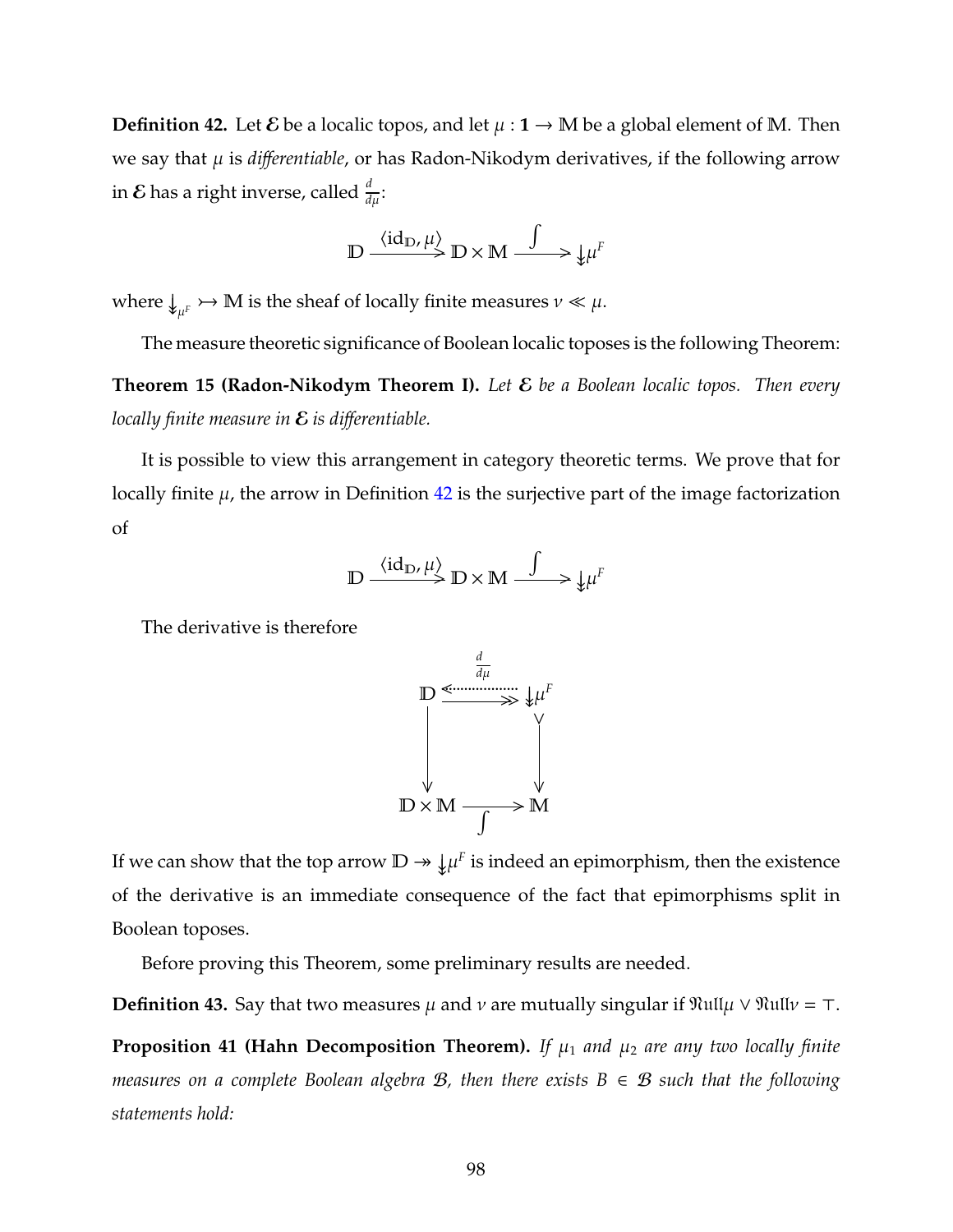**Definition 42.** Let $\mathcal{E}$ be a localic topos, and let $\mu : \mathbf{1} \to \mathbb{M}$ be a global element of $\mathbb{M}$. Then we say that $\mu$ is *differentiable*, or has Radon-Nikodym derivatives, if the following arrow in $\mathcal{E}$ has a right inverse, called $\frac{d}{d\mu}$:

$$\mathbb{D} \xrightarrow{\langle \mathrm{id}_{\mathbb{D}}, \mu \rangle} \mathbb{D} \times \mathbb{M} \xrightarrow{\int} \downarrow\mu^F$$

where $\downarrow_{\mu^F} \rightarrowtail \mathbb{M}$ is the sheaf of locally finite measures $\nu \ll \mu$.

The measure theoretic significance of Boolean localic toposes is the following Theorem:

**Theorem 15 (Radon-Nikodym Theorem I).** *Let $\mathcal{E}$ be a Boolean localic topos. Then every locally finite measure in $\mathcal{E}$ is differentiable.*

It is possible to view this arrangement in category theoretic terms. We prove that for locally finite $\mu$, the arrow in Definition 42 is the surjective part of the image factorization of

$$\mathbb{D} \xrightarrow{\langle \mathrm{id}_{\mathbb{D}}, \mu \rangle} \mathbb{D} \times \mathbb{M} \xrightarrow{\int} \downarrow\mu^F$$

The derivative is therefore

$$\begin{array}{ccc}
\mathbb{D} & \underset{\twoheadrightarrow}{\overset{\frac{d}{d\mu}}{\leftarrow\cdots}} & \downarrow\mu^F \\
\downarrow & & \downarrow \\
\mathbb{D} \times \mathbb{M} & \xrightarrow[\int]{} & \mathbb{M}
\end{array}$$

If we can show that the top arrow $\mathbb{D} \twoheadrightarrow \downarrow\mu^F$ is indeed an epimorphism, then the existence of the derivative is an immediate consequence of the fact that epimorphisms split in Boolean toposes.

Before proving this Theorem, some preliminary results are needed.

**Definition 43.** Say that two measures $\mu$ and $\nu$ are mutually singular if $\mathfrak{Null}\mu \vee \mathfrak{Null}\nu = \top$.

**Proposition 41 (Hahn Decomposition Theorem).** *If $\mu_1$ and $\mu_2$ are any two locally finite measures on a complete Boolean algebra $\mathcal{B}$, then there exists $B \in \mathcal{B}$ such that the following statements hold:*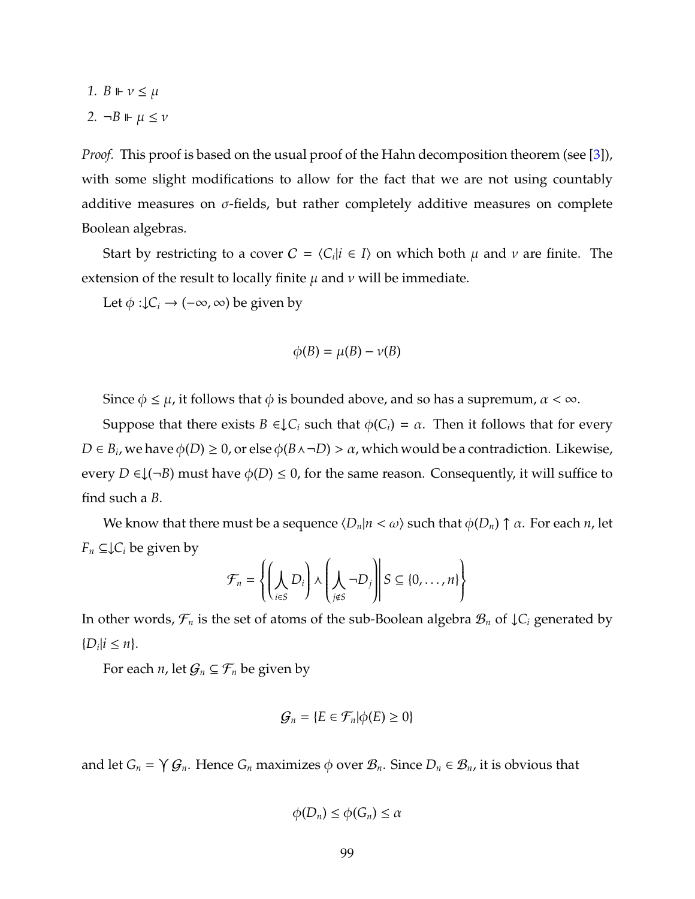1. $B \Vdash \nu \leq \mu$
2. $\neg B \Vdash \mu \leq \nu$

*Proof.* This proof is based on the usual proof of the Hahn decomposition theorem (see [3]), with some slight modifications to allow for the fact that we are not using countably additive measures on $\sigma$-fields, but rather completely additive measures on complete Boolean algebras.

Start by restricting to a cover $C = \langle C_i | i \in I \rangle$ on which both $\mu$ and $\nu$ are finite. The extension of the result to locally finite $\mu$ and $\nu$ will be immediate.

Let $\phi : \downarrow C_i \to (-\infty, \infty)$ be given by

$$\phi(B) = \mu(B) - \nu(B)$$

Since $\phi \leq \mu$, it follows that $\phi$ is bounded above, and so has a supremum, $\alpha < \infty$.

Suppose that there exists $B \in \downarrow C_i$ such that $\phi(C_i) = \alpha$. Then it follows that for every $D \in B_i$, we have $\phi(D) \geq 0$, or else $\phi(B \wedge \neg D) > \alpha$, which would be a contradiction. Likewise, every $D \in \downarrow(\neg B)$ must have $\phi(D) \leq 0$, for the same reason. Consequently, it will suffice to find such a $B$.

We know that there must be a sequence $\langle D_n | n < \omega \rangle$ such that $\phi(D_n) \uparrow \alpha$. For each $n$, let $F_n \subseteq \downarrow C_i$ be given by

$$\mathcal{F}_n = \left\{ \left( \bigwedge_{i \in S} D_i \right) \wedge \left( \bigwedge_{j \notin S} \neg D_j \right) \middle| S \subseteq \{0, \ldots, n\} \right\}$$

In other words, $\mathcal{F}_n$ is the set of atoms of the sub-Boolean algebra $\mathcal{B}_n$ of $\downarrow C_i$ generated by $\{D_i | i \leq n\}$.

For each $n$, let $\mathcal{G}_n \subseteq \mathcal{F}_n$ be given by

$$\mathcal{G}_n = \{E \in \mathcal{F}_n | \phi(E) \geq 0\}$$

and let $G_n = \bigvee \mathcal{G}_n$. Hence $G_n$ maximizes $\phi$ over $\mathcal{B}_n$. Since $D_n \in \mathcal{B}_n$, it is obvious that

$$\phi(D_n) \leq \phi(G_n) \leq \alpha$$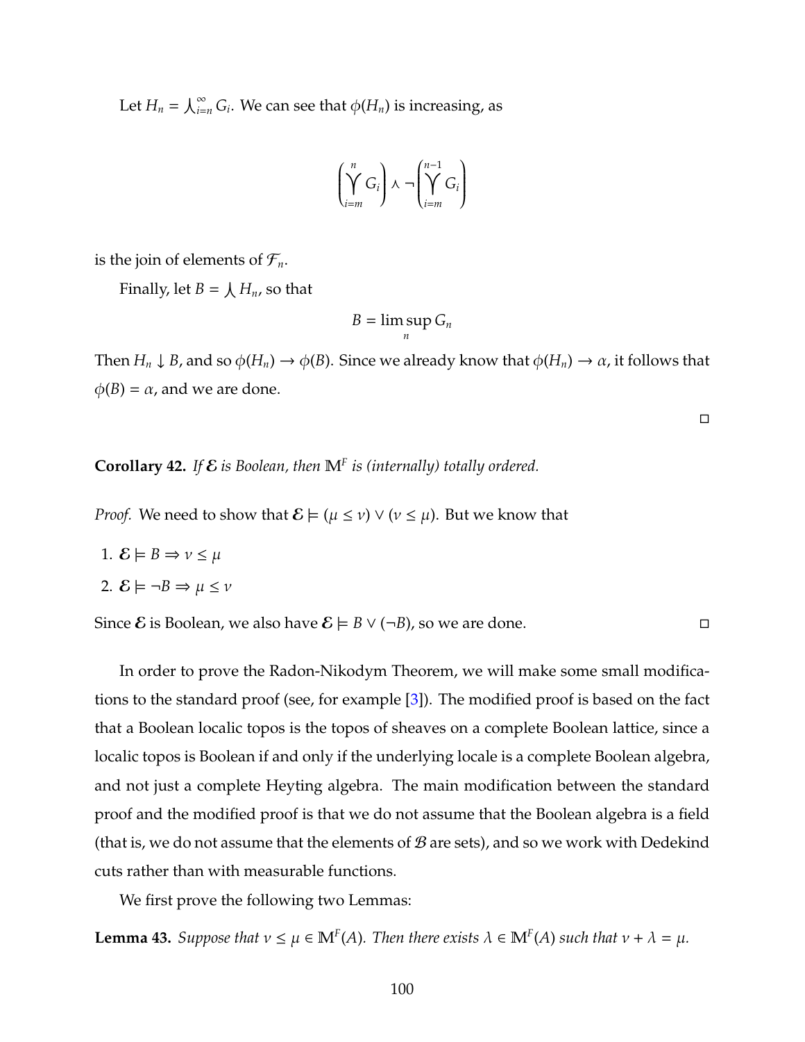Let $H_n = \bigcurlywedge_{i=n}^{\infty} G_i$. We can see that $\phi(H_n)$ is increasing, as

$$\left( \bigcurlyvee_{i=m}^{n} G_i \right) \wedge \neg \left( \bigcurlyvee_{i=m}^{n-1} G_i \right)$$

is the join of elements of $\mathcal{F}_n$.

Finally, let $B = \bigcurlywedge H_n$, so that

$$B = \limsup_n G_n$$

Then $H_n \downarrow B$, and so $\phi(H_n) \to \phi(B)$. Since we already know that $\phi(H_n) \to \alpha$, it follows that $\phi(B) = \alpha$, and we are done.

$\square$

**Corollary 42.** *If $\boldsymbol{\mathcal{E}}$ is Boolean, then $\mathbb{M}^F$ is (internally) totally ordered.*

*Proof.* We need to show that $\boldsymbol{\mathcal{E}} \models (\mu \leq \nu) \vee (\nu \leq \mu)$. But we know that

1. $\boldsymbol{\mathcal{E}} \models B \Rightarrow \nu \leq \mu$
2. $\boldsymbol{\mathcal{E}} \models \neg B \Rightarrow \mu \leq \nu$

Since $\boldsymbol{\mathcal{E}}$ is Boolean, we also have $\boldsymbol{\mathcal{E}} \models B \vee (\neg B)$, so we are done. $\square$

In order to prove the Radon-Nikodym Theorem, we will make some small modifications to the standard proof (see, for example [3]). The modified proof is based on the fact that a Boolean localic topos is the topos of sheaves on a complete Boolean lattice, since a localic topos is Boolean if and only if the underlying locale is a complete Boolean algebra, and not just a complete Heyting algebra. The main modification between the standard proof and the modified proof is that we do not assume that the Boolean algebra is a field (that is, we do not assume that the elements of $\mathcal{B}$ are sets), and so we work with Dedekind cuts rather than with measurable functions.

We first prove the following two Lemmas:

**Lemma 43.** *Suppose that $\nu \leq \mu \in \mathbb{M}^F(A)$. Then there exists $\lambda \in \mathbb{M}^F(A)$ such that $\nu + \lambda = \mu$.*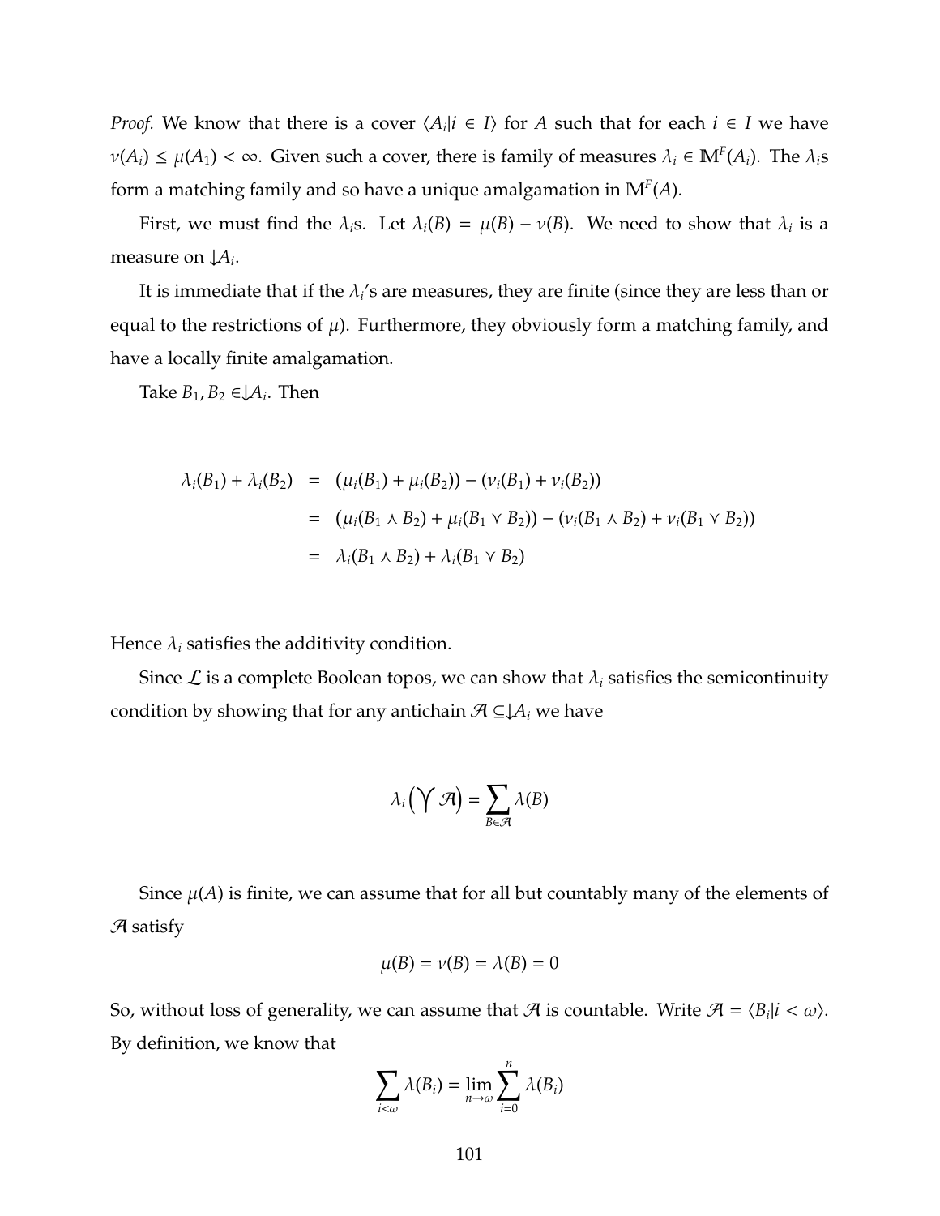*Proof.* We know that there is a cover $\langle A_i | i \in I \rangle$ for $A$ such that for each $i \in I$ we have $\nu(A_i) \leq \mu(A_1) < \infty$. Given such a cover, there is family of measures $\lambda_i \in \mathbb{M}^F(A_i)$. The $\lambda_i$s form a matching family and so have a unique amalgamation in $\mathbb{M}^F(A)$.

First, we must find the $\lambda_i$s. Let $\lambda_i(B) = \mu(B) - \nu(B)$. We need to show that $\lambda_i$ is a measure on $\downarrow A_i$.

It is immediate that if the $\lambda_i$'s are measures, they are finite (since they are less than or equal to the restrictions of $\mu$). Furthermore, they obviously form a matching family, and have a locally finite amalgamation.

Take $B_1, B_2 \in \downarrow A_i$. Then

$$
\begin{aligned}
\lambda_i(B_1) + \lambda_i(B_2) &= (\mu_i(B_1) + \mu_i(B_2)) - (\nu_i(B_1) + \nu_i(B_2)) \\
&= (\mu_i(B_1 \wedge B_2) + \mu_i(B_1 \vee B_2)) - (\nu_i(B_1 \wedge B_2) + \nu_i(B_1 \vee B_2)) \\
&= \lambda_i(B_1 \wedge B_2) + \lambda_i(B_1 \vee B_2)
\end{aligned}
$$

Hence $\lambda_i$ satisfies the additivity condition.

Since $\mathcal{L}$ is a complete Boolean topos, we can show that $\lambda_i$ satisfies the semicontinuity condition by showing that for any antichain $\mathcal{A} \subseteq \downarrow A_i$ we have

$$
\lambda_i\Big(\bigvee \mathcal{A}\Big) = \sum_{B \in \mathcal{A}} \lambda(B)
$$

Since $\mu(A)$ is finite, we can assume that for all but countably many of the elements of $\mathcal{A}$ satisfy

$$
\mu(B) = \nu(B) = \lambda(B) = 0
$$

So, without loss of generality, we can assume that $\mathcal{A}$ is countable. Write $\mathcal{A} = \langle B_i | i < \omega \rangle$. By definition, we know that

$$
\sum_{i<\omega} \lambda(B_i) = \lim_{n \to \omega} \sum_{i=0}^{n} \lambda(B_i)
$$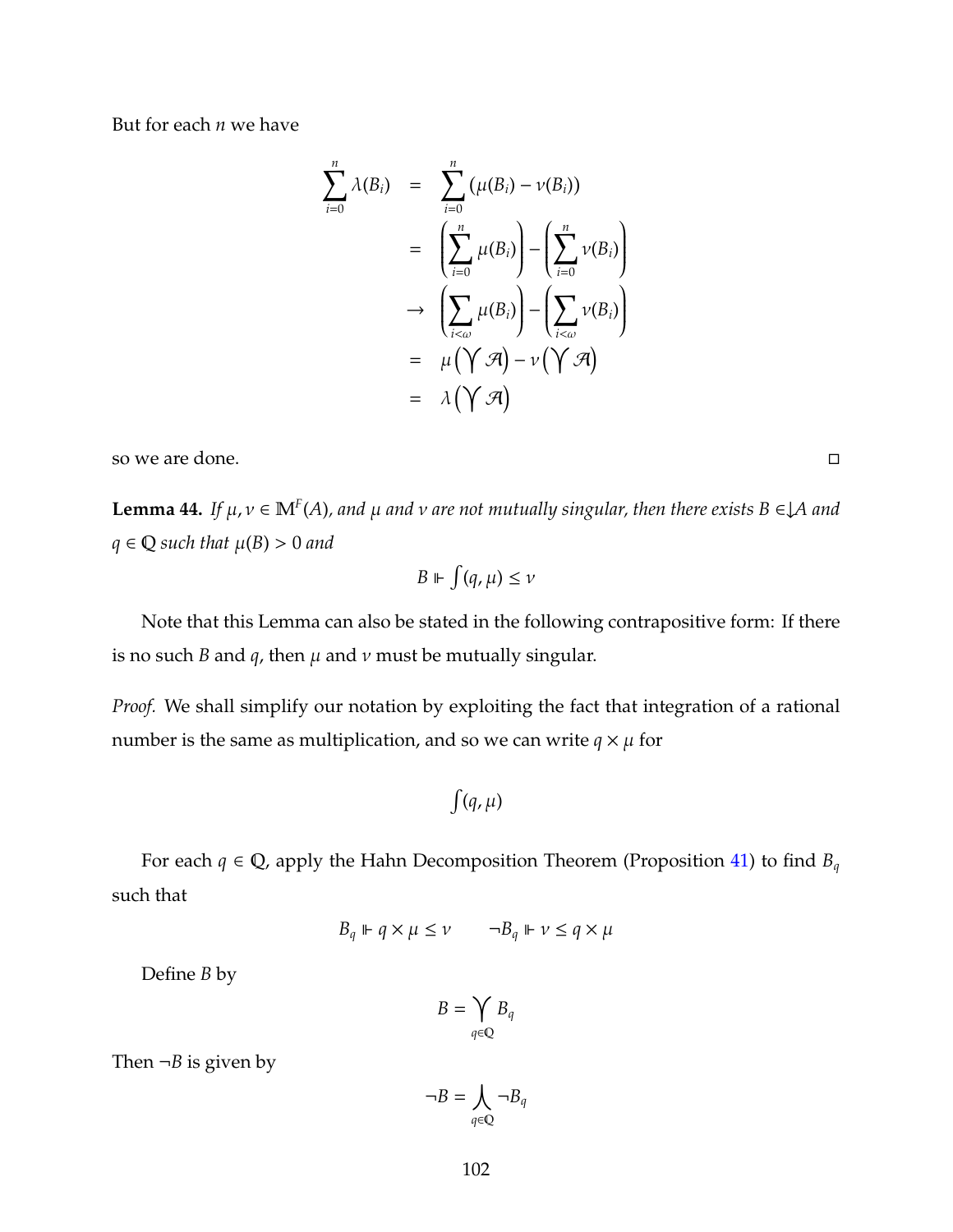But for each $n$ we have

$$
\begin{aligned}
\sum_{i=0}^{n} \lambda(B_i) &= \sum_{i=0}^{n} (\mu(B_i) - \nu(B_i)) \\
&= \left(\sum_{i=0}^{n} \mu(B_i)\right) - \left(\sum_{i=0}^{n} \nu(B_i)\right) \\
&\to \left(\sum_{i<\omega} \mu(B_i)\right) - \left(\sum_{i<\omega} \nu(B_i)\right) \\
&= \mu\left(\bigvee \mathcal{A}\right) - \nu\left(\bigvee \mathcal{A}\right) \\
&= \lambda\left(\bigvee \mathcal{A}\right)
\end{aligned}
$$

so we are done. □

**Lemma 44.** *If $\mu, \nu \in \mathbb{M}^F(A)$, and $\mu$ and $\nu$ are not mutually singular, then there exists $B \in \downarrow A$ and $q \in \mathbb{Q}$ such that $\mu(B) > 0$ and*

$$B \Vdash \int(q, \mu) \leq \nu$$

Note that this Lemma can also be stated in the following contrapositive form: If there is no such $B$ and $q$, then $\mu$ and $\nu$ must be mutually singular.

*Proof.* We shall simplify our notation by exploiting the fact that integration of a rational number is the same as multiplication, and so we can write $q \times \mu$ for

$$\int(q, \mu)$$

For each $q \in \mathbb{Q}$, apply the Hahn Decomposition Theorem (Proposition 41) to find $B_q$ such that

$$B_q \Vdash q \times \mu \leq \nu \qquad \neg B_q \Vdash \nu \leq q \times \mu$$

Define $B$ by

$$B = \bigvee_{q \in \mathbb{Q}} B_q$$

Then $\neg B$ is given by

$$\neg B = \bigwedge_{q \in \mathbb{Q}} \neg B_q$$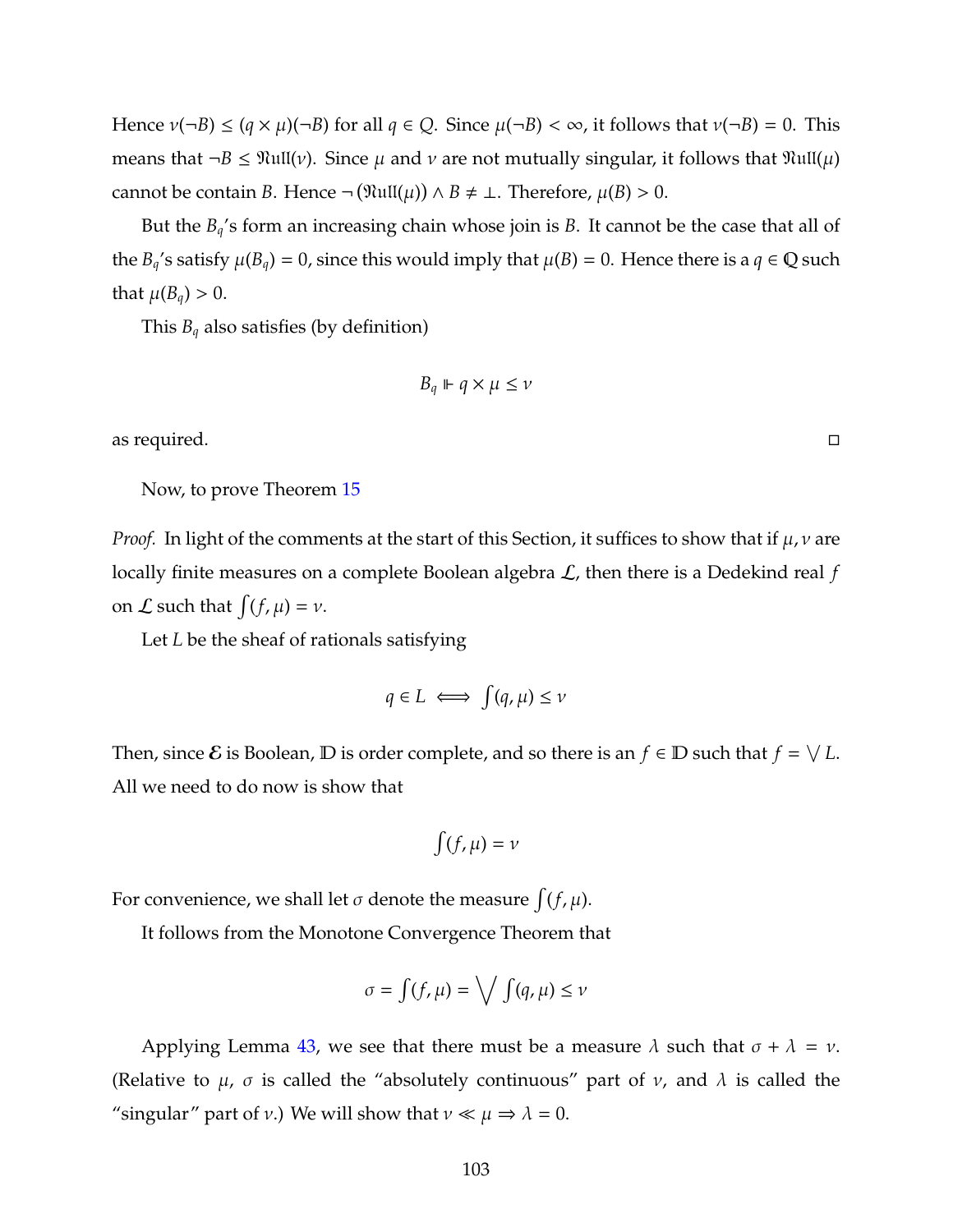Hence $\nu(\neg B) \leq (q \times \mu)(\neg B)$ for all $q \in Q$. Since $\mu(\neg B) < \infty$, it follows that $\nu(\neg B) = 0$. This means that $\neg B \leq \mathfrak{Null}(\nu)$. Since $\mu$ and $\nu$ are not mutually singular, it follows that $\mathfrak{Null}(\mu)$ cannot be contain $B$. Hence $\neg(\mathfrak{Null}(\mu)) \wedge B \neq \bot$. Therefore, $\mu(B) > 0$.

But the $B_q$'s form an increasing chain whose join is $B$. It cannot be the case that all of the $B_q$'s satisfy $\mu(B_q) = 0$, since this would imply that $\mu(B) = 0$. Hence there is a $q \in \mathbb{Q}$ such that $\mu(B_q) > 0$.

This $B_q$ also satisfies (by definition)

$$B_q \Vdash q \times \mu \leq \nu$$

as required. □

Now, to prove Theorem 15

*Proof.* In light of the comments at the start of this Section, it suffices to show that if $\mu, \nu$ are locally finite measures on a complete Boolean algebra $\mathcal{L}$, then there is a Dedekind real $f$ on $\mathcal{L}$ such that $\int(f, \mu) = \nu$.

Let $L$ be the sheaf of rationals satisfying

$$q \in L \iff \int(q, \mu) \leq \nu$$

Then, since $\mathcal{E}$ is Boolean, $\mathbb{D}$ is order complete, and so there is an $f \in \mathbb{D}$ such that $f = \bigvee L$. All we need to do now is show that

$$\int(f, \mu) = \nu$$

For convenience, we shall let $\sigma$ denote the measure $\int(f, \mu)$.

It follows from the Monotone Convergence Theorem that

$$\sigma = \int(f, \mu) = \bigvee \int(q, \mu) \leq \nu$$

Applying Lemma 43, we see that there must be a measure $\lambda$ such that $\sigma + \lambda = \nu$. (Relative to $\mu$, $\sigma$ is called the "absolutely continuous" part of $\nu$, and $\lambda$ is called the "singular" part of $\nu$.) We will show that $\nu \ll \mu \Rightarrow \lambda = 0$.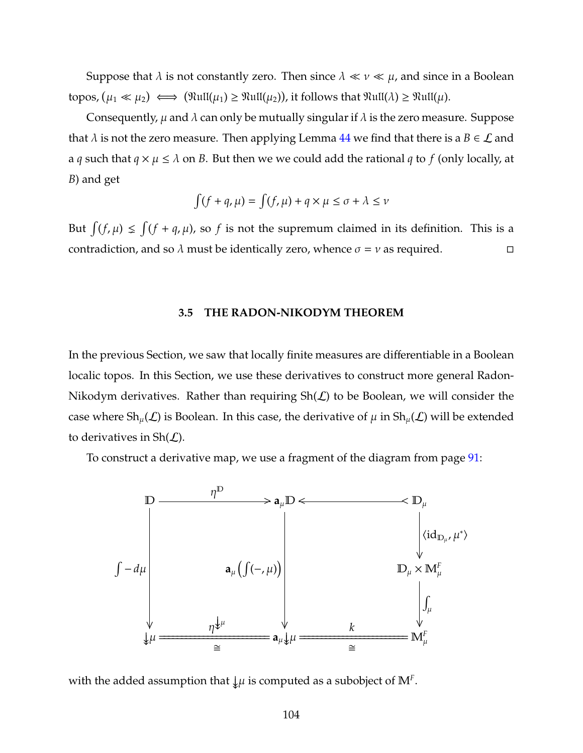Suppose that $\lambda$ is not constantly zero. Then since $\lambda \ll \nu \ll \mu$, and since in a Boolean topos, $(\mu_1 \ll \mu_2) \iff (\mathfrak{Null}(\mu_1) \geq \mathfrak{Null}(\mu_2))$, it follows that $\mathfrak{Null}(\lambda) \geq \mathfrak{Null}(\mu)$.

Consequently, $\mu$ and $\lambda$ can only be mutually singular if $\lambda$ is the zero measure. Suppose that $\lambda$ is not the zero measure. Then applying Lemma 44 we find that there is a $B \in \mathcal{L}$ and a $q$ such that $q \times \mu \leq \lambda$ on $B$. But then we we could add the rational $q$ to $f$ (only locally, at $B$) and get

$$\int (f+q,\mu) = \int (f,\mu) + q \times \mu \leq \sigma + \lambda \leq \nu$$

But $\int (f,\mu) \lneq \int (f+q,\mu)$, so $f$ is not the supremum claimed in its definition. This is a contradiction, and so $\lambda$ must be identically zero, whence $\sigma = \nu$ as required. □

### 3.5 THE RADON-NIKODYM THEOREM

In the previous Section, we saw that locally finite measures are differentiable in a Boolean localic topos. In this Section, we use these derivatives to construct more general Radon-Nikodym derivatives. Rather than requiring $\mathrm{Sh}(\mathcal{L})$ to be Boolean, we will consider the case where $\mathrm{Sh}_\mu(\mathcal{L})$ is Boolean. In this case, the derivative of $\mu$ in $\mathrm{Sh}_\mu(\mathcal{L})$ will be extended to derivatives in $\mathrm{Sh}(\mathcal{L})$.

To construct a derivative map, we use a fragment of the diagram from page 91:

$$\begin{array}{ccccc}
\mathbb{D} & \xrightarrow{\eta^{\mathbb{D}}} & \mathbf{a}_\mu\mathbb{D} & \leftarrow & \mathbb{D}_\mu \\
\Big\downarrow{\scriptstyle \int - d\mu} & & \Big\downarrow{\scriptstyle \mathbf{a}_\mu\left(\int(-,\mu)\right)} & & \Big\downarrow{\scriptstyle \langle \mathrm{id}_{\mathbb{D}_\mu}, \mu^* \rangle} \\
 & & & & \mathbb{D}_\mu \times \mathbb{M}^F_\mu \\
 & & & & \Big\downarrow{\scriptstyle \int_\mu} \\
\downarrow\!\mu & \underset{\cong}{\overset{\eta^{\downarrow\mu}}{=\!=\!=}} & \mathbf{a}_\mu\!\downarrow\!\mu & \underset{\cong}{\overset{k}{=\!=\!=}} & \mathbb{M}^F_\mu
\end{array}$$

with the added assumption that $\downarrow\!\mu$ is computed as a subobject of $\mathbb{M}^F$.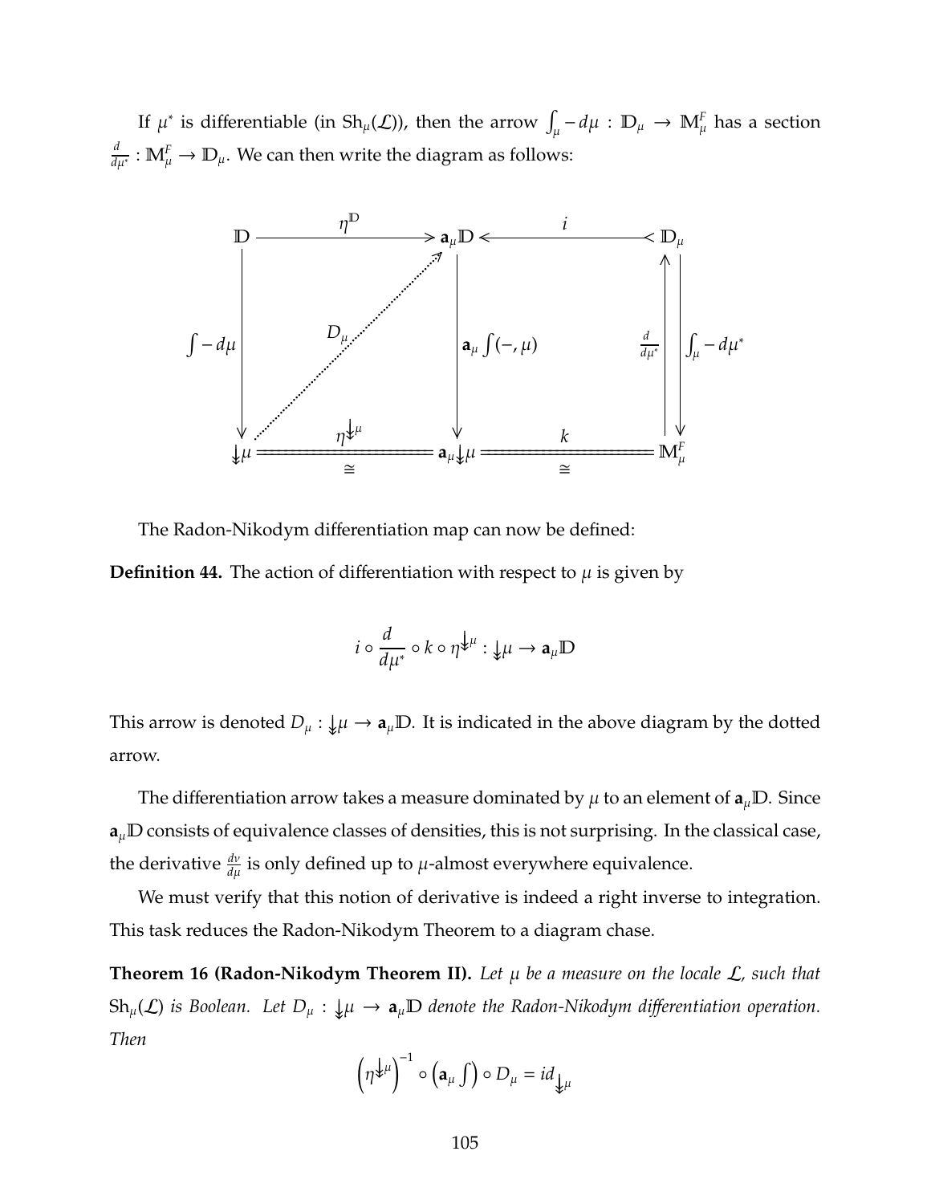If $\mu^*$ is differentiable (in $\mathrm{Sh}_\mu(\mathcal{L})$), then the arrow $\int_\mu - d\mu : \mathbb{D}_\mu \to \mathbb{M}^F_\mu$ has a section $\frac{d}{d\mu^*} : \mathbb{M}^F_\mu \to \mathbb{D}_\mu$. We can then write the diagram as follows:

$$
\begin{array}{ccccc}
\mathbb{D} & \xrightarrow{\eta^{\mathbb{D}}} & \mathbf{a}_\mu \mathbb{D} & \xleftarrow{\quad i \quad} & \mathbb{D}_\mu \\
\Big\downarrow {\scriptstyle \int - d\mu} & \overset{D_\mu}{\nearrow} & \Big\downarrow {\scriptstyle \mathbf{a}_\mu \int(-,\mu)} & & {\scriptstyle \frac{d}{d\mu^*}} \Big\uparrow \Big\downarrow {\scriptstyle \int_\mu - d\mu^*} \\
\downarrow\!\!\downarrow\mu & \underset{\cong}{\overset{\eta^{\downarrow\mu}}{=\!=\!=}} & \mathbf{a}_\mu \downarrow\!\!\downarrow\mu & \underset{\cong}{\overset{k}{=\!=\!=}} & \mathbb{M}^F_\mu
\end{array}
$$

The Radon-Nikodym differentiation map can now be defined:

**Definition 44.** The action of differentiation with respect to $\mu$ is given by

$$
i \circ \frac{d}{d\mu^*} \circ k \circ \eta^{\downarrow\mu} : \downarrow\!\!\downarrow\mu \to \mathbf{a}_\mu \mathbb{D}
$$

This arrow is denoted $D_\mu : \downarrow\!\!\downarrow\mu \to \mathbf{a}_\mu \mathbb{D}$. It is indicated in the above diagram by the dotted arrow.

The differentiation arrow takes a measure dominated by $\mu$ to an element of $\mathbf{a}_\mu \mathbb{D}$. Since $\mathbf{a}_\mu \mathbb{D}$ consists of equivalence classes of densities, this is not surprising. In the classical case, the derivative $\frac{d\nu}{d\mu}$ is only defined up to $\mu$-almost everywhere equivalence.

We must verify that this notion of derivative is indeed a right inverse to integration. This task reduces the Radon-Nikodym Theorem to a diagram chase.

**Theorem 16 (Radon-Nikodym Theorem II).** *Let $\mu$ be a measure on the locale $\mathcal{L}$, such that $\mathrm{Sh}_\mu(\mathcal{L})$ is Boolean. Let $D_\mu : \downarrow\!\!\downarrow\mu \to \mathbf{a}_\mu \mathbb{D}$ denote the Radon-Nikodym differentiation operation. Then*

$$
\left(\eta^{\downarrow\mu}\right)^{-1} \circ \left(\mathbf{a}_\mu \int\right) \circ D_\mu = id_{\downarrow\mu}
$$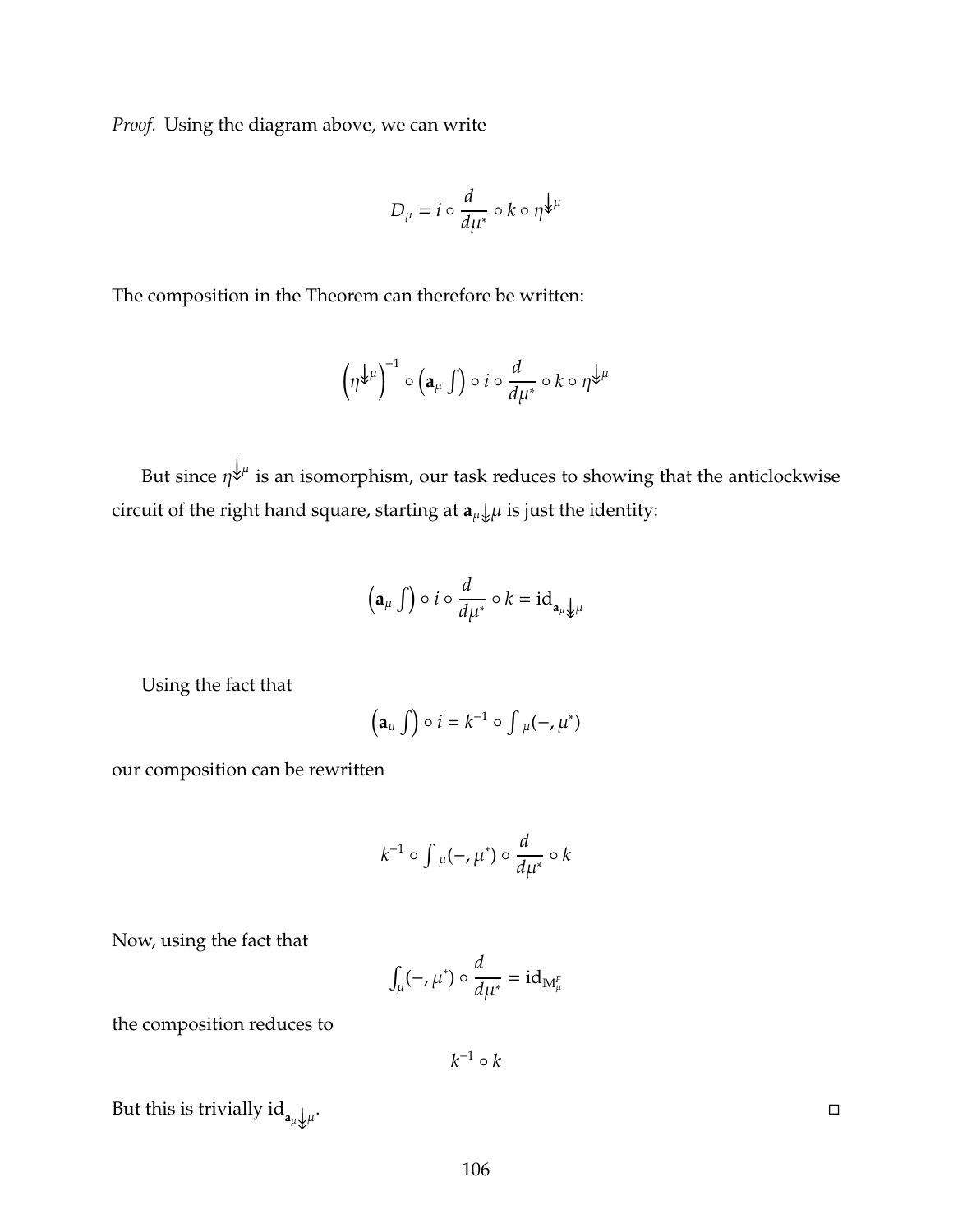*Proof.* Using the diagram above, we can write

$$D_\mu = i \circ \frac{d}{d\mu^*} \circ k \circ \eta^{\downarrow\mu}$$

The composition in the Theorem can therefore be written:

$$\left(\eta^{\downarrow\mu}\right)^{-1} \circ \left(\mathbf{a}_\mu \int\right) \circ i \circ \frac{d}{d\mu^*} \circ k \circ \eta^{\downarrow\mu}$$

But since $\eta^{\downarrow\mu}$ is an isomorphism, our task reduces to showing that the anticlockwise circuit of the right hand square, starting at $\mathbf{a}_\mu{\downarrow}\mu$ is just the identity:

$$\left(\mathbf{a}_\mu \int\right) \circ i \circ \frac{d}{d\mu^*} \circ k = \mathrm{id}_{\mathbf{a}_\mu{\downarrow}\mu}$$

Using the fact that

$$\left(\mathbf{a}_\mu \int\right) \circ i = k^{-1} \circ \int_\mu(-, \mu^*)$$

our composition can be rewritten

$$k^{-1} \circ \int_\mu(-, \mu^*) \circ \frac{d}{d\mu^*} \circ k$$

Now, using the fact that

$$\int_\mu(-, \mu^*) \circ \frac{d}{d\mu^*} = \mathrm{id}_{\mathbb{M}^F_\mu}$$

the composition reduces to

$$k^{-1} \circ k$$

But this is trivially $\mathrm{id}_{\mathbf{a}_\mu{\downarrow}\mu}$. □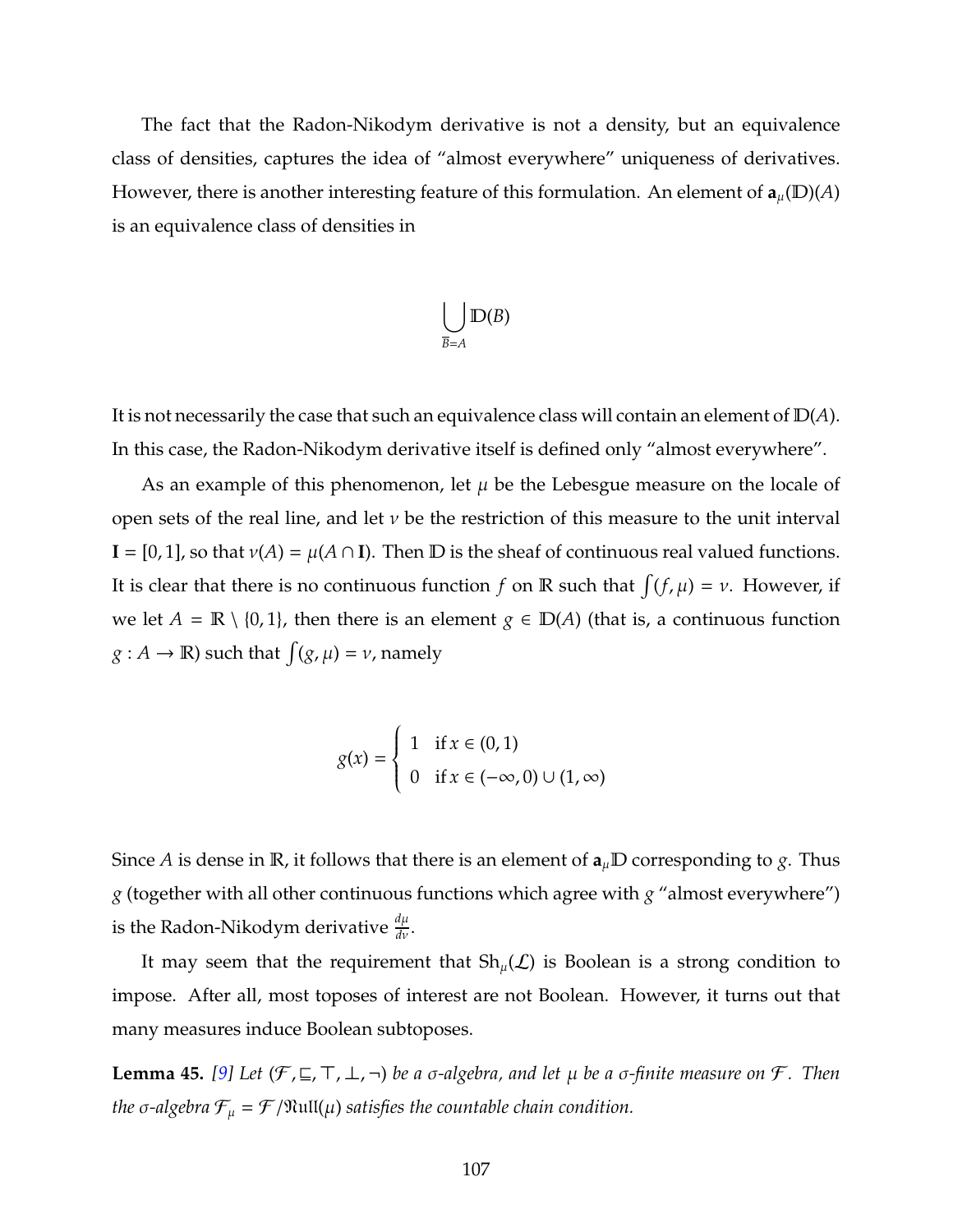The fact that the Radon-Nikodym derivative is not a density, but an equivalence class of densities, captures the idea of "almost everywhere" uniqueness of derivatives. However, there is another interesting feature of this formulation. An element of $\mathbf{a}_\mu(\mathbb{D})(A)$ is an equivalence class of densities in

$$\bigcup_{\overline{B}=A} \mathbb{D}(B)$$

It is not necessarily the case that such an equivalence class will contain an element of $\mathbb{D}(A)$. In this case, the Radon-Nikodym derivative itself is defined only "almost everywhere".

As an example of this phenomenon, let $\mu$ be the Lebesgue measure on the locale of open sets of the real line, and let $\nu$ be the restriction of this measure to the unit interval $\mathbf{I} = [0, 1]$, so that $\nu(A) = \mu(A \cap \mathbf{I})$. Then $\mathbb{D}$ is the sheaf of continuous real valued functions. It is clear that there is no continuous function $f$ on $\mathbb{R}$ such that $\int(f, \mu) = \nu$. However, if we let $A = \mathbb{R} \setminus \{0, 1\}$, then there is an element $g \in \mathbb{D}(A)$ (that is, a continuous function $g : A \to \mathbb{R}$) such that $\int(g, \mu) = \nu$, namely

$$g(x) = \begin{cases} 1 & \text{if } x \in (0, 1) \\ 0 & \text{if } x \in (-\infty, 0) \cup (1, \infty) \end{cases}$$

Since $A$ is dense in $\mathbb{R}$, it follows that there is an element of $\mathbf{a}_\mu\mathbb{D}$ corresponding to $g$. Thus $g$ (together with all other continuous functions which agree with $g$ "almost everywhere") is the Radon-Nikodym derivative $\frac{d\mu}{d\nu}$.

It may seem that the requirement that $\mathrm{Sh}_\mu(\mathcal{L})$ is Boolean is a strong condition to impose. After all, most toposes of interest are not Boolean. However, it turns out that many measures induce Boolean subtoposes.

**Lemma 45.** [9] *Let $(\mathcal{F}, \sqsubseteq, \top, \bot, \neg)$ be a $\sigma$-algebra, and let $\mu$ be a $\sigma$-finite measure on $\mathcal{F}$. Then the $\sigma$-algebra $\mathcal{F}_\mu = \mathcal{F}/\mathfrak{Null}(\mu)$ satisfies the countable chain condition.*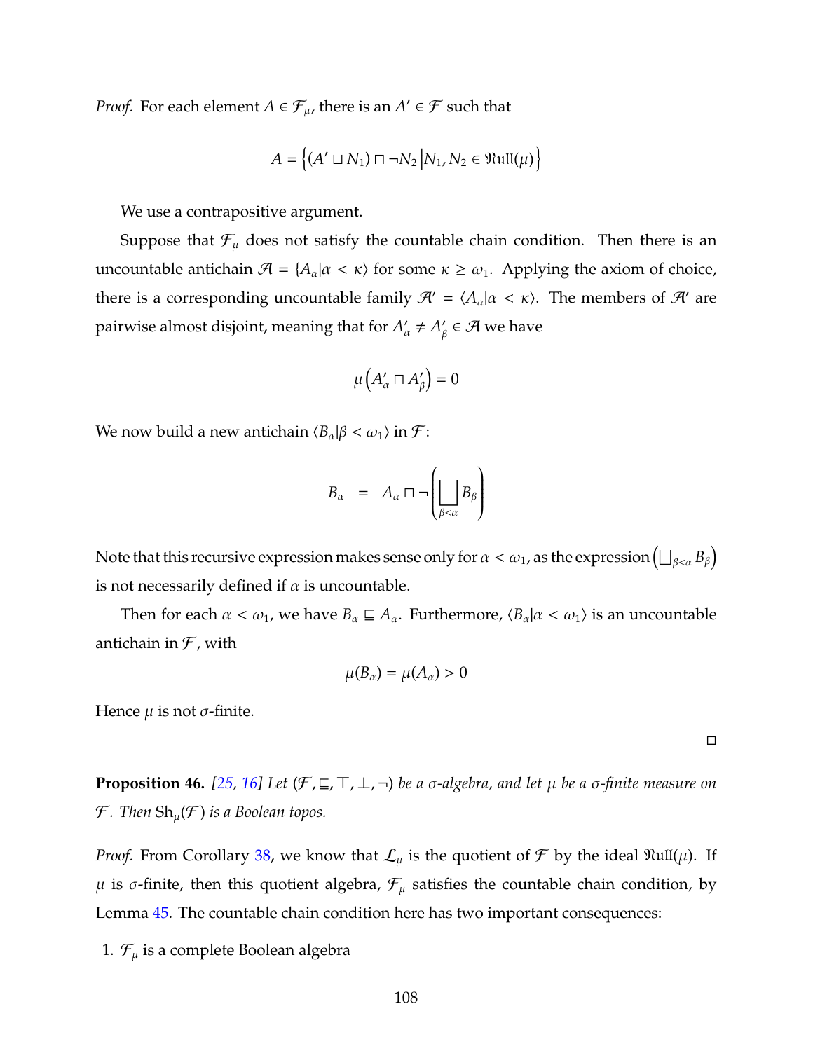*Proof.* For each element $A \in \mathcal{F}_\mu$, there is an $A' \in \mathcal{F}$ such that

$$A = \left\{(A' \sqcup N_1) \sqcap \neg N_2 \,\middle|\, N_1, N_2 \in \mathfrak{Null}(\mu)\right\}$$

We use a contrapositive argument.

Suppose that $\mathcal{F}_\mu$ does not satisfy the countable chain condition. Then there is an uncountable antichain $\mathcal{A} = \{A_\alpha | \alpha < \kappa\}$ for some $\kappa \geq \omega_1$. Applying the axiom of choice, there is a corresponding uncountable family $\mathcal{A}' = \langle A_\alpha | \alpha < \kappa\rangle$. The members of $\mathcal{A}'$ are pairwise almost disjoint, meaning that for $A'_\alpha \neq A'_\beta \in \mathcal{A}$ we have

$$\mu\left(A'_\alpha \sqcap A'_\beta\right) = 0$$

We now build a new antichain $\langle B_\alpha | \beta < \omega_1\rangle$ in $\mathcal{F}$:

$$B_\alpha \;\;=\;\; A_\alpha \sqcap \neg\left(\bigsqcup_{\beta<\alpha} B_\beta\right)$$

Note that this recursive expression makes sense only for $\alpha < \omega_1$, as the expression $\left(\bigsqcup_{\beta<\alpha} B_\beta\right)$ is not necessarily defined if $\alpha$ is uncountable.

Then for each $\alpha < \omega_1$, we have $B_\alpha \sqsubseteq A_\alpha$. Furthermore, $\langle B_\alpha | \alpha < \omega_1\rangle$ is an uncountable antichain in $\mathcal{F}$, with

$$\mu(B_\alpha) = \mu(A_\alpha) > 0$$

Hence $\mu$ is not $\sigma$-finite.

□

**Proposition 46.** *[25, 16] Let $(\mathcal{F}, \sqsubseteq, \top, \bot, \neg)$ be a $\sigma$-algebra, and let $\mu$ be a $\sigma$-finite measure on $\mathcal{F}$. Then $\mathrm{Sh}_\mu(\mathcal{F})$ is a Boolean topos.*

*Proof.* From Corollary 38, we know that $\mathcal{L}_\mu$ is the quotient of $\mathcal{F}$ by the ideal $\mathfrak{Null}(\mu)$. If $\mu$ is $\sigma$-finite, then this quotient algebra, $\mathcal{F}_\mu$ satisfies the countable chain condition, by Lemma 45. The countable chain condition here has two important consequences:

1. $\mathcal{F}_\mu$ is a complete Boolean algebra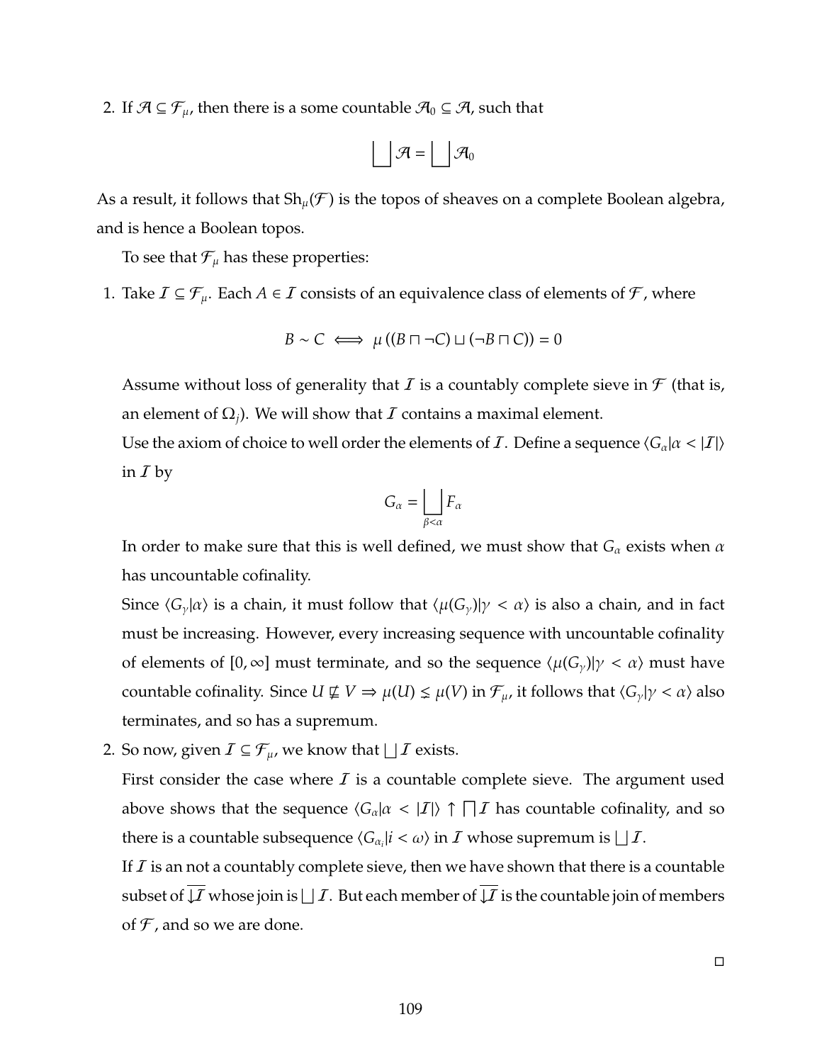2. If $\mathcal{A} \subseteq \mathcal{F}_\mu$, then there is a some countable $\mathcal{A}_0 \subseteq \mathcal{A}$, such that

$$\bigsqcup \mathcal{A} = \bigsqcup \mathcal{A}_0$$

As a result, it follows that $\mathrm{Sh}_\mu(\mathcal{F})$ is the topos of sheaves on a complete Boolean algebra, and is hence a Boolean topos.

To see that $\mathcal{F}_\mu$ has these properties:

1. Take $\mathcal{I} \subseteq \mathcal{F}_\mu$. Each $A \in \mathcal{I}$ consists of an equivalence class of elements of $\mathcal{F}$, where

$$B \sim C \iff \mu\left((B \sqcap \neg C) \sqcup (\neg B \sqcap C)\right) = 0$$

   Assume without loss of generality that $\mathcal{I}$ is a countably complete sieve in $\mathcal{F}$ (that is, an element of $\Omega_j$). We will show that $\mathcal{I}$ contains a maximal element.

   Use the axiom of choice to well order the elements of $\mathcal{I}$. Define a sequence $\langle G_\alpha | \alpha < |\mathcal{I}| \rangle$ in $\mathcal{I}$ by

$$G_\alpha = \bigsqcup_{\beta < \alpha} F_\alpha$$

   In order to make sure that this is well defined, we must show that $G_\alpha$ exists when $\alpha$ has uncountable cofinality.

   Since $\langle G_\gamma | \alpha \rangle$ is a chain, it must follow that $\langle \mu(G_\gamma) | \gamma < \alpha \rangle$ is also a chain, and in fact must be increasing. However, every increasing sequence with uncountable cofinality of elements of $[0, \infty]$ must terminate, and so the sequence $\langle \mu(G_\gamma) | \gamma < \alpha \rangle$ must have countable cofinality. Since $U \not\sqsupseteq V \Rightarrow \mu(U) \lneq \mu(V)$ in $\mathcal{F}_\mu$, it follows that $\langle G_\gamma | \gamma < \alpha \rangle$ also terminates, and so has a supremum.

2. So now, given $\mathcal{I} \subseteq \mathcal{F}_\mu$, we know that $\bigsqcup \mathcal{I}$ exists.

   First consider the case where $\mathcal{I}$ is a countable complete sieve. The argument used above shows that the sequence $\langle G_\alpha | \alpha < |\mathcal{I}| \rangle \uparrow \bigsqcap \mathcal{I}$ has countable cofinality, and so there is a countable subsequence $\langle G_{\alpha_i} | i < \omega \rangle$ in $\mathcal{I}$ whose supremum is $\bigsqcup \mathcal{I}$.

   If $\mathcal{I}$ is an not a countably complete sieve, then we have shown that there is a countable subset of $\overline{\downarrow \mathcal{I}}$ whose join is $\bigsqcup \mathcal{I}$. But each member of $\overline{\downarrow \mathcal{I}}$ is the countable join of members of $\mathcal{F}$, and so we are done.

□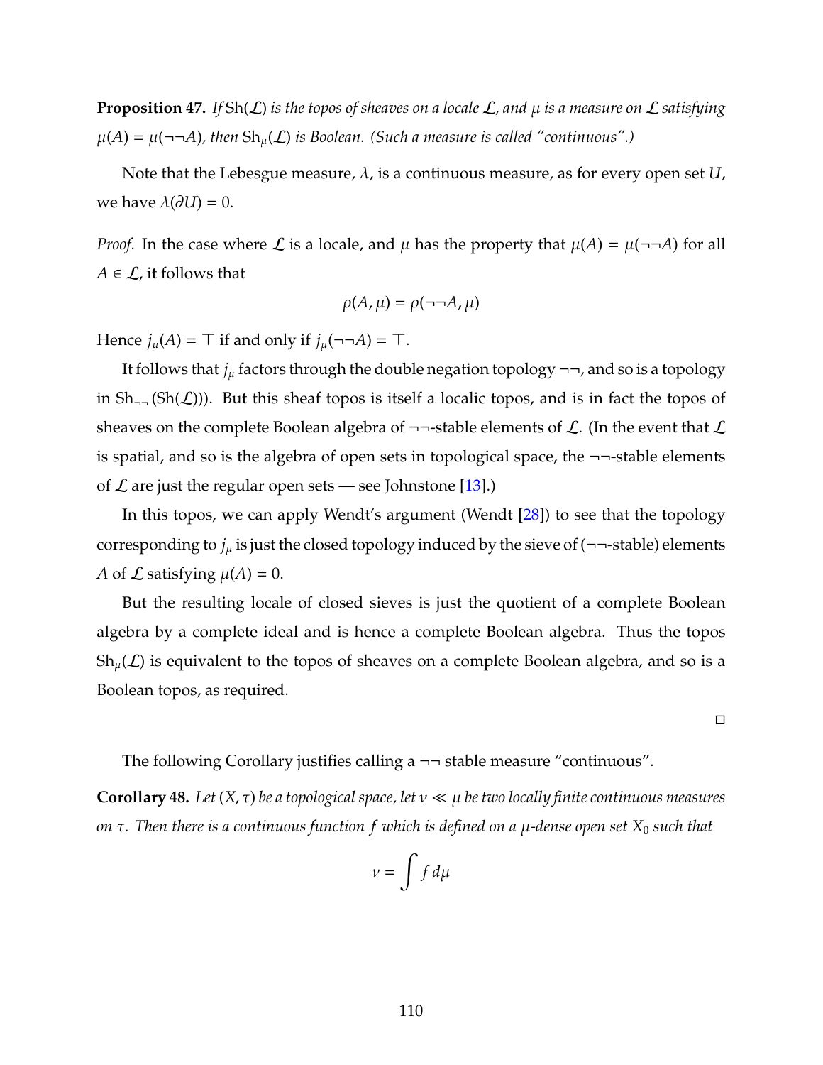**Proposition 47.** *If* $\mathrm{Sh}(\mathcal{L})$ *is the topos of sheaves on a locale* $\mathcal{L}$*, and* $\mu$ *is a measure on* $\mathcal{L}$ *satisfying* $\mu(A) = \mu(\neg\neg A)$*, then* $\mathrm{Sh}_\mu(\mathcal{L})$ *is Boolean. (Such a measure is called "continuous".)*

Note that the Lebesgue measure, $\lambda$, is a continuous measure, as for every open set $U$, we have $\lambda(\partial U) = 0$.

*Proof.* In the case where $\mathcal{L}$ is a locale, and $\mu$ has the property that $\mu(A) = \mu(\neg\neg A)$ for all $A \in \mathcal{L}$, it follows that

$$\rho(A, \mu) = \rho(\neg\neg A, \mu)$$

Hence $j_\mu(A) = \top$ if and only if $j_\mu(\neg\neg A) = \top$.

It follows that $j_\mu$ factors through the double negation topology $\neg\neg$, and so is a topology in $\mathrm{Sh}_{\neg\neg}(\mathrm{Sh}(\mathcal{L})))$. But this sheaf topos is itself a localic topos, and is in fact the topos of sheaves on the complete Boolean algebra of $\neg\neg$-stable elements of $\mathcal{L}$. (In the event that $\mathcal{L}$ is spatial, and so is the algebra of open sets in topological space, the $\neg\neg$-stable elements of $\mathcal{L}$ are just the regular open sets — see Johnstone [13].)

In this topos, we can apply Wendt's argument (Wendt [28]) to see that the topology corresponding to $j_\mu$ is just the closed topology induced by the sieve of ($\neg\neg$-stable) elements $A$ of $\mathcal{L}$ satisfying $\mu(A) = 0$.

But the resulting locale of closed sieves is just the quotient of a complete Boolean algebra by a complete ideal and is hence a complete Boolean algebra. Thus the topos $\mathrm{Sh}_\mu(\mathcal{L})$ is equivalent to the topos of sheaves on a complete Boolean algebra, and so is a Boolean topos, as required. □

The following Corollary justifies calling a $\neg\neg$ stable measure "continuous".

**Corollary 48.** *Let* $(X, \tau)$ *be a topological space, let* $\nu \ll \mu$ *be two locally finite continuous measures on* $\tau$*. Then there is a continuous function* $f$ *which is defined on a* $\mu$*-dense open set* $X_0$ *such that*

$$\nu = \int f \, d\mu$$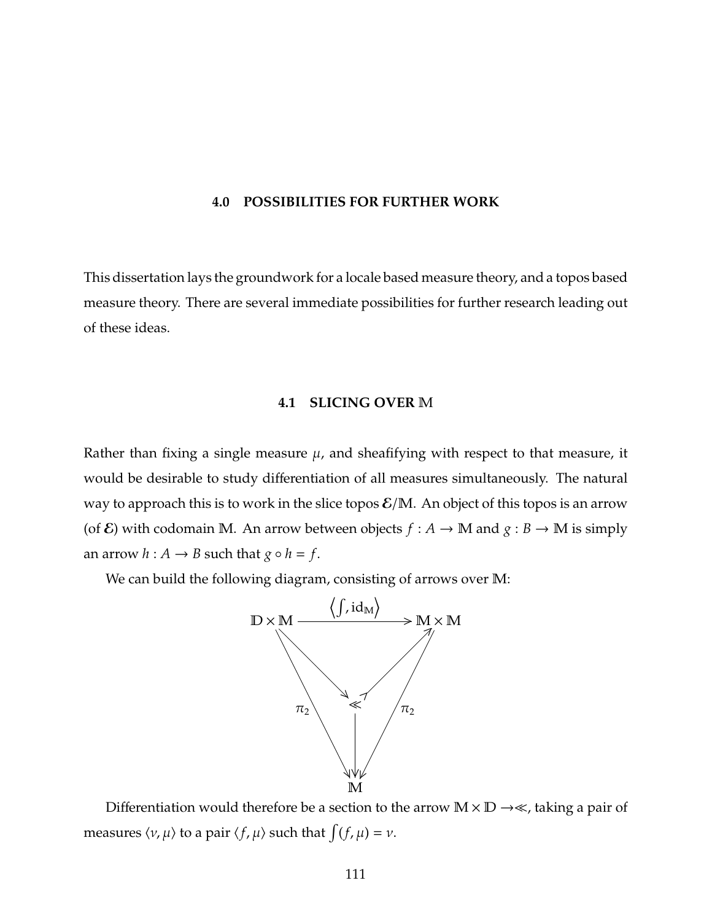## 4.0 POSSIBILITIES FOR FURTHER WORK

This dissertation lays the groundwork for a locale based measure theory, and a topos based measure theory. There are several immediate possibilities for further research leading out of these ideas.

### 4.1 SLICING OVER $\mathbb{M}$

Rather than fixing a single measure $\mu$, and sheafifying with respect to that measure, it would be desirable to study differentiation of all measures simultaneously. The natural way to approach this is to work in the slice topos $\mathcal{E}/\mathbb{M}$. An object of this topos is an arrow (of $\mathcal{E}$) with codomain $\mathbb{M}$. An arrow between objects $f : A \to \mathbb{M}$ and $g : B \to \mathbb{M}$ is simply an arrow $h : A \to B$ such that $g \circ h = f$.

We can build the following diagram, consisting of arrows over $\mathbb{M}$:

$$\begin{array}{ccc}
\mathbb{D} \times \mathbb{M} & \xrightarrow{\left\langle \int, \mathrm{id}_{\mathbb{M}} \right\rangle} & \mathbb{M} \times \mathbb{M} \\
 & \searrow \quad \ll \quad \nearrow & \\
 & \pi_2 \searrow \quad \downarrow \quad \swarrow \pi_2 & \\
 & \mathbb{M} &
\end{array}$$

Differentiation would therefore be a section to the arrow $\mathbb{M} \times \mathbb{D} \to \ll$, taking a pair of measures $\langle \nu, \mu \rangle$ to a pair $\langle f, \mu \rangle$ such that $\int(f, \mu) = \nu$.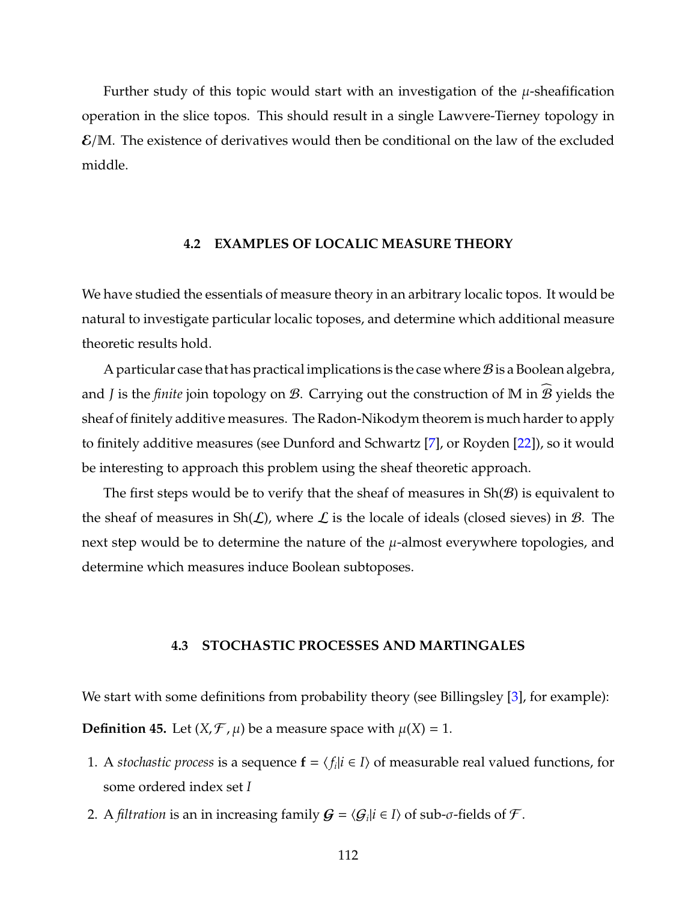Further study of this topic would start with an investigation of the $\mu$-sheafification operation in the slice topos. This should result in a single Lawvere-Tierney topology in $\mathcal{E}/\mathbb{M}$. The existence of derivatives would then be conditional on the law of the excluded middle.

## 4.2 EXAMPLES OF LOCALIC MEASURE THEORY

We have studied the essentials of measure theory in an arbitrary localic topos. It would be natural to investigate particular localic toposes, and determine which additional measure theoretic results hold.

A particular case that has practical implications is the case where $\mathcal{B}$ is a Boolean algebra, and $J$ is the *finite* join topology on $\mathcal{B}$. Carrying out the construction of $\mathbb{M}$ in $\widehat{\mathcal{B}}$ yields the sheaf of finitely additive measures. The Radon-Nikodym theorem is much harder to apply to finitely additive measures (see Dunford and Schwartz [7], or Royden [22]), so it would be interesting to approach this problem using the sheaf theoretic approach.

The first steps would be to verify that the sheaf of measures in $\mathrm{Sh}(\mathcal{B})$ is equivalent to the sheaf of measures in $\mathrm{Sh}(\mathcal{L})$, where $\mathcal{L}$ is the locale of ideals (closed sieves) in $\mathcal{B}$. The next step would be to determine the nature of the $\mu$-almost everywhere topologies, and determine which measures induce Boolean subtoposes.

## 4.3 STOCHASTIC PROCESSES AND MARTINGALES

We start with some definitions from probability theory (see Billingsley [3], for example):

**Definition 45.** Let $(X, \mathcal{F}, \mu)$ be a measure space with $\mu(X) = 1$.

1. A *stochastic process* is a sequence $\mathbf{f} = \langle f_i | i \in I \rangle$ of measurable real valued functions, for some ordered index set $I$
2. A *filtration* is an in increasing family $\mathcal{G} = \langle \mathcal{G}_i | i \in I \rangle$ of sub-$\sigma$-fields of $\mathcal{F}$.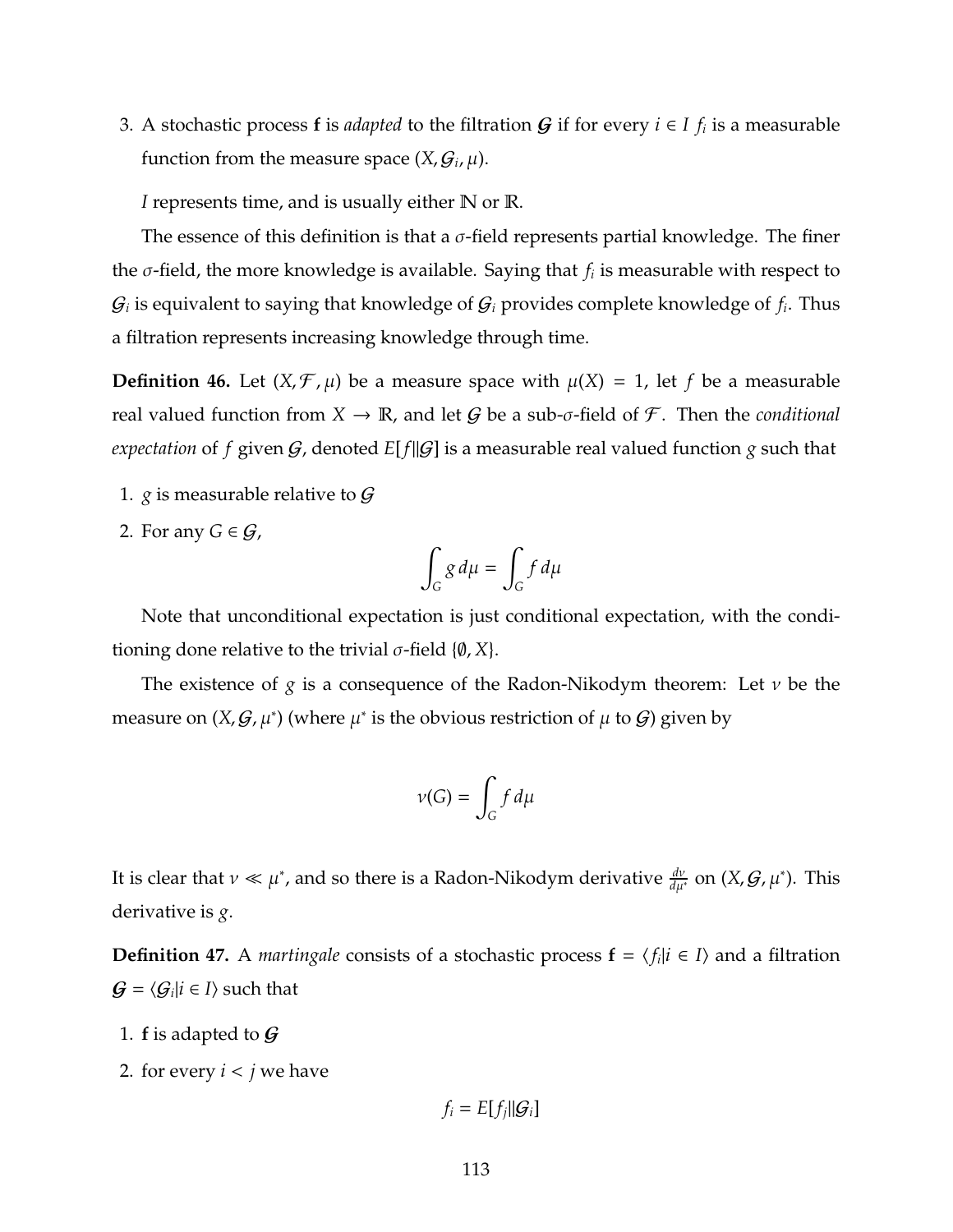3. A stochastic process $\mathbf{f}$ is *adapted* to the filtration $\boldsymbol{\mathcal{G}}$ if for every $i \in I$ $f_i$ is a measurable function from the measure space $(X, \mathcal{G}_i, \mu)$.

$I$ represents time, and is usually either $\mathbb{N}$ or $\mathbb{R}$.

The essence of this definition is that a $\sigma$-field represents partial knowledge. The finer the $\sigma$-field, the more knowledge is available. Saying that $f_i$ is measurable with respect to $\mathcal{G}_i$ is equivalent to saying that knowledge of $\mathcal{G}_i$ provides complete knowledge of $f_i$. Thus a filtration represents increasing knowledge through time.

**Definition 46.** Let $(X, \mathcal{F}, \mu)$ be a measure space with $\mu(X) = 1$, let $f$ be a measurable real valued function from $X \to \mathbb{R}$, and let $\mathcal{G}$ be a sub-$\sigma$-field of $\mathcal{F}$. Then the *conditional expectation* of $f$ given $\mathcal{G}$, denoted $E[f \| \mathcal{G}]$ is a measurable real valued function $g$ such that

1. $g$ is measurable relative to $\mathcal{G}$
2. For any $G \in \mathcal{G}$,

$$\int_G g \, d\mu = \int_G f \, d\mu$$

Note that unconditional expectation is just conditional expectation, with the conditioning done relative to the trivial $\sigma$-field $\{\emptyset, X\}$.

The existence of $g$ is a consequence of the Radon-Nikodym theorem: Let $\nu$ be the measure on $(X, \mathcal{G}, \mu^*)$ (where $\mu^*$ is the obvious restriction of $\mu$ to $\mathcal{G}$) given by

$$\nu(G) = \int_G f \, d\mu$$

It is clear that $\nu \ll \mu^*$, and so there is a Radon-Nikodym derivative $\frac{d\nu}{d\mu^*}$ on $(X, \mathcal{G}, \mu^*)$. This derivative is $g$.

**Definition 47.** A *martingale* consists of a stochastic process $\mathbf{f} = \langle f_i | i \in I \rangle$ and a filtration $\boldsymbol{\mathcal{G}} = \langle \mathcal{G}_i | i \in I \rangle$ such that

1. $\mathbf{f}$ is adapted to $\boldsymbol{\mathcal{G}}$
2. for every $i < j$ we have

$$f_i = E[f_j \| \mathcal{G}_i]$$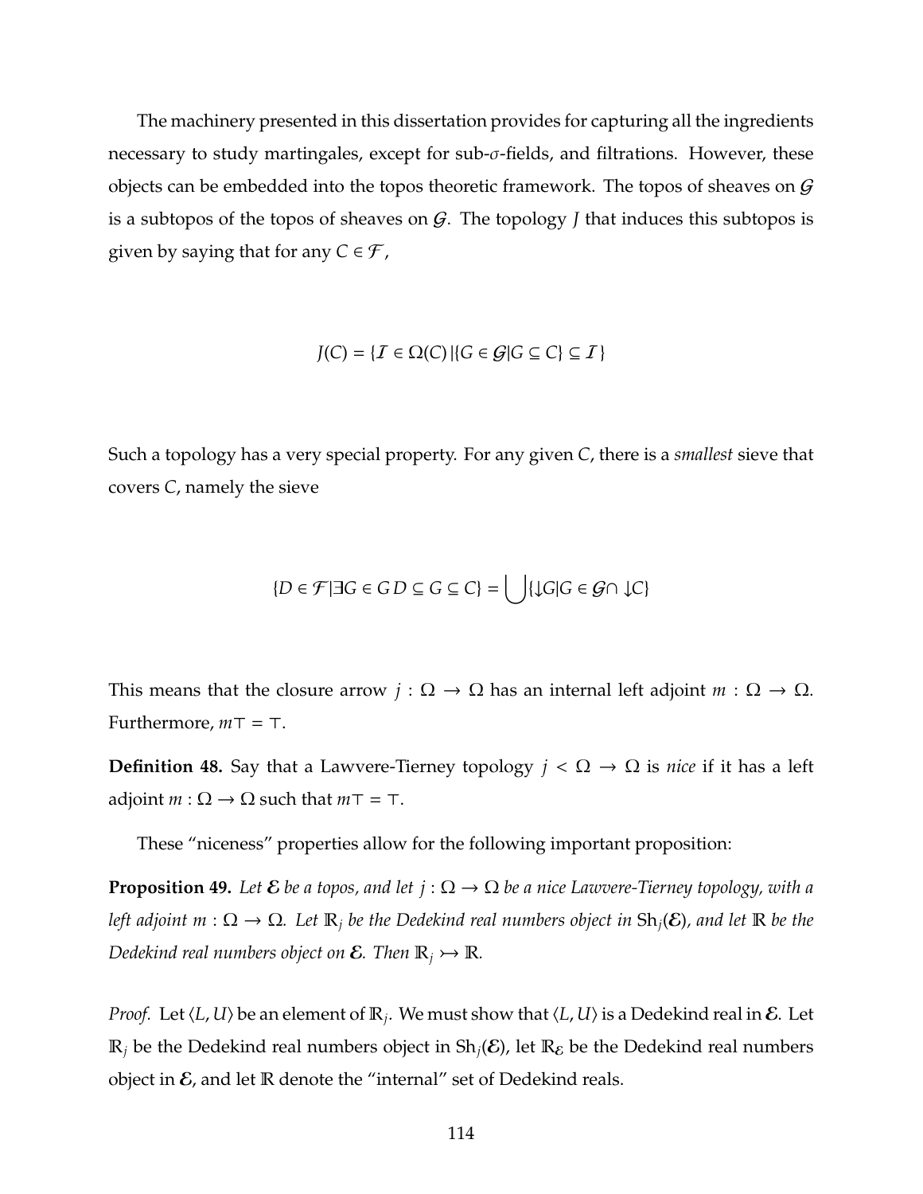The machinery presented in this dissertation provides for capturing all the ingredients necessary to study martingales, except for sub-$\sigma$-fields, and filtrations. However, these objects can be embedded into the topos theoretic framework. The topos of sheaves on $\mathcal{G}$ is a subtopos of the topos of sheaves on $\mathcal{G}$. The topology $J$ that induces this subtopos is given by saying that for any $C \in \mathcal{F}$,

$$J(C) = \{\mathcal{I} \in \Omega(C) \,|\{G \in \mathcal{G} | G \subseteq C\} \subseteq \mathcal{I}\}$$

Such a topology has a very special property. For any given $C$, there is a *smallest* sieve that covers $C$, namely the sieve

$$\{D \in \mathcal{F} \,| \exists G \in G \, D \subseteq G \subseteq C\} = \bigcup \{\downarrow G | G \in \mathcal{G} \cap \downarrow C\}$$

This means that the closure arrow $j : \Omega \to \Omega$ has an internal left adjoint $m : \Omega \to \Omega$. Furthermore, $m\top = \top$.

**Definition 48.** Say that a Lawvere-Tierney topology $j < \Omega \to \Omega$ is *nice* if it has a left adjoint $m : \Omega \to \Omega$ such that $m\top = \top$.

These "niceness" properties allow for the following important proposition:

**Proposition 49.** *Let $\mathcal{E}$ be a topos, and let $j : \Omega \to \Omega$ be a nice Lawvere-Tierney topology, with a left adjoint $m : \Omega \to \Omega$. Let $\mathbb{R}_j$ be the Dedekind real numbers object in $\mathrm{Sh}_j(\mathcal{E})$, and let $\mathbb{R}$ be the Dedekind real numbers object on $\mathcal{E}$. Then $\mathbb{R}_j \rightarrowtail \mathbb{R}$.*

*Proof.* Let $\langle L, U\rangle$ be an element of $\mathbb{R}_j$. We must show that $\langle L, U\rangle$ is a Dedekind real in $\mathcal{E}$. Let $\mathbb{R}_j$ be the Dedekind real numbers object in $\mathrm{Sh}_j(\mathcal{E})$, let $\mathbb{R}_{\mathcal{E}}$ be the Dedekind real numbers object in $\mathcal{E}$, and let $\mathbb{R}$ denote the "internal" set of Dedekind reals.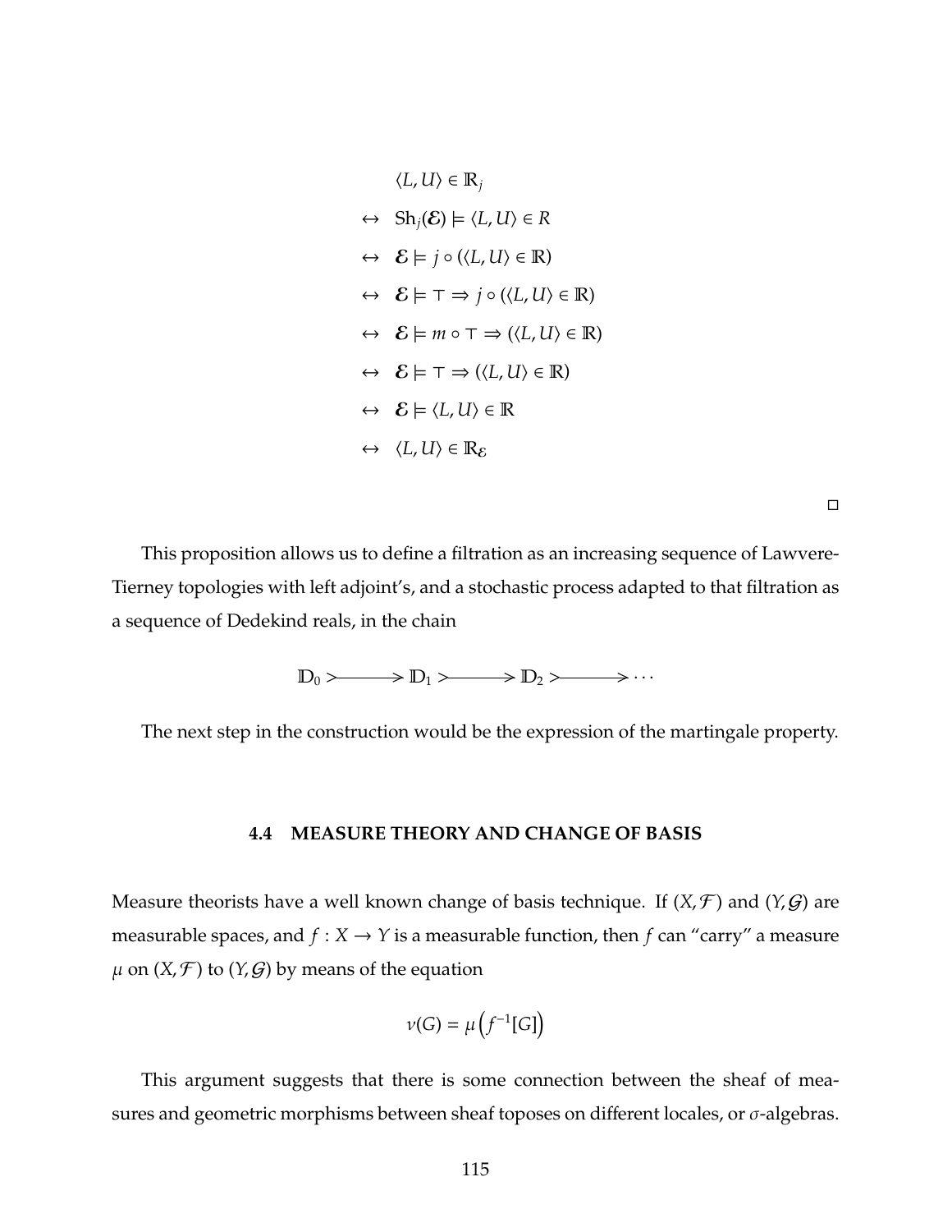$$
\begin{aligned}
& \langle L, U\rangle \in \mathbb{R}_j \\
\leftrightarrow\ & \mathrm{Sh}_j(\boldsymbol{\mathcal{E}}) \models \langle L, U\rangle \in R \\
\leftrightarrow\ & \boldsymbol{\mathcal{E}} \models j \circ (\langle L, U\rangle \in \mathbb{R}) \\
\leftrightarrow\ & \boldsymbol{\mathcal{E}} \models \top \Rightarrow j \circ (\langle L, U\rangle \in \mathbb{R}) \\
\leftrightarrow\ & \boldsymbol{\mathcal{E}} \models m \circ \top \Rightarrow (\langle L, U\rangle \in \mathbb{R}) \\
\leftrightarrow\ & \boldsymbol{\mathcal{E}} \models \top \Rightarrow (\langle L, U\rangle \in \mathbb{R}) \\
\leftrightarrow\ & \boldsymbol{\mathcal{E}} \models \langle L, U\rangle \in \mathbb{R} \\
\leftrightarrow\ & \langle L, U\rangle \in \mathbb{R}_{\mathcal{E}}
\end{aligned}
$$

□

This proposition allows us to define a filtration as an increasing sequence of Lawvere-Tierney topologies with left adjoint's, and a stochastic process adapted to that filtration as a sequence of Dedekind reals, in the chain

$$
\mathbb{D}_0 \rightarrowtail \mathbb{D}_1 \rightarrowtail \mathbb{D}_2 \rightarrowtail \cdots
$$

The next step in the construction would be the expression of the martingale property.

### 4.4 MEASURE THEORY AND CHANGE OF BASIS

Measure theorists have a well known change of basis technique. If $(X, \mathcal{F})$ and $(Y, \mathcal{G})$ are measurable spaces, and $f : X \to Y$ is a measurable function, then $f$ can "carry" a measure $\mu$ on $(X, \mathcal{F})$ to $(Y, \mathcal{G})$ by means of the equation

$$
\nu(G) = \mu\left(f^{-1}[G]\right)
$$

This argument suggests that there is some connection between the sheaf of measures and geometric morphisms between sheaf toposes on different locales, or $\sigma$-algebras.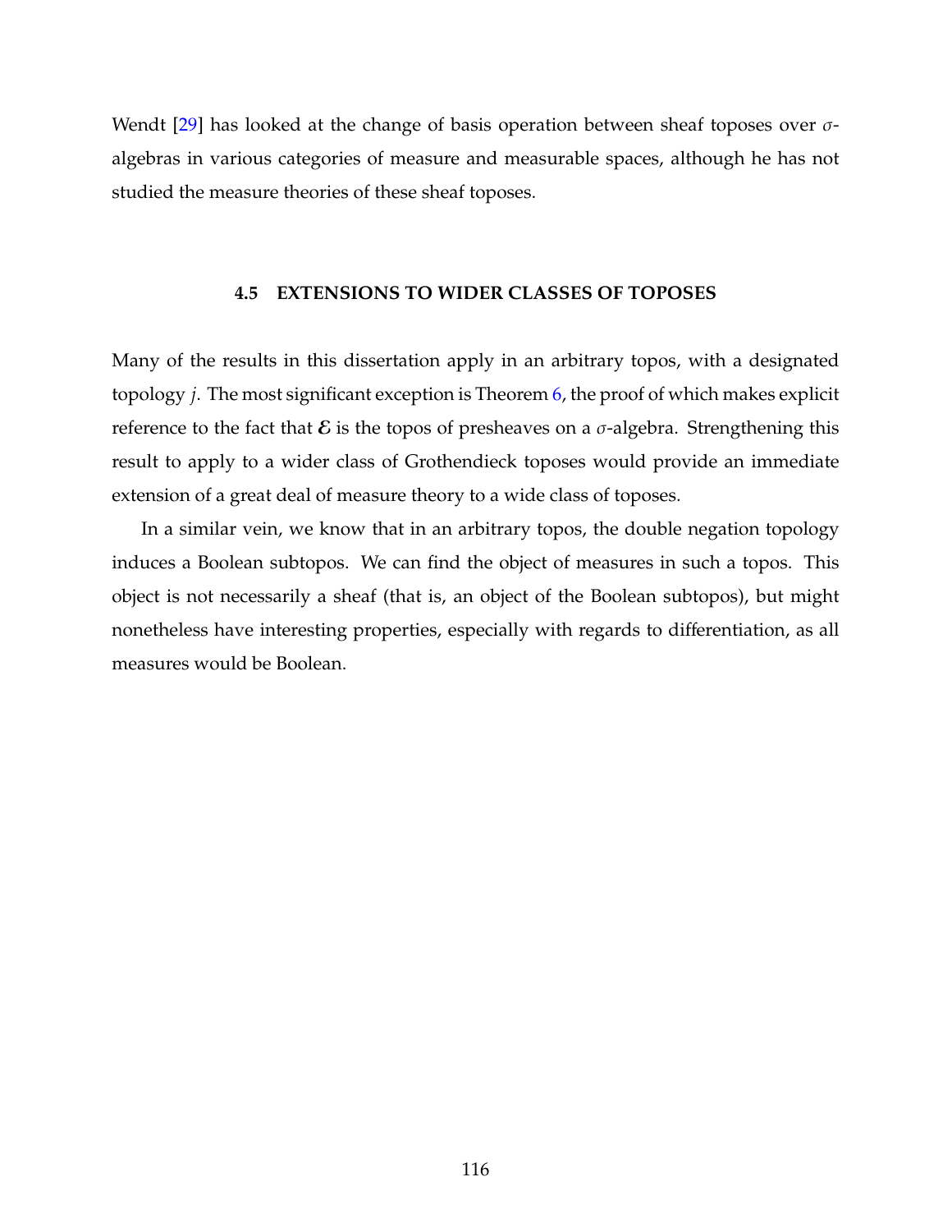Wendt [29] has looked at the change of basis operation between sheaf toposes over $\sigma$-algebras in various categories of measure and measurable spaces, although he has not studied the measure theories of these sheaf toposes.

### 4.5 EXTENSIONS TO WIDER CLASSES OF TOPOSES

Many of the results in this dissertation apply in an arbitrary topos, with a designated topology $j$. The most significant exception is Theorem 6, the proof of which makes explicit reference to the fact that $\mathcal{E}$ is the topos of presheaves on a $\sigma$-algebra. Strengthening this result to apply to a wider class of Grothendieck toposes would provide an immediate extension of a great deal of measure theory to a wide class of toposes.

In a similar vein, we know that in an arbitrary topos, the double negation topology induces a Boolean subtopos. We can find the object of measures in such a topos. This object is not necessarily a sheaf (that is, an object of the Boolean subtopos), but might nonetheless have interesting properties, especially with regards to differentiation, as all measures would be Boolean.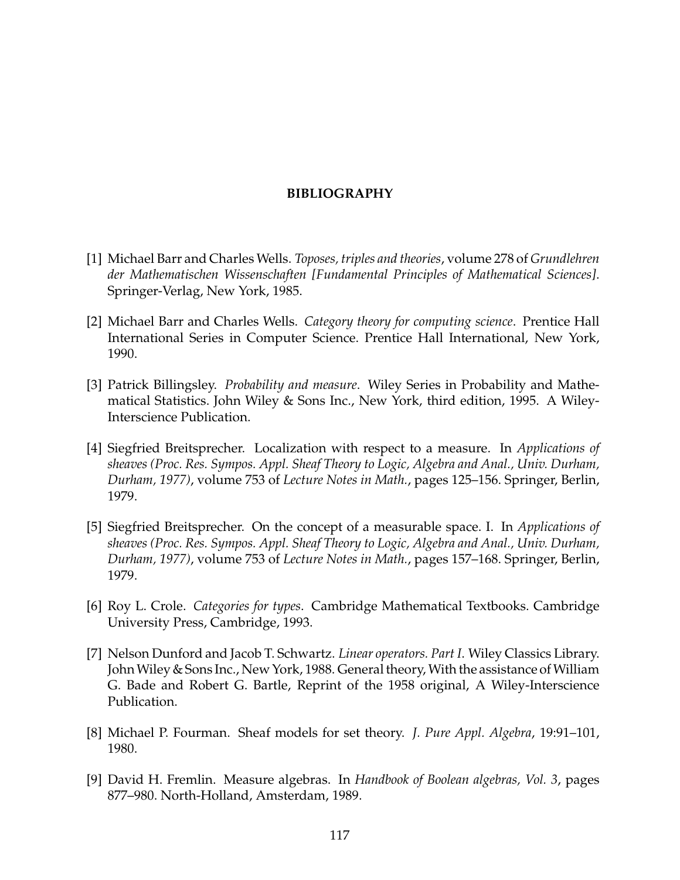# BIBLIOGRAPHY

[1] Michael Barr and Charles Wells. *Toposes, triples and theories*, volume 278 of *Grundlehren der Mathematischen Wissenschaften [Fundamental Principles of Mathematical Sciences]*. Springer-Verlag, New York, 1985.

[2] Michael Barr and Charles Wells. *Category theory for computing science*. Prentice Hall International Series in Computer Science. Prentice Hall International, New York, 1990.

[3] Patrick Billingsley. *Probability and measure*. Wiley Series in Probability and Mathematical Statistics. John Wiley & Sons Inc., New York, third edition, 1995. A Wiley-Interscience Publication.

[4] Siegfried Breitsprecher. Localization with respect to a measure. In *Applications of sheaves (Proc. Res. Sympos. Appl. Sheaf Theory to Logic, Algebra and Anal., Univ. Durham, Durham, 1977)*, volume 753 of *Lecture Notes in Math.*, pages 125–156. Springer, Berlin, 1979.

[5] Siegfried Breitsprecher. On the concept of a measurable space. I. In *Applications of sheaves (Proc. Res. Sympos. Appl. Sheaf Theory to Logic, Algebra and Anal., Univ. Durham, Durham, 1977)*, volume 753 of *Lecture Notes in Math.*, pages 157–168. Springer, Berlin, 1979.

[6] Roy L. Crole. *Categories for types*. Cambridge Mathematical Textbooks. Cambridge University Press, Cambridge, 1993.

[7] Nelson Dunford and Jacob T. Schwartz. *Linear operators. Part I*. Wiley Classics Library. John Wiley & Sons Inc., New York, 1988. General theory, With the assistance of William G. Bade and Robert G. Bartle, Reprint of the 1958 original, A Wiley-Interscience Publication.

[8] Michael P. Fourman. Sheaf models for set theory. *J. Pure Appl. Algebra*, 19:91–101, 1980.

[9] David H. Fremlin. Measure algebras. In *Handbook of Boolean algebras, Vol. 3*, pages 877–980. North-Holland, Amsterdam, 1989.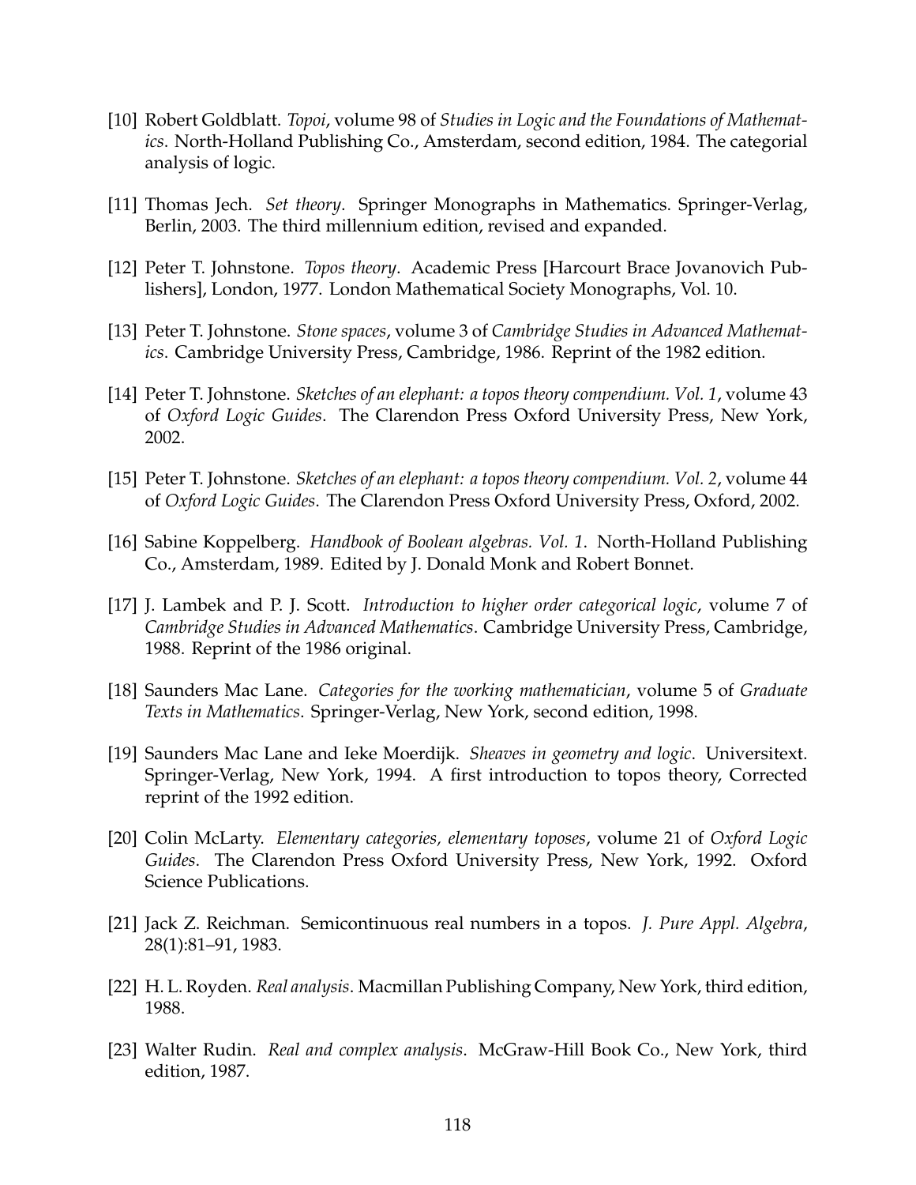[10] Robert Goldblatt. *Topoi*, volume 98 of *Studies in Logic and the Foundations of Mathematics*. North-Holland Publishing Co., Amsterdam, second edition, 1984. The categorial analysis of logic.

[11] Thomas Jech. *Set theory*. Springer Monographs in Mathematics. Springer-Verlag, Berlin, 2003. The third millennium edition, revised and expanded.

[12] Peter T. Johnstone. *Topos theory*. Academic Press [Harcourt Brace Jovanovich Publishers], London, 1977. London Mathematical Society Monographs, Vol. 10.

[13] Peter T. Johnstone. *Stone spaces*, volume 3 of *Cambridge Studies in Advanced Mathematics*. Cambridge University Press, Cambridge, 1986. Reprint of the 1982 edition.

[14] Peter T. Johnstone. *Sketches of an elephant: a topos theory compendium. Vol. 1*, volume 43 of *Oxford Logic Guides*. The Clarendon Press Oxford University Press, New York, 2002.

[15] Peter T. Johnstone. *Sketches of an elephant: a topos theory compendium. Vol. 2*, volume 44 of *Oxford Logic Guides*. The Clarendon Press Oxford University Press, Oxford, 2002.

[16] Sabine Koppelberg. *Handbook of Boolean algebras. Vol. 1*. North-Holland Publishing Co., Amsterdam, 1989. Edited by J. Donald Monk and Robert Bonnet.

[17] J. Lambek and P. J. Scott. *Introduction to higher order categorical logic*, volume 7 of *Cambridge Studies in Advanced Mathematics*. Cambridge University Press, Cambridge, 1988. Reprint of the 1986 original.

[18] Saunders Mac Lane. *Categories for the working mathematician*, volume 5 of *Graduate Texts in Mathematics*. Springer-Verlag, New York, second edition, 1998.

[19] Saunders Mac Lane and Ieke Moerdijk. *Sheaves in geometry and logic*. Universitext. Springer-Verlag, New York, 1994. A first introduction to topos theory, Corrected reprint of the 1992 edition.

[20] Colin McLarty. *Elementary categories, elementary toposes*, volume 21 of *Oxford Logic Guides*. The Clarendon Press Oxford University Press, New York, 1992. Oxford Science Publications.

[21] Jack Z. Reichman. Semicontinuous real numbers in a topos. *J. Pure Appl. Algebra*, 28(1):81–91, 1983.

[22] H. L. Royden. *Real analysis*. Macmillan Publishing Company, New York, third edition, 1988.

[23] Walter Rudin. *Real and complex analysis*. McGraw-Hill Book Co., New York, third edition, 1987.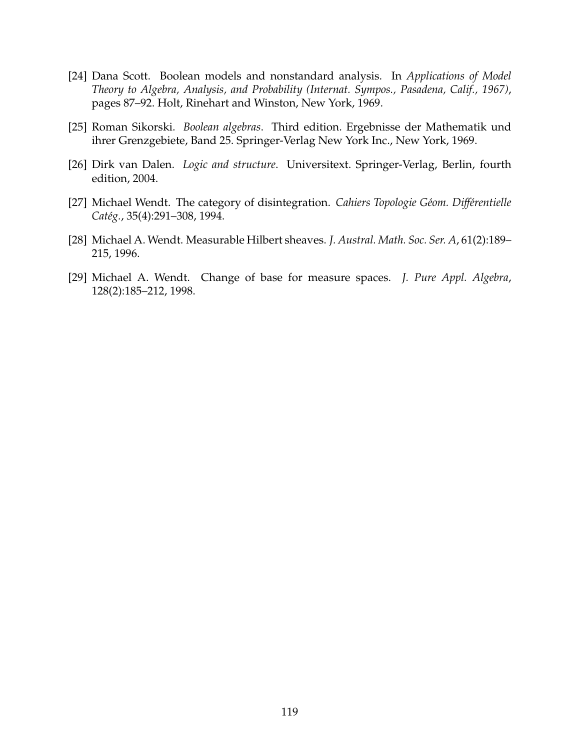[24] Dana Scott. Boolean models and nonstandard analysis. In *Applications of Model Theory to Algebra, Analysis, and Probability (Internat. Sympos., Pasadena, Calif., 1967)*, pages 87–92. Holt, Rinehart and Winston, New York, 1969.

[25] Roman Sikorski. *Boolean algebras*. Third edition. Ergebnisse der Mathematik und ihrer Grenzgebiete, Band 25. Springer-Verlag New York Inc., New York, 1969.

[26] Dirk van Dalen. *Logic and structure*. Universitext. Springer-Verlag, Berlin, fourth edition, 2004.

[27] Michael Wendt. The category of disintegration. *Cahiers Topologie Géom. Différentielle Catég.*, 35(4):291–308, 1994.

[28] Michael A. Wendt. Measurable Hilbert sheaves. *J. Austral. Math. Soc. Ser. A*, 61(2):189–215, 1996.

[29] Michael A. Wendt. Change of base for measure spaces. *J. Pure Appl. Algebra*, 128(2):185–212, 1998.